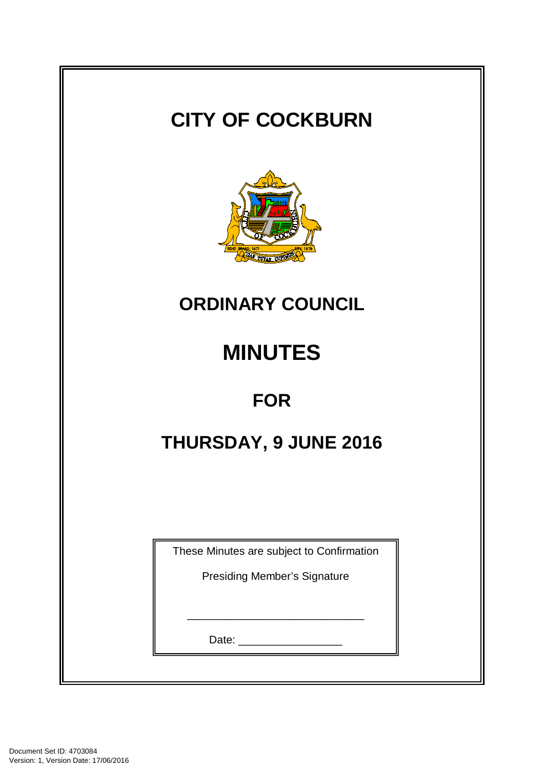# CITY OF COCKBURN

## ORDINARY COUNCIL

# MINUTES

## FOR

## THURSDAY, 9 JUNE 2016

These Minutes are subject to Confirmation

Presiding Member's Signature

_____________________________

Date: _________________

Document Set ID: 4703084
Version: 1, Version Date: 17/06/2016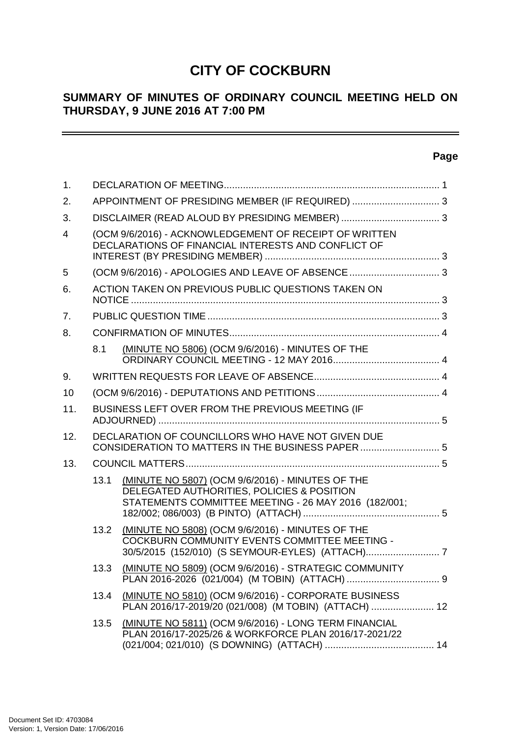# CITY OF COCKBURN

## SUMMARY OF MINUTES OF ORDINARY COUNCIL MEETING HELD ON THURSDAY, 9 JUNE 2016 AT 7:00 PM

**Page**

| | | | Page |
|---|---|---|---|
| 1. | DECLARATION OF MEETING | | 1 |
| 2. | APPOINTMENT OF PRESIDING MEMBER (IF REQUIRED) | | 3 |
| 3. | DISCLAIMER (READ ALOUD BY PRESIDING MEMBER) | | 3 |
| 4 | (OCM 9/6/2016) - ACKNOWLEDGEMENT OF RECEIPT OF WRITTEN DECLARATIONS OF FINANCIAL INTERESTS AND CONFLICT OF INTEREST (BY PRESIDING MEMBER) | | 3 |
| 5 | (OCM 9/6/2016) - APOLOGIES AND LEAVE OF ABSENCE | | 3 |
| 6. | ACTION TAKEN ON PREVIOUS PUBLIC QUESTIONS TAKEN ON NOTICE | | 3 |
| 7. | PUBLIC QUESTION TIME | | 3 |
| 8. | CONFIRMATION OF MINUTES | | 4 |
| | 8.1 | (MINUTE NO 5806) (OCM 9/6/2016) - MINUTES OF THE ORDINARY COUNCIL MEETING - 12 MAY 2016 | 4 |
| 9. | WRITTEN REQUESTS FOR LEAVE OF ABSENCE | | 4 |
| 10 | (OCM 9/6/2016) - DEPUTATIONS AND PETITIONS | | 4 |
| 11. | BUSINESS LEFT OVER FROM THE PREVIOUS MEETING (IF ADJOURNED) | | 5 |
| 12. | DECLARATION OF COUNCILLORS WHO HAVE NOT GIVEN DUE CONSIDERATION TO MATTERS IN THE BUSINESS PAPER | | 5 |
| 13. | COUNCIL MATTERS | | 5 |
| | 13.1 | (MINUTE NO 5807) (OCM 9/6/2016) - MINUTES OF THE DELEGATED AUTHORITIES, POLICIES & POSITION STATEMENTS COMMITTEE MEETING - 26 MAY 2016 (182/001; 182/002; 086/003) (B PINTO) (ATTACH) | 5 |
| | 13.2 | (MINUTE NO 5808) (OCM 9/6/2016) - MINUTES OF THE COCKBURN COMMUNITY EVENTS COMMITTEE MEETING - 30/5/2015 (152/010) (S SEYMOUR-EYLES) (ATTACH) | 7 |
| | 13.3 | (MINUTE NO 5809) (OCM 9/6/2016) - STRATEGIC COMMUNITY PLAN 2016-2026 (021/004) (M TOBIN) (ATTACH) | 9 |
| | 13.4 | (MINUTE NO 5810) (OCM 9/6/2016) - CORPORATE BUSINESS PLAN 2016/17-2019/20 (021/008) (M TOBIN) (ATTACH) | 12 |
| | 13.5 | (MINUTE NO 5811) (OCM 9/6/2016) - LONG TERM FINANCIAL PLAN 2016/17-2025/26 & WORKFORCE PLAN 2016/17-2021/22 (021/004; 021/010) (S DOWNING) (ATTACH) | 14 |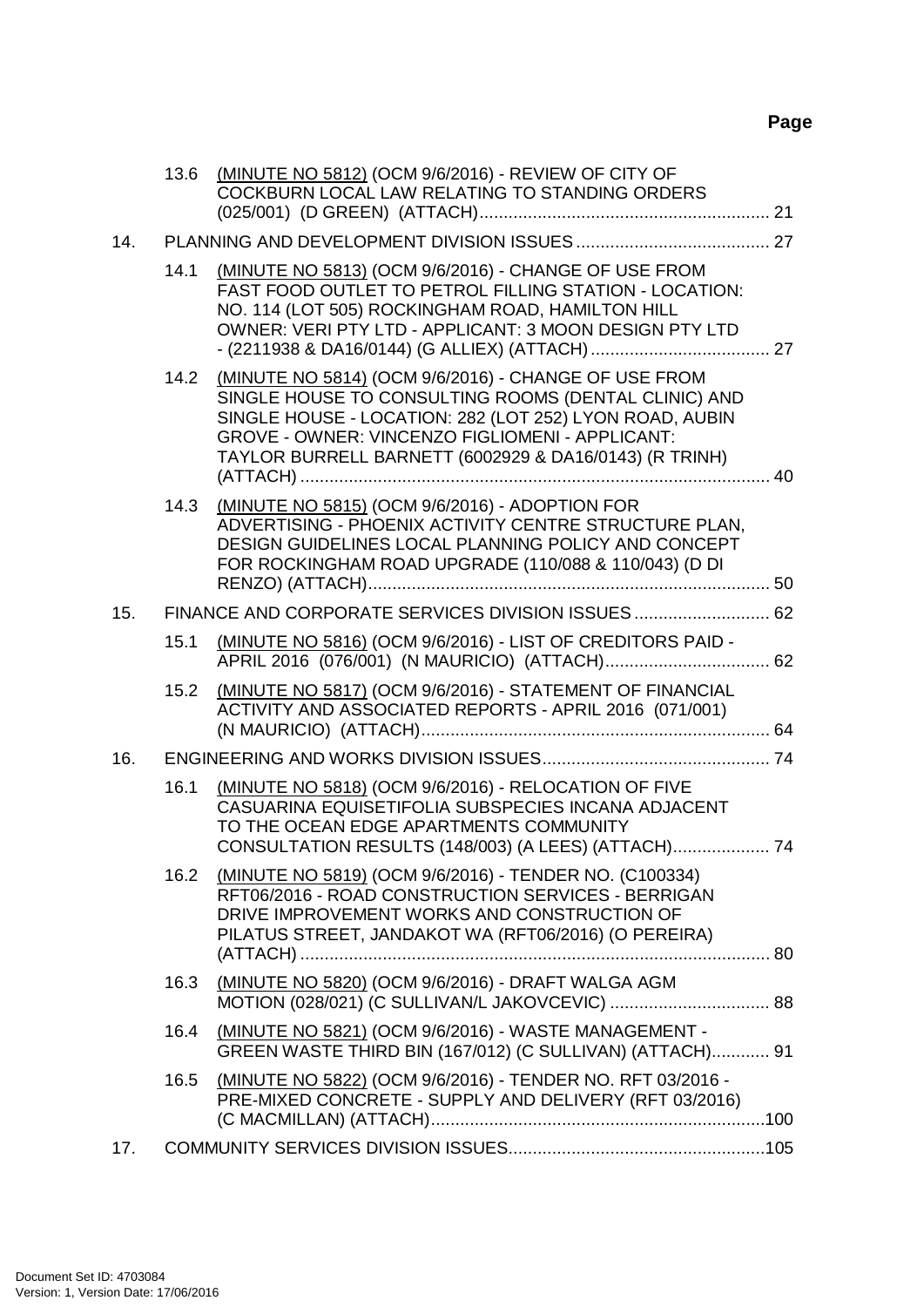**Page**

| | | | |
|---|---|---|---|
| | 13.6 | (MINUTE NO 5812) (OCM 9/6/2016) - REVIEW OF CITY OF COCKBURN LOCAL LAW RELATING TO STANDING ORDERS (025/001) (D GREEN) (ATTACH) | 21 |
| 14. | | PLANNING AND DEVELOPMENT DIVISION ISSUES | 27 |
| | 14.1 | (MINUTE NO 5813) (OCM 9/6/2016) - CHANGE OF USE FROM FAST FOOD OUTLET TO PETROL FILLING STATION - LOCATION: NO. 114 (LOT 505) ROCKINGHAM ROAD, HAMILTON HILL OWNER: VERI PTY LTD - APPLICANT: 3 MOON DESIGN PTY LTD - (2211938 & DA16/0144) (G ALLIEX) (ATTACH) | 27 |
| | 14.2 | (MINUTE NO 5814) (OCM 9/6/2016) - CHANGE OF USE FROM SINGLE HOUSE TO CONSULTING ROOMS (DENTAL CLINIC) AND SINGLE HOUSE - LOCATION: 282 (LOT 252) LYON ROAD, AUBIN GROVE - OWNER: VINCENZO FIGLIOMENI - APPLICANT: TAYLOR BURRELL BARNETT (6002929 & DA16/0143) (R TRINH) (ATTACH) | 40 |
| | 14.3 | (MINUTE NO 5815) (OCM 9/6/2016) - ADOPTION FOR ADVERTISING - PHOENIX ACTIVITY CENTRE STRUCTURE PLAN, DESIGN GUIDELINES LOCAL PLANNING POLICY AND CONCEPT FOR ROCKINGHAM ROAD UPGRADE (110/088 & 110/043) (D DI RENZO) (ATTACH) | 50 |
| 15. | | FINANCE AND CORPORATE SERVICES DIVISION ISSUES | 62 |
| | 15.1 | (MINUTE NO 5816) (OCM 9/6/2016) - LIST OF CREDITORS PAID - APRIL 2016 (076/001) (N MAURICIO) (ATTACH) | 62 |
| | 15.2 | (MINUTE NO 5817) (OCM 9/6/2016) - STATEMENT OF FINANCIAL ACTIVITY AND ASSOCIATED REPORTS - APRIL 2016 (071/001) (N MAURICIO) (ATTACH) | 64 |
| 16. | | ENGINEERING AND WORKS DIVISION ISSUES | 74 |
| | 16.1 | (MINUTE NO 5818) (OCM 9/6/2016) - RELOCATION OF FIVE CASUARINA EQUISETIFOLIA SUBSPECIES INCANA ADJACENT TO THE OCEAN EDGE APARTMENTS COMMUNITY CONSULTATION RESULTS (148/003) (A LEES) (ATTACH) | 74 |
| | 16.2 | (MINUTE NO 5819) (OCM 9/6/2016) - TENDER NO. (C100334) RFT06/2016 - ROAD CONSTRUCTION SERVICES - BERRIGAN DRIVE IMPROVEMENT WORKS AND CONSTRUCTION OF PILATUS STREET, JANDAKOT WA (RFT06/2016) (O PEREIRA) (ATTACH) | 80 |
| | 16.3 | (MINUTE NO 5820) (OCM 9/6/2016) - DRAFT WALGA AGM MOTION (028/021) (C SULLIVAN/L JAKOVCEVIC) | 88 |
| | 16.4 | (MINUTE NO 5821) (OCM 9/6/2016) - WASTE MANAGEMENT - GREEN WASTE THIRD BIN (167/012) (C SULLIVAN) (ATTACH) | 91 |
| | 16.5 | (MINUTE NO 5822) (OCM 9/6/2016) - TENDER NO. RFT 03/2016 - PRE-MIXED CONCRETE - SUPPLY AND DELIVERY (RFT 03/2016) (C MACMILLAN) (ATTACH) | 100 |
| 17. | | COMMUNITY SERVICES DIVISION ISSUES | 105 |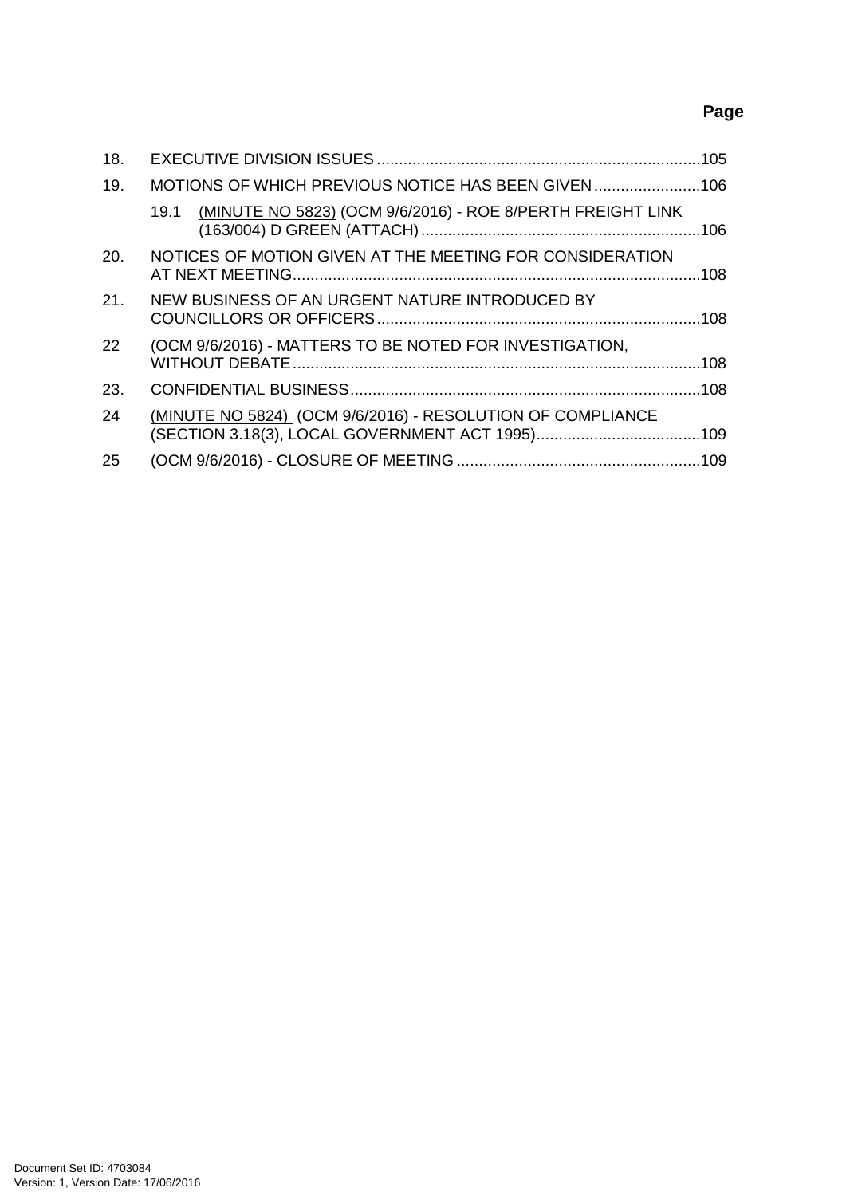**Page**

| | | |
|---|---|---|
| 18. | EXECUTIVE DIVISION ISSUES | 105 |
| 19. | MOTIONS OF WHICH PREVIOUS NOTICE HAS BEEN GIVEN | 106 |
| | 19.1 (MINUTE NO 5823) (OCM 9/6/2016) - ROE 8/PERTH FREIGHT LINK (163/004) D GREEN (ATTACH) | 106 |
| 20. | NOTICES OF MOTION GIVEN AT THE MEETING FOR CONSIDERATION AT NEXT MEETING | 108 |
| 21. | NEW BUSINESS OF AN URGENT NATURE INTRODUCED BY COUNCILLORS OR OFFICERS | 108 |
| 22 | (OCM 9/6/2016) - MATTERS TO BE NOTED FOR INVESTIGATION, WITHOUT DEBATE | 108 |
| 23. | CONFIDENTIAL BUSINESS | 108 |
| 24 | (MINUTE NO 5824) (OCM 9/6/2016) - RESOLUTION OF COMPLIANCE (SECTION 3.18(3), LOCAL GOVERNMENT ACT 1995) | 109 |
| 25 | (OCM 9/6/2016) - CLOSURE OF MEETING | 109 |

Document Set ID: 4703084
Version: 1, Version Date: 17/06/2016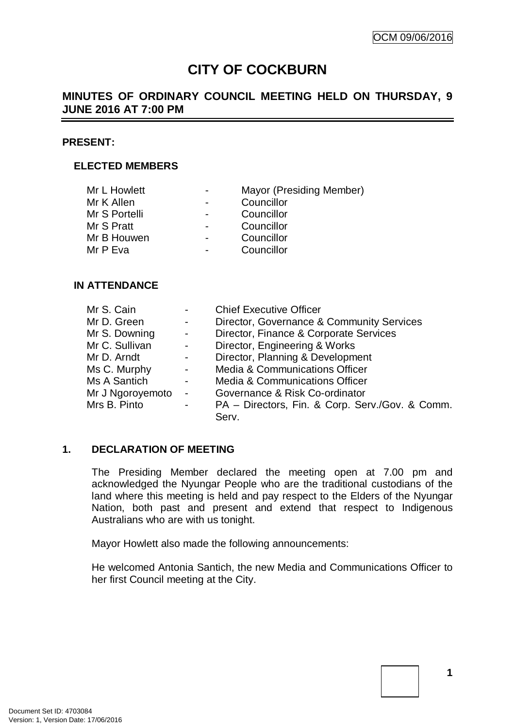OCM 09/06/2016

# CITY OF COCKBURN

## MINUTES OF ORDINARY COUNCIL MEETING HELD ON THURSDAY, 9 JUNE 2016 AT 7:00 PM

### PRESENT:

#### ELECTED MEMBERS

| | | |
|---|---|---|
| Mr L Howlett | - | Mayor (Presiding Member) |
| Mr K Allen | - | Councillor |
| Mr S Portelli | - | Councillor |
| Mr S Pratt | - | Councillor |
| Mr B Houwen | - | Councillor |
| Mr P Eva | - | Councillor |

#### IN ATTENDANCE

| | | |
|---|---|---|
| Mr S. Cain | - | Chief Executive Officer |
| Mr D. Green | - | Director, Governance & Community Services |
| Mr S. Downing | - | Director, Finance & Corporate Services |
| Mr C. Sullivan | - | Director, Engineering & Works |
| Mr D. Arndt | - | Director, Planning & Development |
| Ms C. Murphy | - | Media & Communications Officer |
| Ms A Santich | - | Media & Communications Officer |
| Mr J Ngoroyemoto | - | Governance & Risk Co-ordinator |
| Mrs B. Pinto | - | PA – Directors, Fin. & Corp. Serv./Gov. & Comm. Serv. |

### 1. DECLARATION OF MEETING

The Presiding Member declared the meeting open at 7.00 pm and acknowledged the Nyungar People who are the traditional custodians of the land where this meeting is held and pay respect to the Elders of the Nyungar Nation, both past and present and extend that respect to Indigenous Australians who are with us tonight.

Mayor Howlett also made the following announcements:

He welcomed Antonia Santich, the new Media and Communications Officer to her first Council meeting at the City.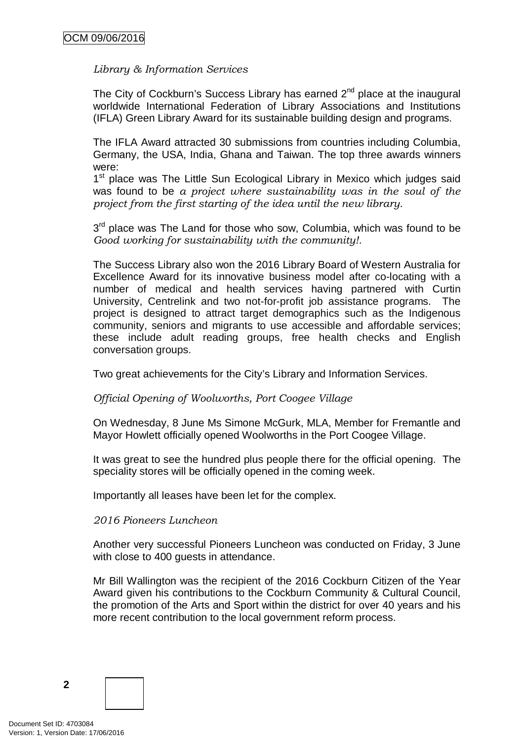*Library & Information Services*

The City of Cockburn's Success Library has earned 2nd place at the inaugural worldwide International Federation of Library Associations and Institutions (IFLA) Green Library Award for its sustainable building design and programs.

The IFLA Award attracted 30 submissions from countries including Columbia, Germany, the USA, India, Ghana and Taiwan. The top three awards winners were:
1st place was The Little Sun Ecological Library in Mexico which judges said was found to be *a project where sustainability was in the soul of the project from the first starting of the idea until the new library.*

3rd place was The Land for those who sow, Columbia, which was found to be *Good working for sustainability with the community!.*

The Success Library also won the 2016 Library Board of Western Australia for Excellence Award for its innovative business model after co-locating with a number of medical and health services having partnered with Curtin University, Centrelink and two not-for-profit job assistance programs. The project is designed to attract target demographics such as the Indigenous community, seniors and migrants to use accessible and affordable services; these include adult reading groups, free health checks and English conversation groups.

Two great achievements for the City's Library and Information Services.

*Official Opening of Woolworths, Port Coogee Village*

On Wednesday, 8 June Ms Simone McGurk, MLA, Member for Fremantle and Mayor Howlett officially opened Woolworths in the Port Coogee Village.

It was great to see the hundred plus people there for the official opening. The speciality stores will be officially opened in the coming week.

Importantly all leases have been let for the complex.

*2016 Pioneers Luncheon*

Another very successful Pioneers Luncheon was conducted on Friday, 3 June with close to 400 guests in attendance.

Mr Bill Wallington was the recipient of the 2016 Cockburn Citizen of the Year Award given his contributions to the Cockburn Community & Cultural Council, the promotion of the Arts and Sport within the district for over 40 years and his more recent contribution to the local government reform process.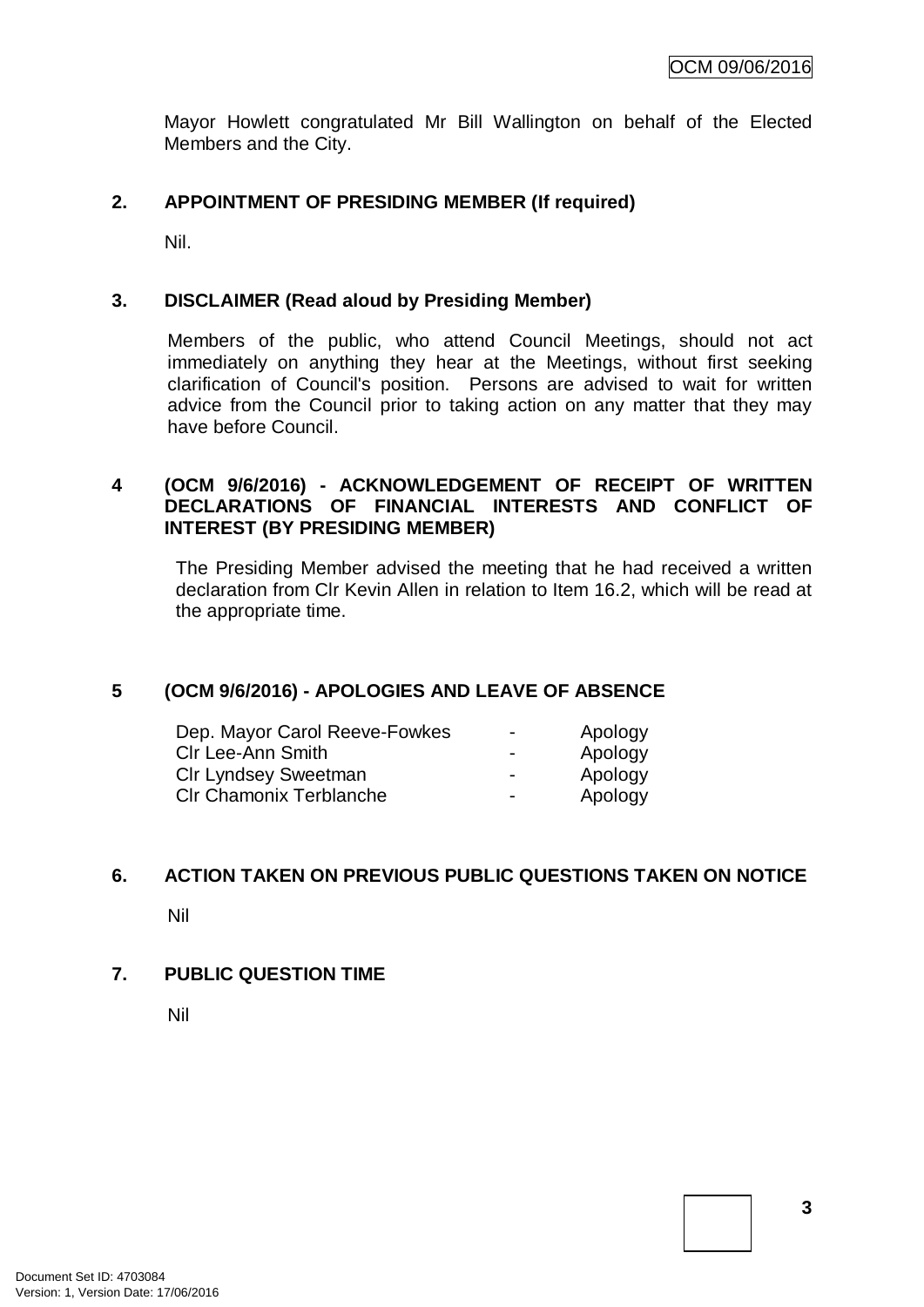Mayor Howlett congratulated Mr Bill Wallington on behalf of the Elected Members and the City.

## 2. APPOINTMENT OF PRESIDING MEMBER (If required)

Nil.

## 3. DISCLAIMER (Read aloud by Presiding Member)

Members of the public, who attend Council Meetings, should not act immediately on anything they hear at the Meetings, without first seeking clarification of Council's position. Persons are advised to wait for written advice from the Council prior to taking action on any matter that they may have before Council.

## 4 (OCM 9/6/2016) - ACKNOWLEDGEMENT OF RECEIPT OF WRITTEN DECLARATIONS OF FINANCIAL INTERESTS AND CONFLICT OF INTEREST (BY PRESIDING MEMBER)

The Presiding Member advised the meeting that he had received a written declaration from Clr Kevin Allen in relation to Item 16.2, which will be read at the appropriate time.

## 5 (OCM 9/6/2016) - APOLOGIES AND LEAVE OF ABSENCE

| | | |
|---|---|---|
| Dep. Mayor Carol Reeve-Fowkes | - | Apology |
| Clr Lee-Ann Smith | - | Apology |
| Clr Lyndsey Sweetman | - | Apology |
| Clr Chamonix Terblanche | - | Apology |

## 6. ACTION TAKEN ON PREVIOUS PUBLIC QUESTIONS TAKEN ON NOTICE

Nil

## 7. PUBLIC QUESTION TIME

Nil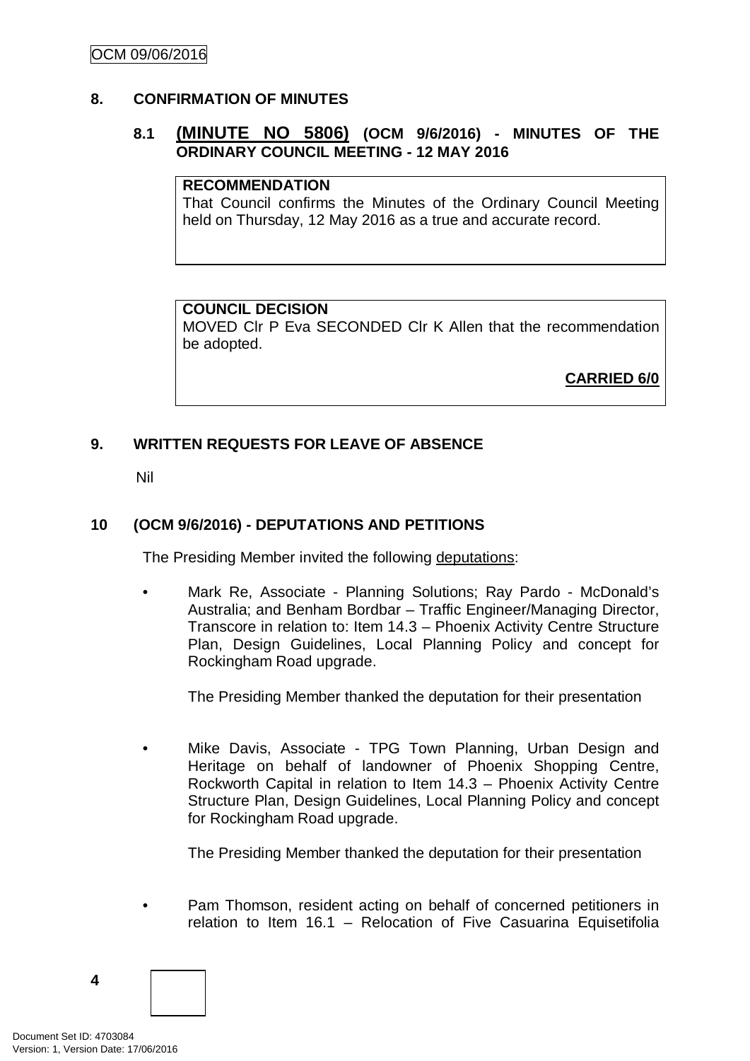## 8. CONFIRMATION OF MINUTES

### 8.1 (MINUTE NO 5806) (OCM 9/6/2016) - MINUTES OF THE ORDINARY COUNCIL MEETING - 12 MAY 2016

**RECOMMENDATION**
That Council confirms the Minutes of the Ordinary Council Meeting held on Thursday, 12 May 2016 as a true and accurate record.

**COUNCIL DECISION**
MOVED Clr P Eva SECONDED Clr K Allen that the recommendation be adopted.

**CARRIED 6/0**

## 9. WRITTEN REQUESTS FOR LEAVE OF ABSENCE

Nil

## 10 (OCM 9/6/2016) - DEPUTATIONS AND PETITIONS

The Presiding Member invited the following deputations:

- Mark Re, Associate - Planning Solutions; Ray Pardo - McDonald's Australia; and Benham Bordbar – Traffic Engineer/Managing Director, Transcore in relation to: Item 14.3 – Phoenix Activity Centre Structure Plan, Design Guidelines, Local Planning Policy and concept for Rockingham Road upgrade.

  The Presiding Member thanked the deputation for their presentation

- Mike Davis, Associate - TPG Town Planning, Urban Design and Heritage on behalf of landowner of Phoenix Shopping Centre, Rockworth Capital in relation to Item 14.3 – Phoenix Activity Centre Structure Plan, Design Guidelines, Local Planning Policy and concept for Rockingham Road upgrade.

  The Presiding Member thanked the deputation for their presentation

- Pam Thomson, resident acting on behalf of concerned petitioners in relation to Item 16.1 – Relocation of Five Casuarina Equisetifolia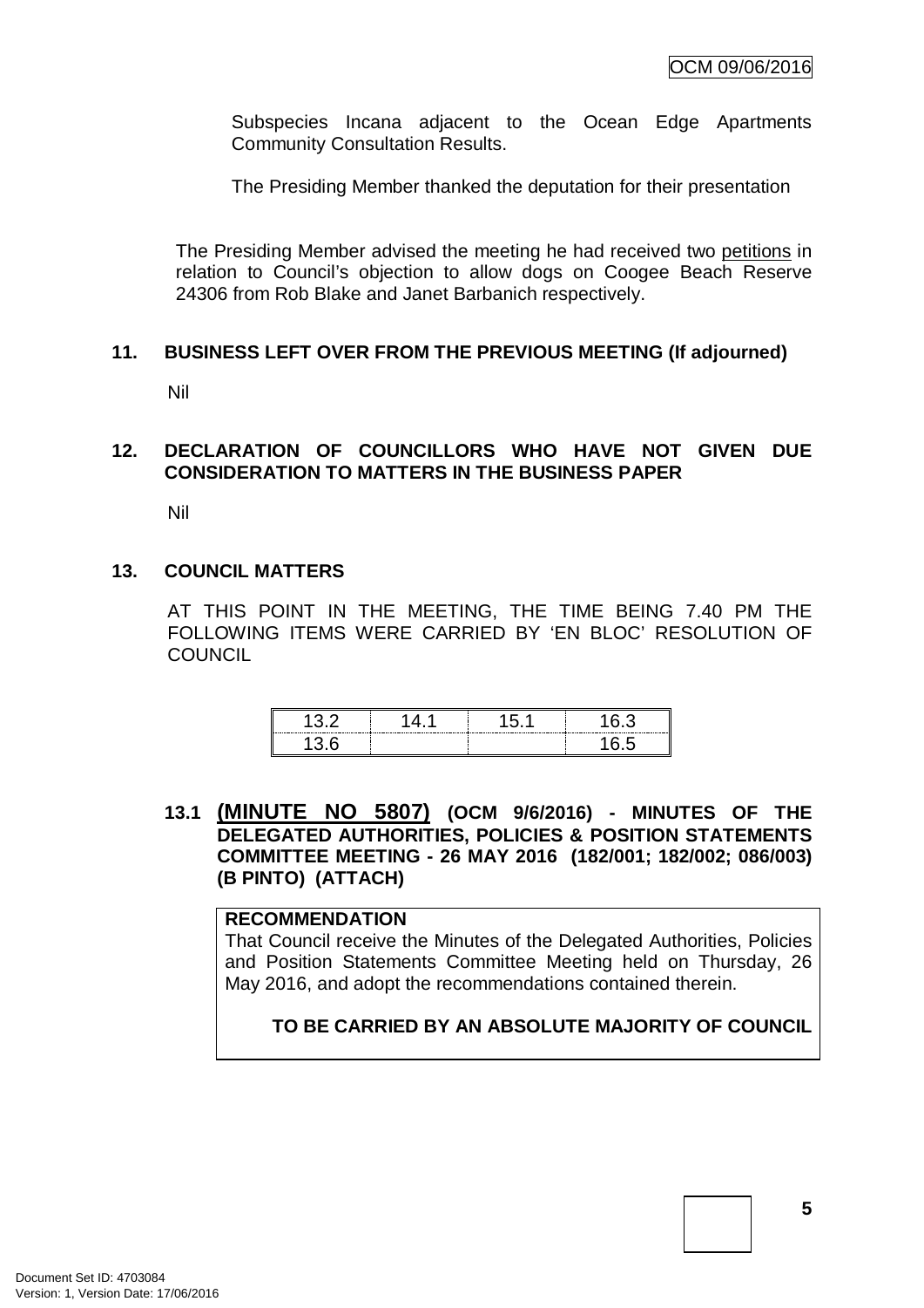Subspecies Incana adjacent to the Ocean Edge Apartments Community Consultation Results.

The Presiding Member thanked the deputation for their presentation

The Presiding Member advised the meeting he had received two petitions in relation to Council's objection to allow dogs on Coogee Beach Reserve 24306 from Rob Blake and Janet Barbanich respectively.

## 11. BUSINESS LEFT OVER FROM THE PREVIOUS MEETING (If adjourned)

Nil

## 12. DECLARATION OF COUNCILLORS WHO HAVE NOT GIVEN DUE CONSIDERATION TO MATTERS IN THE BUSINESS PAPER

Nil

## 13. COUNCIL MATTERS

AT THIS POINT IN THE MEETING, THE TIME BEING 7.40 PM THE FOLLOWING ITEMS WERE CARRIED BY 'EN BLOC' RESOLUTION OF COUNCIL

| 13.2 | 14.1 | 15.1 | 16.3 |
|---|---|---|---|
| 13.6 | | | 16.5 |

### 13.1 (MINUTE NO 5807) (OCM 9/6/2016) - MINUTES OF THE DELEGATED AUTHORITIES, POLICIES & POSITION STATEMENTS COMMITTEE MEETING - 26 MAY 2016 (182/001; 182/002; 086/003) (B PINTO) (ATTACH)

**RECOMMENDATION**

That Council receive the Minutes of the Delegated Authorities, Policies and Position Statements Committee Meeting held on Thursday, 26 May 2016, and adopt the recommendations contained therein.

**TO BE CARRIED BY AN ABSOLUTE MAJORITY OF COUNCIL**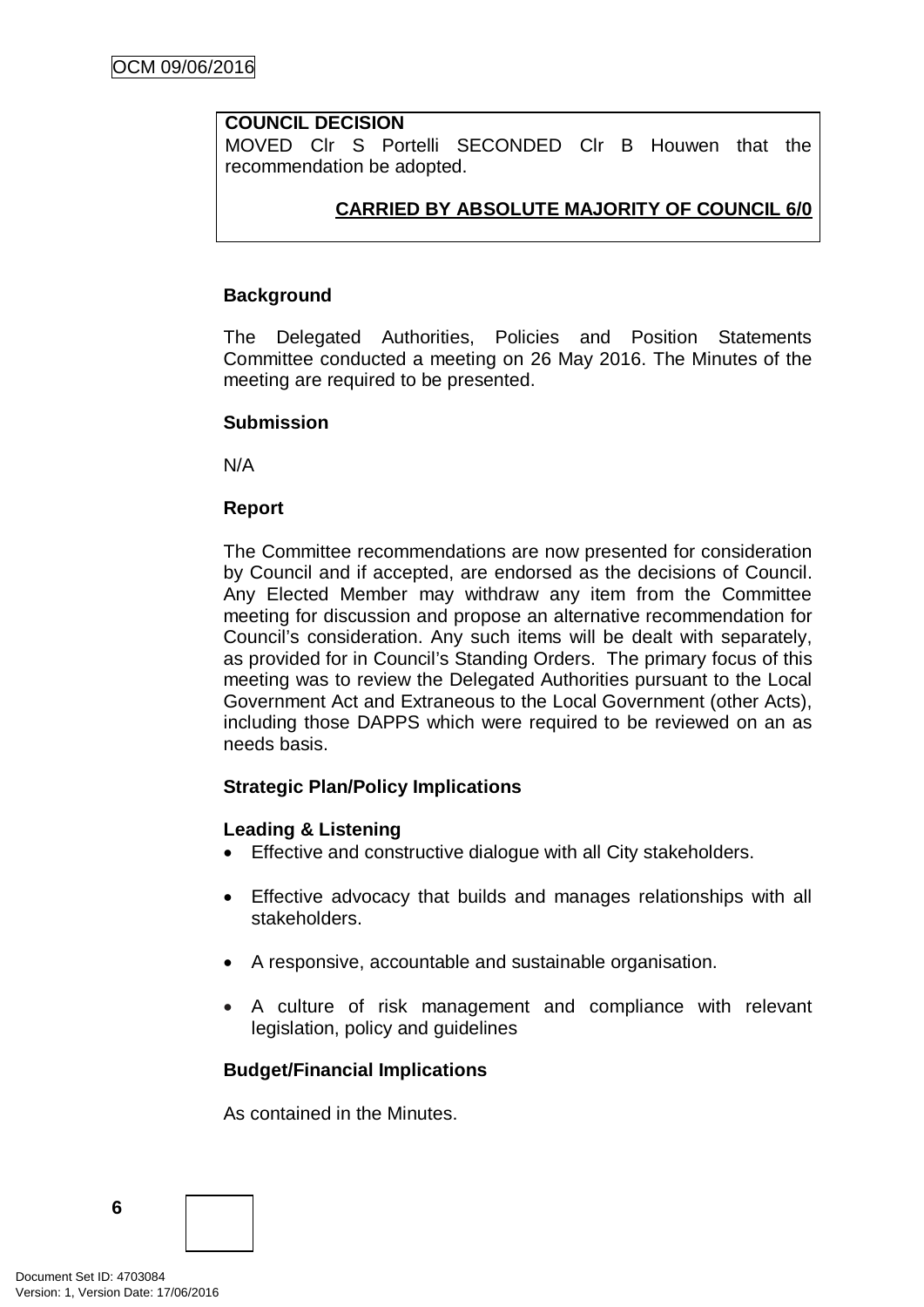**COUNCIL DECISION**
MOVED Clr S Portelli SECONDED Clr B Houwen that the recommendation be adopted.

**CARRIED BY ABSOLUTE MAJORITY OF COUNCIL 6/0**

**Background**

The Delegated Authorities, Policies and Position Statements Committee conducted a meeting on 26 May 2016. The Minutes of the meeting are required to be presented.

**Submission**

N/A

**Report**

The Committee recommendations are now presented for consideration by Council and if accepted, are endorsed as the decisions of Council. Any Elected Member may withdraw any item from the Committee meeting for discussion and propose an alternative recommendation for Council's consideration. Any such items will be dealt with separately, as provided for in Council's Standing Orders. The primary focus of this meeting was to review the Delegated Authorities pursuant to the Local Government Act and Extraneous to the Local Government (other Acts), including those DAPPS which were required to be reviewed on an as needs basis.

**Strategic Plan/Policy Implications**

**Leading & Listening**

- Effective and constructive dialogue with all City stakeholders.
- Effective advocacy that builds and manages relationships with all stakeholders.
- A responsive, accountable and sustainable organisation.
- A culture of risk management and compliance with relevant legislation, policy and guidelines

**Budget/Financial Implications**

As contained in the Minutes.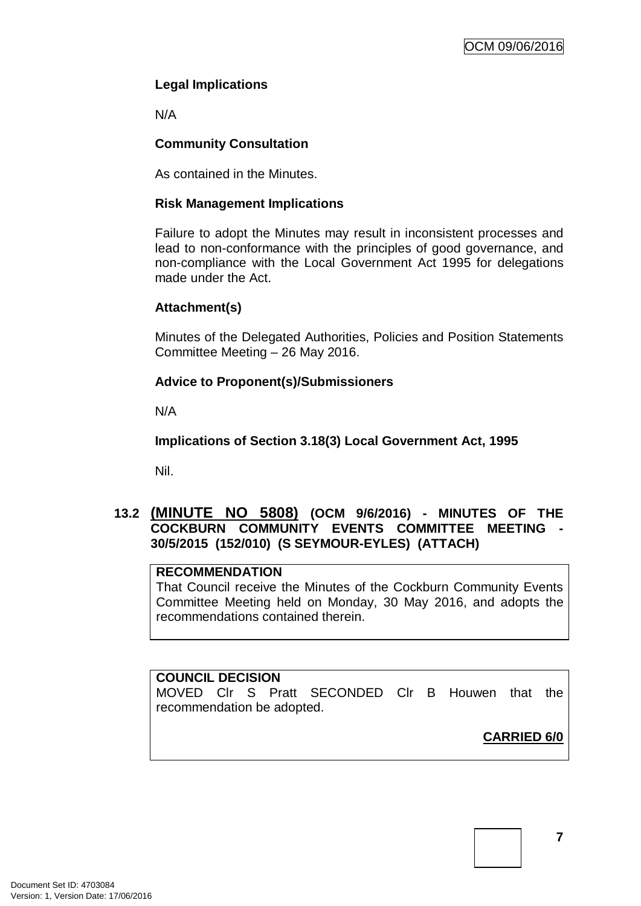**Legal Implications**

N/A

**Community Consultation**

As contained in the Minutes.

**Risk Management Implications**

Failure to adopt the Minutes may result in inconsistent processes and lead to non-conformance with the principles of good governance, and non-compliance with the Local Government Act 1995 for delegations made under the Act.

**Attachment(s)**

Minutes of the Delegated Authorities, Policies and Position Statements Committee Meeting – 26 May 2016.

**Advice to Proponent(s)/Submissioners**

N/A

**Implications of Section 3.18(3) Local Government Act, 1995**

Nil.

### 13.2 (MINUTE NO 5808) (OCM 9/6/2016) - MINUTES OF THE COCKBURN COMMUNITY EVENTS COMMITTEE MEETING - 30/5/2015 (152/010) (S SEYMOUR-EYLES) (ATTACH)

**RECOMMENDATION**
That Council receive the Minutes of the Cockburn Community Events Committee Meeting held on Monday, 30 May 2016, and adopts the recommendations contained therein.

**COUNCIL DECISION**
MOVED Clr S Pratt SECONDED Clr B Houwen that the recommendation be adopted.

**CARRIED 6/0**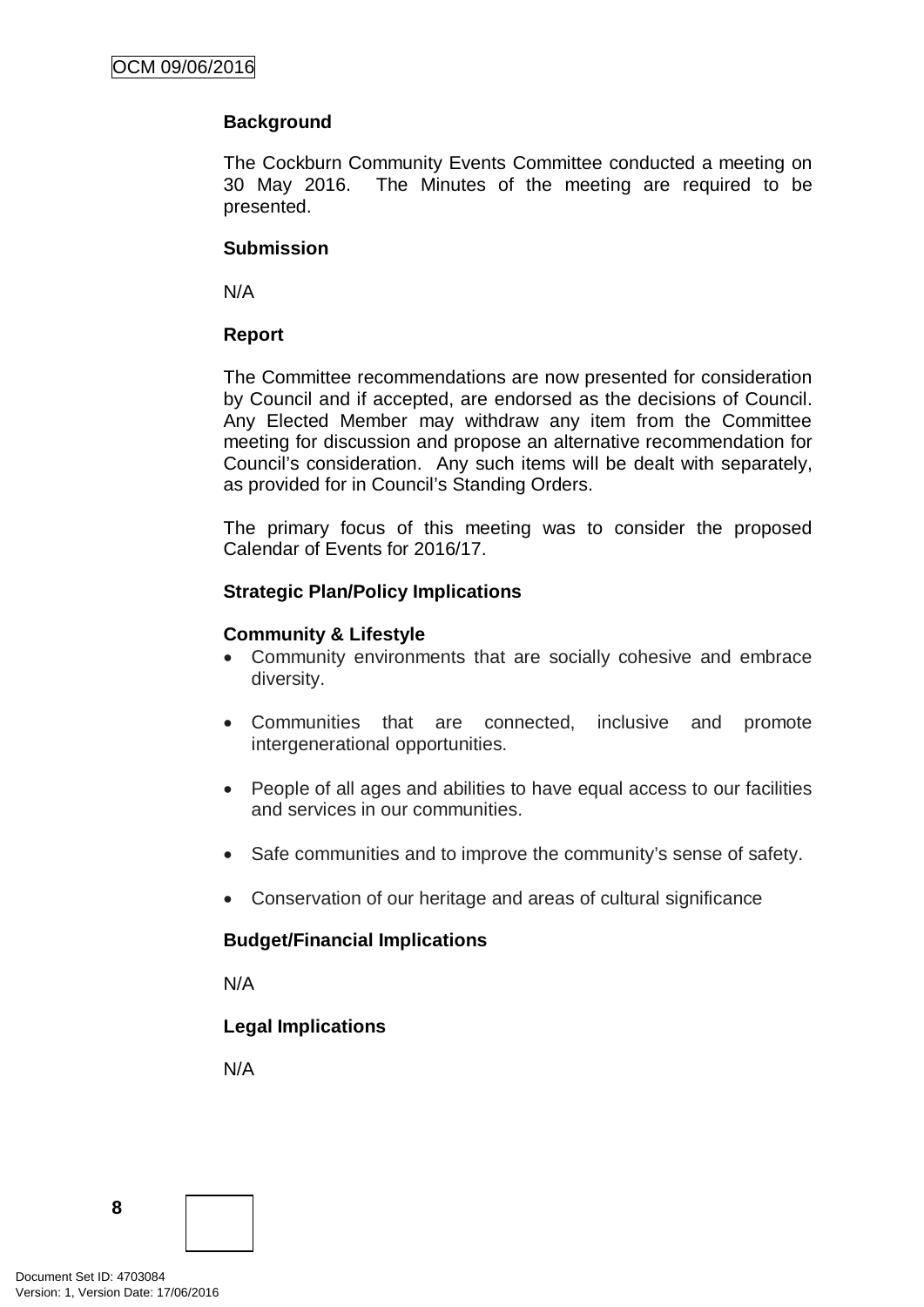**Background**

The Cockburn Community Events Committee conducted a meeting on 30 May 2016. The Minutes of the meeting are required to be presented.

**Submission**

N/A

**Report**

The Committee recommendations are now presented for consideration by Council and if accepted, are endorsed as the decisions of Council. Any Elected Member may withdraw any item from the Committee meeting for discussion and propose an alternative recommendation for Council's consideration. Any such items will be dealt with separately, as provided for in Council's Standing Orders.

The primary focus of this meeting was to consider the proposed Calendar of Events for 2016/17.

**Strategic Plan/Policy Implications**

**Community & Lifestyle**

- Community environments that are socially cohesive and embrace diversity.
- Communities that are connected, inclusive and promote intergenerational opportunities.
- People of all ages and abilities to have equal access to our facilities and services in our communities.
- Safe communities and to improve the community's sense of safety.
- Conservation of our heritage and areas of cultural significance

**Budget/Financial Implications**

N/A

**Legal Implications**

N/A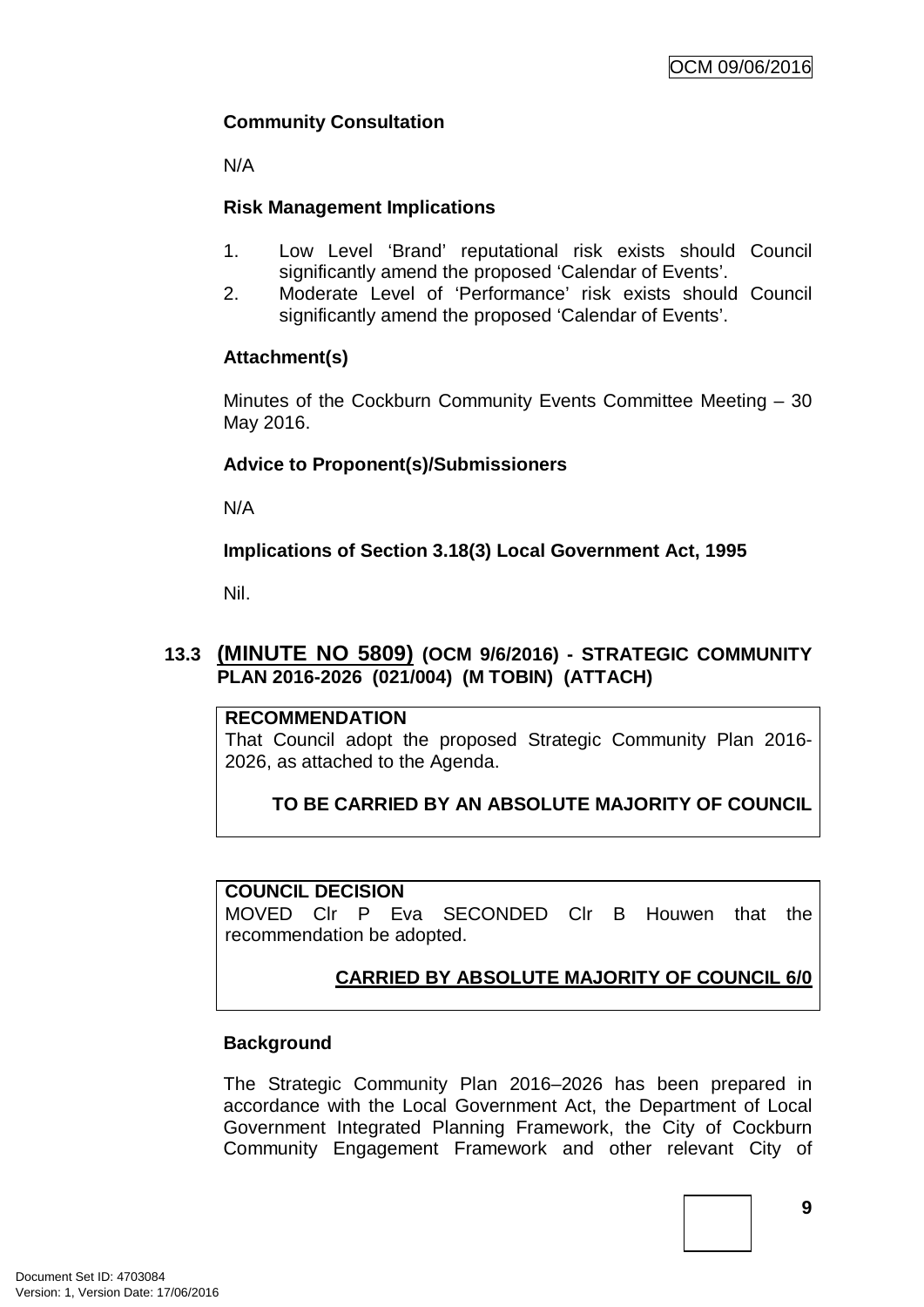**Community Consultation**

N/A

**Risk Management Implications**

1. Low Level 'Brand' reputational risk exists should Council significantly amend the proposed 'Calendar of Events'.
2. Moderate Level of 'Performance' risk exists should Council significantly amend the proposed 'Calendar of Events'.

**Attachment(s)**

Minutes of the Cockburn Community Events Committee Meeting – 30 May 2016.

**Advice to Proponent(s)/Submissioners**

N/A

**Implications of Section 3.18(3) Local Government Act, 1995**

Nil.

## 13.3 (MINUTE NO 5809) (OCM 9/6/2016) - STRATEGIC COMMUNITY PLAN 2016-2026 (021/004) (M TOBIN) (ATTACH)

**RECOMMENDATION**

That Council adopt the proposed Strategic Community Plan 2016-2026, as attached to the Agenda.

**TO BE CARRIED BY AN ABSOLUTE MAJORITY OF COUNCIL**

**COUNCIL DECISION**

MOVED Clr P Eva SECONDED Clr B Houwen that the recommendation be adopted.

**CARRIED BY ABSOLUTE MAJORITY OF COUNCIL 6/0**

**Background**

The Strategic Community Plan 2016–2026 has been prepared in accordance with the Local Government Act, the Department of Local Government Integrated Planning Framework, the City of Cockburn Community Engagement Framework and other relevant City of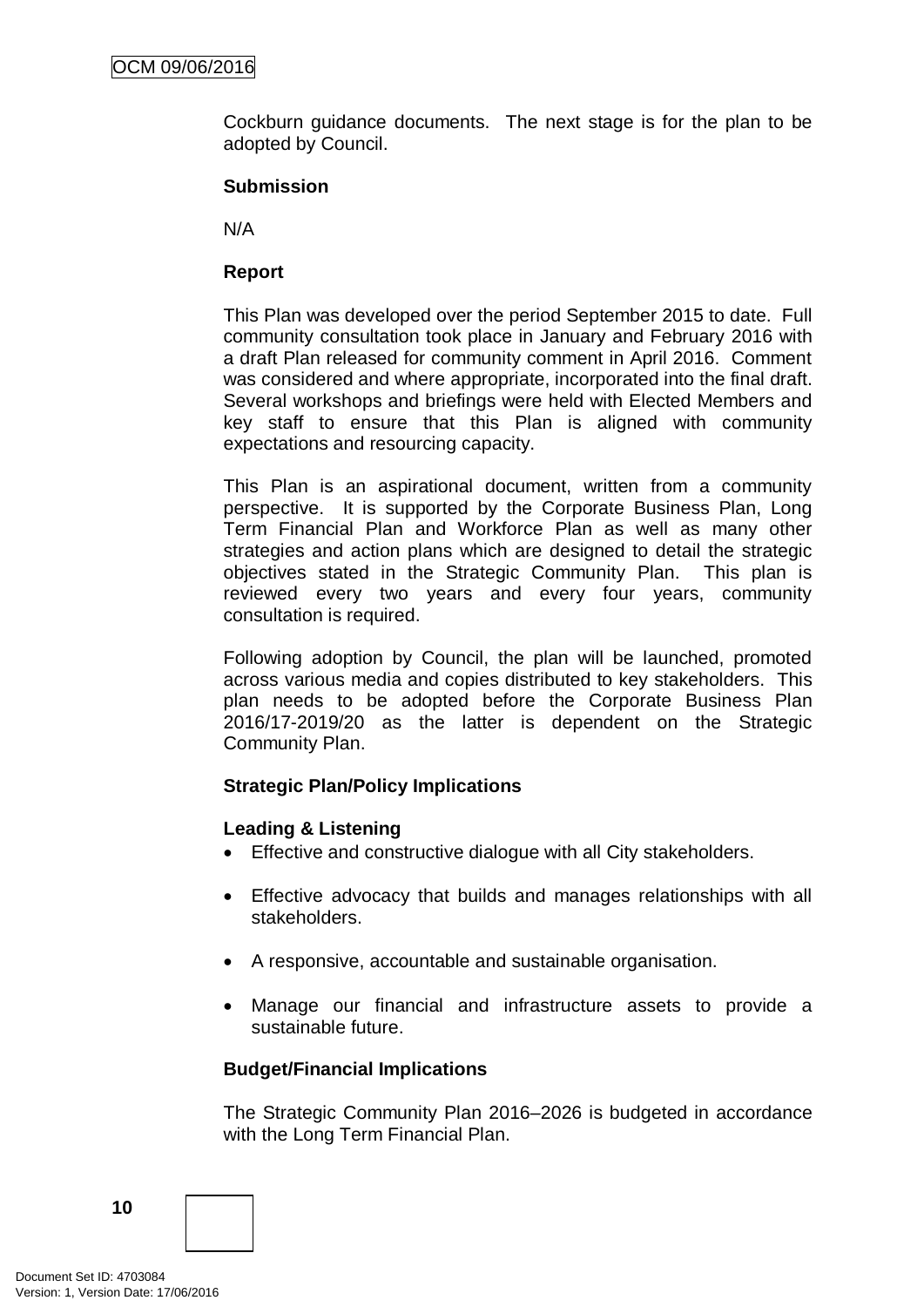Cockburn guidance documents. The next stage is for the plan to be adopted by Council.

**Submission**

N/A

**Report**

This Plan was developed over the period September 2015 to date. Full community consultation took place in January and February 2016 with a draft Plan released for community comment in April 2016. Comment was considered and where appropriate, incorporated into the final draft. Several workshops and briefings were held with Elected Members and key staff to ensure that this Plan is aligned with community expectations and resourcing capacity.

This Plan is an aspirational document, written from a community perspective. It is supported by the Corporate Business Plan, Long Term Financial Plan and Workforce Plan as well as many other strategies and action plans which are designed to detail the strategic objectives stated in the Strategic Community Plan. This plan is reviewed every two years and every four years, community consultation is required.

Following adoption by Council, the plan will be launched, promoted across various media and copies distributed to key stakeholders. This plan needs to be adopted before the Corporate Business Plan 2016/17-2019/20 as the latter is dependent on the Strategic Community Plan.

**Strategic Plan/Policy Implications**

**Leading & Listening**

- Effective and constructive dialogue with all City stakeholders.
- Effective advocacy that builds and manages relationships with all stakeholders.
- A responsive, accountable and sustainable organisation.
- Manage our financial and infrastructure assets to provide a sustainable future.

**Budget/Financial Implications**

The Strategic Community Plan 2016–2026 is budgeted in accordance with the Long Term Financial Plan.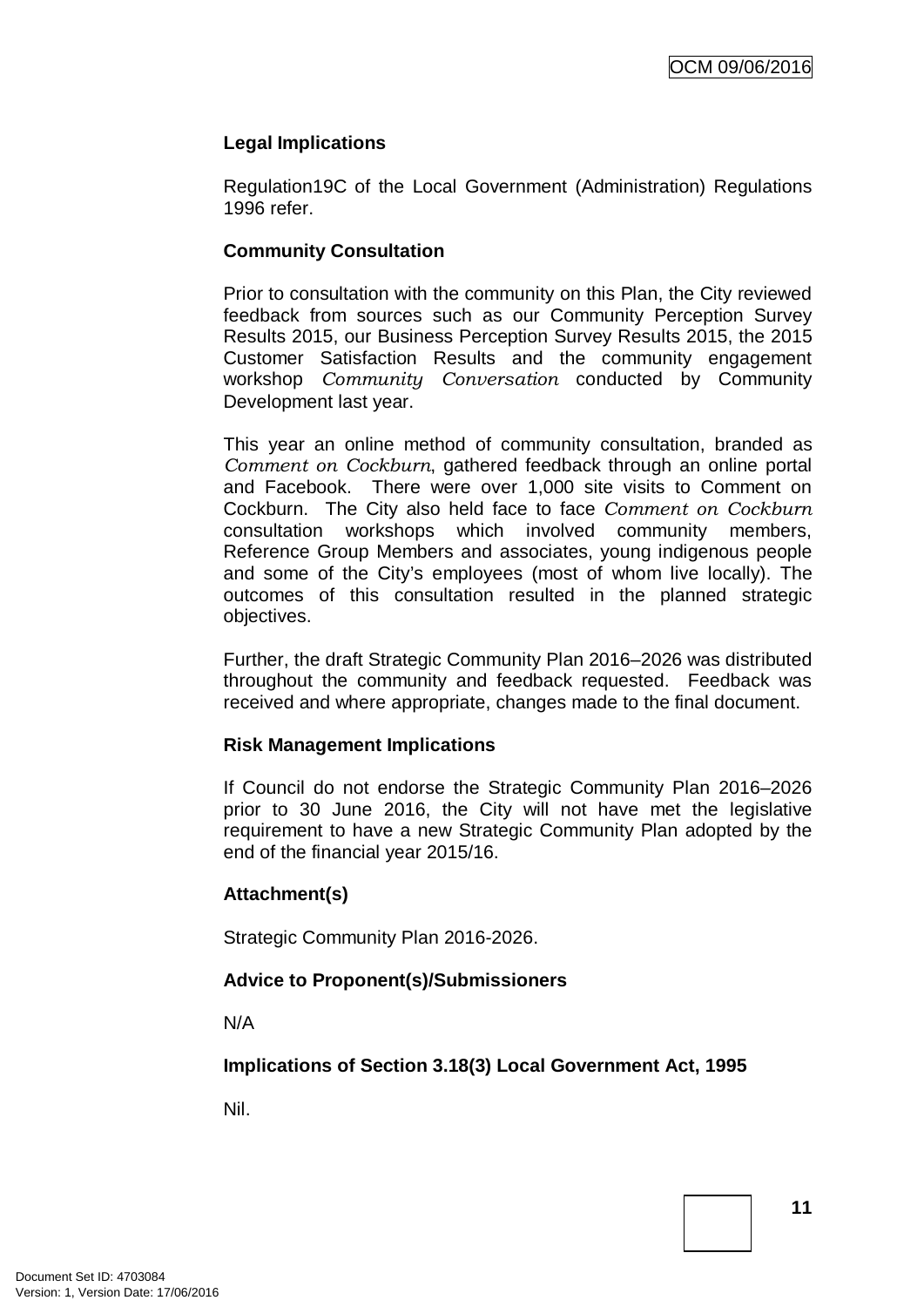**Legal Implications**

Regulation19C of the Local Government (Administration) Regulations 1996 refer.

**Community Consultation**

Prior to consultation with the community on this Plan, the City reviewed feedback from sources such as our Community Perception Survey Results 2015, our Business Perception Survey Results 2015, the 2015 Customer Satisfaction Results and the community engagement workshop *Community Conversation* conducted by Community Development last year.

This year an online method of community consultation, branded as *Comment on Cockburn*, gathered feedback through an online portal and Facebook. There were over 1,000 site visits to Comment on Cockburn. The City also held face to face *Comment on Cockburn* consultation workshops which involved community members, Reference Group Members and associates, young indigenous people and some of the City's employees (most of whom live locally). The outcomes of this consultation resulted in the planned strategic objectives.

Further, the draft Strategic Community Plan 2016–2026 was distributed throughout the community and feedback requested. Feedback was received and where appropriate, changes made to the final document.

**Risk Management Implications**

If Council do not endorse the Strategic Community Plan 2016–2026 prior to 30 June 2016, the City will not have met the legislative requirement to have a new Strategic Community Plan adopted by the end of the financial year 2015/16.

**Attachment(s)**

Strategic Community Plan 2016-2026.

**Advice to Proponent(s)/Submissioners**

N/A

**Implications of Section 3.18(3) Local Government Act, 1995**

Nil.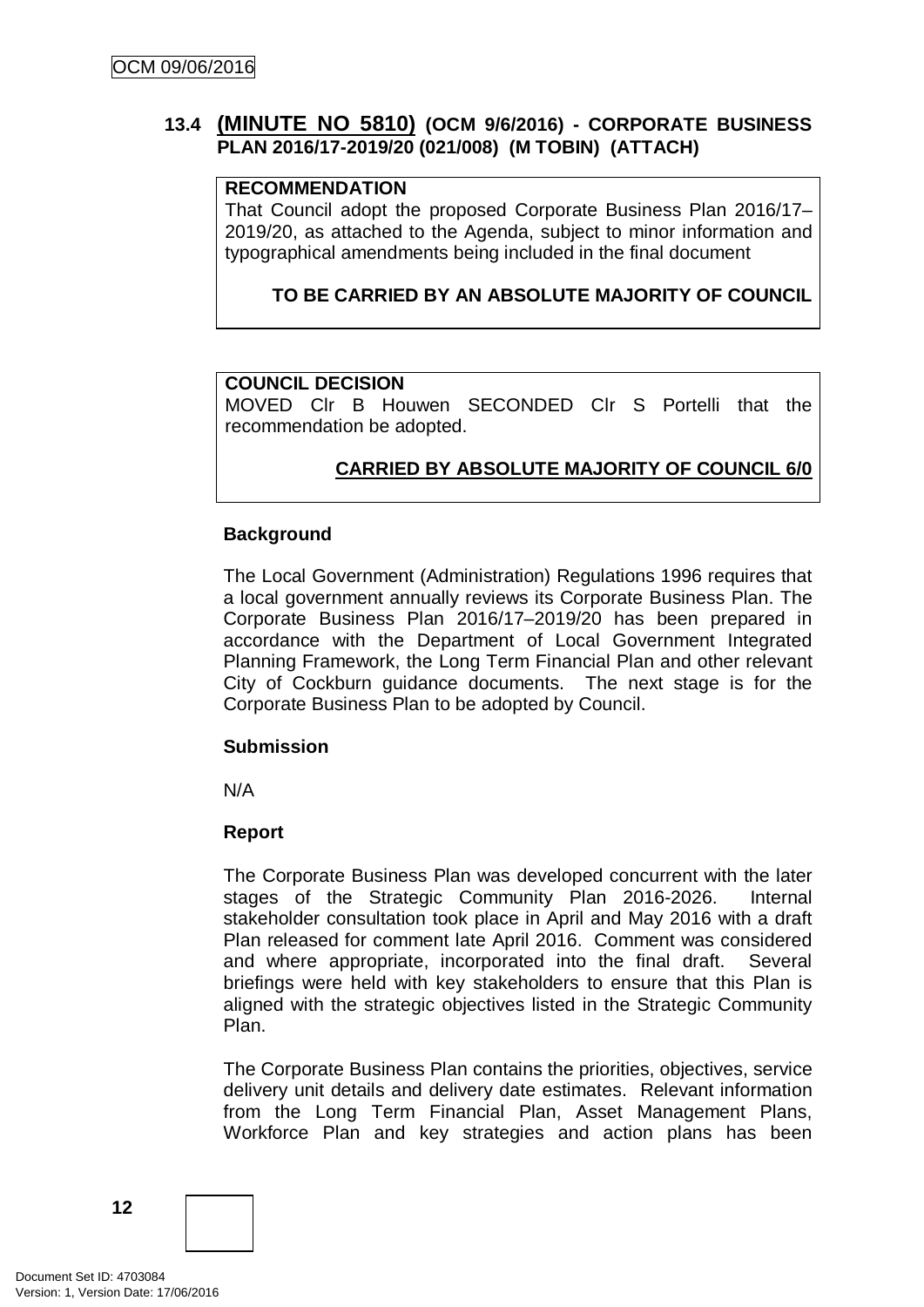### 13.4 **(MINUTE NO 5810)** (OCM 9/6/2016) - CORPORATE BUSINESS PLAN 2016/17-2019/20 (021/008) (M TOBIN) (ATTACH)

**RECOMMENDATION**

That Council adopt the proposed Corporate Business Plan 2016/17–2019/20, as attached to the Agenda, subject to minor information and typographical amendments being included in the final document

**TO BE CARRIED BY AN ABSOLUTE MAJORITY OF COUNCIL**

**COUNCIL DECISION**

MOVED Clr B Houwen SECONDED Clr S Portelli that the recommendation be adopted.

**CARRIED BY ABSOLUTE MAJORITY OF COUNCIL 6/0**

**Background**

The Local Government (Administration) Regulations 1996 requires that a local government annually reviews its Corporate Business Plan. The Corporate Business Plan 2016/17–2019/20 has been prepared in accordance with the Department of Local Government Integrated Planning Framework, the Long Term Financial Plan and other relevant City of Cockburn guidance documents. The next stage is for the Corporate Business Plan to be adopted by Council.

**Submission**

N/A

**Report**

The Corporate Business Plan was developed concurrent with the later stages of the Strategic Community Plan 2016-2026. Internal stakeholder consultation took place in April and May 2016 with a draft Plan released for comment late April 2016. Comment was considered and where appropriate, incorporated into the final draft. Several briefings were held with key stakeholders to ensure that this Plan is aligned with the strategic objectives listed in the Strategic Community Plan.

The Corporate Business Plan contains the priorities, objectives, service delivery unit details and delivery date estimates. Relevant information from the Long Term Financial Plan, Asset Management Plans, Workforce Plan and key strategies and action plans has been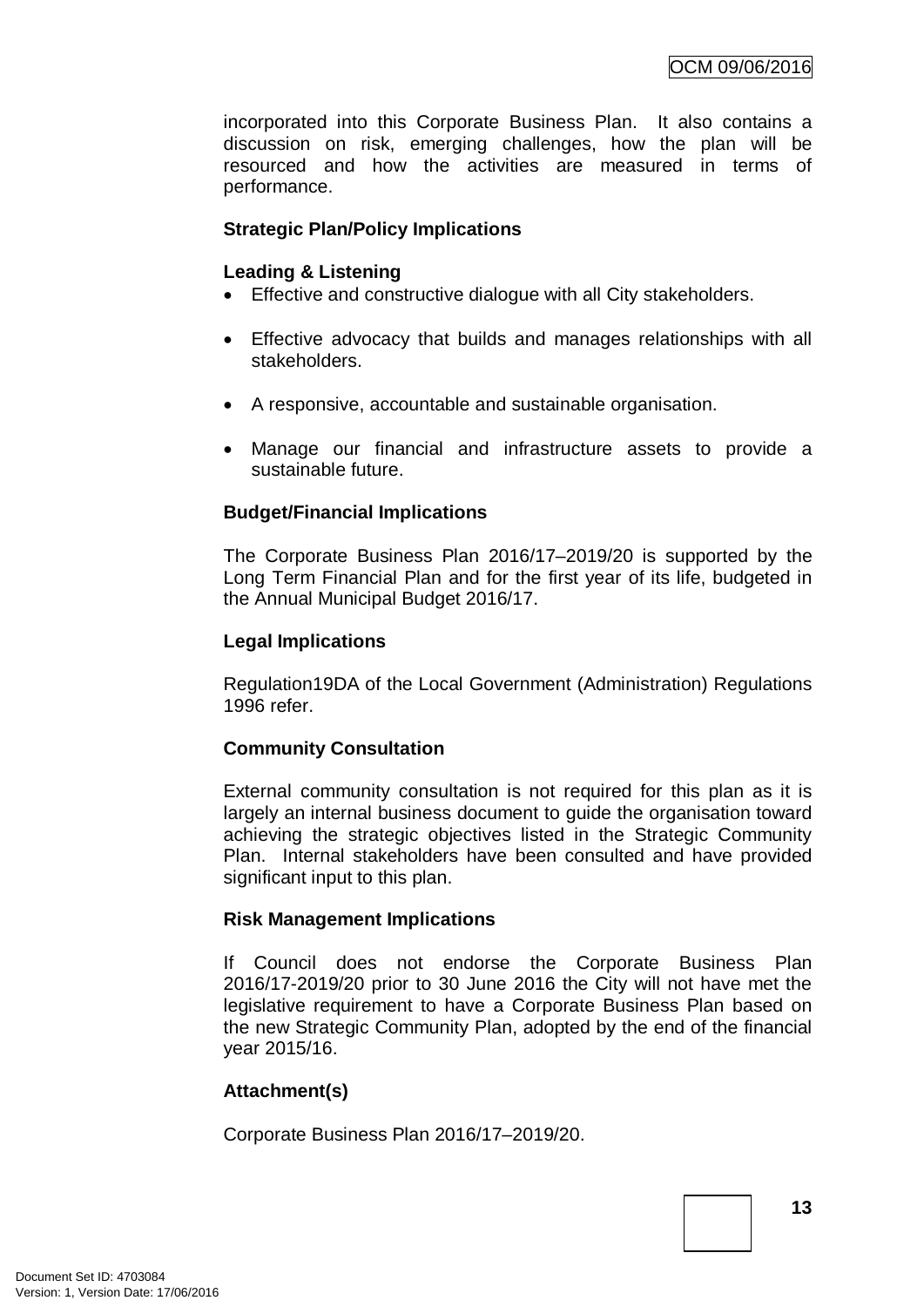incorporated into this Corporate Business Plan. It also contains a discussion on risk, emerging challenges, how the plan will be resourced and how the activities are measured in terms of performance.

**Strategic Plan/Policy Implications**

**Leading & Listening**

- Effective and constructive dialogue with all City stakeholders.
- Effective advocacy that builds and manages relationships with all stakeholders.
- A responsive, accountable and sustainable organisation.
- Manage our financial and infrastructure assets to provide a sustainable future.

**Budget/Financial Implications**

The Corporate Business Plan 2016/17–2019/20 is supported by the Long Term Financial Plan and for the first year of its life, budgeted in the Annual Municipal Budget 2016/17.

**Legal Implications**

Regulation19DA of the Local Government (Administration) Regulations 1996 refer.

**Community Consultation**

External community consultation is not required for this plan as it is largely an internal business document to guide the organisation toward achieving the strategic objectives listed in the Strategic Community Plan. Internal stakeholders have been consulted and have provided significant input to this plan.

**Risk Management Implications**

If Council does not endorse the Corporate Business Plan 2016/17-2019/20 prior to 30 June 2016 the City will not have met the legislative requirement to have a Corporate Business Plan based on the new Strategic Community Plan, adopted by the end of the financial year 2015/16.

**Attachment(s)**

Corporate Business Plan 2016/17–2019/20.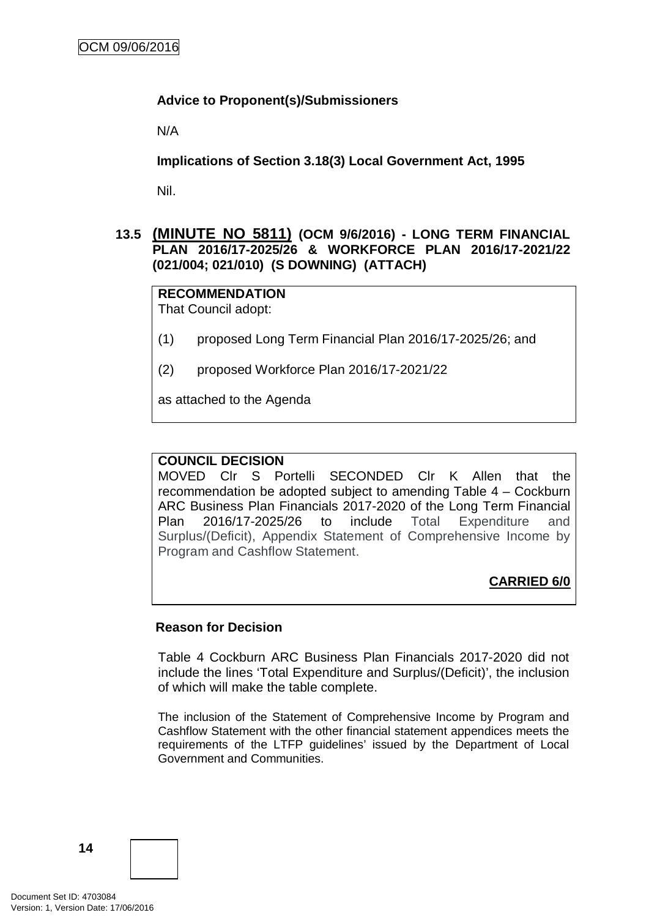**Advice to Proponent(s)/Submissioners**

N/A

**Implications of Section 3.18(3) Local Government Act, 1995**

Nil.

### 13.5 (MINUTE NO 5811) (OCM 9/6/2016) - LONG TERM FINANCIAL PLAN 2016/17-2025/26 & WORKFORCE PLAN 2016/17-2021/22 (021/004; 021/010) (S DOWNING) (ATTACH)

**RECOMMENDATION**
That Council adopt:

(1) proposed Long Term Financial Plan 2016/17-2025/26; and

(2) proposed Workforce Plan 2016/17-2021/22

as attached to the Agenda

**COUNCIL DECISION**
MOVED Clr S Portelli SECONDED Clr K Allen that the recommendation be adopted subject to amending Table 4 – Cockburn ARC Business Plan Financials 2017-2020 of the Long Term Financial Plan 2016/17-2025/26 to include Total Expenditure and Surplus/(Deficit), Appendix Statement of Comprehensive Income by Program and Cashflow Statement.

**CARRIED 6/0**

**Reason for Decision**

Table 4 Cockburn ARC Business Plan Financials 2017-2020 did not include the lines 'Total Expenditure and Surplus/(Deficit)', the inclusion of which will make the table complete.

The inclusion of the Statement of Comprehensive Income by Program and Cashflow Statement with the other financial statement appendices meets the requirements of the LTFP guidelines' issued by the Department of Local Government and Communities.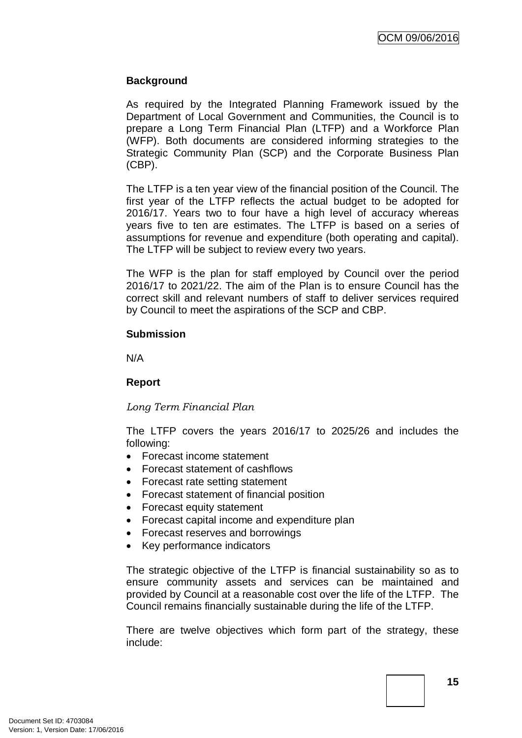**Background**

As required by the Integrated Planning Framework issued by the Department of Local Government and Communities, the Council is to prepare a Long Term Financial Plan (LTFP) and a Workforce Plan (WFP). Both documents are considered informing strategies to the Strategic Community Plan (SCP) and the Corporate Business Plan (CBP).

The LTFP is a ten year view of the financial position of the Council. The first year of the LTFP reflects the actual budget to be adopted for 2016/17. Years two to four have a high level of accuracy whereas years five to ten are estimates. The LTFP is based on a series of assumptions for revenue and expenditure (both operating and capital). The LTFP will be subject to review every two years.

The WFP is the plan for staff employed by Council over the period 2016/17 to 2021/22. The aim of the Plan is to ensure Council has the correct skill and relevant numbers of staff to deliver services required by Council to meet the aspirations of the SCP and CBP.

**Submission**

N/A

**Report**

*Long Term Financial Plan*

The LTFP covers the years 2016/17 to 2025/26 and includes the following:

- Forecast income statement
- Forecast statement of cashflows
- Forecast rate setting statement
- Forecast statement of financial position
- Forecast equity statement
- Forecast capital income and expenditure plan
- Forecast reserves and borrowings
- Key performance indicators

The strategic objective of the LTFP is financial sustainability so as to ensure community assets and services can be maintained and provided by Council at a reasonable cost over the life of the LTFP. The Council remains financially sustainable during the life of the LTFP.

There are twelve objectives which form part of the strategy, these include: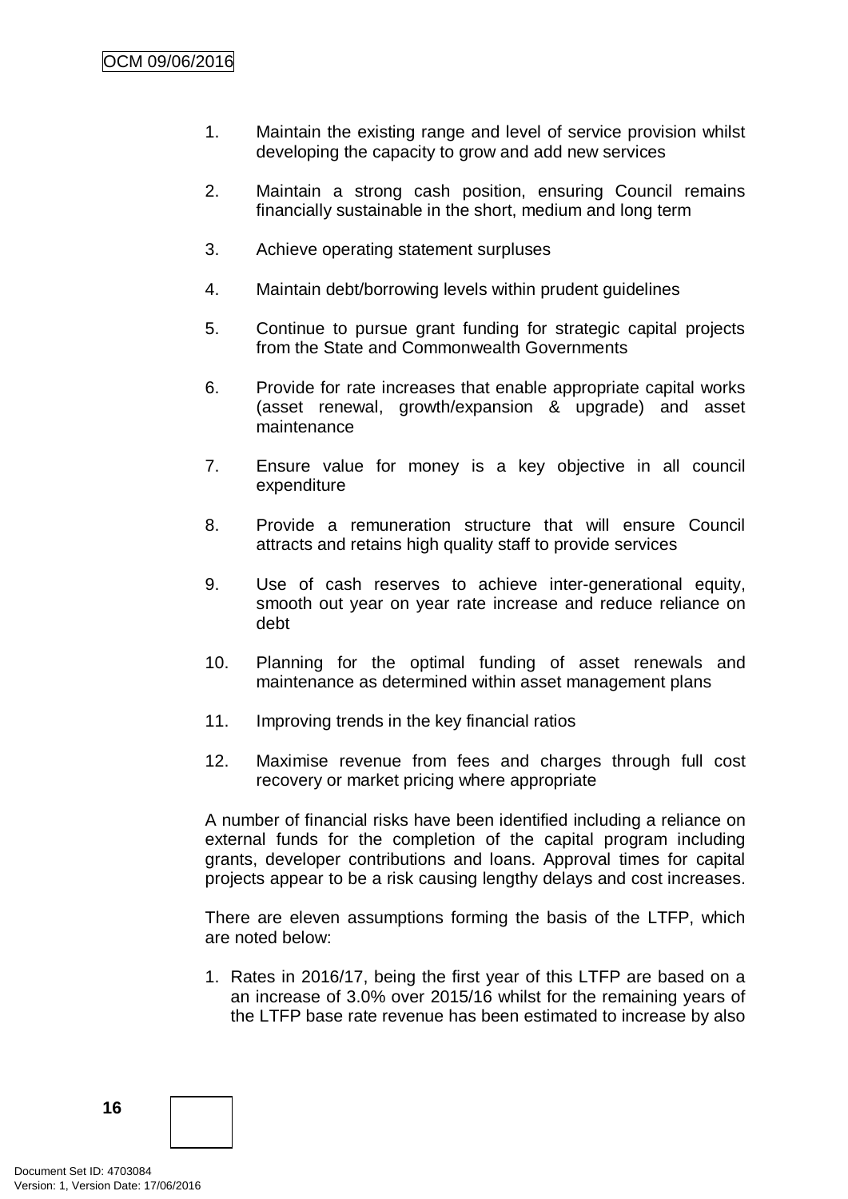1. Maintain the existing range and level of service provision whilst developing the capacity to grow and add new services

2. Maintain a strong cash position, ensuring Council remains financially sustainable in the short, medium and long term

3. Achieve operating statement surpluses

4. Maintain debt/borrowing levels within prudent guidelines

5. Continue to pursue grant funding for strategic capital projects from the State and Commonwealth Governments

6. Provide for rate increases that enable appropriate capital works (asset renewal, growth/expansion & upgrade) and asset maintenance

7. Ensure value for money is a key objective in all council expenditure

8. Provide a remuneration structure that will ensure Council attracts and retains high quality staff to provide services

9. Use of cash reserves to achieve inter-generational equity, smooth out year on year rate increase and reduce reliance on debt

10. Planning for the optimal funding of asset renewals and maintenance as determined within asset management plans

11. Improving trends in the key financial ratios

12. Maximise revenue from fees and charges through full cost recovery or market pricing where appropriate

A number of financial risks have been identified including a reliance on external funds for the completion of the capital program including grants, developer contributions and loans. Approval times for capital projects appear to be a risk causing lengthy delays and cost increases.

There are eleven assumptions forming the basis of the LTFP, which are noted below:

1. Rates in 2016/17, being the first year of this LTFP are based on a an increase of 3.0% over 2015/16 whilst for the remaining years of the LTFP base rate revenue has been estimated to increase by also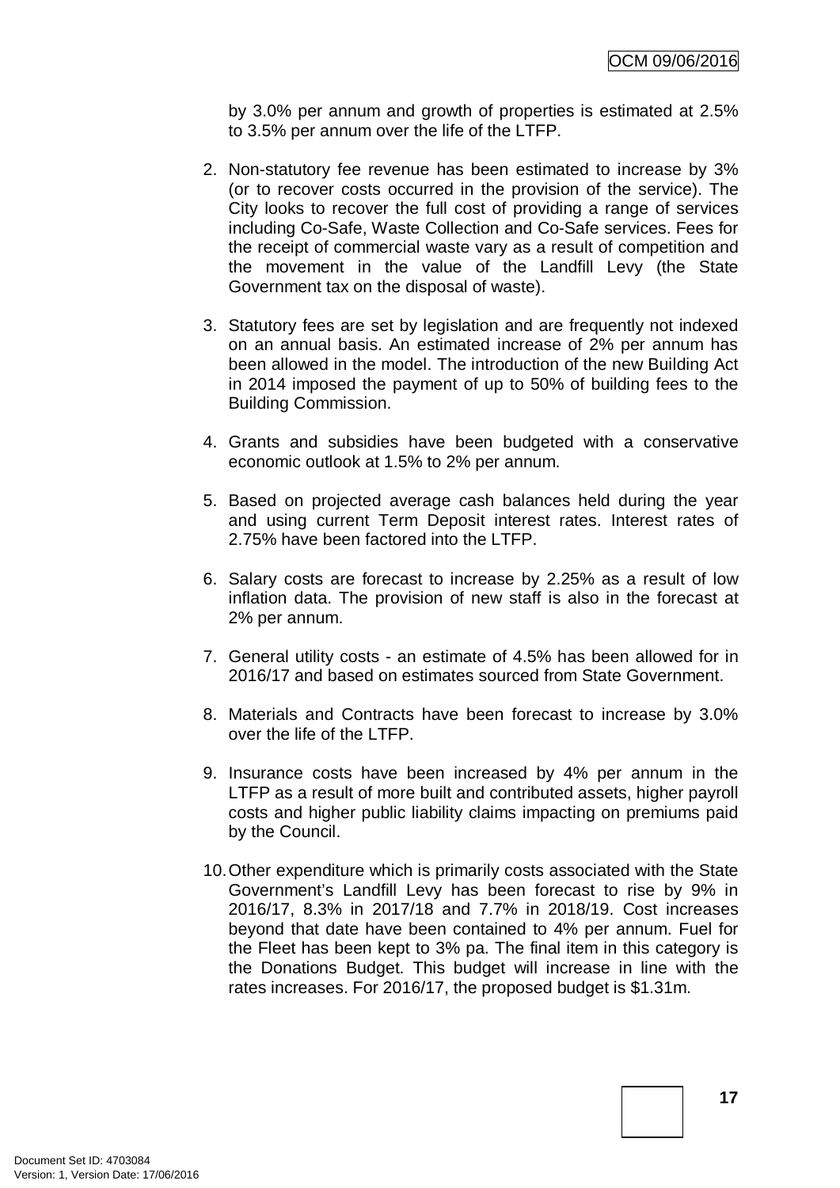by 3.0% per annum and growth of properties is estimated at 2.5% to 3.5% per annum over the life of the LTFP.

2. Non-statutory fee revenue has been estimated to increase by 3% (or to recover costs occurred in the provision of the service). The City looks to recover the full cost of providing a range of services including Co-Safe, Waste Collection and Co-Safe services. Fees for the receipt of commercial waste vary as a result of competition and the movement in the value of the Landfill Levy (the State Government tax on the disposal of waste).

3. Statutory fees are set by legislation and are frequently not indexed on an annual basis. An estimated increase of 2% per annum has been allowed in the model. The introduction of the new Building Act in 2014 imposed the payment of up to 50% of building fees to the Building Commission.

4. Grants and subsidies have been budgeted with a conservative economic outlook at 1.5% to 2% per annum.

5. Based on projected average cash balances held during the year and using current Term Deposit interest rates. Interest rates of 2.75% have been factored into the LTFP.

6. Salary costs are forecast to increase by 2.25% as a result of low inflation data. The provision of new staff is also in the forecast at 2% per annum.

7. General utility costs - an estimate of 4.5% has been allowed for in 2016/17 and based on estimates sourced from State Government.

8. Materials and Contracts have been forecast to increase by 3.0% over the life of the LTFP.

9. Insurance costs have been increased by 4% per annum in the LTFP as a result of more built and contributed assets, higher payroll costs and higher public liability claims impacting on premiums paid by the Council.

10. Other expenditure which is primarily costs associated with the State Government's Landfill Levy has been forecast to rise by 9% in 2016/17, 8.3% in 2017/18 and 7.7% in 2018/19. Cost increases beyond that date have been contained to 4% per annum. Fuel for the Fleet has been kept to 3% pa. The final item in this category is the Donations Budget. This budget will increase in line with the rates increases. For 2016/17, the proposed budget is $1.31m.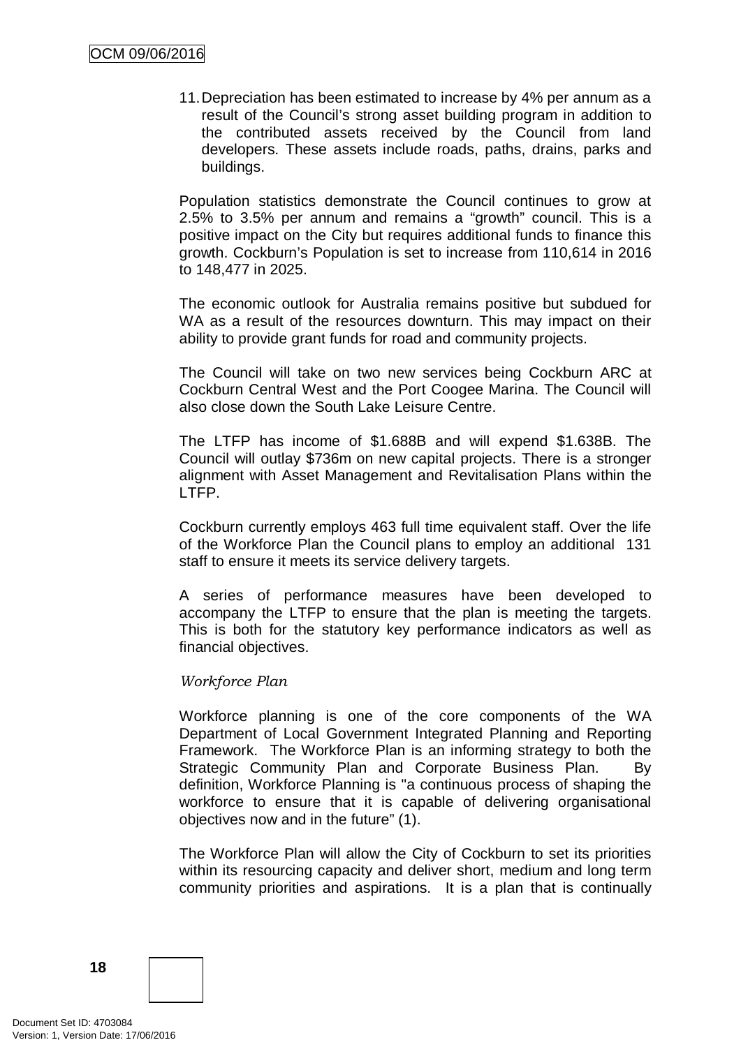11. Depreciation has been estimated to increase by 4% per annum as a result of the Council's strong asset building program in addition to the contributed assets received by the Council from land developers. These assets include roads, paths, drains, parks and buildings.

Population statistics demonstrate the Council continues to grow at 2.5% to 3.5% per annum and remains a "growth" council. This is a positive impact on the City but requires additional funds to finance this growth. Cockburn's Population is set to increase from 110,614 in 2016 to 148,477 in 2025.

The economic outlook for Australia remains positive but subdued for WA as a result of the resources downturn. This may impact on their ability to provide grant funds for road and community projects.

The Council will take on two new services being Cockburn ARC at Cockburn Central West and the Port Coogee Marina. The Council will also close down the South Lake Leisure Centre.

The LTFP has income of $1.688B and will expend $1.638B. The Council will outlay $736m on new capital projects. There is a stronger alignment with Asset Management and Revitalisation Plans within the LTFP.

Cockburn currently employs 463 full time equivalent staff. Over the life of the Workforce Plan the Council plans to employ an additional 131 staff to ensure it meets its service delivery targets.

A series of performance measures have been developed to accompany the LTFP to ensure that the plan is meeting the targets. This is both for the statutory key performance indicators as well as financial objectives.

*Workforce Plan*

Workforce planning is one of the core components of the WA Department of Local Government Integrated Planning and Reporting Framework. The Workforce Plan is an informing strategy to both the Strategic Community Plan and Corporate Business Plan. By definition, Workforce Planning is "a continuous process of shaping the workforce to ensure that it is capable of delivering organisational objectives now and in the future" (1).

The Workforce Plan will allow the City of Cockburn to set its priorities within its resourcing capacity and deliver short, medium and long term community priorities and aspirations. It is a plan that is continually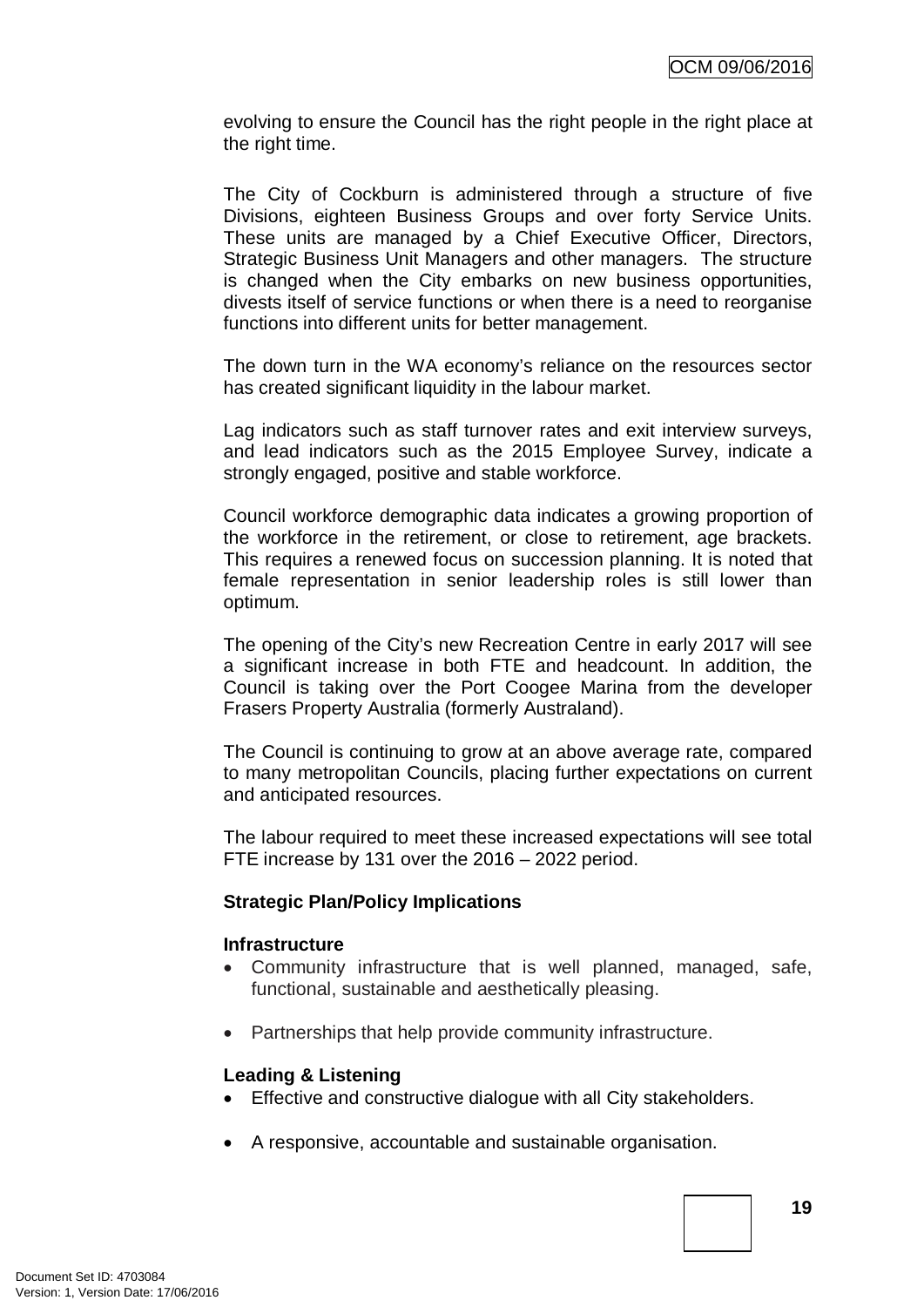evolving to ensure the Council has the right people in the right place at the right time.

The City of Cockburn is administered through a structure of five Divisions, eighteen Business Groups and over forty Service Units. These units are managed by a Chief Executive Officer, Directors, Strategic Business Unit Managers and other managers. The structure is changed when the City embarks on new business opportunities, divests itself of service functions or when there is a need to reorganise functions into different units for better management.

The down turn in the WA economy's reliance on the resources sector has created significant liquidity in the labour market.

Lag indicators such as staff turnover rates and exit interview surveys, and lead indicators such as the 2015 Employee Survey, indicate a strongly engaged, positive and stable workforce.

Council workforce demographic data indicates a growing proportion of the workforce in the retirement, or close to retirement, age brackets. This requires a renewed focus on succession planning. It is noted that female representation in senior leadership roles is still lower than optimum.

The opening of the City's new Recreation Centre in early 2017 will see a significant increase in both FTE and headcount. In addition, the Council is taking over the Port Coogee Marina from the developer Frasers Property Australia (formerly Australand).

The Council is continuing to grow at an above average rate, compared to many metropolitan Councils, placing further expectations on current and anticipated resources.

The labour required to meet these increased expectations will see total FTE increase by 131 over the 2016 – 2022 period.

**Strategic Plan/Policy Implications**

**Infrastructure**

- Community infrastructure that is well planned, managed, safe, functional, sustainable and aesthetically pleasing.
- Partnerships that help provide community infrastructure.

**Leading & Listening**

- Effective and constructive dialogue with all City stakeholders.
- A responsive, accountable and sustainable organisation.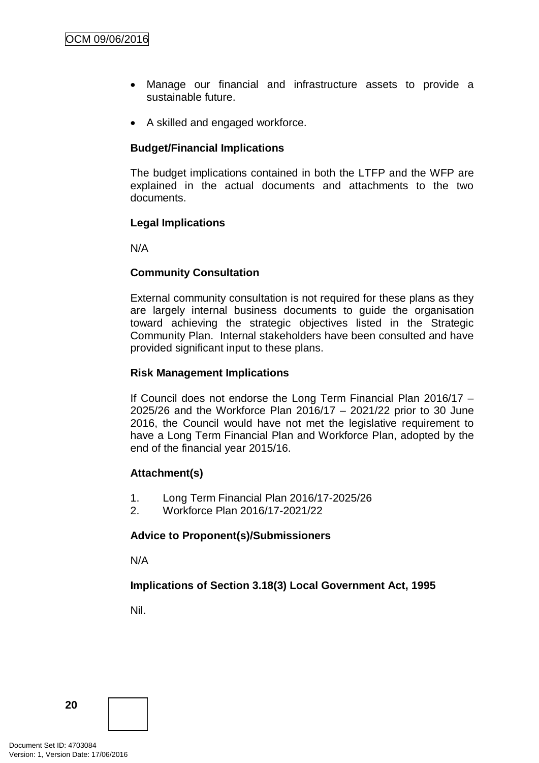- Manage our financial and infrastructure assets to provide a sustainable future.

- A skilled and engaged workforce.

**Budget/Financial Implications**

The budget implications contained in both the LTFP and the WFP are explained in the actual documents and attachments to the two documents.

**Legal Implications**

N/A

**Community Consultation**

External community consultation is not required for these plans as they are largely internal business documents to guide the organisation toward achieving the strategic objectives listed in the Strategic Community Plan. Internal stakeholders have been consulted and have provided significant input to these plans.

**Risk Management Implications**

If Council does not endorse the Long Term Financial Plan 2016/17 – 2025/26 and the Workforce Plan 2016/17 – 2021/22 prior to 30 June 2016, the Council would have not met the legislative requirement to have a Long Term Financial Plan and Workforce Plan, adopted by the end of the financial year 2015/16.

**Attachment(s)**

1. Long Term Financial Plan 2016/17-2025/26
2. Workforce Plan 2016/17-2021/22

**Advice to Proponent(s)/Submissioners**

N/A

**Implications of Section 3.18(3) Local Government Act, 1995**

Nil.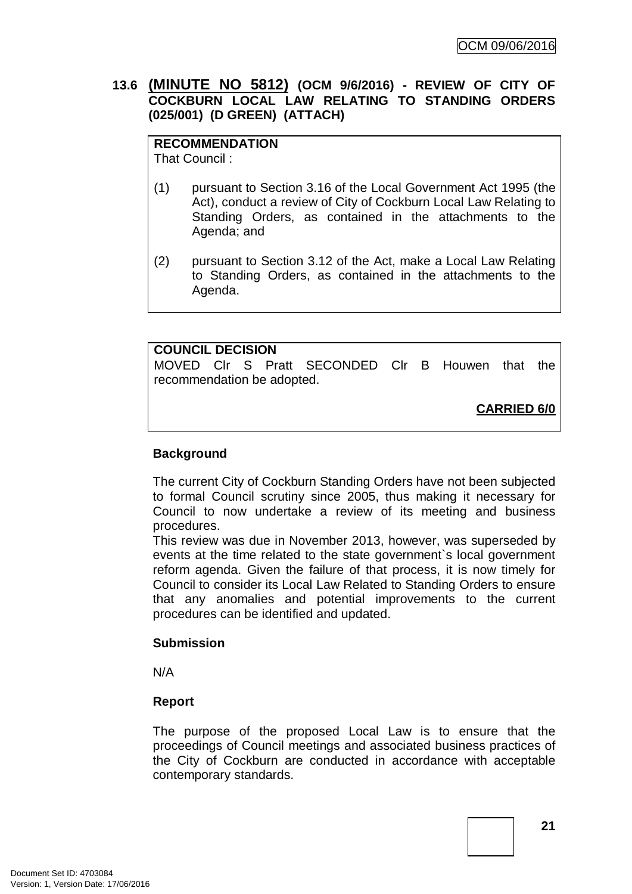### 13.6 (MINUTE NO 5812) (OCM 9/6/2016) - REVIEW OF CITY OF COCKBURN LOCAL LAW RELATING TO STANDING ORDERS (025/001) (D GREEN) (ATTACH)

**RECOMMENDATION**
That Council :

(1) pursuant to Section 3.16 of the Local Government Act 1995 (the Act), conduct a review of City of Cockburn Local Law Relating to Standing Orders, as contained in the attachments to the Agenda; and

(2) pursuant to Section 3.12 of the Act, make a Local Law Relating to Standing Orders, as contained in the attachments to the Agenda.

**COUNCIL DECISION**
MOVED Clr S Pratt SECONDED Clr B Houwen that the recommendation be adopted.

**CARRIED 6/0**

**Background**

The current City of Cockburn Standing Orders have not been subjected to formal Council scrutiny since 2005, thus making it necessary for Council to now undertake a review of its meeting and business procedures.
This review was due in November 2013, however, was superseded by events at the time related to the state government`s local government reform agenda. Given the failure of that process, it is now timely for Council to consider its Local Law Related to Standing Orders to ensure that any anomalies and potential improvements to the current procedures can be identified and updated.

**Submission**

N/A

**Report**

The purpose of the proposed Local Law is to ensure that the proceedings of Council meetings and associated business practices of the City of Cockburn are conducted in accordance with acceptable contemporary standards.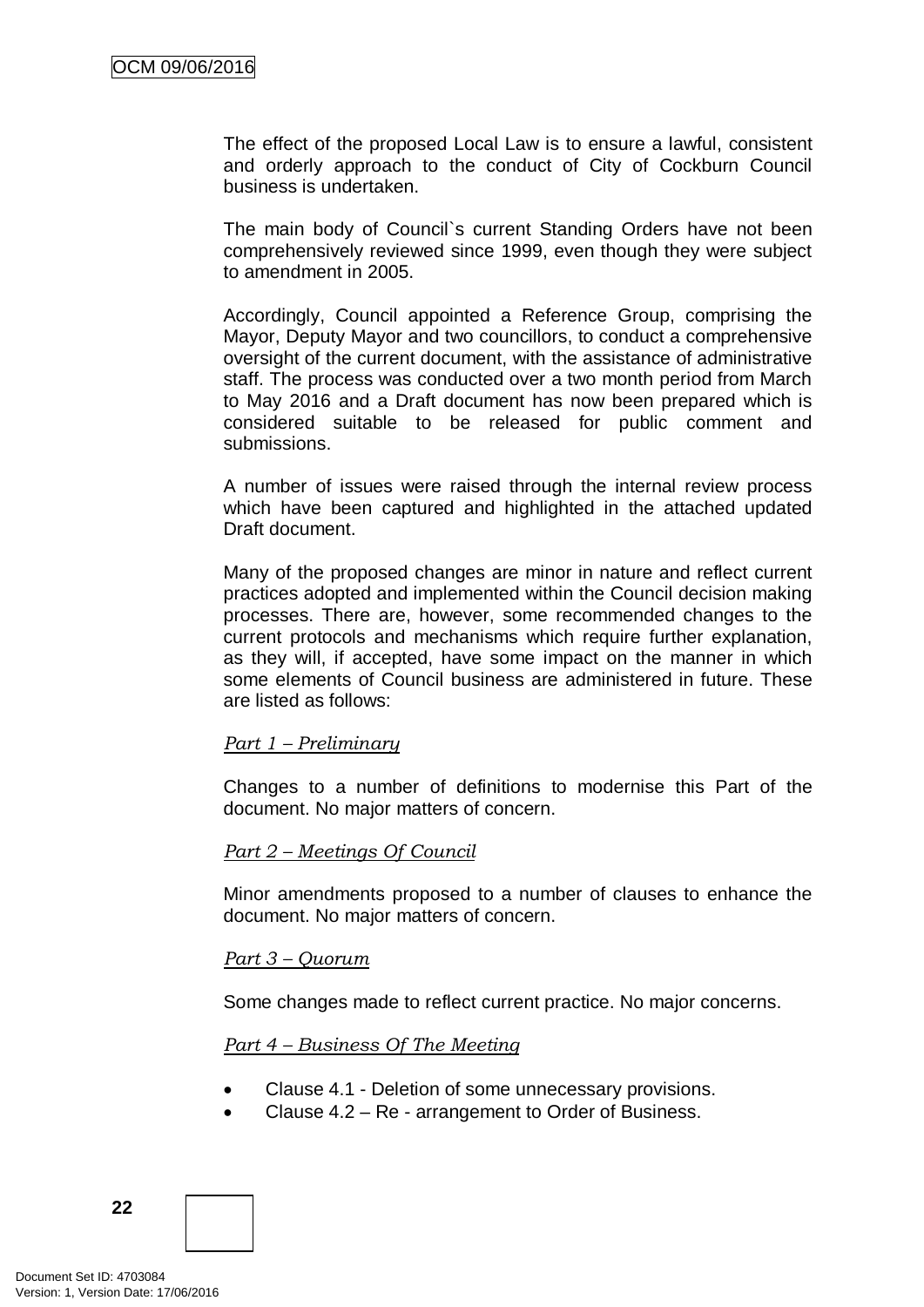The effect of the proposed Local Law is to ensure a lawful, consistent and orderly approach to the conduct of City of Cockburn Council business is undertaken.

The main body of Council`s current Standing Orders have not been comprehensively reviewed since 1999, even though they were subject to amendment in 2005.

Accordingly, Council appointed a Reference Group, comprising the Mayor, Deputy Mayor and two councillors, to conduct a comprehensive oversight of the current document, with the assistance of administrative staff. The process was conducted over a two month period from March to May 2016 and a Draft document has now been prepared which is considered suitable to be released for public comment and submissions.

A number of issues were raised through the internal review process which have been captured and highlighted in the attached updated Draft document.

Many of the proposed changes are minor in nature and reflect current practices adopted and implemented within the Council decision making processes. There are, however, some recommended changes to the current protocols and mechanisms which require further explanation, as they will, if accepted, have some impact on the manner in which some elements of Council business are administered in future. These are listed as follows:

*Part 1 – Preliminary*

Changes to a number of definitions to modernise this Part of the document. No major matters of concern.

*Part 2 – Meetings Of Council*

Minor amendments proposed to a number of clauses to enhance the document. No major matters of concern.

*Part 3 – Quorum*

Some changes made to reflect current practice. No major concerns.

*Part 4 – Business Of The Meeting*

- Clause 4.1 - Deletion of some unnecessary provisions.
- Clause 4.2 – Re - arrangement to Order of Business.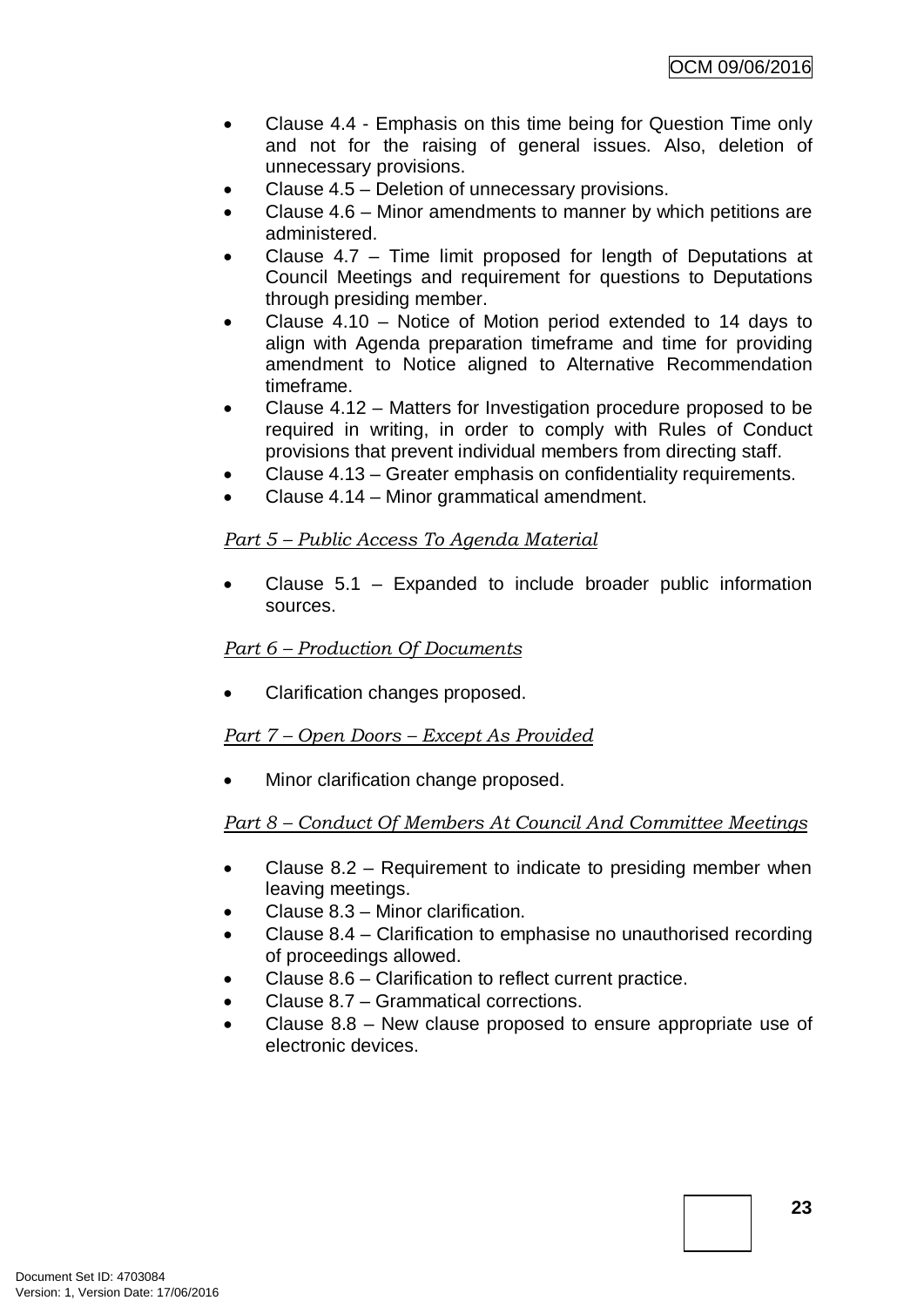- Clause 4.4 - Emphasis on this time being for Question Time only and not for the raising of general issues. Also, deletion of unnecessary provisions.
- Clause 4.5 – Deletion of unnecessary provisions.
- Clause 4.6 – Minor amendments to manner by which petitions are administered.
- Clause 4.7 – Time limit proposed for length of Deputations at Council Meetings and requirement for questions to Deputations through presiding member.
- Clause 4.10 – Notice of Motion period extended to 14 days to align with Agenda preparation timeframe and time for providing amendment to Notice aligned to Alternative Recommendation timeframe.
- Clause 4.12 – Matters for Investigation procedure proposed to be required in writing, in order to comply with Rules of Conduct provisions that prevent individual members from directing staff.
- Clause 4.13 – Greater emphasis on confidentiality requirements.
- Clause 4.14 – Minor grammatical amendment.

*Part 5 – Public Access To Agenda Material*

- Clause 5.1 – Expanded to include broader public information sources.

*Part 6 – Production Of Documents*

- Clarification changes proposed.

*Part 7 – Open Doors – Except As Provided*

- Minor clarification change proposed.

*Part 8 – Conduct Of Members At Council And Committee Meetings*

- Clause 8.2 – Requirement to indicate to presiding member when leaving meetings.
- Clause 8.3 – Minor clarification.
- Clause 8.4 – Clarification to emphasise no unauthorised recording of proceedings allowed.
- Clause 8.6 – Clarification to reflect current practice.
- Clause 8.7 – Grammatical corrections.
- Clause 8.8 – New clause proposed to ensure appropriate use of electronic devices.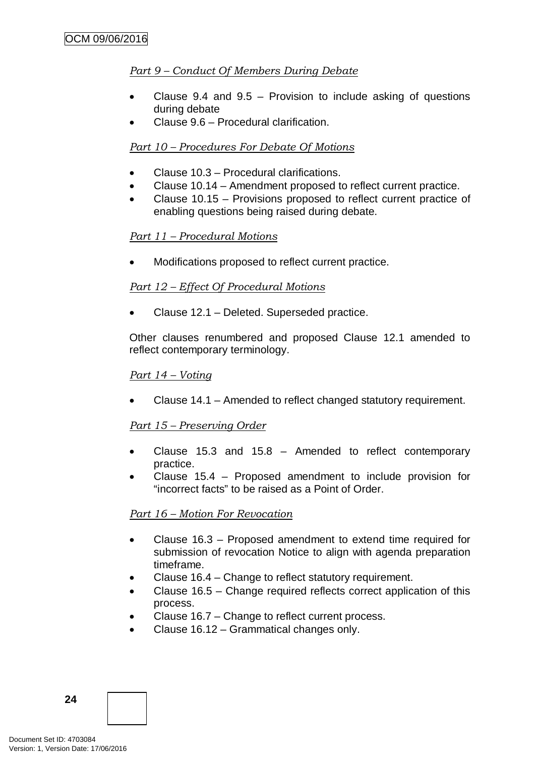*Part 9 – Conduct Of Members During Debate*

- Clause 9.4 and 9.5 – Provision to include asking of questions during debate
- Clause 9.6 – Procedural clarification.

*Part 10 – Procedures For Debate Of Motions*

- Clause 10.3 – Procedural clarifications.
- Clause 10.14 – Amendment proposed to reflect current practice.
- Clause 10.15 – Provisions proposed to reflect current practice of enabling questions being raised during debate.

*Part 11 – Procedural Motions*

- Modifications proposed to reflect current practice.

*Part 12 – Effect Of Procedural Motions*

- Clause 12.1 – Deleted. Superseded practice.

Other clauses renumbered and proposed Clause 12.1 amended to reflect contemporary terminology.

*Part 14 – Voting*

- Clause 14.1 – Amended to reflect changed statutory requirement.

*Part 15 – Preserving Order*

- Clause 15.3 and 15.8 – Amended to reflect contemporary practice.
- Clause 15.4 – Proposed amendment to include provision for "incorrect facts" to be raised as a Point of Order.

*Part 16 – Motion For Revocation*

- Clause 16.3 – Proposed amendment to extend time required for submission of revocation Notice to align with agenda preparation timeframe.
- Clause 16.4 – Change to reflect statutory requirement.
- Clause 16.5 – Change required reflects correct application of this process.
- Clause 16.7 – Change to reflect current process.
- Clause 16.12 – Grammatical changes only.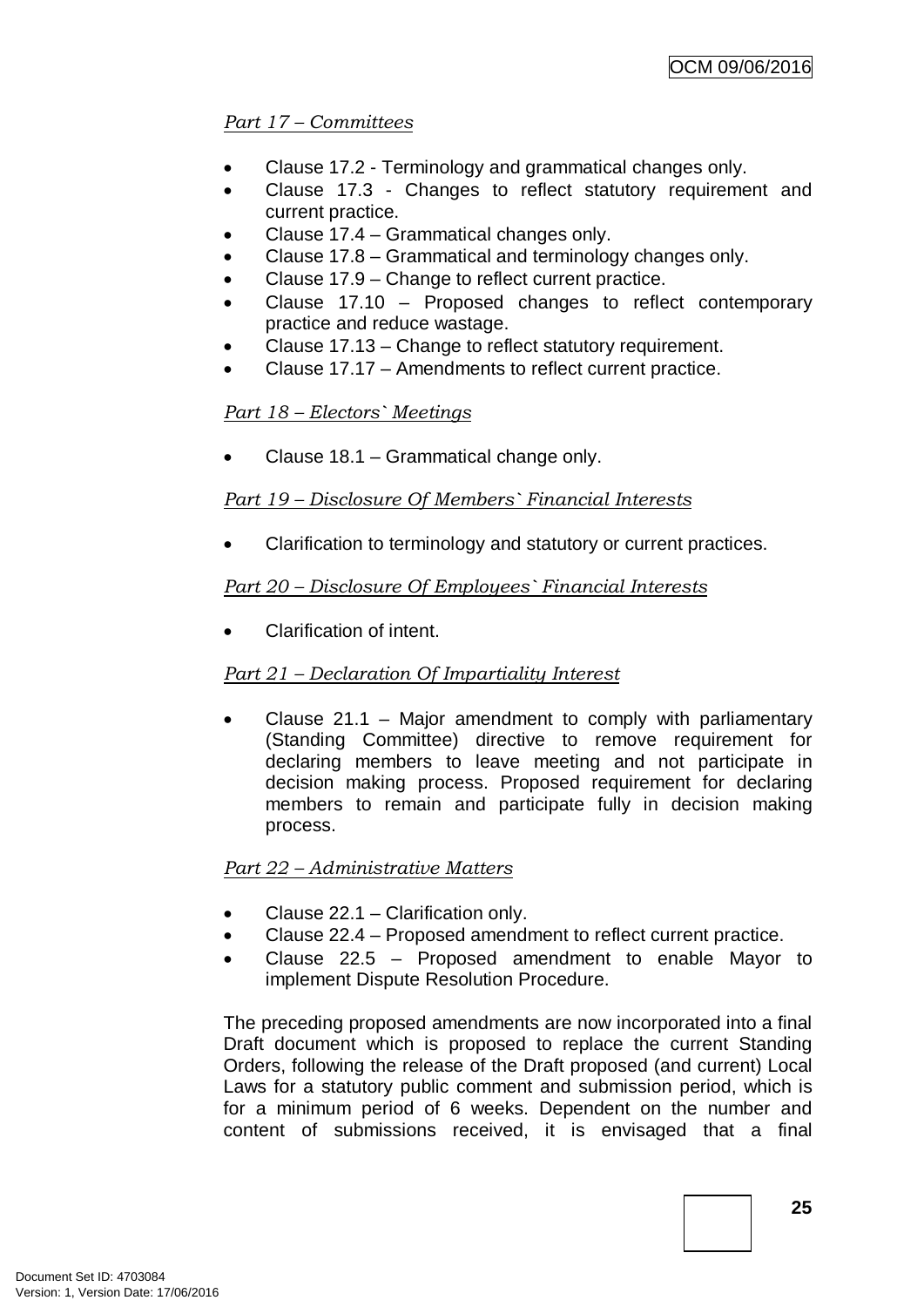*Part 17 – Committees*

- Clause 17.2 - Terminology and grammatical changes only.
- Clause 17.3 - Changes to reflect statutory requirement and current practice.
- Clause 17.4 – Grammatical changes only.
- Clause 17.8 – Grammatical and terminology changes only.
- Clause 17.9 – Change to reflect current practice.
- Clause 17.10 – Proposed changes to reflect contemporary practice and reduce wastage.
- Clause 17.13 – Change to reflect statutory requirement.
- Clause 17.17 – Amendments to reflect current practice.

*Part 18 – Electors` Meetings*

- Clause 18.1 – Grammatical change only.

*Part 19 – Disclosure Of Members` Financial Interests*

- Clarification to terminology and statutory or current practices.

*Part 20 – Disclosure Of Employees` Financial Interests*

- Clarification of intent.

*Part 21 – Declaration Of Impartiality Interest*

- Clause 21.1 – Major amendment to comply with parliamentary (Standing Committee) directive to remove requirement for declaring members to leave meeting and not participate in decision making process. Proposed requirement for declaring members to remain and participate fully in decision making process.

*Part 22 – Administrative Matters*

- Clause 22.1 – Clarification only.
- Clause 22.4 – Proposed amendment to reflect current practice.
- Clause 22.5 – Proposed amendment to enable Mayor to implement Dispute Resolution Procedure.

The preceding proposed amendments are now incorporated into a final Draft document which is proposed to replace the current Standing Orders, following the release of the Draft proposed (and current) Local Laws for a statutory public comment and submission period, which is for a minimum period of 6 weeks. Dependent on the number and content of submissions received, it is envisaged that a final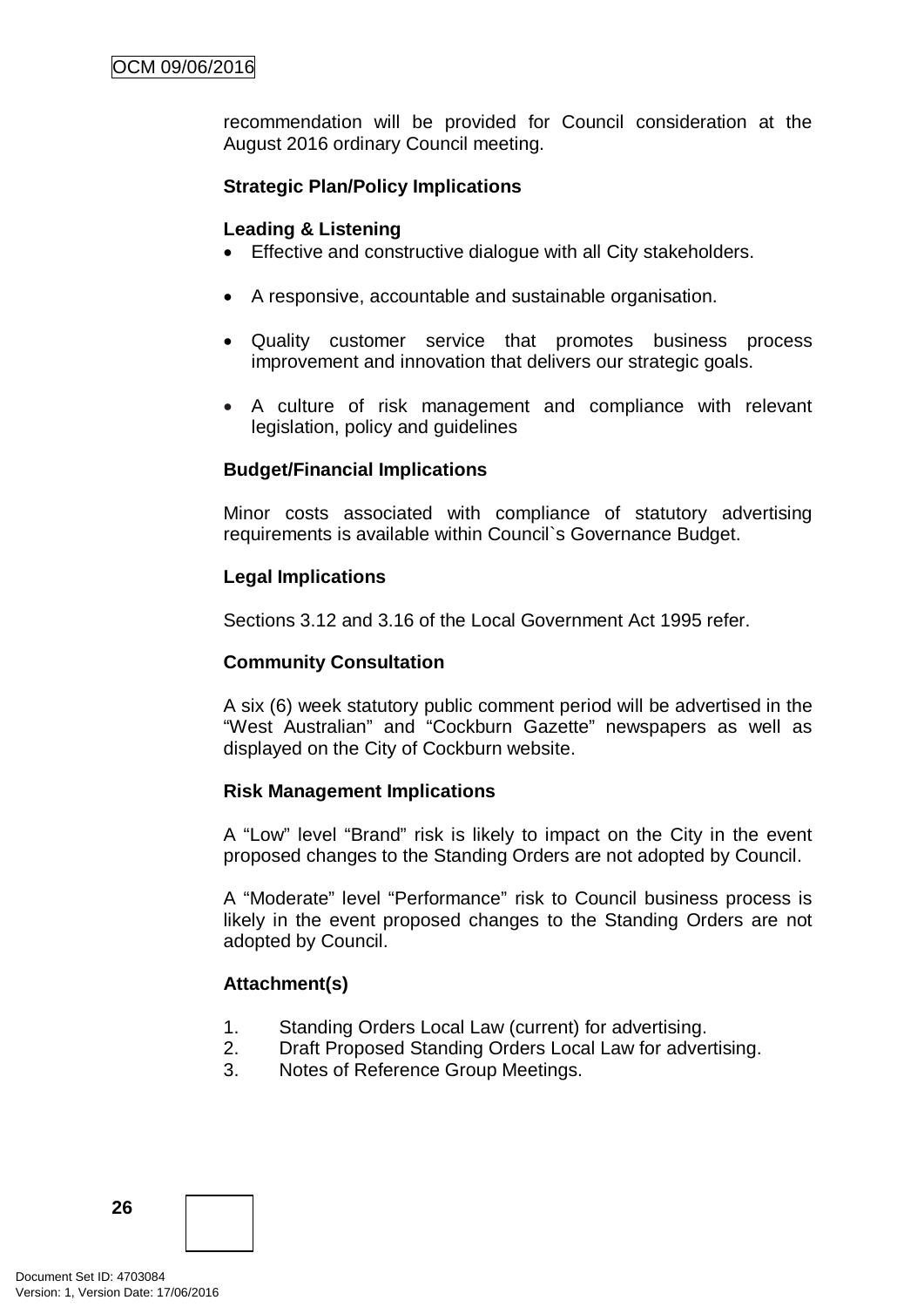recommendation will be provided for Council consideration at the August 2016 ordinary Council meeting.

**Strategic Plan/Policy Implications**

**Leading & Listening**

- Effective and constructive dialogue with all City stakeholders.
- A responsive, accountable and sustainable organisation.
- Quality customer service that promotes business process improvement and innovation that delivers our strategic goals.
- A culture of risk management and compliance with relevant legislation, policy and guidelines

**Budget/Financial Implications**

Minor costs associated with compliance of statutory advertising requirements is available within Council`s Governance Budget.

**Legal Implications**

Sections 3.12 and 3.16 of the Local Government Act 1995 refer.

**Community Consultation**

A six (6) week statutory public comment period will be advertised in the "West Australian" and "Cockburn Gazette" newspapers as well as displayed on the City of Cockburn website.

**Risk Management Implications**

A "Low" level "Brand" risk is likely to impact on the City in the event proposed changes to the Standing Orders are not adopted by Council.

A "Moderate" level "Performance" risk to Council business process is likely in the event proposed changes to the Standing Orders are not adopted by Council.

**Attachment(s)**

1. Standing Orders Local Law (current) for advertising.
2. Draft Proposed Standing Orders Local Law for advertising.
3. Notes of Reference Group Meetings.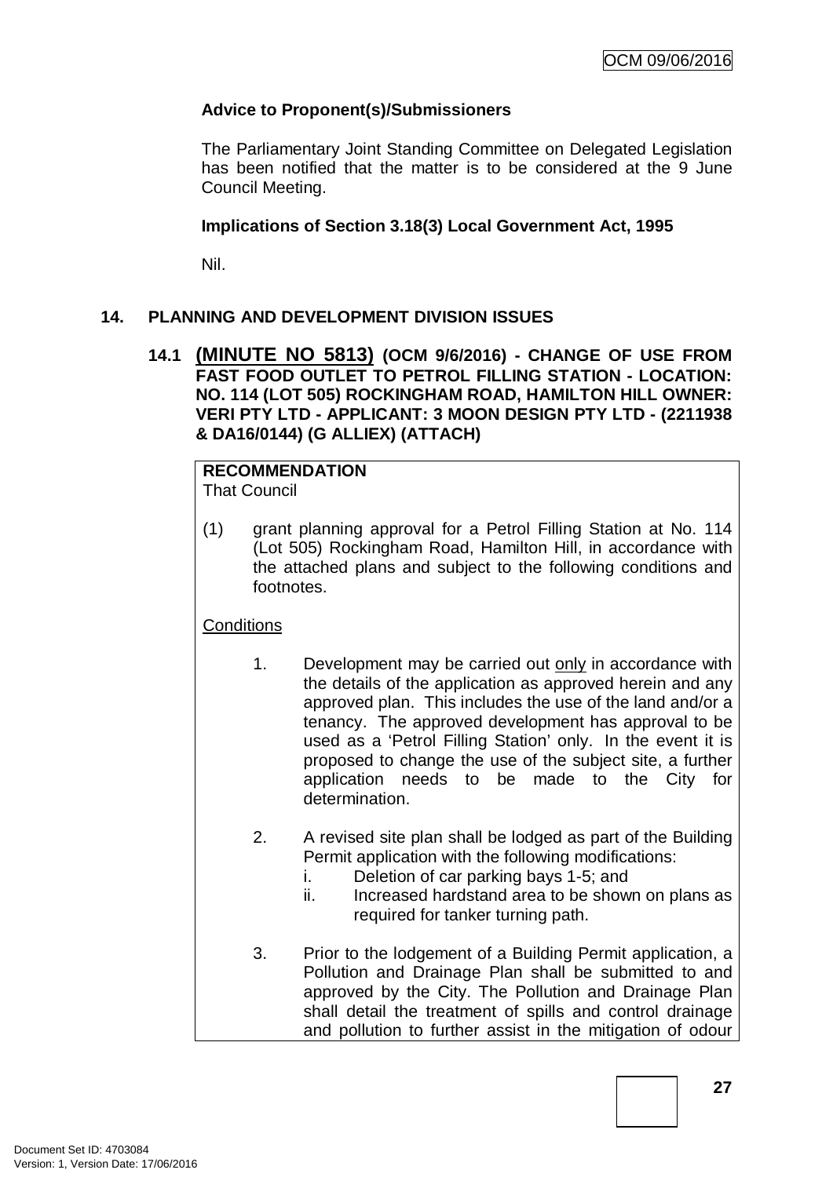**Advice to Proponent(s)/Submissioners**

The Parliamentary Joint Standing Committee on Delegated Legislation has been notified that the matter is to be considered at the 9 June Council Meeting.

**Implications of Section 3.18(3) Local Government Act, 1995**

Nil.

## 14. PLANNING AND DEVELOPMENT DIVISION ISSUES

### 14.1 (MINUTE NO 5813) (OCM 9/6/2016) - CHANGE OF USE FROM FAST FOOD OUTLET TO PETROL FILLING STATION - LOCATION: NO. 114 (LOT 505) ROCKINGHAM ROAD, HAMILTON HILL OWNER: VERI PTY LTD - APPLICANT: 3 MOON DESIGN PTY LTD - (2211938 & DA16/0144) (G ALLIEX) (ATTACH)

**RECOMMENDATION**
That Council

(1) grant planning approval for a Petrol Filling Station at No. 114 (Lot 505) Rockingham Road, Hamilton Hill, in accordance with the attached plans and subject to the following conditions and footnotes.

Conditions

1. Development may be carried out only in accordance with the details of the application as approved herein and any approved plan. This includes the use of the land and/or a tenancy. The approved development has approval to be used as a 'Petrol Filling Station' only. In the event it is proposed to change the use of the subject site, a further application needs to be made to the City for determination.

2. A revised site plan shall be lodged as part of the Building Permit application with the following modifications:
   i. Deletion of car parking bays 1-5; and
   ii. Increased hardstand area to be shown on plans as required for tanker turning path.

3. Prior to the lodgement of a Building Permit application, a Pollution and Drainage Plan shall be submitted to and approved by the City. The Pollution and Drainage Plan shall detail the treatment of spills and control drainage and pollution to further assist in the mitigation of odour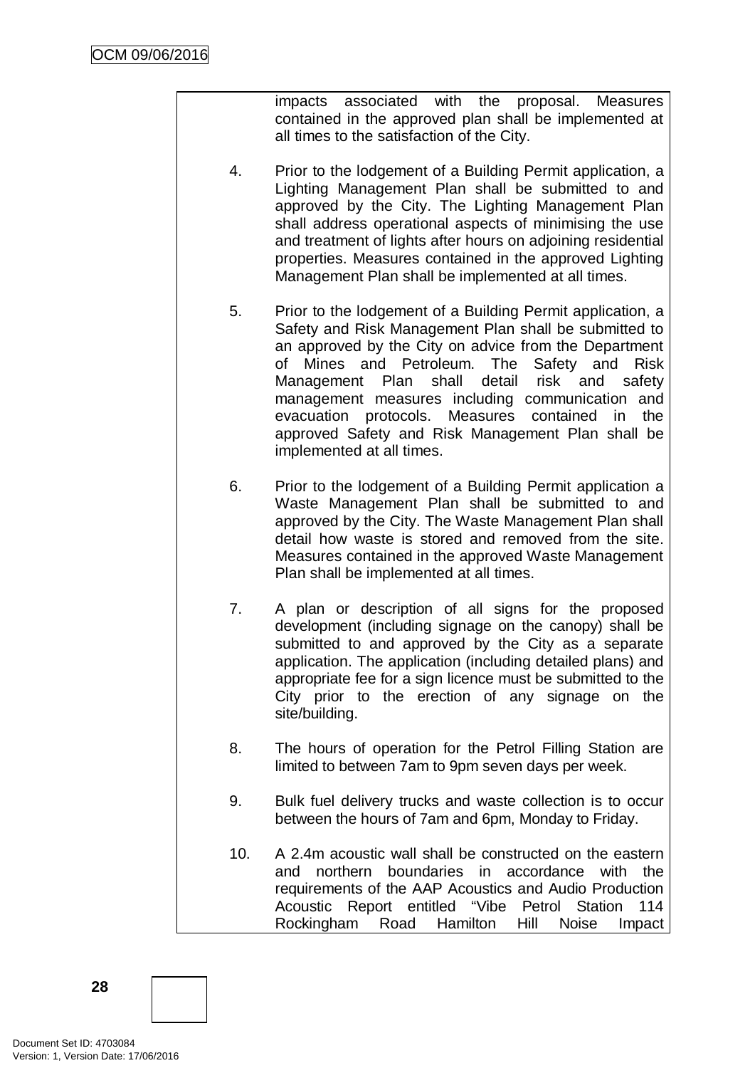impacts associated with the proposal. Measures contained in the approved plan shall be implemented at all times to the satisfaction of the City.

4. Prior to the lodgement of a Building Permit application, a Lighting Management Plan shall be submitted to and approved by the City. The Lighting Management Plan shall address operational aspects of minimising the use and treatment of lights after hours on adjoining residential properties. Measures contained in the approved Lighting Management Plan shall be implemented at all times.

5. Prior to the lodgement of a Building Permit application, a Safety and Risk Management Plan shall be submitted to an approved by the City on advice from the Department of Mines and Petroleum. The Safety and Risk Management Plan shall detail risk and safety management measures including communication and evacuation protocols. Measures contained in the approved Safety and Risk Management Plan shall be implemented at all times.

6. Prior to the lodgement of a Building Permit application a Waste Management Plan shall be submitted to and approved by the City. The Waste Management Plan shall detail how waste is stored and removed from the site. Measures contained in the approved Waste Management Plan shall be implemented at all times.

7. A plan or description of all signs for the proposed development (including signage on the canopy) shall be submitted to and approved by the City as a separate application. The application (including detailed plans) and appropriate fee for a sign licence must be submitted to the City prior to the erection of any signage on the site/building.

8. The hours of operation for the Petrol Filling Station are limited to between 7am to 9pm seven days per week.

9. Bulk fuel delivery trucks and waste collection is to occur between the hours of 7am and 6pm, Monday to Friday.

10. A 2.4m acoustic wall shall be constructed on the eastern and northern boundaries in accordance with the requirements of the AAP Acoustics and Audio Production Acoustic Report entitled "Vibe Petrol Station 114 Rockingham Road Hamilton Hill Noise Impact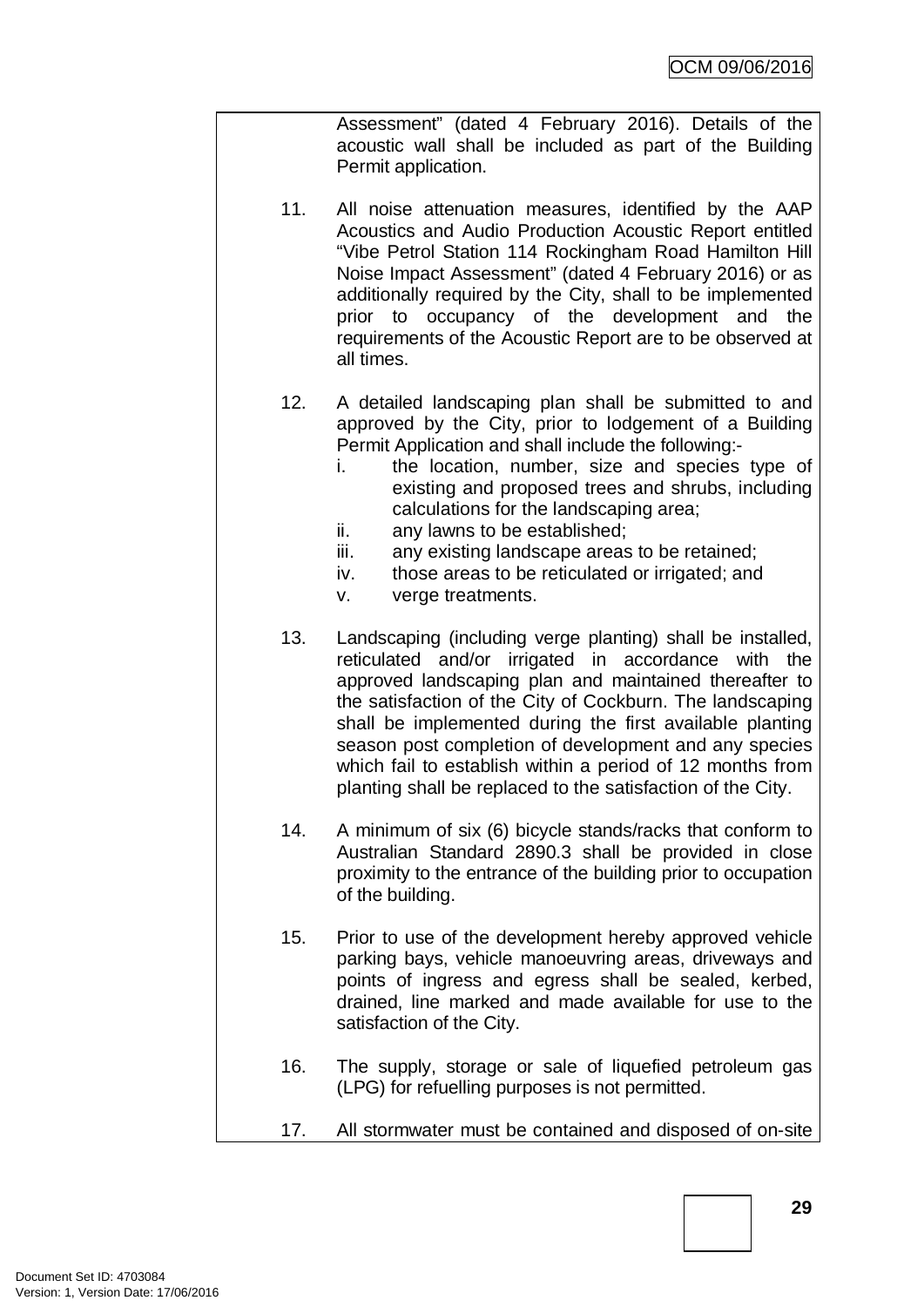Assessment" (dated 4 February 2016). Details of the acoustic wall shall be included as part of the Building Permit application.

11. All noise attenuation measures, identified by the AAP Acoustics and Audio Production Acoustic Report entitled "Vibe Petrol Station 114 Rockingham Road Hamilton Hill Noise Impact Assessment" (dated 4 February 2016) or as additionally required by the City, shall to be implemented prior to occupancy of the development and the requirements of the Acoustic Report are to be observed at all times.

12. A detailed landscaping plan shall be submitted to and approved by the City, prior to lodgement of a Building Permit Application and shall include the following:-
    i. the location, number, size and species type of existing and proposed trees and shrubs, including calculations for the landscaping area;
    ii. any lawns to be established;
    iii. any existing landscape areas to be retained;
    iv. those areas to be reticulated or irrigated; and
    v. verge treatments.

13. Landscaping (including verge planting) shall be installed, reticulated and/or irrigated in accordance with the approved landscaping plan and maintained thereafter to the satisfaction of the City of Cockburn. The landscaping shall be implemented during the first available planting season post completion of development and any species which fail to establish within a period of 12 months from planting shall be replaced to the satisfaction of the City.

14. A minimum of six (6) bicycle stands/racks that conform to Australian Standard 2890.3 shall be provided in close proximity to the entrance of the building prior to occupation of the building.

15. Prior to use of the development hereby approved vehicle parking bays, vehicle manoeuvring areas, driveways and points of ingress and egress shall be sealed, kerbed, drained, line marked and made available for use to the satisfaction of the City.

16. The supply, storage or sale of liquefied petroleum gas (LPG) for refuelling purposes is not permitted.

17. All stormwater must be contained and disposed of on-site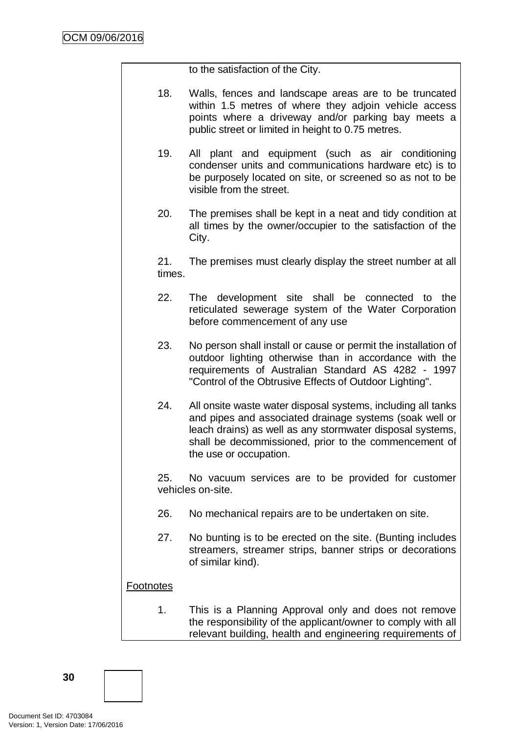to the satisfaction of the City.

18. Walls, fences and landscape areas are to be truncated within 1.5 metres of where they adjoin vehicle access points where a driveway and/or parking bay meets a public street or limited in height to 0.75 metres.

19. All plant and equipment (such as air conditioning condenser units and communications hardware etc) is to be purposely located on site, or screened so as not to be visible from the street.

20. The premises shall be kept in a neat and tidy condition at all times by the owner/occupier to the satisfaction of the City.

21. The premises must clearly display the street number at all times.

22. The development site shall be connected to the reticulated sewerage system of the Water Corporation before commencement of any use

23. No person shall install or cause or permit the installation of outdoor lighting otherwise than in accordance with the requirements of Australian Standard AS 4282 - 1997 "Control of the Obtrusive Effects of Outdoor Lighting".

24. All onsite waste water disposal systems, including all tanks and pipes and associated drainage systems (soak well or leach drains) as well as any stormwater disposal systems, shall be decommissioned, prior to the commencement of the use or occupation.

25. No vacuum services are to be provided for customer vehicles on-site.

26. No mechanical repairs are to be undertaken on site.

27. No bunting is to be erected on the site. (Bunting includes streamers, streamer strips, banner strips or decorations of similar kind).

<u>Footnotes</u>

1. This is a Planning Approval only and does not remove the responsibility of the applicant/owner to comply with all relevant building, health and engineering requirements of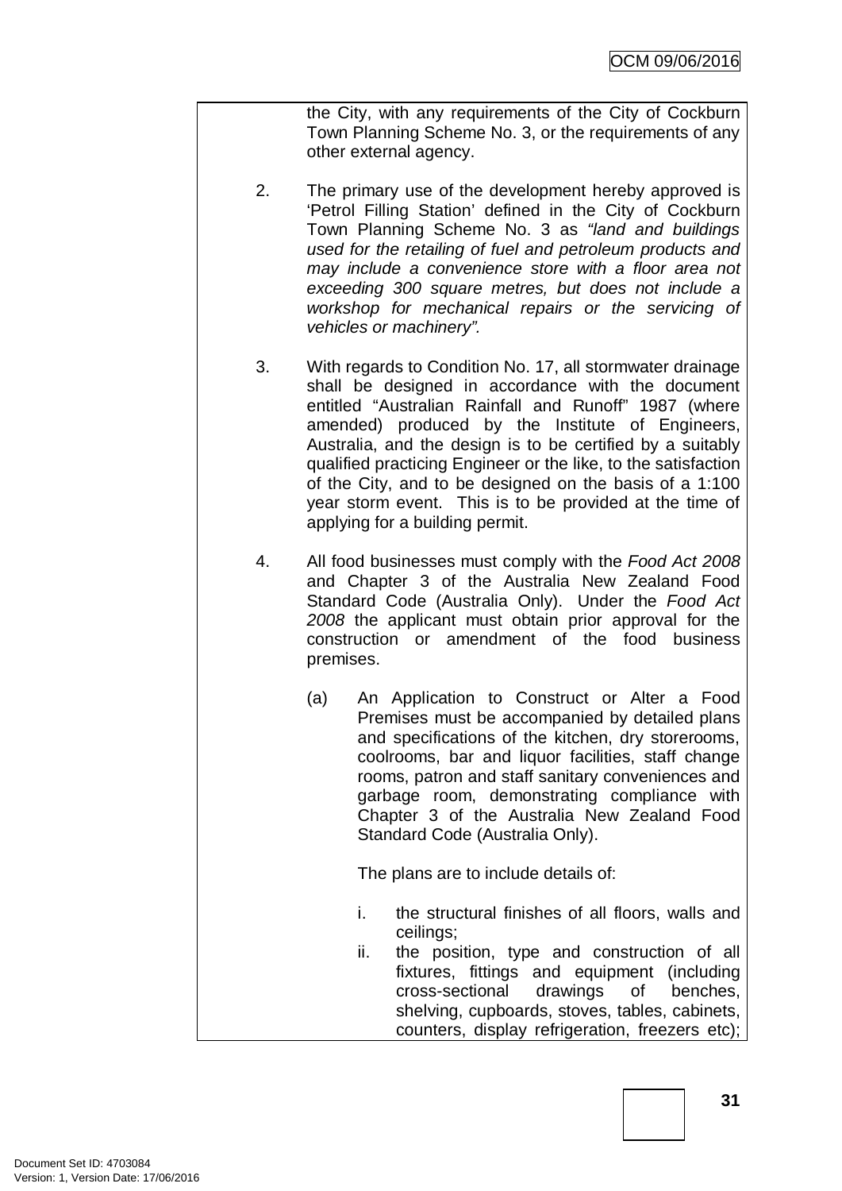the City, with any requirements of the City of Cockburn Town Planning Scheme No. 3, or the requirements of any other external agency.

2. The primary use of the development hereby approved is 'Petrol Filling Station' defined in the City of Cockburn Town Planning Scheme No. 3 as *"land and buildings used for the retailing of fuel and petroleum products and may include a convenience store with a floor area not exceeding 300 square metres, but does not include a workshop for mechanical repairs or the servicing of vehicles or machinery".*

3. With regards to Condition No. 17, all stormwater drainage shall be designed in accordance with the document entitled "Australian Rainfall and Runoff" 1987 (where amended) produced by the Institute of Engineers, Australia, and the design is to be certified by a suitably qualified practicing Engineer or the like, to the satisfaction of the City, and to be designed on the basis of a 1:100 year storm event. This is to be provided at the time of applying for a building permit.

4. All food businesses must comply with the *Food Act 2008* and Chapter 3 of the Australia New Zealand Food Standard Code (Australia Only). Under the *Food Act 2008* the applicant must obtain prior approval for the construction or amendment of the food business premises.

   (a) An Application to Construct or Alter a Food Premises must be accompanied by detailed plans and specifications of the kitchen, dry storerooms, coolrooms, bar and liquor facilities, staff change rooms, patron and staff sanitary conveniences and garbage room, demonstrating compliance with Chapter 3 of the Australia New Zealand Food Standard Code (Australia Only).

      The plans are to include details of:

      i. the structural finishes of all floors, walls and ceilings;
      ii. the position, type and construction of all fixtures, fittings and equipment (including cross-sectional drawings of benches, shelving, cupboards, stoves, tables, cabinets, counters, display refrigeration, freezers etc);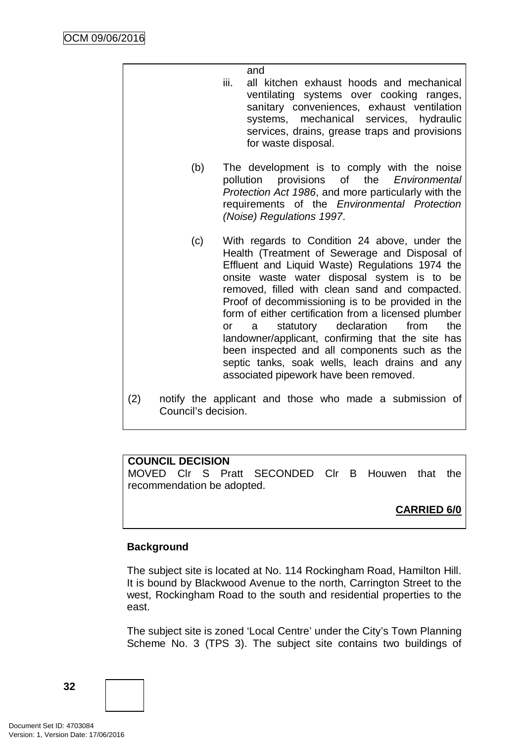and

iii. all kitchen exhaust hoods and mechanical ventilating systems over cooking ranges, sanitary conveniences, exhaust ventilation systems, mechanical services, hydraulic services, drains, grease traps and provisions for waste disposal.

(b) The development is to comply with the noise pollution provisions of the *Environmental Protection Act 1986*, and more particularly with the requirements of the *Environmental Protection (Noise) Regulations 1997*.

(c) With regards to Condition 24 above, under the Health (Treatment of Sewerage and Disposal of Effluent and Liquid Waste) Regulations 1974 the onsite waste water disposal system is to be removed, filled with clean sand and compacted. Proof of decommissioning is to be provided in the form of either certification from a licensed plumber or a statutory declaration from the landowner/applicant, confirming that the site has been inspected and all components such as the septic tanks, soak wells, leach drains and any associated pipework have been removed.

(2) notify the applicant and those who made a submission of Council's decision.

**COUNCIL DECISION**
MOVED Clr S Pratt SECONDED Clr B Houwen that the recommendation be adopted.

**CARRIED 6/0**

**Background**

The subject site is located at No. 114 Rockingham Road, Hamilton Hill. It is bound by Blackwood Avenue to the north, Carrington Street to the west, Rockingham Road to the south and residential properties to the east.

The subject site is zoned 'Local Centre' under the City's Town Planning Scheme No. 3 (TPS 3). The subject site contains two buildings of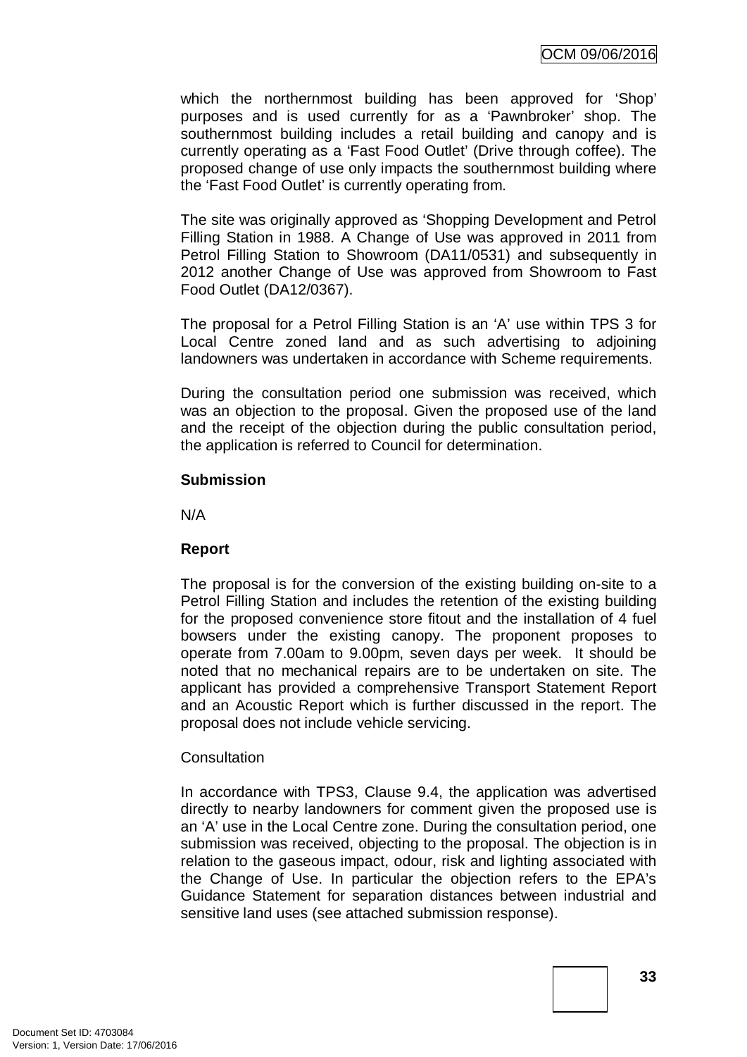which the northernmost building has been approved for 'Shop' purposes and is used currently for as a 'Pawnbroker' shop. The southernmost building includes a retail building and canopy and is currently operating as a 'Fast Food Outlet' (Drive through coffee). The proposed change of use only impacts the southernmost building where the 'Fast Food Outlet' is currently operating from.

The site was originally approved as 'Shopping Development and Petrol Filling Station in 1988. A Change of Use was approved in 2011 from Petrol Filling Station to Showroom (DA11/0531) and subsequently in 2012 another Change of Use was approved from Showroom to Fast Food Outlet (DA12/0367).

The proposal for a Petrol Filling Station is an 'A' use within TPS 3 for Local Centre zoned land and as such advertising to adjoining landowners was undertaken in accordance with Scheme requirements.

During the consultation period one submission was received, which was an objection to the proposal. Given the proposed use of the land and the receipt of the objection during the public consultation period, the application is referred to Council for determination.

**Submission**

N/A

**Report**

The proposal is for the conversion of the existing building on-site to a Petrol Filling Station and includes the retention of the existing building for the proposed convenience store fitout and the installation of 4 fuel bowsers under the existing canopy. The proponent proposes to operate from 7.00am to 9.00pm, seven days per week. It should be noted that no mechanical repairs are to be undertaken on site. The applicant has provided a comprehensive Transport Statement Report and an Acoustic Report which is further discussed in the report. The proposal does not include vehicle servicing.

Consultation

In accordance with TPS3, Clause 9.4, the application was advertised directly to nearby landowners for comment given the proposed use is an 'A' use in the Local Centre zone. During the consultation period, one submission was received, objecting to the proposal. The objection is in relation to the gaseous impact, odour, risk and lighting associated with the Change of Use. In particular the objection refers to the EPA's Guidance Statement for separation distances between industrial and sensitive land uses (see attached submission response).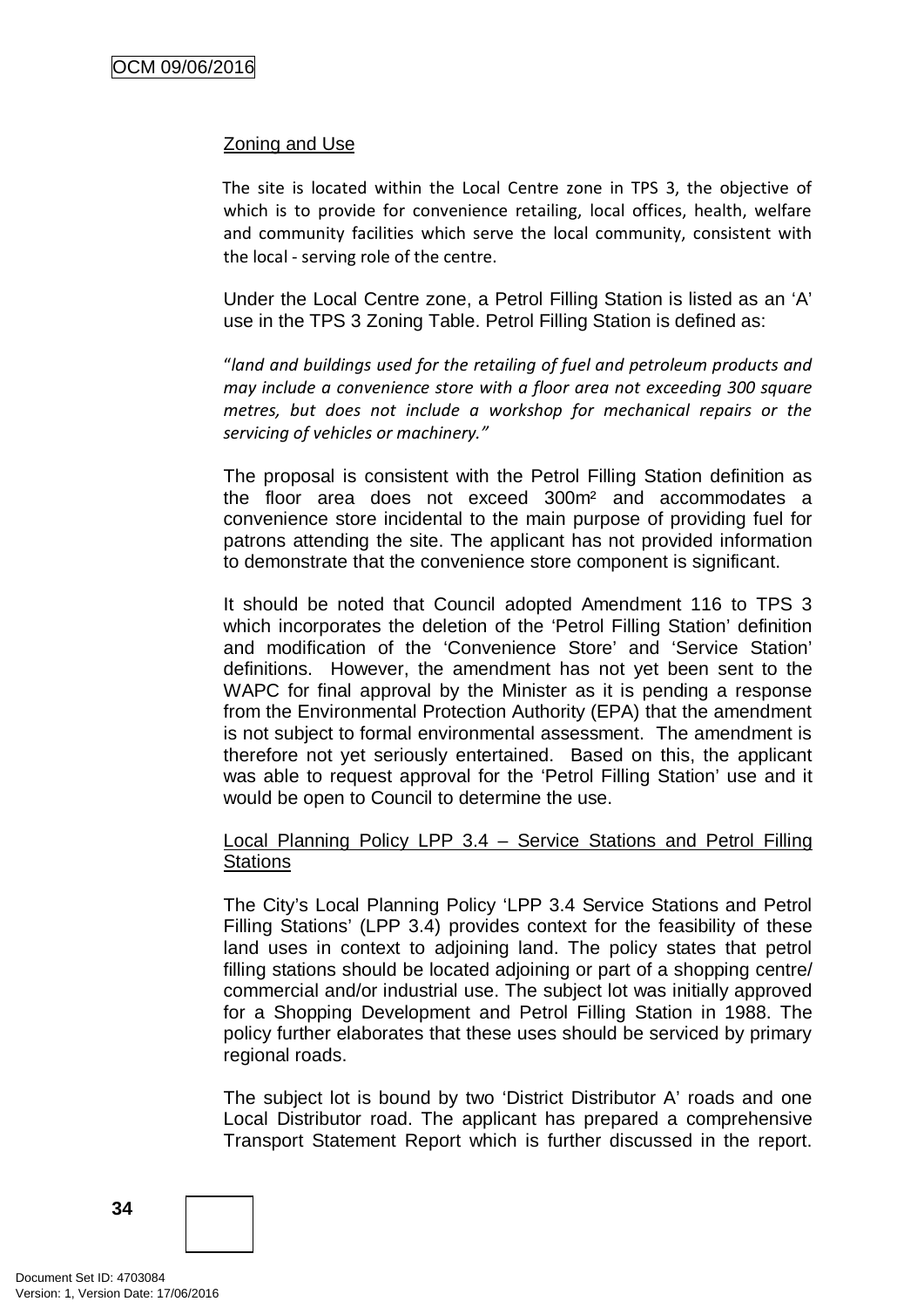Zoning and Use

The site is located within the Local Centre zone in TPS 3, the objective of which is to provide for convenience retailing, local offices, health, welfare and community facilities which serve the local community, consistent with the local - serving role of the centre.

Under the Local Centre zone, a Petrol Filling Station is listed as an 'A' use in the TPS 3 Zoning Table. Petrol Filling Station is defined as:

"*land and buildings used for the retailing of fuel and petroleum products and may include a convenience store with a floor area not exceeding 300 square metres, but does not include a workshop for mechanical repairs or the servicing of vehicles or machinery."*

The proposal is consistent with the Petrol Filling Station definition as the floor area does not exceed 300m² and accommodates a convenience store incidental to the main purpose of providing fuel for patrons attending the site. The applicant has not provided information to demonstrate that the convenience store component is significant.

It should be noted that Council adopted Amendment 116 to TPS 3 which incorporates the deletion of the 'Petrol Filling Station' definition and modification of the 'Convenience Store' and 'Service Station' definitions. However, the amendment has not yet been sent to the WAPC for final approval by the Minister as it is pending a response from the Environmental Protection Authority (EPA) that the amendment is not subject to formal environmental assessment. The amendment is therefore not yet seriously entertained. Based on this, the applicant was able to request approval for the 'Petrol Filling Station' use and it would be open to Council to determine the use.

Local Planning Policy LPP 3.4 – Service Stations and Petrol Filling Stations

The City's Local Planning Policy 'LPP 3.4 Service Stations and Petrol Filling Stations' (LPP 3.4) provides context for the feasibility of these land uses in context to adjoining land. The policy states that petrol filling stations should be located adjoining or part of a shopping centre/ commercial and/or industrial use. The subject lot was initially approved for a Shopping Development and Petrol Filling Station in 1988. The policy further elaborates that these uses should be serviced by primary regional roads.

The subject lot is bound by two 'District Distributor A' roads and one Local Distributor road. The applicant has prepared a comprehensive Transport Statement Report which is further discussed in the report.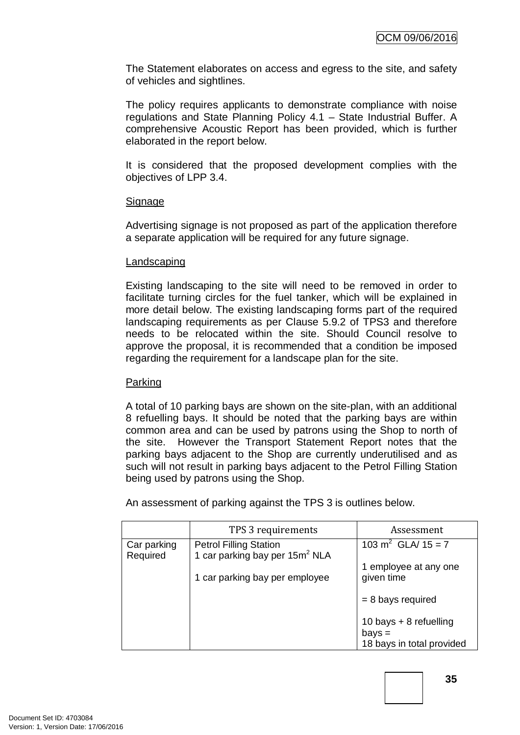The Statement elaborates on access and egress to the site, and safety of vehicles and sightlines.

The policy requires applicants to demonstrate compliance with noise regulations and State Planning Policy 4.1 – State Industrial Buffer. A comprehensive Acoustic Report has been provided, which is further elaborated in the report below.

It is considered that the proposed development complies with the objectives of LPP 3.4.

Signage

Advertising signage is not proposed as part of the application therefore a separate application will be required for any future signage.

Landscaping

Existing landscaping to the site will need to be removed in order to facilitate turning circles for the fuel tanker, which will be explained in more detail below. The existing landscaping forms part of the required landscaping requirements as per Clause 5.9.2 of TPS3 and therefore needs to be relocated within the site. Should Council resolve to approve the proposal, it is recommended that a condition be imposed regarding the requirement for a landscape plan for the site.

Parking

A total of 10 parking bays are shown on the site-plan, with an additional 8 refuelling bays. It should be noted that the parking bays are within common area and can be used by patrons using the Shop to north of the site. However the Transport Statement Report notes that the parking bays adjacent to the Shop are currently underutilised and as such will not result in parking bays adjacent to the Petrol Filling Station being used by patrons using the Shop.

An assessment of parking against the TPS 3 is outlines below.

| | TPS 3 requirements | Assessment |
|---|---|---|
| Car parking Required | Petrol Filling Station<br>1 car parking bay per 15m$^2$ NLA<br><br>1 car parking bay per employee | 103 m$^2$ GLA/ 15 = 7<br><br>1 employee at any one given time<br><br>= 8 bays required<br><br>10 bays + 8 refuelling bays =<br>18 bays in total provided |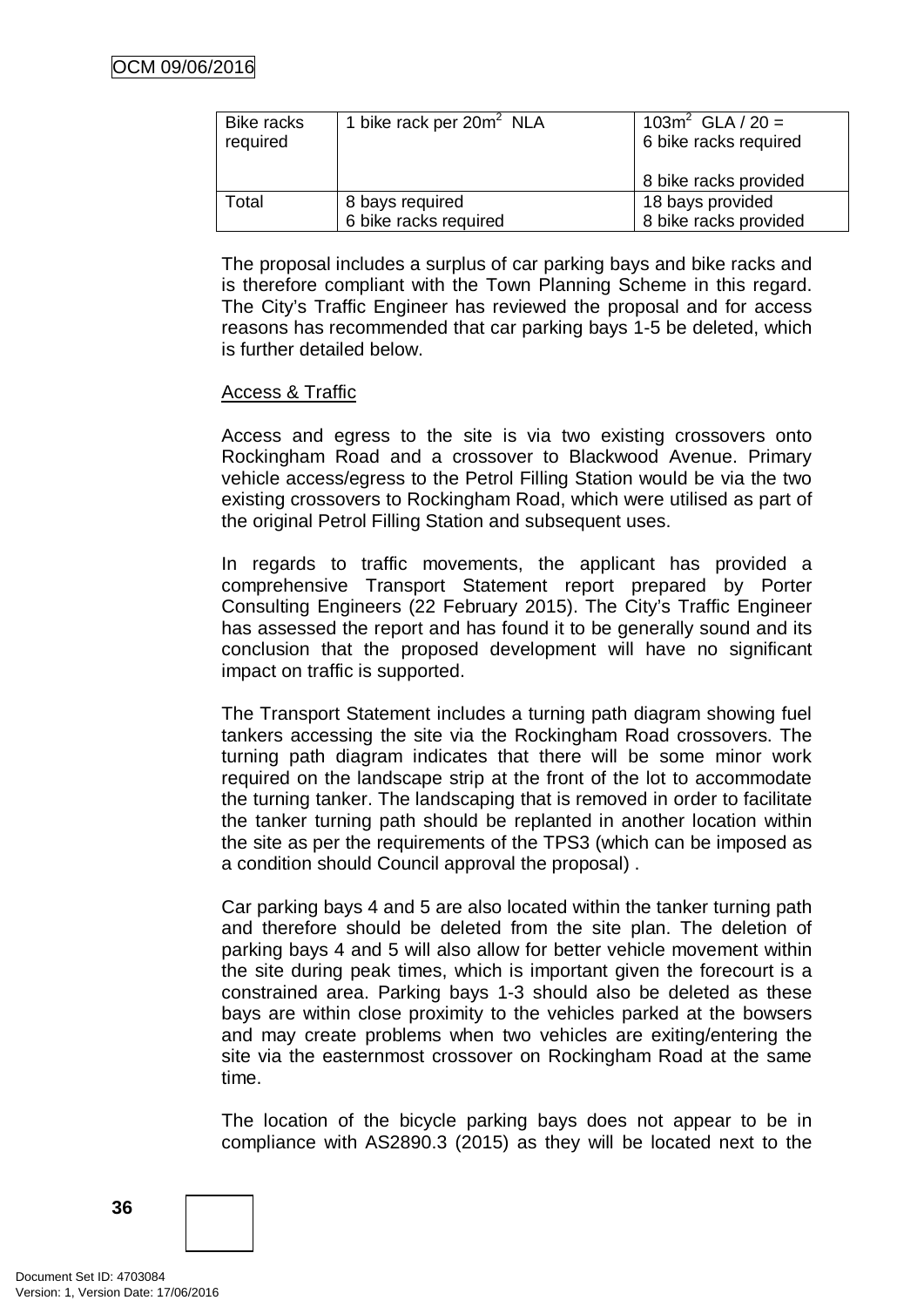| Bike racks required | 1 bike rack per $20m^2$ NLA | $103m^2$ GLA / 20 = 6 bike racks required<br><br>8 bike racks provided |
|---|---|---|
| Total | 8 bays required<br>6 bike racks required | 18 bays provided<br>8 bike racks provided |

The proposal includes a surplus of car parking bays and bike racks and is therefore compliant with the Town Planning Scheme in this regard. The City's Traffic Engineer has reviewed the proposal and for access reasons has recommended that car parking bays 1-5 be deleted, which is further detailed below.

Access & Traffic

Access and egress to the site is via two existing crossovers onto Rockingham Road and a crossover to Blackwood Avenue. Primary vehicle access/egress to the Petrol Filling Station would be via the two existing crossovers to Rockingham Road, which were utilised as part of the original Petrol Filling Station and subsequent uses.

In regards to traffic movements, the applicant has provided a comprehensive Transport Statement report prepared by Porter Consulting Engineers (22 February 2015). The City's Traffic Engineer has assessed the report and has found it to be generally sound and its conclusion that the proposed development will have no significant impact on traffic is supported.

The Transport Statement includes a turning path diagram showing fuel tankers accessing the site via the Rockingham Road crossovers. The turning path diagram indicates that there will be some minor work required on the landscape strip at the front of the lot to accommodate the turning tanker. The landscaping that is removed in order to facilitate the tanker turning path should be replanted in another location within the site as per the requirements of the TPS3 (which can be imposed as a condition should Council approval the proposal) .

Car parking bays 4 and 5 are also located within the tanker turning path and therefore should be deleted from the site plan. The deletion of parking bays 4 and 5 will also allow for better vehicle movement within the site during peak times, which is important given the forecourt is a constrained area. Parking bays 1-3 should also be deleted as these bays are within close proximity to the vehicles parked at the bowsers and may create problems when two vehicles are exiting/entering the site via the easternmost crossover on Rockingham Road at the same time.

The location of the bicycle parking bays does not appear to be in compliance with AS2890.3 (2015) as they will be located next to the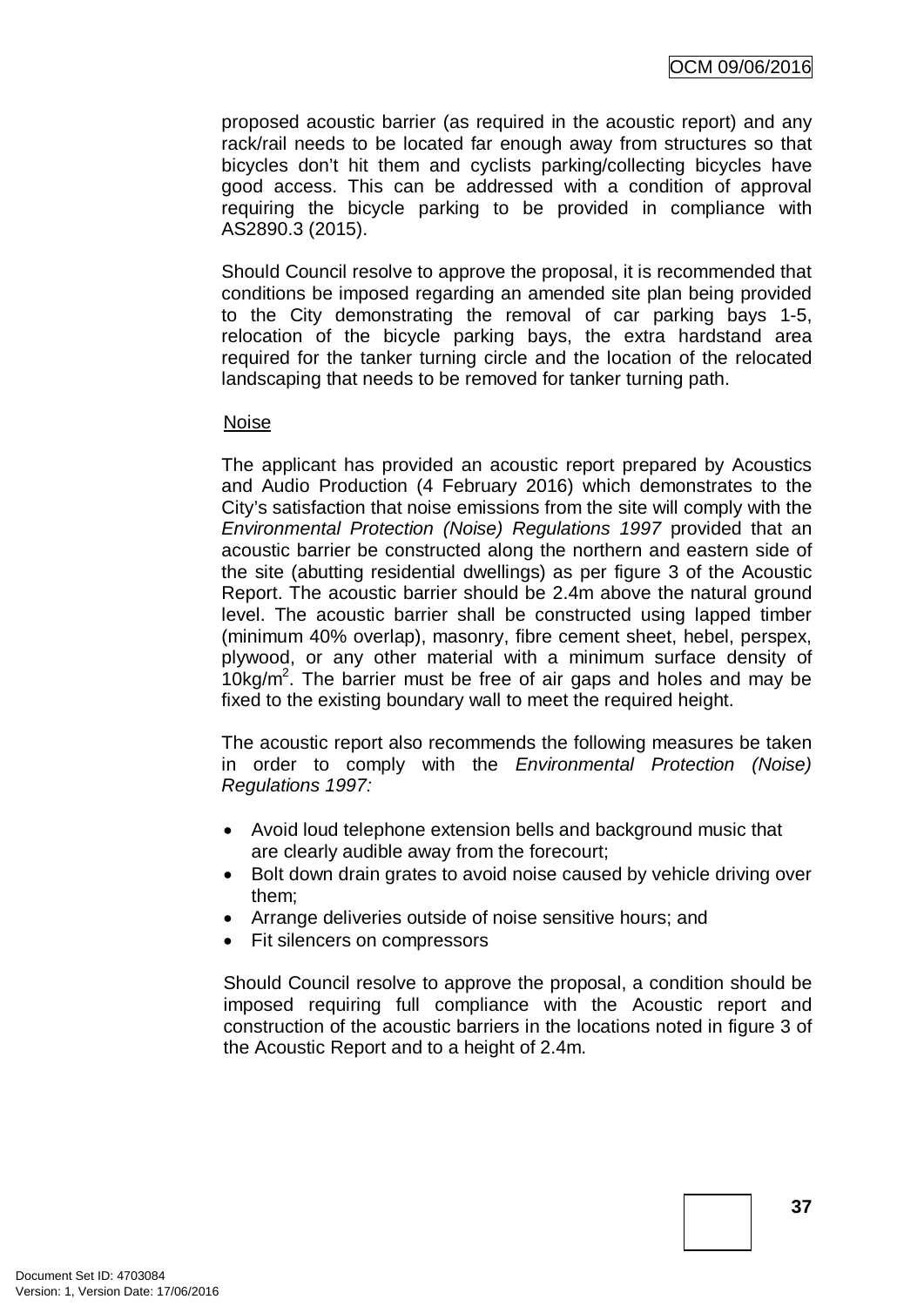proposed acoustic barrier (as required in the acoustic report) and any rack/rail needs to be located far enough away from structures so that bicycles don't hit them and cyclists parking/collecting bicycles have good access. This can be addressed with a condition of approval requiring the bicycle parking to be provided in compliance with AS2890.3 (2015).

Should Council resolve to approve the proposal, it is recommended that conditions be imposed regarding an amended site plan being provided to the City demonstrating the removal of car parking bays 1-5, relocation of the bicycle parking bays, the extra hardstand area required for the tanker turning circle and the location of the relocated landscaping that needs to be removed for tanker turning path.

Noise

The applicant has provided an acoustic report prepared by Acoustics and Audio Production (4 February 2016) which demonstrates to the City's satisfaction that noise emissions from the site will comply with the *Environmental Protection (Noise) Regulations 1997* provided that an acoustic barrier be constructed along the northern and eastern side of the site (abutting residential dwellings) as per figure 3 of the Acoustic Report. The acoustic barrier should be 2.4m above the natural ground level. The acoustic barrier shall be constructed using lapped timber (minimum 40% overlap), masonry, fibre cement sheet, hebel, perspex, plywood, or any other material with a minimum surface density of $10kg/m^2$. The barrier must be free of air gaps and holes and may be fixed to the existing boundary wall to meet the required height.

The acoustic report also recommends the following measures be taken in order to comply with the *Environmental Protection (Noise) Regulations 1997:*

- Avoid loud telephone extension bells and background music that are clearly audible away from the forecourt;
- Bolt down drain grates to avoid noise caused by vehicle driving over them;
- Arrange deliveries outside of noise sensitive hours; and
- Fit silencers on compressors

Should Council resolve to approve the proposal, a condition should be imposed requiring full compliance with the Acoustic report and construction of the acoustic barriers in the locations noted in figure 3 of the Acoustic Report and to a height of 2.4m.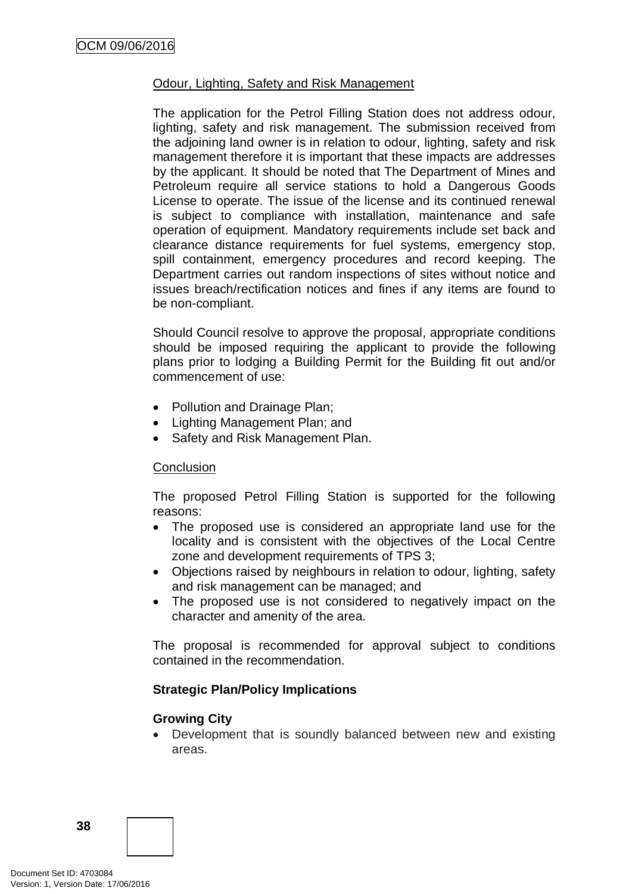Odour, Lighting, Safety and Risk Management

The application for the Petrol Filling Station does not address odour, lighting, safety and risk management. The submission received from the adjoining land owner is in relation to odour, lighting, safety and risk management therefore it is important that these impacts are addresses by the applicant. It should be noted that The Department of Mines and Petroleum require all service stations to hold a Dangerous Goods License to operate. The issue of the license and its continued renewal is subject to compliance with installation, maintenance and safe operation of equipment. Mandatory requirements include set back and clearance distance requirements for fuel systems, emergency stop, spill containment, emergency procedures and record keeping. The Department carries out random inspections of sites without notice and issues breach/rectification notices and fines if any items are found to be non-compliant.

Should Council resolve to approve the proposal, appropriate conditions should be imposed requiring the applicant to provide the following plans prior to lodging a Building Permit for the Building fit out and/or commencement of use:

- Pollution and Drainage Plan;
- Lighting Management Plan; and
- Safety and Risk Management Plan.

Conclusion

The proposed Petrol Filling Station is supported for the following reasons:

- The proposed use is considered an appropriate land use for the locality and is consistent with the objectives of the Local Centre zone and development requirements of TPS 3;
- Objections raised by neighbours in relation to odour, lighting, safety and risk management can be managed; and
- The proposed use is not considered to negatively impact on the character and amenity of the area.

The proposal is recommended for approval subject to conditions contained in the recommendation.

**Strategic Plan/Policy Implications**

**Growing City**

- Development that is soundly balanced between new and existing areas.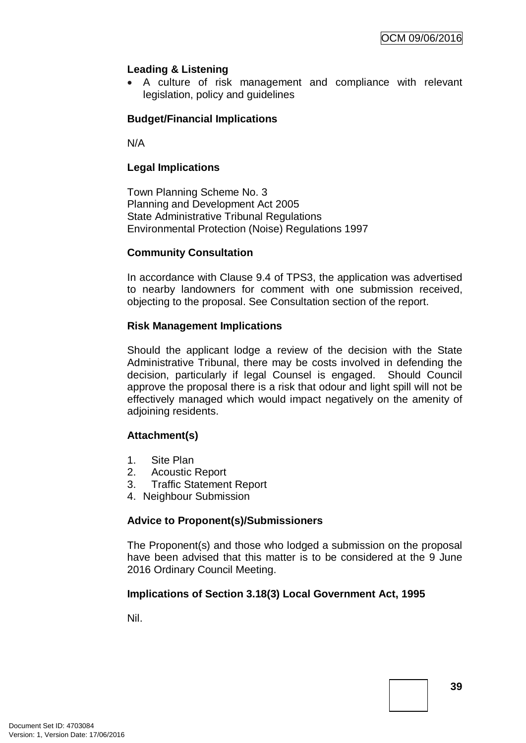**Leading & Listening**

- A culture of risk management and compliance with relevant legislation, policy and guidelines

**Budget/Financial Implications**

N/A

**Legal Implications**

Town Planning Scheme No. 3
Planning and Development Act 2005
State Administrative Tribunal Regulations
Environmental Protection (Noise) Regulations 1997

**Community Consultation**

In accordance with Clause 9.4 of TPS3, the application was advertised to nearby landowners for comment with one submission received, objecting to the proposal. See Consultation section of the report.

**Risk Management Implications**

Should the applicant lodge a review of the decision with the State Administrative Tribunal, there may be costs involved in defending the decision, particularly if legal Counsel is engaged. Should Council approve the proposal there is a risk that odour and light spill will not be effectively managed which would impact negatively on the amenity of adjoining residents.

**Attachment(s)**

1. Site Plan
2. Acoustic Report
3. Traffic Statement Report
4. Neighbour Submission

**Advice to Proponent(s)/Submissioners**

The Proponent(s) and those who lodged a submission on the proposal have been advised that this matter is to be considered at the 9 June 2016 Ordinary Council Meeting.

**Implications of Section 3.18(3) Local Government Act, 1995**

Nil.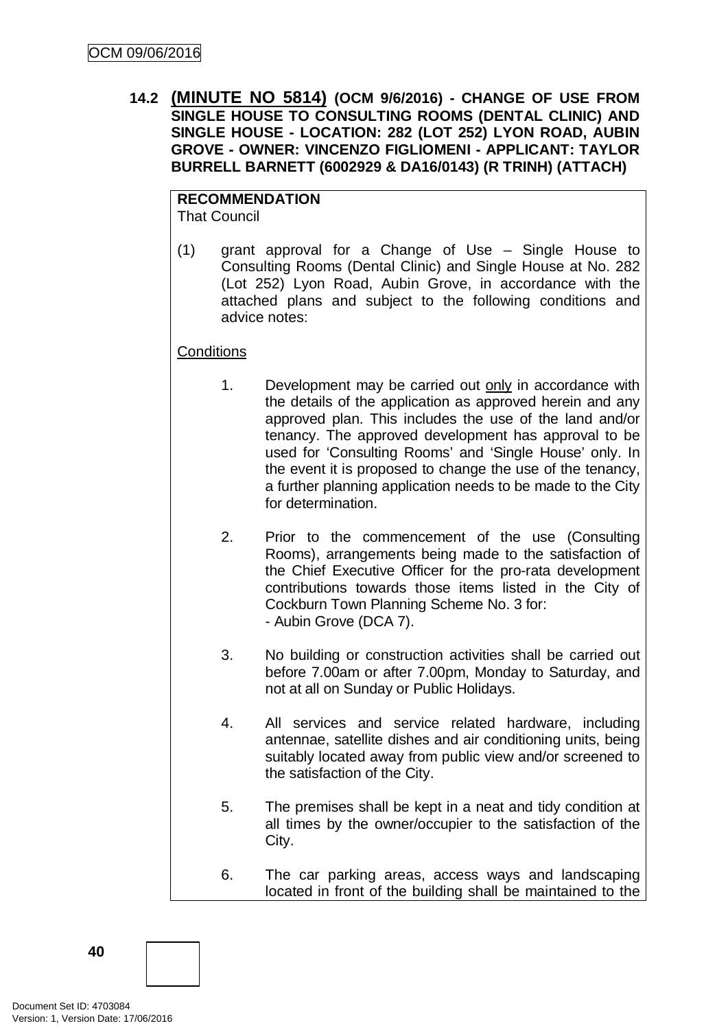**14.2 (MINUTE NO 5814) (OCM 9/6/2016) - CHANGE OF USE FROM SINGLE HOUSE TO CONSULTING ROOMS (DENTAL CLINIC) AND SINGLE HOUSE - LOCATION: 282 (LOT 252) LYON ROAD, AUBIN GROVE - OWNER: VINCENZO FIGLIOMENI - APPLICANT: TAYLOR BURRELL BARNETT (6002929 & DA16/0143) (R TRINH) (ATTACH)**

**RECOMMENDATION**
That Council

(1) grant approval for a Change of Use – Single House to Consulting Rooms (Dental Clinic) and Single House at No. 282 (Lot 252) Lyon Road, Aubin Grove, in accordance with the attached plans and subject to the following conditions and advice notes:

Conditions

1. Development may be carried out only in accordance with the details of the application as approved herein and any approved plan. This includes the use of the land and/or tenancy. The approved development has approval to be used for 'Consulting Rooms' and 'Single House' only. In the event it is proposed to change the use of the tenancy, a further planning application needs to be made to the City for determination.

2. Prior to the commencement of the use (Consulting Rooms), arrangements being made to the satisfaction of the Chief Executive Officer for the pro-rata development contributions towards those items listed in the City of Cockburn Town Planning Scheme No. 3 for:
   - Aubin Grove (DCA 7).

3. No building or construction activities shall be carried out before 7.00am or after 7.00pm, Monday to Saturday, and not at all on Sunday or Public Holidays.

4. All services and service related hardware, including antennae, satellite dishes and air conditioning units, being suitably located away from public view and/or screened to the satisfaction of the City.

5. The premises shall be kept in a neat and tidy condition at all times by the owner/occupier to the satisfaction of the City.

6. The car parking areas, access ways and landscaping located in front of the building shall be maintained to the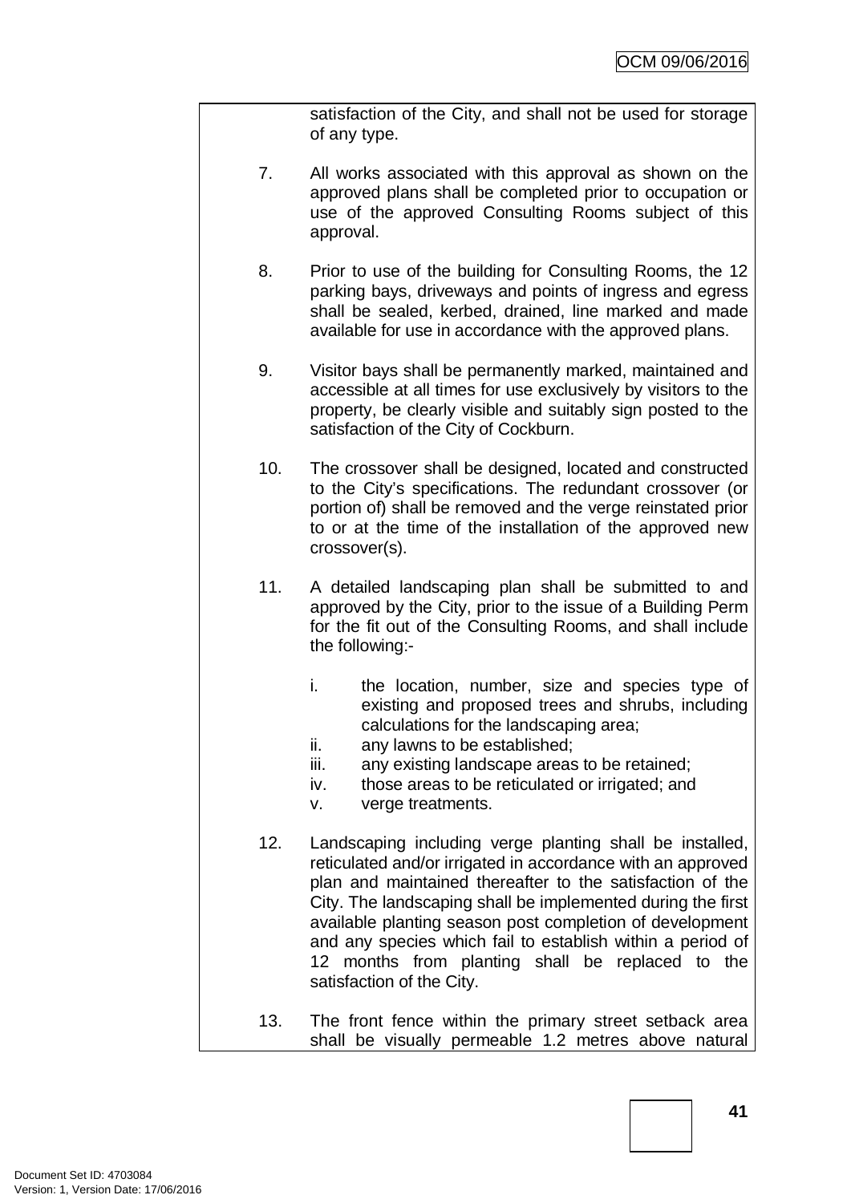satisfaction of the City, and shall not be used for storage of any type.

7. All works associated with this approval as shown on the approved plans shall be completed prior to occupation or use of the approved Consulting Rooms subject of this approval.

8. Prior to use of the building for Consulting Rooms, the 12 parking bays, driveways and points of ingress and egress shall be sealed, kerbed, drained, line marked and made available for use in accordance with the approved plans.

9. Visitor bays shall be permanently marked, maintained and accessible at all times for use exclusively by visitors to the property, be clearly visible and suitably sign posted to the satisfaction of the City of Cockburn.

10. The crossover shall be designed, located and constructed to the City's specifications. The redundant crossover (or portion of) shall be removed and the verge reinstated prior to or at the time of the installation of the approved new crossover(s).

11. A detailed landscaping plan shall be submitted to and approved by the City, prior to the issue of a Building Perm for the fit out of the Consulting Rooms, and shall include the following:-

    i. the location, number, size and species type of existing and proposed trees and shrubs, including calculations for the landscaping area;
    ii. any lawns to be established;
    iii. any existing landscape areas to be retained;
    iv. those areas to be reticulated or irrigated; and
    v. verge treatments.

12. Landscaping including verge planting shall be installed, reticulated and/or irrigated in accordance with an approved plan and maintained thereafter to the satisfaction of the City. The landscaping shall be implemented during the first available planting season post completion of development and any species which fail to establish within a period of 12 months from planting shall be replaced to the satisfaction of the City.

13. The front fence within the primary street setback area shall be visually permeable 1.2 metres above natural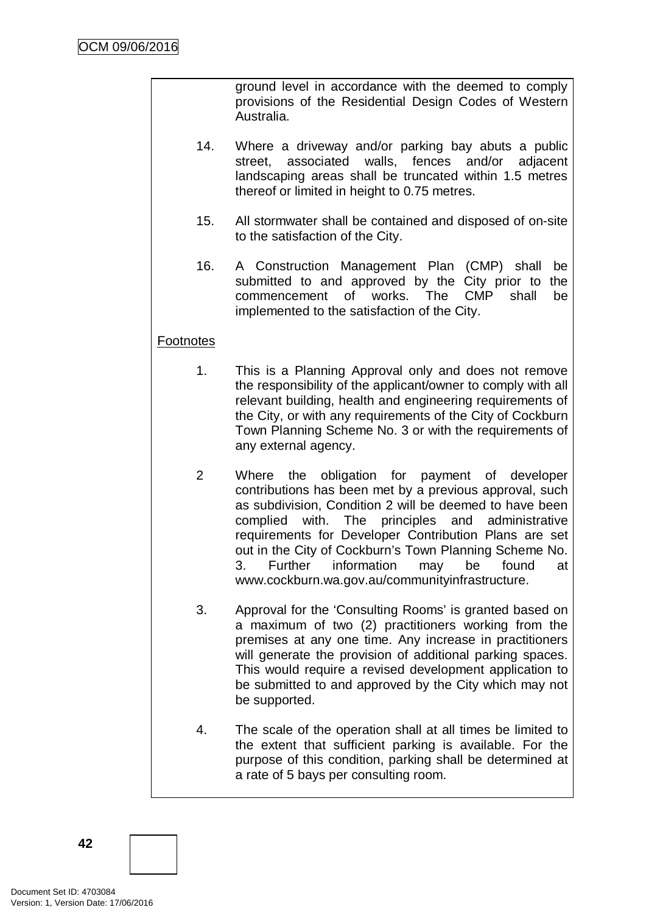ground level in accordance with the deemed to comply provisions of the Residential Design Codes of Western Australia.

14. Where a driveway and/or parking bay abuts a public street, associated walls, fences and/or adjacent landscaping areas shall be truncated within 1.5 metres thereof or limited in height to 0.75 metres.

15. All stormwater shall be contained and disposed of on-site to the satisfaction of the City.

16. A Construction Management Plan (CMP) shall be submitted to and approved by the City prior to the commencement of works. The CMP shall be implemented to the satisfaction of the City.

Footnotes

1. This is a Planning Approval only and does not remove the responsibility of the applicant/owner to comply with all relevant building, health and engineering requirements of the City, or with any requirements of the City of Cockburn Town Planning Scheme No. 3 or with the requirements of any external agency.

2 Where the obligation for payment of developer contributions has been met by a previous approval, such as subdivision, Condition 2 will be deemed to have been complied with. The principles and administrative requirements for Developer Contribution Plans are set out in the City of Cockburn's Town Planning Scheme No. 3. Further information may be found at www.cockburn.wa.gov.au/communityinfrastructure.

3. Approval for the 'Consulting Rooms' is granted based on a maximum of two (2) practitioners working from the premises at any one time. Any increase in practitioners will generate the provision of additional parking spaces. This would require a revised development application to be submitted to and approved by the City which may not be supported.

4. The scale of the operation shall at all times be limited to the extent that sufficient parking is available. For the purpose of this condition, parking shall be determined at a rate of 5 bays per consulting room.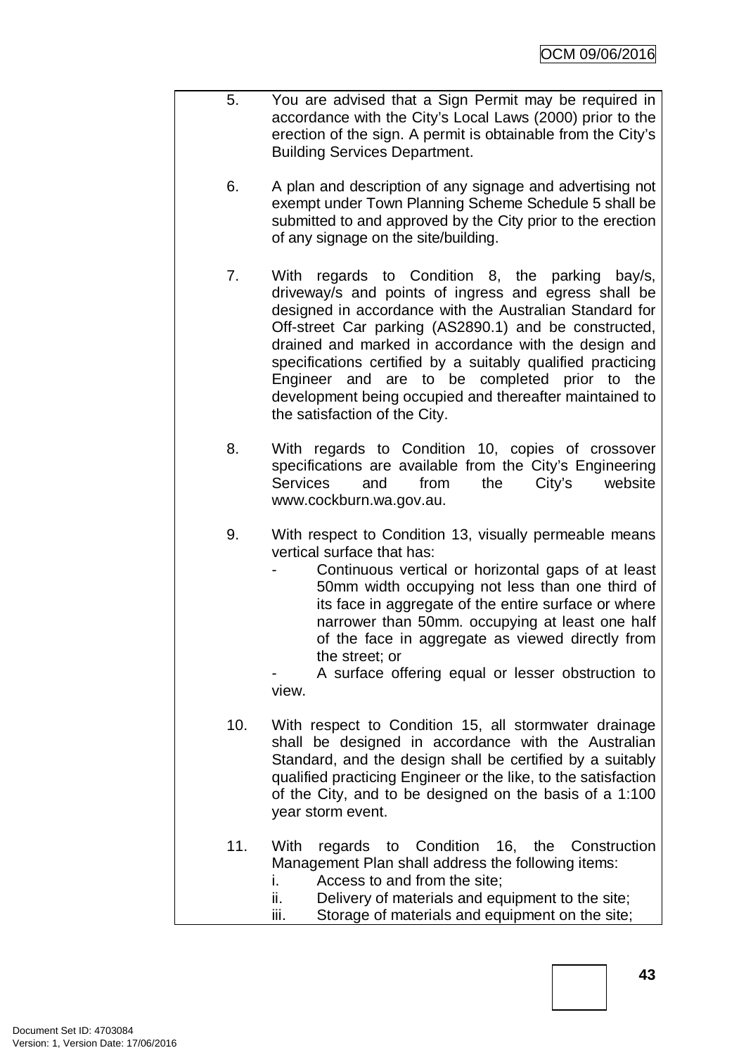5. You are advised that a Sign Permit may be required in accordance with the City's Local Laws (2000) prior to the erection of the sign. A permit is obtainable from the City's Building Services Department.

6. A plan and description of any signage and advertising not exempt under Town Planning Scheme Schedule 5 shall be submitted to and approved by the City prior to the erection of any signage on the site/building.

7. With regards to Condition 8, the parking bay/s, driveway/s and points of ingress and egress shall be designed in accordance with the Australian Standard for Off-street Car parking (AS2890.1) and be constructed, drained and marked in accordance with the design and specifications certified by a suitably qualified practicing Engineer and are to be completed prior to the development being occupied and thereafter maintained to the satisfaction of the City.

8. With regards to Condition 10, copies of crossover specifications are available from the City's Engineering Services and from the City's website www.cockburn.wa.gov.au.

9. With respect to Condition 13, visually permeable means vertical surface that has:
   - Continuous vertical or horizontal gaps of at least 50mm width occupying not less than one third of its face in aggregate of the entire surface or where narrower than 50mm. occupying at least one half of the face in aggregate as viewed directly from the street; or
   - A surface offering equal or lesser obstruction to view.

10. With respect to Condition 15, all stormwater drainage shall be designed in accordance with the Australian Standard, and the design shall be certified by a suitably qualified practicing Engineer or the like, to the satisfaction of the City, and to be designed on the basis of a 1:100 year storm event.

11. With regards to Condition 16, the Construction Management Plan shall address the following items:
    i. Access to and from the site;
    ii. Delivery of materials and equipment to the site;
    iii. Storage of materials and equipment on the site;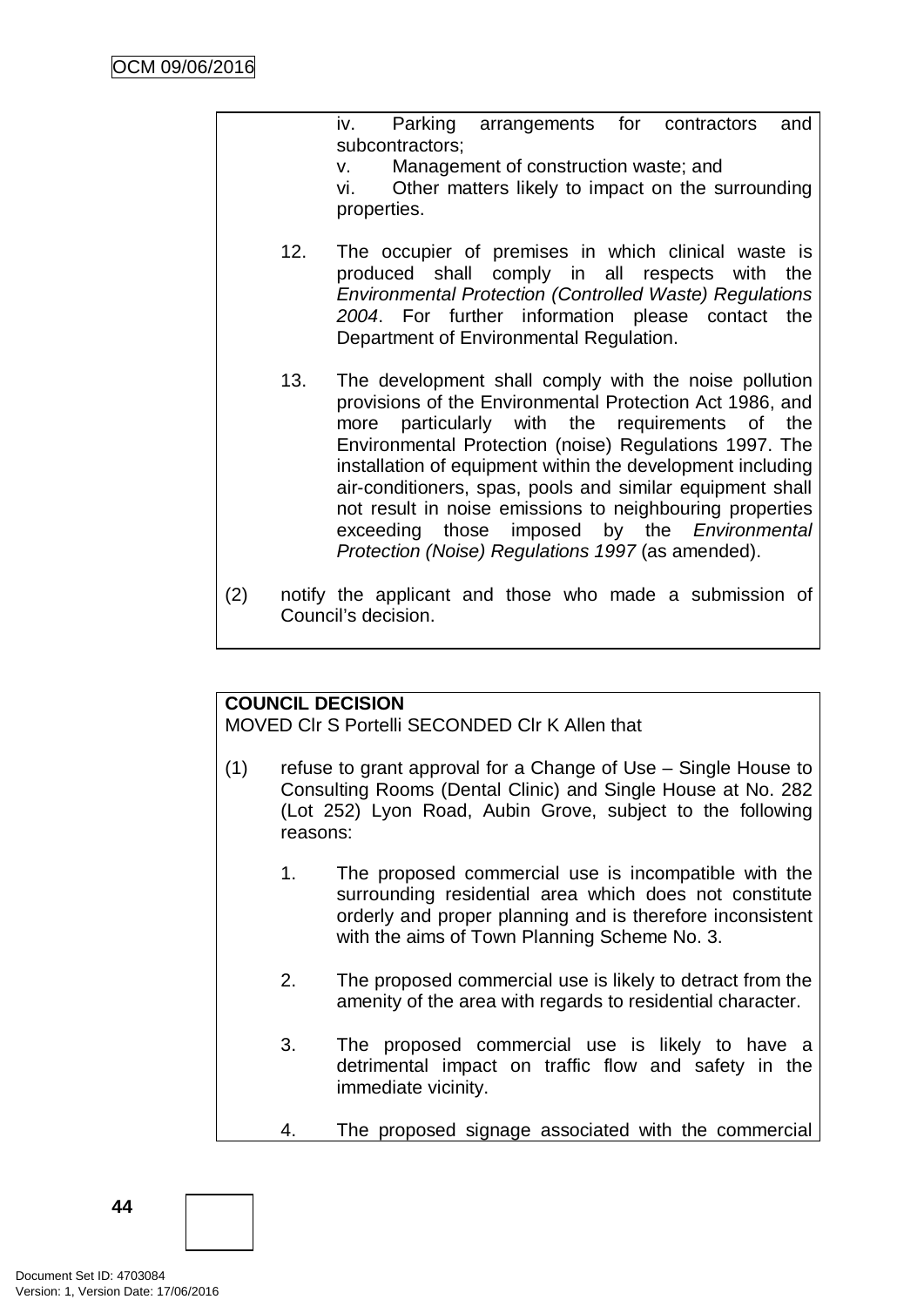iv. Parking arrangements for contractors and subcontractors;

v. Management of construction waste; and

vi. Other matters likely to impact on the surrounding properties.

12. The occupier of premises in which clinical waste is produced shall comply in all respects with the *Environmental Protection (Controlled Waste) Regulations 2004*. For further information please contact the Department of Environmental Regulation.

13. The development shall comply with the noise pollution provisions of the Environmental Protection Act 1986, and more particularly with the requirements of the Environmental Protection (noise) Regulations 1997. The installation of equipment within the development including air-conditioners, spas, pools and similar equipment shall not result in noise emissions to neighbouring properties exceeding those imposed by the *Environmental Protection (Noise) Regulations 1997* (as amended).

(2) notify the applicant and those who made a submission of Council's decision.

**COUNCIL DECISION**

MOVED Clr S Portelli SECONDED Clr K Allen that

(1) refuse to grant approval for a Change of Use – Single House to Consulting Rooms (Dental Clinic) and Single House at No. 282 (Lot 252) Lyon Road, Aubin Grove, subject to the following reasons:

1. The proposed commercial use is incompatible with the surrounding residential area which does not constitute orderly and proper planning and is therefore inconsistent with the aims of Town Planning Scheme No. 3.

2. The proposed commercial use is likely to detract from the amenity of the area with regards to residential character.

3. The proposed commercial use is likely to have a detrimental impact on traffic flow and safety in the immediate vicinity.

4. The proposed signage associated with the commercial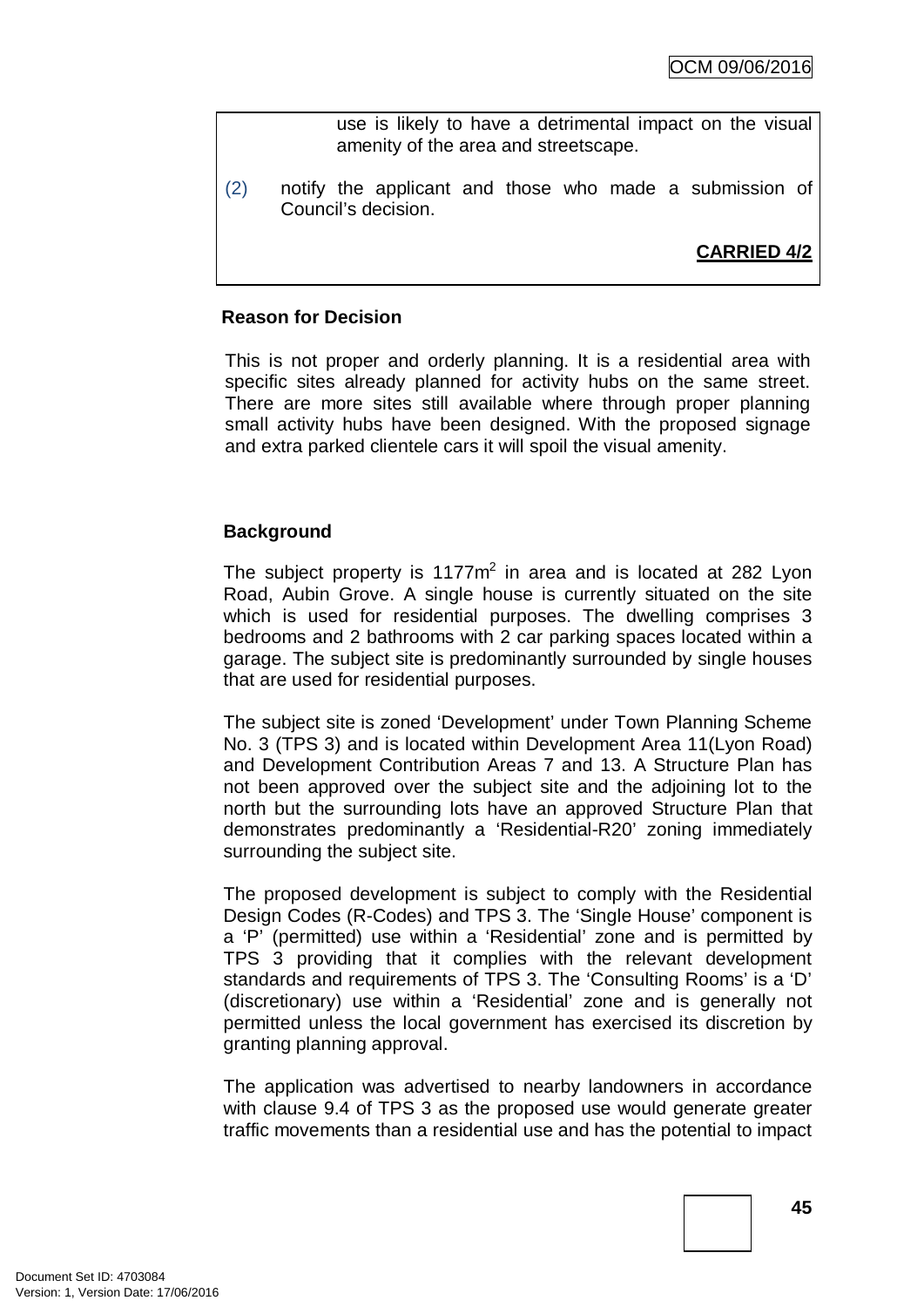use is likely to have a detrimental impact on the visual amenity of the area and streetscape.

(2) notify the applicant and those who made a submission of Council's decision.

**CARRIED 4/2**

**Reason for Decision**

This is not proper and orderly planning. It is a residential area with specific sites already planned for activity hubs on the same street. There are more sites still available where through proper planning small activity hubs have been designed. With the proposed signage and extra parked clientele cars it will spoil the visual amenity.

**Background**

The subject property is 1177m$^2$ in area and is located at 282 Lyon Road, Aubin Grove. A single house is currently situated on the site which is used for residential purposes. The dwelling comprises 3 bedrooms and 2 bathrooms with 2 car parking spaces located within a garage. The subject site is predominantly surrounded by single houses that are used for residential purposes.

The subject site is zoned 'Development' under Town Planning Scheme No. 3 (TPS 3) and is located within Development Area 11(Lyon Road) and Development Contribution Areas 7 and 13. A Structure Plan has not been approved over the subject site and the adjoining lot to the north but the surrounding lots have an approved Structure Plan that demonstrates predominantly a 'Residential-R20' zoning immediately surrounding the subject site.

The proposed development is subject to comply with the Residential Design Codes (R-Codes) and TPS 3. The 'Single House' component is a 'P' (permitted) use within a 'Residential' zone and is permitted by TPS 3 providing that it complies with the relevant development standards and requirements of TPS 3. The 'Consulting Rooms' is a 'D' (discretionary) use within a 'Residential' zone and is generally not permitted unless the local government has exercised its discretion by granting planning approval.

The application was advertised to nearby landowners in accordance with clause 9.4 of TPS 3 as the proposed use would generate greater traffic movements than a residential use and has the potential to impact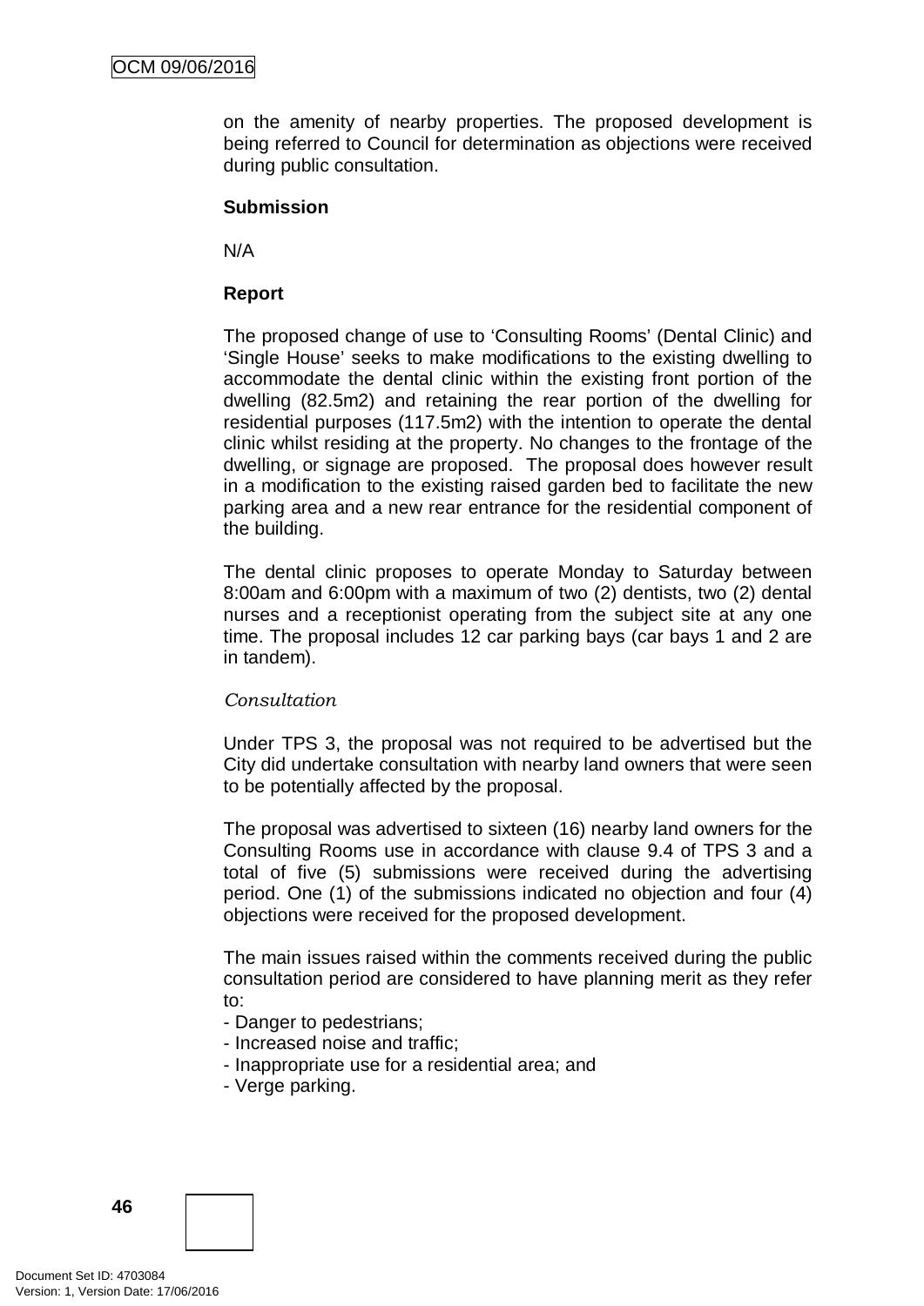on the amenity of nearby properties. The proposed development is being referred to Council for determination as objections were received during public consultation.

**Submission**

N/A

**Report**

The proposed change of use to 'Consulting Rooms' (Dental Clinic) and 'Single House' seeks to make modifications to the existing dwelling to accommodate the dental clinic within the existing front portion of the dwelling (82.5m2) and retaining the rear portion of the dwelling for residential purposes (117.5m2) with the intention to operate the dental clinic whilst residing at the property. No changes to the frontage of the dwelling, or signage are proposed. The proposal does however result in a modification to the existing raised garden bed to facilitate the new parking area and a new rear entrance for the residential component of the building.

The dental clinic proposes to operate Monday to Saturday between 8:00am and 6:00pm with a maximum of two (2) dentists, two (2) dental nurses and a receptionist operating from the subject site at any one time. The proposal includes 12 car parking bays (car bays 1 and 2 are in tandem).

*Consultation*

Under TPS 3, the proposal was not required to be advertised but the City did undertake consultation with nearby land owners that were seen to be potentially affected by the proposal.

The proposal was advertised to sixteen (16) nearby land owners for the Consulting Rooms use in accordance with clause 9.4 of TPS 3 and a total of five (5) submissions were received during the advertising period. One (1) of the submissions indicated no objection and four (4) objections were received for the proposed development.

The main issues raised within the comments received during the public consultation period are considered to have planning merit as they refer to:

- Danger to pedestrians;
- Increased noise and traffic;
- Inappropriate use for a residential area; and
- Verge parking.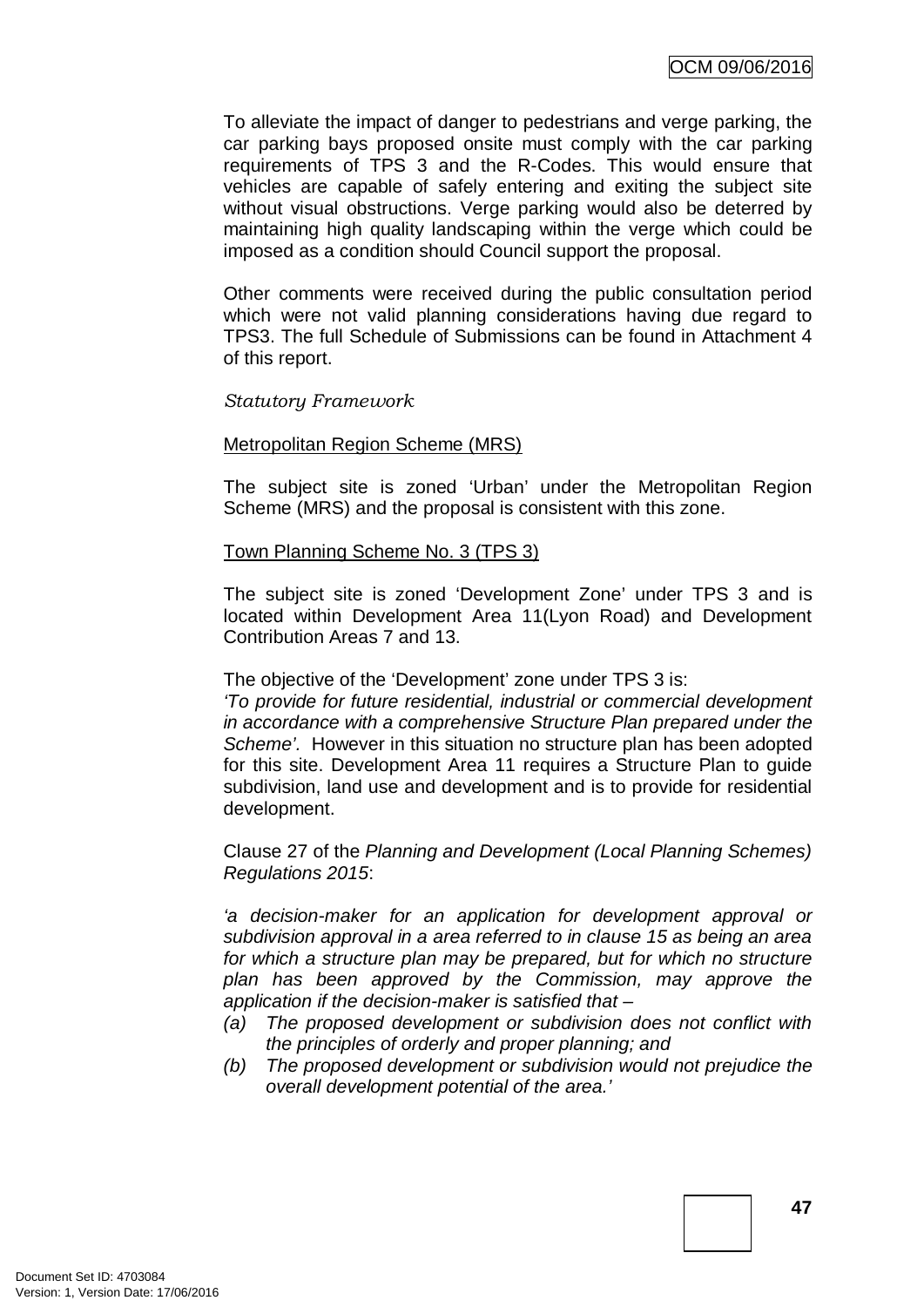To alleviate the impact of danger to pedestrians and verge parking, the car parking bays proposed onsite must comply with the car parking requirements of TPS 3 and the R-Codes. This would ensure that vehicles are capable of safely entering and exiting the subject site without visual obstructions. Verge parking would also be deterred by maintaining high quality landscaping within the verge which could be imposed as a condition should Council support the proposal.

Other comments were received during the public consultation period which were not valid planning considerations having due regard to TPS3. The full Schedule of Submissions can be found in Attachment 4 of this report.

*Statutory Framework*

Metropolitan Region Scheme (MRS)

The subject site is zoned 'Urban' under the Metropolitan Region Scheme (MRS) and the proposal is consistent with this zone.

Town Planning Scheme No. 3 (TPS 3)

The subject site is zoned 'Development Zone' under TPS 3 and is located within Development Area 11(Lyon Road) and Development Contribution Areas 7 and 13.

The objective of the 'Development' zone under TPS 3 is:
*'To provide for future residential, industrial or commercial development in accordance with a comprehensive Structure Plan prepared under the Scheme'.* However in this situation no structure plan has been adopted for this site. Development Area 11 requires a Structure Plan to guide subdivision, land use and development and is to provide for residential development.

Clause 27 of the *Planning and Development (Local Planning Schemes) Regulations 2015*:

*'a decision-maker for an application for development approval or subdivision approval in a area referred to in clause 15 as being an area for which a structure plan may be prepared, but for which no structure plan has been approved by the Commission, may approve the application if the decision-maker is satisfied that –*

*(a) The proposed development or subdivision does not conflict with the principles of orderly and proper planning; and*
*(b) The proposed development or subdivision would not prejudice the overall development potential of the area.'*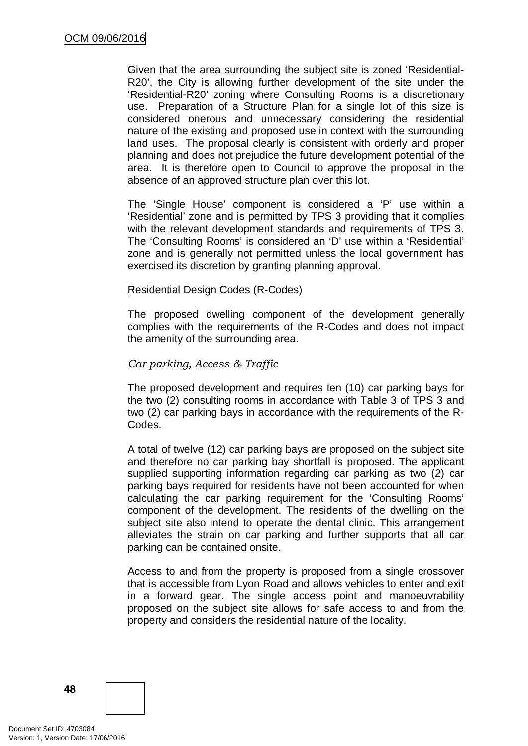Given that the area surrounding the subject site is zoned 'Residential-R20', the City is allowing further development of the site under the 'Residential-R20' zoning where Consulting Rooms is a discretionary use. Preparation of a Structure Plan for a single lot of this size is considered onerous and unnecessary considering the residential nature of the existing and proposed use in context with the surrounding land uses. The proposal clearly is consistent with orderly and proper planning and does not prejudice the future development potential of the area. It is therefore open to Council to approve the proposal in the absence of an approved structure plan over this lot.

The 'Single House' component is considered a 'P' use within a 'Residential' zone and is permitted by TPS 3 providing that it complies with the relevant development standards and requirements of TPS 3. The 'Consulting Rooms' is considered an 'D' use within a 'Residential' zone and is generally not permitted unless the local government has exercised its discretion by granting planning approval.

Residential Design Codes (R-Codes)

The proposed dwelling component of the development generally complies with the requirements of the R-Codes and does not impact the amenity of the surrounding area.

*Car parking, Access & Traffic*

The proposed development and requires ten (10) car parking bays for the two (2) consulting rooms in accordance with Table 3 of TPS 3 and two (2) car parking bays in accordance with the requirements of the R-Codes.

A total of twelve (12) car parking bays are proposed on the subject site and therefore no car parking bay shortfall is proposed. The applicant supplied supporting information regarding car parking as two (2) car parking bays required for residents have not been accounted for when calculating the car parking requirement for the 'Consulting Rooms' component of the development. The residents of the dwelling on the subject site also intend to operate the dental clinic. This arrangement alleviates the strain on car parking and further supports that all car parking can be contained onsite.

Access to and from the property is proposed from a single crossover that is accessible from Lyon Road and allows vehicles to enter and exit in a forward gear. The single access point and manoeuvrability proposed on the subject site allows for safe access to and from the property and considers the residential nature of the locality.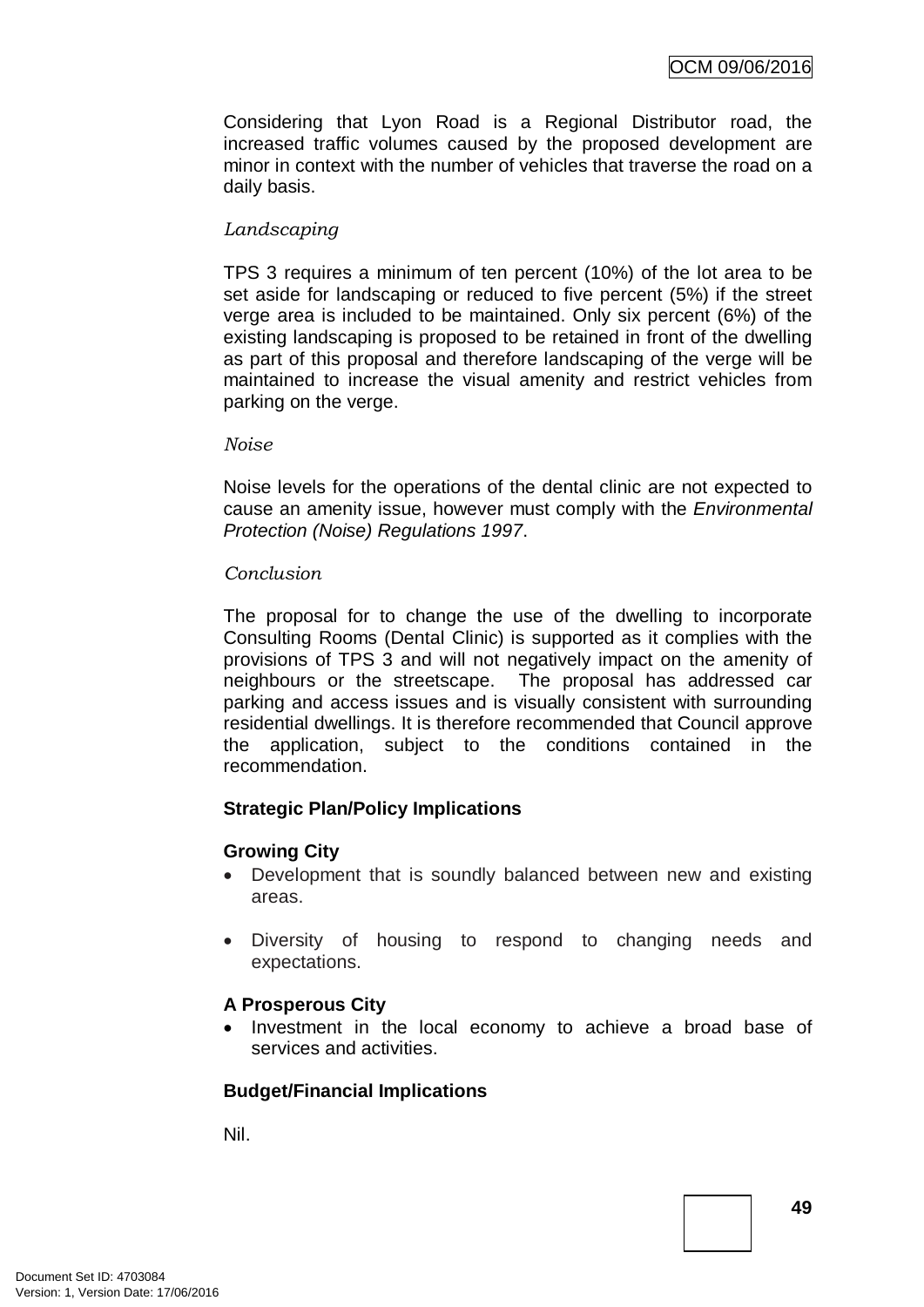Considering that Lyon Road is a Regional Distributor road, the increased traffic volumes caused by the proposed development are minor in context with the number of vehicles that traverse the road on a daily basis.

*Landscaping*

TPS 3 requires a minimum of ten percent (10%) of the lot area to be set aside for landscaping or reduced to five percent (5%) if the street verge area is included to be maintained. Only six percent (6%) of the existing landscaping is proposed to be retained in front of the dwelling as part of this proposal and therefore landscaping of the verge will be maintained to increase the visual amenity and restrict vehicles from parking on the verge.

*Noise*

Noise levels for the operations of the dental clinic are not expected to cause an amenity issue, however must comply with the *Environmental Protection (Noise) Regulations 1997*.

*Conclusion*

The proposal for to change the use of the dwelling to incorporate Consulting Rooms (Dental Clinic) is supported as it complies with the provisions of TPS 3 and will not negatively impact on the amenity of neighbours or the streetscape. The proposal has addressed car parking and access issues and is visually consistent with surrounding residential dwellings. It is therefore recommended that Council approve the application, subject to the conditions contained in the recommendation.

**Strategic Plan/Policy Implications**

**Growing City**

- Development that is soundly balanced between new and existing areas.
- Diversity of housing to respond to changing needs and expectations.

**A Prosperous City**

- Investment in the local economy to achieve a broad base of services and activities.

**Budget/Financial Implications**

Nil.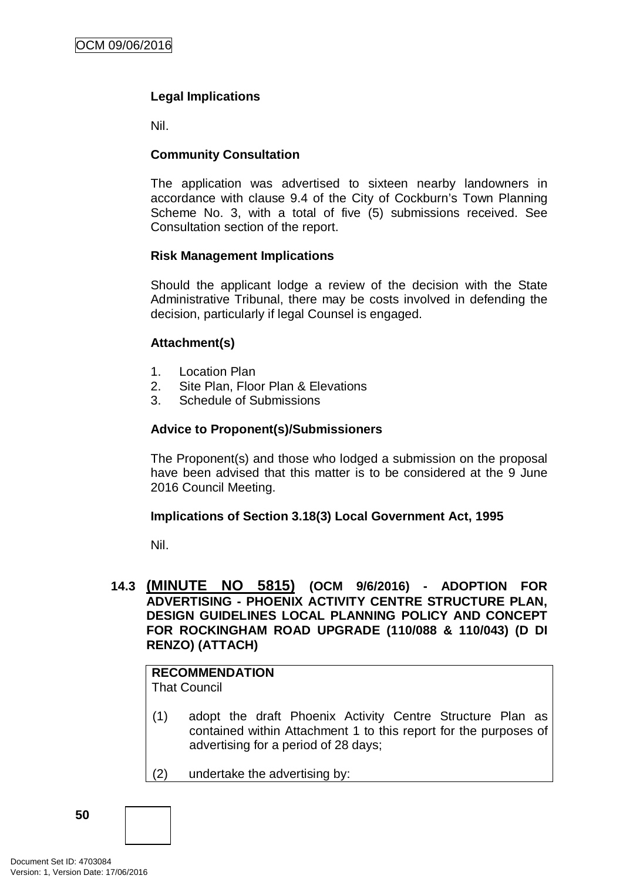**Legal Implications**

Nil.

**Community Consultation**

The application was advertised to sixteen nearby landowners in accordance with clause 9.4 of the City of Cockburn's Town Planning Scheme No. 3, with a total of five (5) submissions received. See Consultation section of the report.

**Risk Management Implications**

Should the applicant lodge a review of the decision with the State Administrative Tribunal, there may be costs involved in defending the decision, particularly if legal Counsel is engaged.

**Attachment(s)**

1. Location Plan
2. Site Plan, Floor Plan & Elevations
3. Schedule of Submissions

**Advice to Proponent(s)/Submissioners**

The Proponent(s) and those who lodged a submission on the proposal have been advised that this matter is to be considered at the 9 June 2016 Council Meeting.

**Implications of Section 3.18(3) Local Government Act, 1995**

Nil.

### 14.3 (MINUTE NO 5815) (OCM 9/6/2016) - ADOPTION FOR ADVERTISING - PHOENIX ACTIVITY CENTRE STRUCTURE PLAN, DESIGN GUIDELINES LOCAL PLANNING POLICY AND CONCEPT FOR ROCKINGHAM ROAD UPGRADE (110/088 & 110/043) (D DI RENZO) (ATTACH)

**RECOMMENDATION**
That Council

(1) adopt the draft Phoenix Activity Centre Structure Plan as contained within Attachment 1 to this report for the purposes of advertising for a period of 28 days;

(2) undertake the advertising by: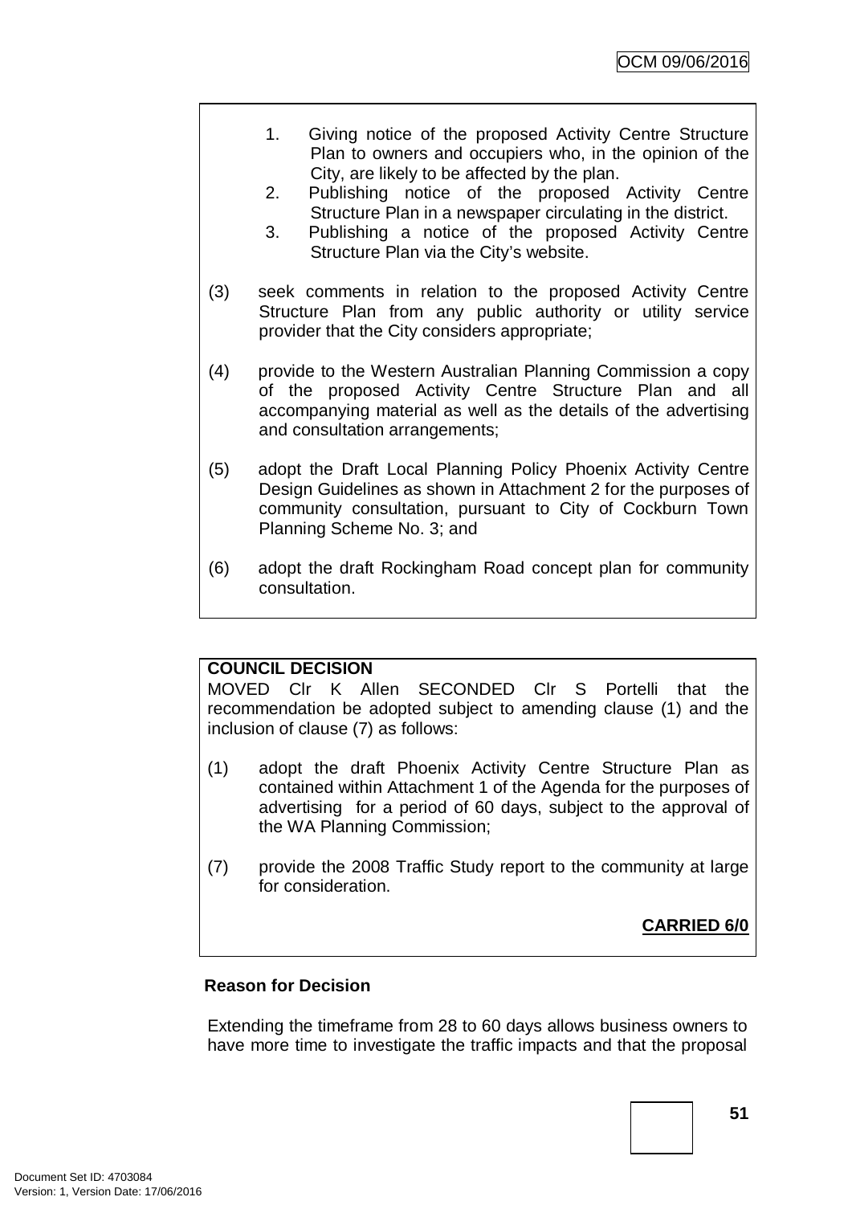1. Giving notice of the proposed Activity Centre Structure Plan to owners and occupiers who, in the opinion of the City, are likely to be affected by the plan.
2. Publishing notice of the proposed Activity Centre Structure Plan in a newspaper circulating in the district.
3. Publishing a notice of the proposed Activity Centre Structure Plan via the City's website.

(3) seek comments in relation to the proposed Activity Centre Structure Plan from any public authority or utility service provider that the City considers appropriate;

(4) provide to the Western Australian Planning Commission a copy of the proposed Activity Centre Structure Plan and all accompanying material as well as the details of the advertising and consultation arrangements;

(5) adopt the Draft Local Planning Policy Phoenix Activity Centre Design Guidelines as shown in Attachment 2 for the purposes of community consultation, pursuant to City of Cockburn Town Planning Scheme No. 3; and

(6) adopt the draft Rockingham Road concept plan for community consultation.

**COUNCIL DECISION**

MOVED Clr K Allen SECONDED Clr S Portelli that the recommendation be adopted subject to amending clause (1) and the inclusion of clause (7) as follows:

(1) adopt the draft Phoenix Activity Centre Structure Plan as contained within Attachment 1 of the Agenda for the purposes of advertising for a period of 60 days, subject to the approval of the WA Planning Commission;

(7) provide the 2008 Traffic Study report to the community at large for consideration.

**CARRIED 6/0**

**Reason for Decision**

Extending the timeframe from 28 to 60 days allows business owners to have more time to investigate the traffic impacts and that the proposal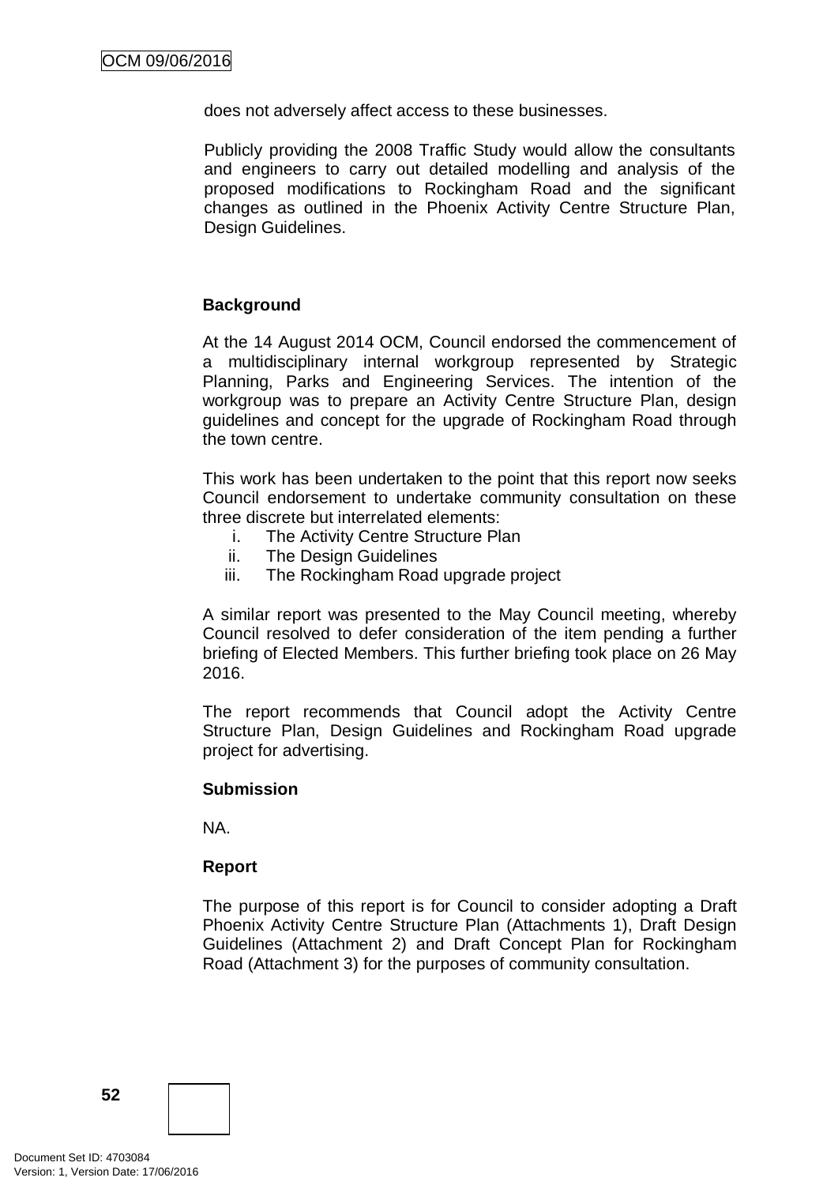does not adversely affect access to these businesses.

Publicly providing the 2008 Traffic Study would allow the consultants and engineers to carry out detailed modelling and analysis of the proposed modifications to Rockingham Road and the significant changes as outlined in the Phoenix Activity Centre Structure Plan, Design Guidelines.

**Background**

At the 14 August 2014 OCM, Council endorsed the commencement of a multidisciplinary internal workgroup represented by Strategic Planning, Parks and Engineering Services. The intention of the workgroup was to prepare an Activity Centre Structure Plan, design guidelines and concept for the upgrade of Rockingham Road through the town centre.

This work has been undertaken to the point that this report now seeks Council endorsement to undertake community consultation on these three discrete but interrelated elements:

i. The Activity Centre Structure Plan
ii. The Design Guidelines
iii. The Rockingham Road upgrade project

A similar report was presented to the May Council meeting, whereby Council resolved to defer consideration of the item pending a further briefing of Elected Members. This further briefing took place on 26 May 2016.

The report recommends that Council adopt the Activity Centre Structure Plan, Design Guidelines and Rockingham Road upgrade project for advertising.

**Submission**

NA.

**Report**

The purpose of this report is for Council to consider adopting a Draft Phoenix Activity Centre Structure Plan (Attachments 1), Draft Design Guidelines (Attachment 2) and Draft Concept Plan for Rockingham Road (Attachment 3) for the purposes of community consultation.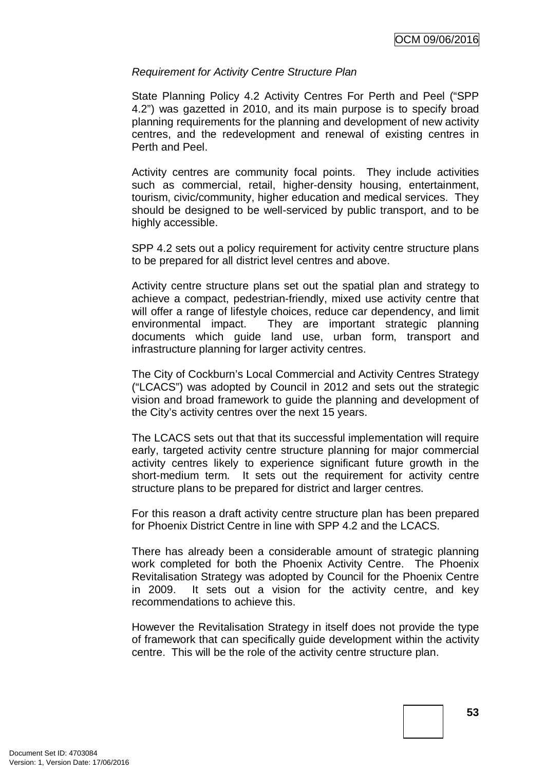*Requirement for Activity Centre Structure Plan*

State Planning Policy 4.2 Activity Centres For Perth and Peel ("SPP 4.2") was gazetted in 2010, and its main purpose is to specify broad planning requirements for the planning and development of new activity centres, and the redevelopment and renewal of existing centres in Perth and Peel.

Activity centres are community focal points. They include activities such as commercial, retail, higher-density housing, entertainment, tourism, civic/community, higher education and medical services. They should be designed to be well-serviced by public transport, and to be highly accessible.

SPP 4.2 sets out a policy requirement for activity centre structure plans to be prepared for all district level centres and above.

Activity centre structure plans set out the spatial plan and strategy to achieve a compact, pedestrian-friendly, mixed use activity centre that will offer a range of lifestyle choices, reduce car dependency, and limit environmental impact. They are important strategic planning documents which guide land use, urban form, transport and infrastructure planning for larger activity centres.

The City of Cockburn's Local Commercial and Activity Centres Strategy ("LCACS") was adopted by Council in 2012 and sets out the strategic vision and broad framework to guide the planning and development of the City's activity centres over the next 15 years.

The LCACS sets out that that its successful implementation will require early, targeted activity centre structure planning for major commercial activity centres likely to experience significant future growth in the short-medium term. It sets out the requirement for activity centre structure plans to be prepared for district and larger centres.

For this reason a draft activity centre structure plan has been prepared for Phoenix District Centre in line with SPP 4.2 and the LCACS.

There has already been a considerable amount of strategic planning work completed for both the Phoenix Activity Centre. The Phoenix Revitalisation Strategy was adopted by Council for the Phoenix Centre in 2009. It sets out a vision for the activity centre, and key recommendations to achieve this.

However the Revitalisation Strategy in itself does not provide the type of framework that can specifically guide development within the activity centre. This will be the role of the activity centre structure plan.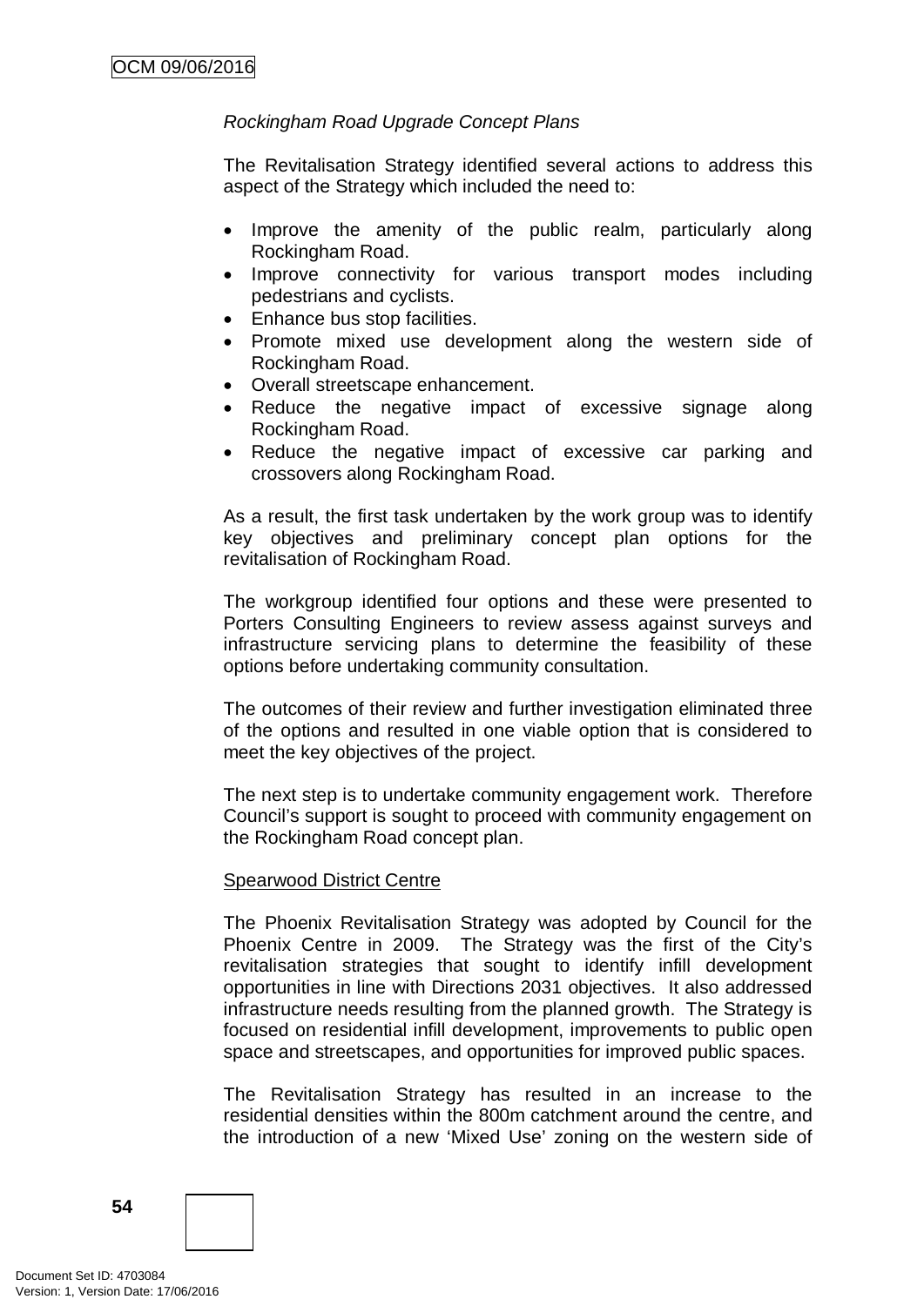*Rockingham Road Upgrade Concept Plans*

The Revitalisation Strategy identified several actions to address this aspect of the Strategy which included the need to:

- Improve the amenity of the public realm, particularly along Rockingham Road.
- Improve connectivity for various transport modes including pedestrians and cyclists.
- Enhance bus stop facilities.
- Promote mixed use development along the western side of Rockingham Road.
- Overall streetscape enhancement.
- Reduce the negative impact of excessive signage along Rockingham Road.
- Reduce the negative impact of excessive car parking and crossovers along Rockingham Road.

As a result, the first task undertaken by the work group was to identify key objectives and preliminary concept plan options for the revitalisation of Rockingham Road.

The workgroup identified four options and these were presented to Porters Consulting Engineers to review assess against surveys and infrastructure servicing plans to determine the feasibility of these options before undertaking community consultation.

The outcomes of their review and further investigation eliminated three of the options and resulted in one viable option that is considered to meet the key objectives of the project.

The next step is to undertake community engagement work. Therefore Council's support is sought to proceed with community engagement on the Rockingham Road concept plan.

<u>Spearwood District Centre</u>

The Phoenix Revitalisation Strategy was adopted by Council for the Phoenix Centre in 2009. The Strategy was the first of the City's revitalisation strategies that sought to identify infill development opportunities in line with Directions 2031 objectives. It also addressed infrastructure needs resulting from the planned growth. The Strategy is focused on residential infill development, improvements to public open space and streetscapes, and opportunities for improved public spaces.

The Revitalisation Strategy has resulted in an increase to the residential densities within the 800m catchment around the centre, and the introduction of a new 'Mixed Use' zoning on the western side of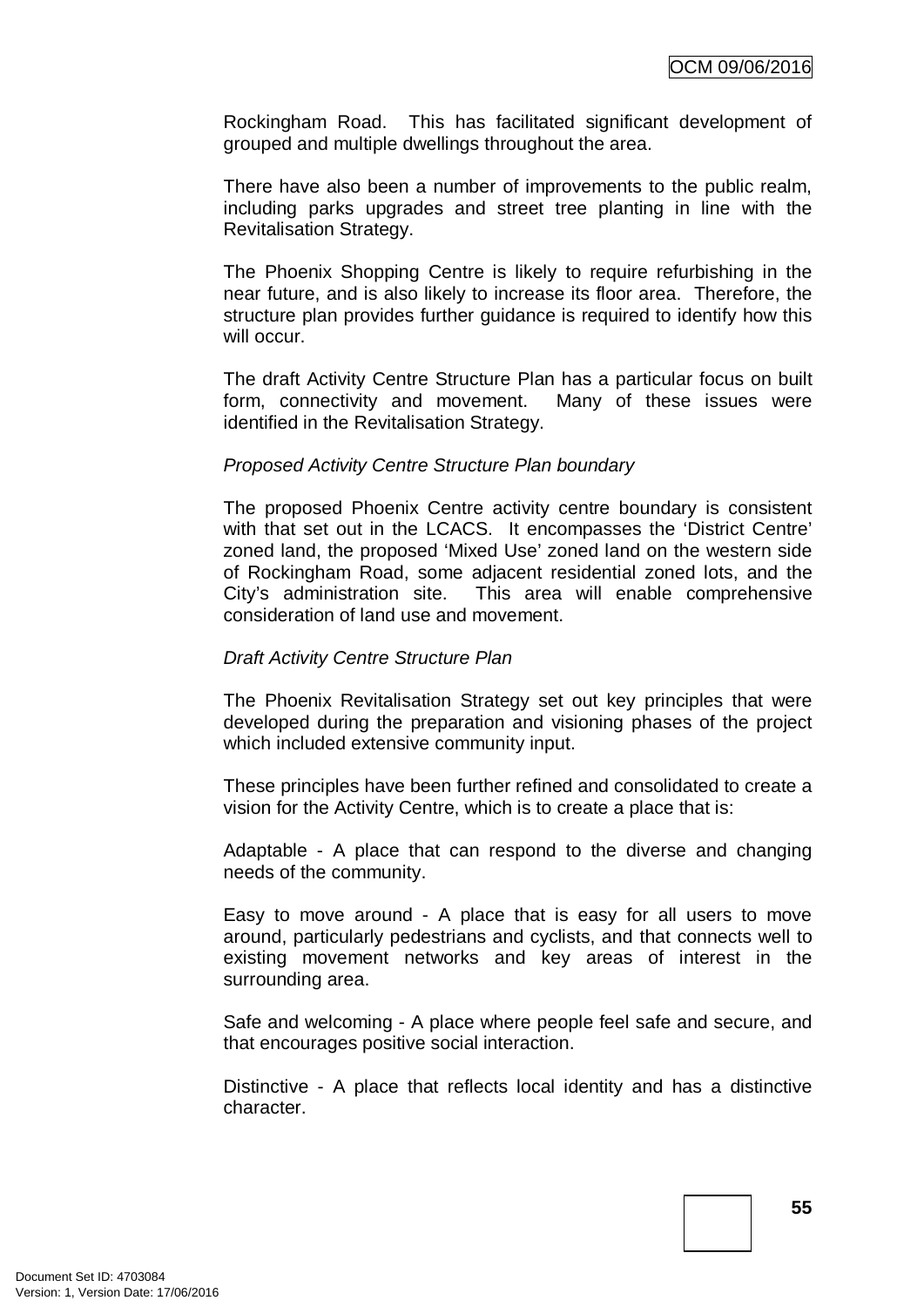Rockingham Road. This has facilitated significant development of grouped and multiple dwellings throughout the area.

There have also been a number of improvements to the public realm, including parks upgrades and street tree planting in line with the Revitalisation Strategy.

The Phoenix Shopping Centre is likely to require refurbishing in the near future, and is also likely to increase its floor area. Therefore, the structure plan provides further guidance is required to identify how this will occur.

The draft Activity Centre Structure Plan has a particular focus on built form, connectivity and movement. Many of these issues were identified in the Revitalisation Strategy.

*Proposed Activity Centre Structure Plan boundary*

The proposed Phoenix Centre activity centre boundary is consistent with that set out in the LCACS. It encompasses the 'District Centre' zoned land, the proposed 'Mixed Use' zoned land on the western side of Rockingham Road, some adjacent residential zoned lots, and the City's administration site. This area will enable comprehensive consideration of land use and movement.

*Draft Activity Centre Structure Plan*

The Phoenix Revitalisation Strategy set out key principles that were developed during the preparation and visioning phases of the project which included extensive community input.

These principles have been further refined and consolidated to create a vision for the Activity Centre, which is to create a place that is:

Adaptable - A place that can respond to the diverse and changing needs of the community.

Easy to move around - A place that is easy for all users to move around, particularly pedestrians and cyclists, and that connects well to existing movement networks and key areas of interest in the surrounding area.

Safe and welcoming - A place where people feel safe and secure, and that encourages positive social interaction.

Distinctive - A place that reflects local identity and has a distinctive character.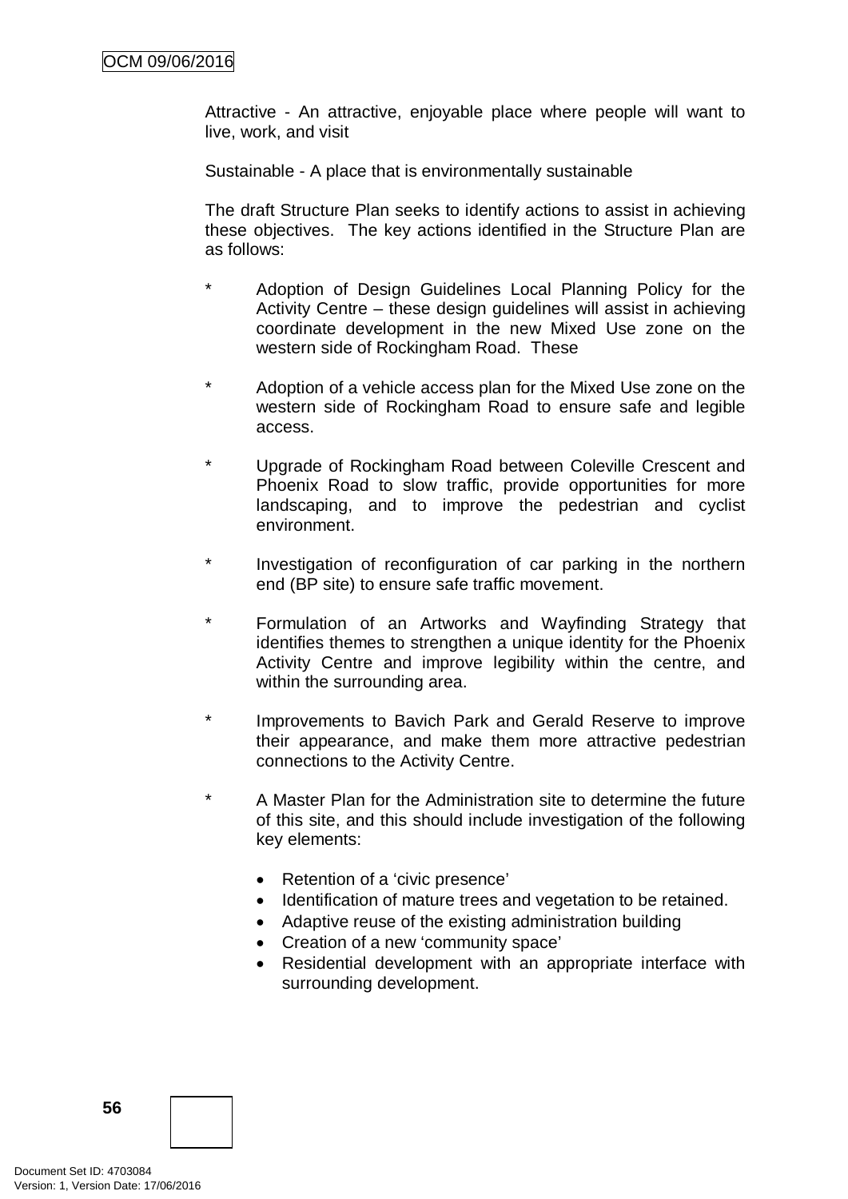Attractive - An attractive, enjoyable place where people will want to live, work, and visit

Sustainable - A place that is environmentally sustainable

The draft Structure Plan seeks to identify actions to assist in achieving these objectives. The key actions identified in the Structure Plan are as follows:

* Adoption of Design Guidelines Local Planning Policy for the Activity Centre – these design guidelines will assist in achieving coordinate development in the new Mixed Use zone on the western side of Rockingham Road. These

* Adoption of a vehicle access plan for the Mixed Use zone on the western side of Rockingham Road to ensure safe and legible access.

* Upgrade of Rockingham Road between Coleville Crescent and Phoenix Road to slow traffic, provide opportunities for more landscaping, and to improve the pedestrian and cyclist environment.

* Investigation of reconfiguration of car parking in the northern end (BP site) to ensure safe traffic movement.

* Formulation of an Artworks and Wayfinding Strategy that identifies themes to strengthen a unique identity for the Phoenix Activity Centre and improve legibility within the centre, and within the surrounding area.

* Improvements to Bavich Park and Gerald Reserve to improve their appearance, and make them more attractive pedestrian connections to the Activity Centre.

* A Master Plan for the Administration site to determine the future of this site, and this should include investigation of the following key elements:

  - Retention of a 'civic presence'
  - Identification of mature trees and vegetation to be retained.
  - Adaptive reuse of the existing administration building
  - Creation of a new 'community space'
  - Residential development with an appropriate interface with surrounding development.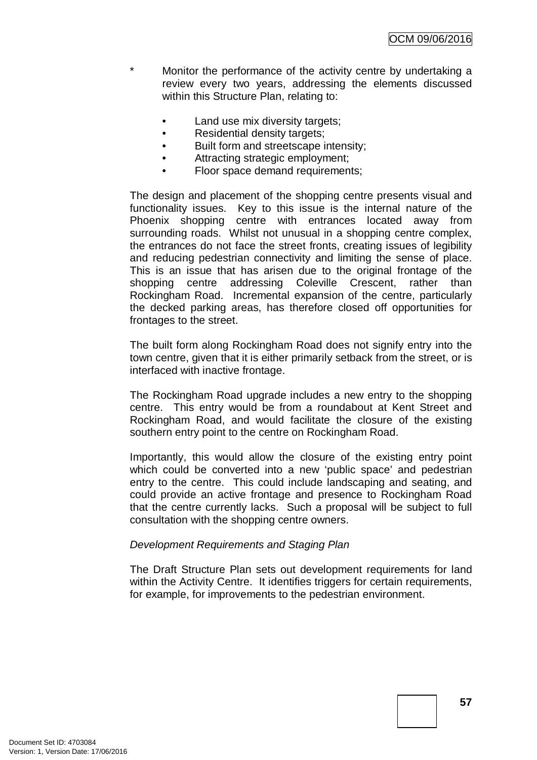\* Monitor the performance of the activity centre by undertaking a review every two years, addressing the elements discussed within this Structure Plan, relating to:

- Land use mix diversity targets;
- Residential density targets;
- Built form and streetscape intensity;
- Attracting strategic employment;
- Floor space demand requirements;

The design and placement of the shopping centre presents visual and functionality issues. Key to this issue is the internal nature of the Phoenix shopping centre with entrances located away from surrounding roads. Whilst not unusual in a shopping centre complex, the entrances do not face the street fronts, creating issues of legibility and reducing pedestrian connectivity and limiting the sense of place. This is an issue that has arisen due to the original frontage of the shopping centre addressing Coleville Crescent, rather than Rockingham Road. Incremental expansion of the centre, particularly the decked parking areas, has therefore closed off opportunities for frontages to the street.

The built form along Rockingham Road does not signify entry into the town centre, given that it is either primarily setback from the street, or is interfaced with inactive frontage.

The Rockingham Road upgrade includes a new entry to the shopping centre. This entry would be from a roundabout at Kent Street and Rockingham Road, and would facilitate the closure of the existing southern entry point to the centre on Rockingham Road.

Importantly, this would allow the closure of the existing entry point which could be converted into a new 'public space' and pedestrian entry to the centre. This could include landscaping and seating, and could provide an active frontage and presence to Rockingham Road that the centre currently lacks. Such a proposal will be subject to full consultation with the shopping centre owners.

*Development Requirements and Staging Plan*

The Draft Structure Plan sets out development requirements for land within the Activity Centre. It identifies triggers for certain requirements, for example, for improvements to the pedestrian environment.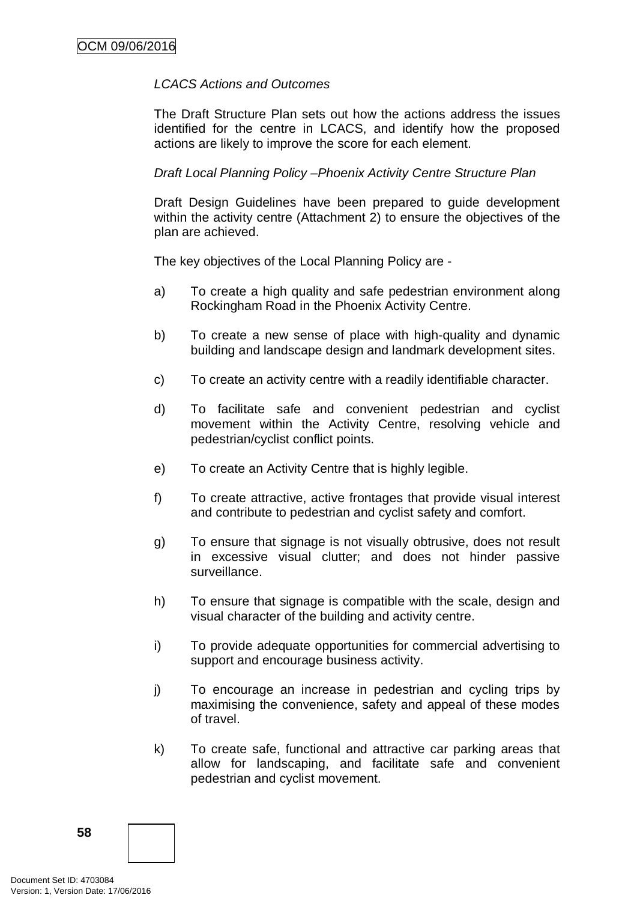*LCACS Actions and Outcomes*

The Draft Structure Plan sets out how the actions address the issues identified for the centre in LCACS, and identify how the proposed actions are likely to improve the score for each element.

*Draft Local Planning Policy –Phoenix Activity Centre Structure Plan*

Draft Design Guidelines have been prepared to guide development within the activity centre (Attachment 2) to ensure the objectives of the plan are achieved.

The key objectives of the Local Planning Policy are -

a) To create a high quality and safe pedestrian environment along Rockingham Road in the Phoenix Activity Centre.

b) To create a new sense of place with high-quality and dynamic building and landscape design and landmark development sites.

c) To create an activity centre with a readily identifiable character.

d) To facilitate safe and convenient pedestrian and cyclist movement within the Activity Centre, resolving vehicle and pedestrian/cyclist conflict points.

e) To create an Activity Centre that is highly legible.

f) To create attractive, active frontages that provide visual interest and contribute to pedestrian and cyclist safety and comfort.

g) To ensure that signage is not visually obtrusive, does not result in excessive visual clutter; and does not hinder passive surveillance.

h) To ensure that signage is compatible with the scale, design and visual character of the building and activity centre.

i) To provide adequate opportunities for commercial advertising to support and encourage business activity.

j) To encourage an increase in pedestrian and cycling trips by maximising the convenience, safety and appeal of these modes of travel.

k) To create safe, functional and attractive car parking areas that allow for landscaping, and facilitate safe and convenient pedestrian and cyclist movement.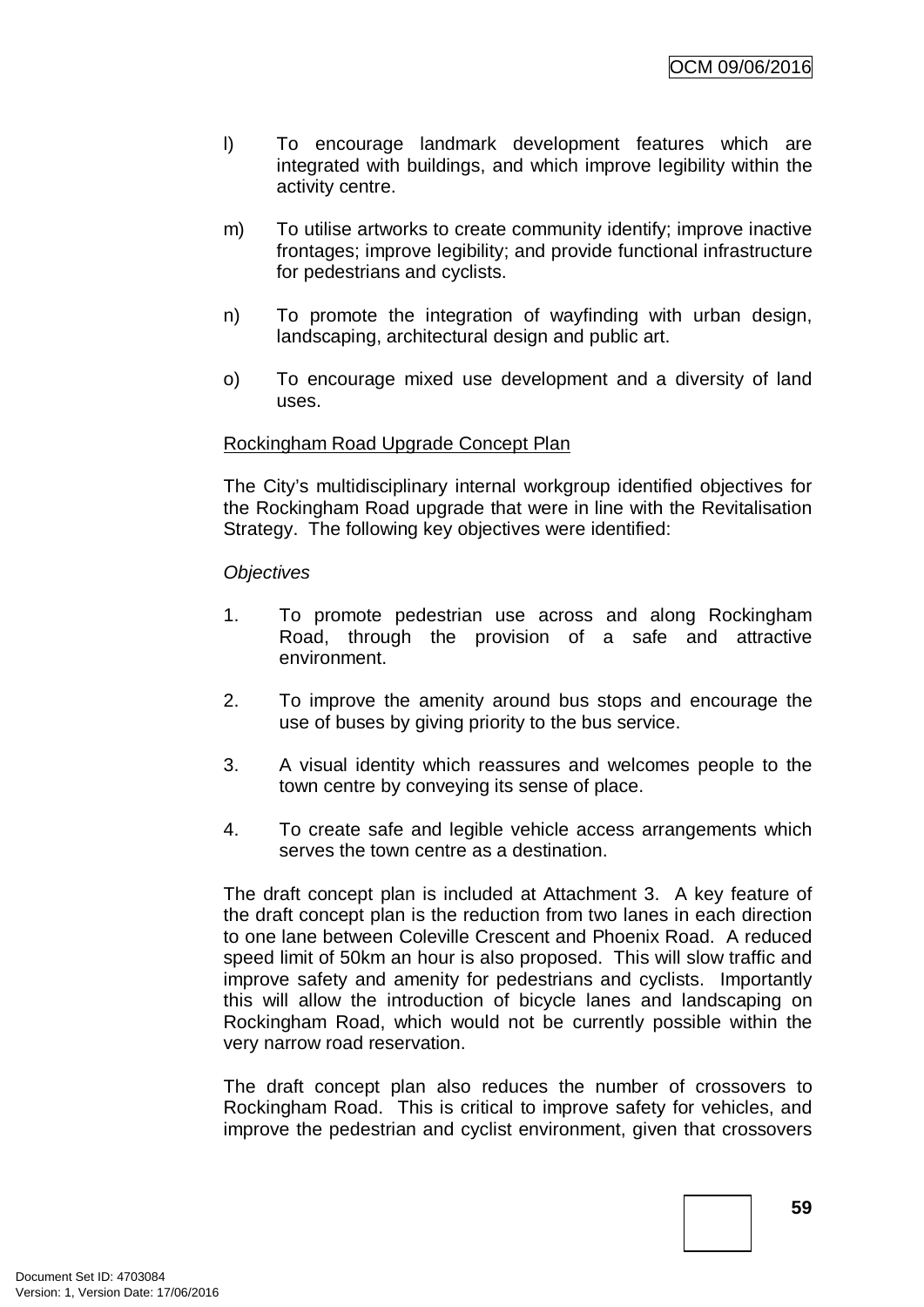l) To encourage landmark development features which are integrated with buildings, and which improve legibility within the activity centre.

m) To utilise artworks to create community identify; improve inactive frontages; improve legibility; and provide functional infrastructure for pedestrians and cyclists.

n) To promote the integration of wayfinding with urban design, landscaping, architectural design and public art.

o) To encourage mixed use development and a diversity of land uses.

Rockingham Road Upgrade Concept Plan

The City's multidisciplinary internal workgroup identified objectives for the Rockingham Road upgrade that were in line with the Revitalisation Strategy. The following key objectives were identified:

*Objectives*

1. To promote pedestrian use across and along Rockingham Road, through the provision of a safe and attractive environment.

2. To improve the amenity around bus stops and encourage the use of buses by giving priority to the bus service.

3. A visual identity which reassures and welcomes people to the town centre by conveying its sense of place.

4. To create safe and legible vehicle access arrangements which serves the town centre as a destination.

The draft concept plan is included at Attachment 3. A key feature of the draft concept plan is the reduction from two lanes in each direction to one lane between Coleville Crescent and Phoenix Road. A reduced speed limit of 50km an hour is also proposed. This will slow traffic and improve safety and amenity for pedestrians and cyclists. Importantly this will allow the introduction of bicycle lanes and landscaping on Rockingham Road, which would not be currently possible within the very narrow road reservation.

The draft concept plan also reduces the number of crossovers to Rockingham Road. This is critical to improve safety for vehicles, and improve the pedestrian and cyclist environment, given that crossovers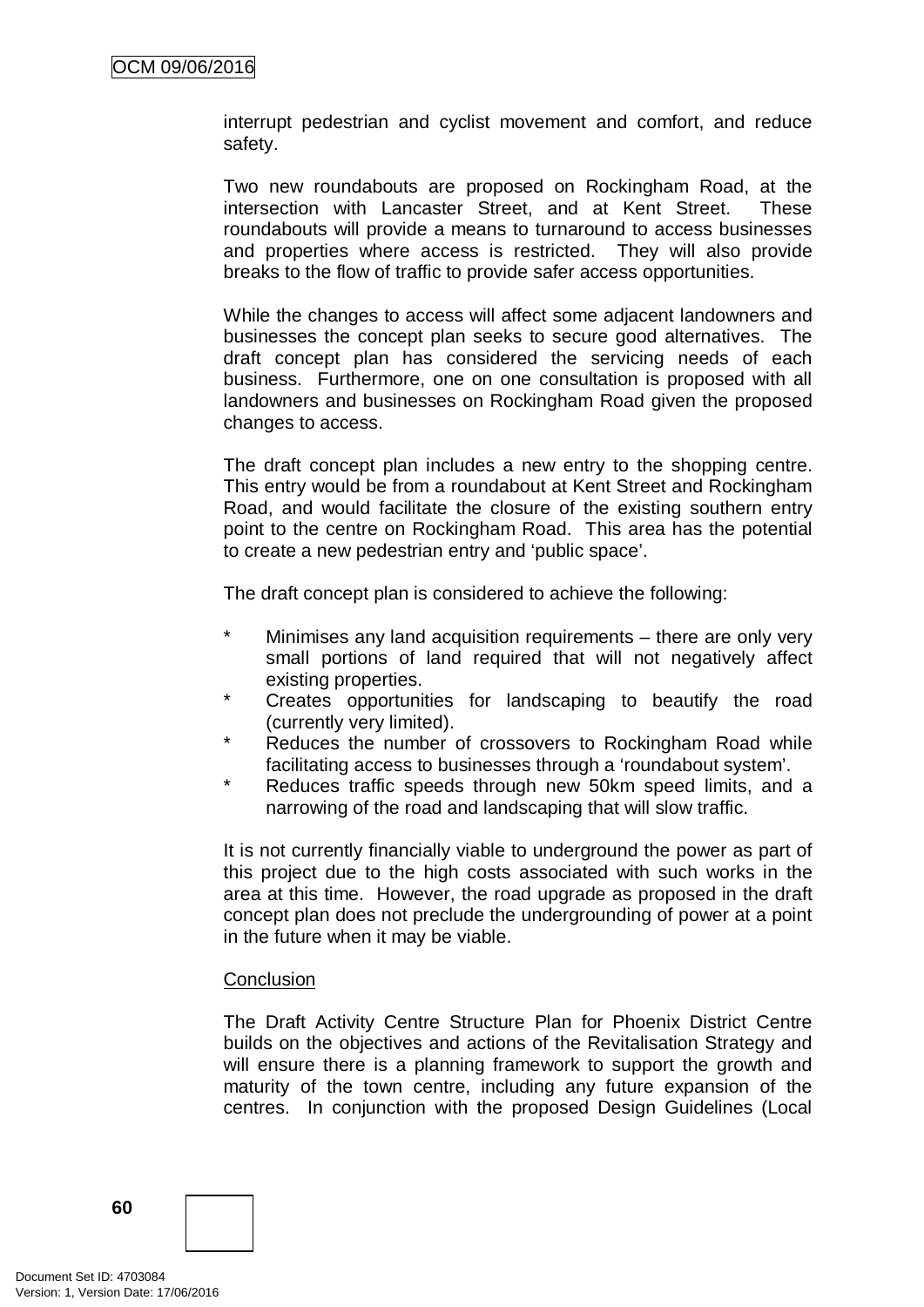interrupt pedestrian and cyclist movement and comfort, and reduce safety.

Two new roundabouts are proposed on Rockingham Road, at the intersection with Lancaster Street, and at Kent Street. These roundabouts will provide a means to turnaround to access businesses and properties where access is restricted. They will also provide breaks to the flow of traffic to provide safer access opportunities.

While the changes to access will affect some adjacent landowners and businesses the concept plan seeks to secure good alternatives. The draft concept plan has considered the servicing needs of each business. Furthermore, one on one consultation is proposed with all landowners and businesses on Rockingham Road given the proposed changes to access.

The draft concept plan includes a new entry to the shopping centre. This entry would be from a roundabout at Kent Street and Rockingham Road, and would facilitate the closure of the existing southern entry point to the centre on Rockingham Road. This area has the potential to create a new pedestrian entry and 'public space'.

The draft concept plan is considered to achieve the following:

- Minimises any land acquisition requirements – there are only very small portions of land required that will not negatively affect existing properties.
- Creates opportunities for landscaping to beautify the road (currently very limited).
- Reduces the number of crossovers to Rockingham Road while facilitating access to businesses through a 'roundabout system'.
- Reduces traffic speeds through new 50km speed limits, and a narrowing of the road and landscaping that will slow traffic.

It is not currently financially viable to underground the power as part of this project due to the high costs associated with such works in the area at this time. However, the road upgrade as proposed in the draft concept plan does not preclude the undergrounding of power at a point in the future when it may be viable.

<u>Conclusion</u>

The Draft Activity Centre Structure Plan for Phoenix District Centre builds on the objectives and actions of the Revitalisation Strategy and will ensure there is a planning framework to support the growth and maturity of the town centre, including any future expansion of the centres. In conjunction with the proposed Design Guidelines (Local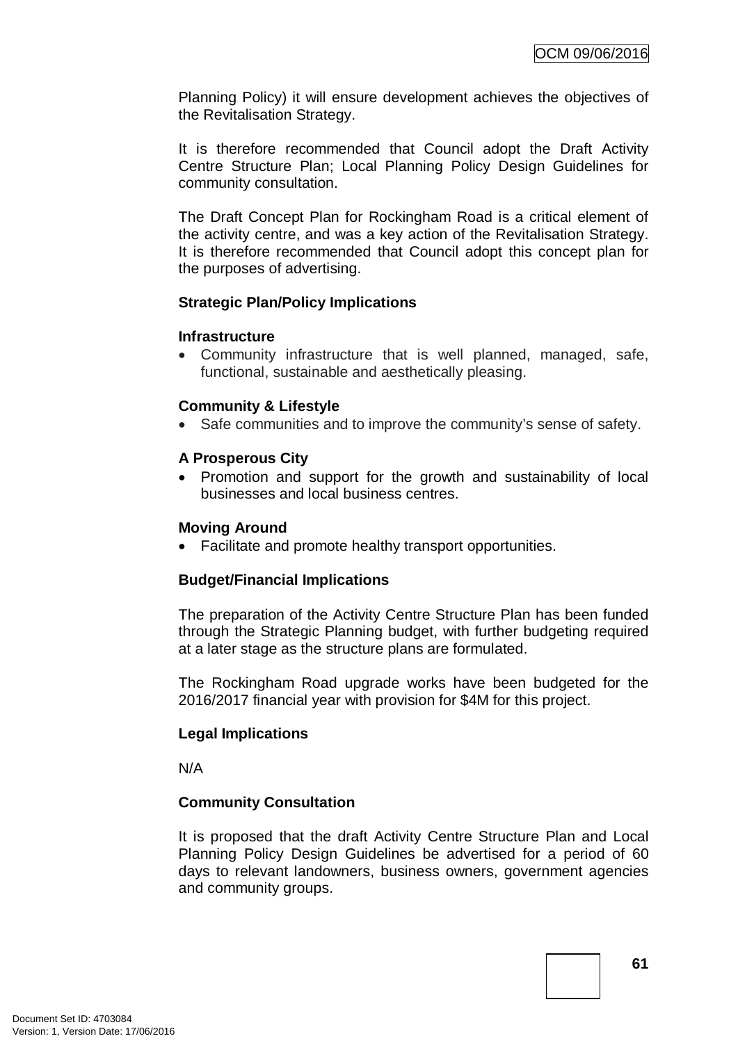Planning Policy) it will ensure development achieves the objectives of the Revitalisation Strategy.

It is therefore recommended that Council adopt the Draft Activity Centre Structure Plan; Local Planning Policy Design Guidelines for community consultation.

The Draft Concept Plan for Rockingham Road is a critical element of the activity centre, and was a key action of the Revitalisation Strategy. It is therefore recommended that Council adopt this concept plan for the purposes of advertising.

**Strategic Plan/Policy Implications**

**Infrastructure**

- Community infrastructure that is well planned, managed, safe, functional, sustainable and aesthetically pleasing.

**Community & Lifestyle**

- Safe communities and to improve the community's sense of safety.

**A Prosperous City**

- Promotion and support for the growth and sustainability of local businesses and local business centres.

**Moving Around**

- Facilitate and promote healthy transport opportunities.

**Budget/Financial Implications**

The preparation of the Activity Centre Structure Plan has been funded through the Strategic Planning budget, with further budgeting required at a later stage as the structure plans are formulated.

The Rockingham Road upgrade works have been budgeted for the 2016/2017 financial year with provision for $4M for this project.

**Legal Implications**

N/A

**Community Consultation**

It is proposed that the draft Activity Centre Structure Plan and Local Planning Policy Design Guidelines be advertised for a period of 60 days to relevant landowners, business owners, government agencies and community groups.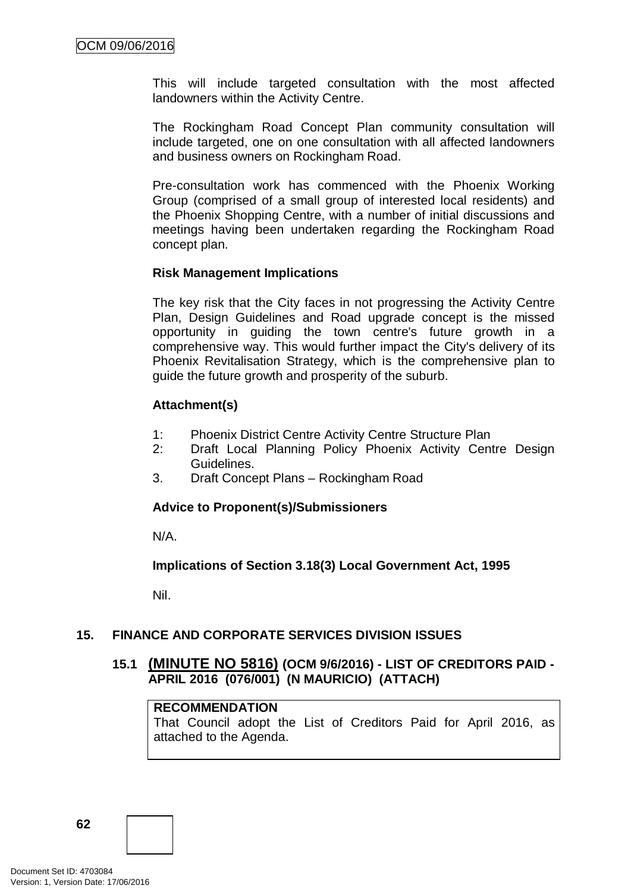This will include targeted consultation with the most affected landowners within the Activity Centre.

The Rockingham Road Concept Plan community consultation will include targeted, one on one consultation with all affected landowners and business owners on Rockingham Road.

Pre-consultation work has commenced with the Phoenix Working Group (comprised of a small group of interested local residents) and the Phoenix Shopping Centre, with a number of initial discussions and meetings having been undertaken regarding the Rockingham Road concept plan.

**Risk Management Implications**

The key risk that the City faces in not progressing the Activity Centre Plan, Design Guidelines and Road upgrade concept is the missed opportunity in guiding the town centre's future growth in a comprehensive way. This would further impact the City's delivery of its Phoenix Revitalisation Strategy, which is the comprehensive plan to guide the future growth and prosperity of the suburb.

**Attachment(s)**

1: Phoenix District Centre Activity Centre Structure Plan
2: Draft Local Planning Policy Phoenix Activity Centre Design Guidelines.
3. Draft Concept Plans – Rockingham Road

**Advice to Proponent(s)/Submissioners**

N/A.

**Implications of Section 3.18(3) Local Government Act, 1995**

Nil.

## 15. FINANCE AND CORPORATE SERVICES DIVISION ISSUES

### 15.1 (MINUTE NO 5816) (OCM 9/6/2016) - LIST OF CREDITORS PAID - APRIL 2016 (076/001) (N MAURICIO) (ATTACH)

**RECOMMENDATION**
That Council adopt the List of Creditors Paid for April 2016, as attached to the Agenda.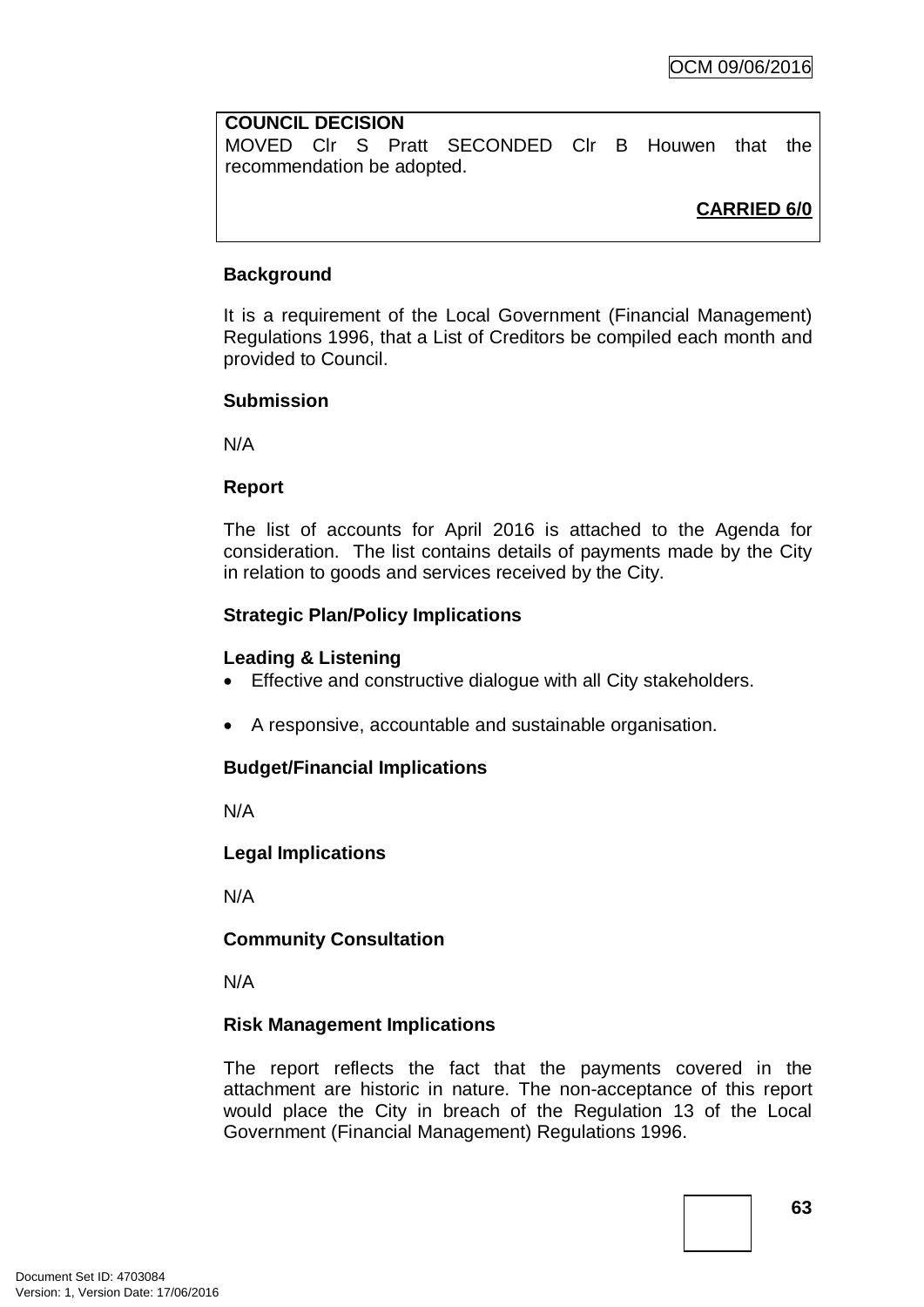**COUNCIL DECISION**
MOVED Clr S Pratt SECONDED Clr B Houwen that the recommendation be adopted.

**CARRIED 6/0**

**Background**

It is a requirement of the Local Government (Financial Management) Regulations 1996, that a List of Creditors be compiled each month and provided to Council.

**Submission**

N/A

**Report**

The list of accounts for April 2016 is attached to the Agenda for consideration. The list contains details of payments made by the City in relation to goods and services received by the City.

**Strategic Plan/Policy Implications**

**Leading & Listening**

- Effective and constructive dialogue with all City stakeholders.
- A responsive, accountable and sustainable organisation.

**Budget/Financial Implications**

N/A

**Legal Implications**

N/A

**Community Consultation**

N/A

**Risk Management Implications**

The report reflects the fact that the payments covered in the attachment are historic in nature. The non-acceptance of this report would place the City in breach of the Regulation 13 of the Local Government (Financial Management) Regulations 1996.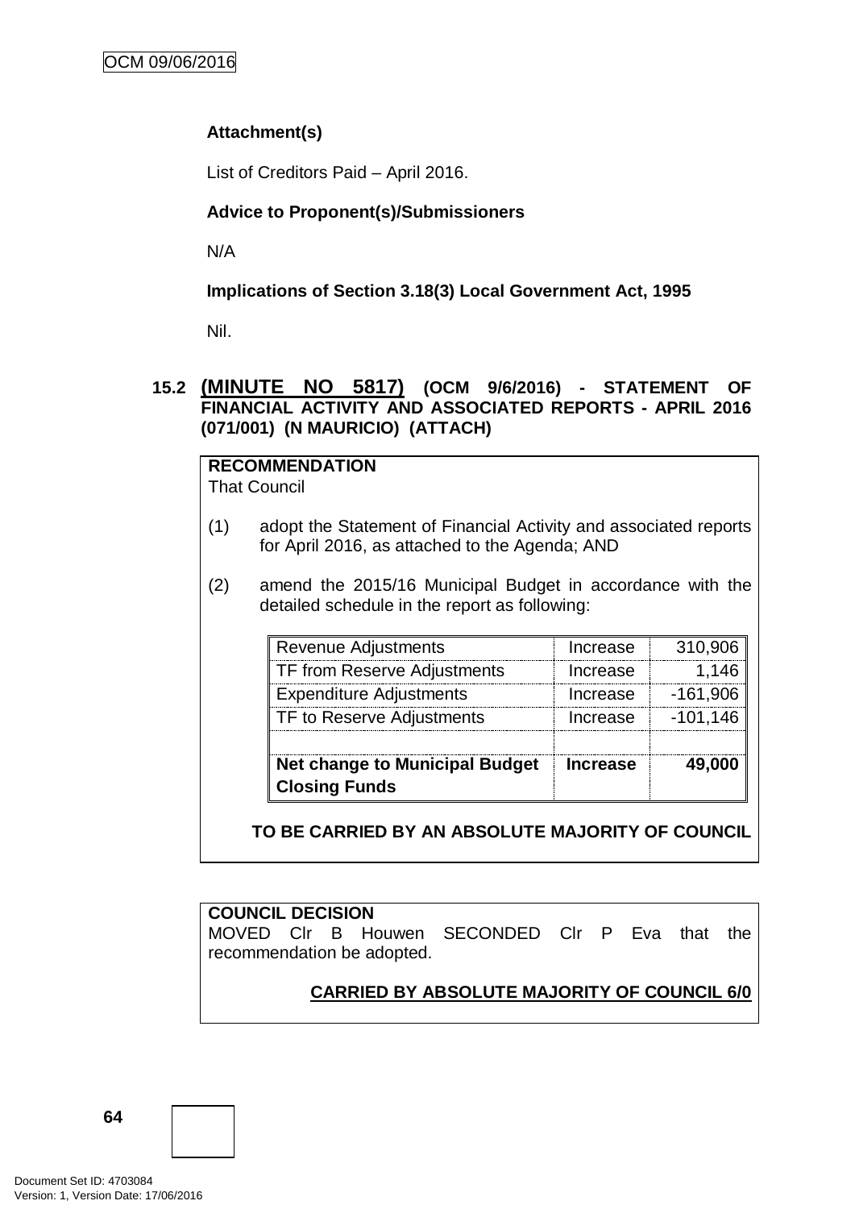**Attachment(s)**

List of Creditors Paid – April 2016.

**Advice to Proponent(s)/Submissioners**

N/A

**Implications of Section 3.18(3) Local Government Act, 1995**

Nil.

## 15.2 (MINUTE NO 5817) (OCM 9/6/2016) - STATEMENT OF FINANCIAL ACTIVITY AND ASSOCIATED REPORTS - APRIL 2016 (071/001) (N MAURICIO) (ATTACH)

**RECOMMENDATION**

That Council

(1) adopt the Statement of Financial Activity and associated reports for April 2016, as attached to the Agenda; AND

(2) amend the 2015/16 Municipal Budget in accordance with the detailed schedule in the report as following:

| Revenue Adjustments | Increase | 310,906 |
|---|---|---|
| TF from Reserve Adjustments | Increase | 1,146 |
| Expenditure Adjustments | Increase | -161,906 |
| TF to Reserve Adjustments | Increase | -101,146 |
| | | |
| **Net change to Municipal Budget Closing Funds** | **Increase** | **49,000** |

**TO BE CARRIED BY AN ABSOLUTE MAJORITY OF COUNCIL**

**COUNCIL DECISION**

MOVED Clr B Houwen SECONDED Clr P Eva that the recommendation be adopted.

**CARRIED BY ABSOLUTE MAJORITY OF COUNCIL 6/0**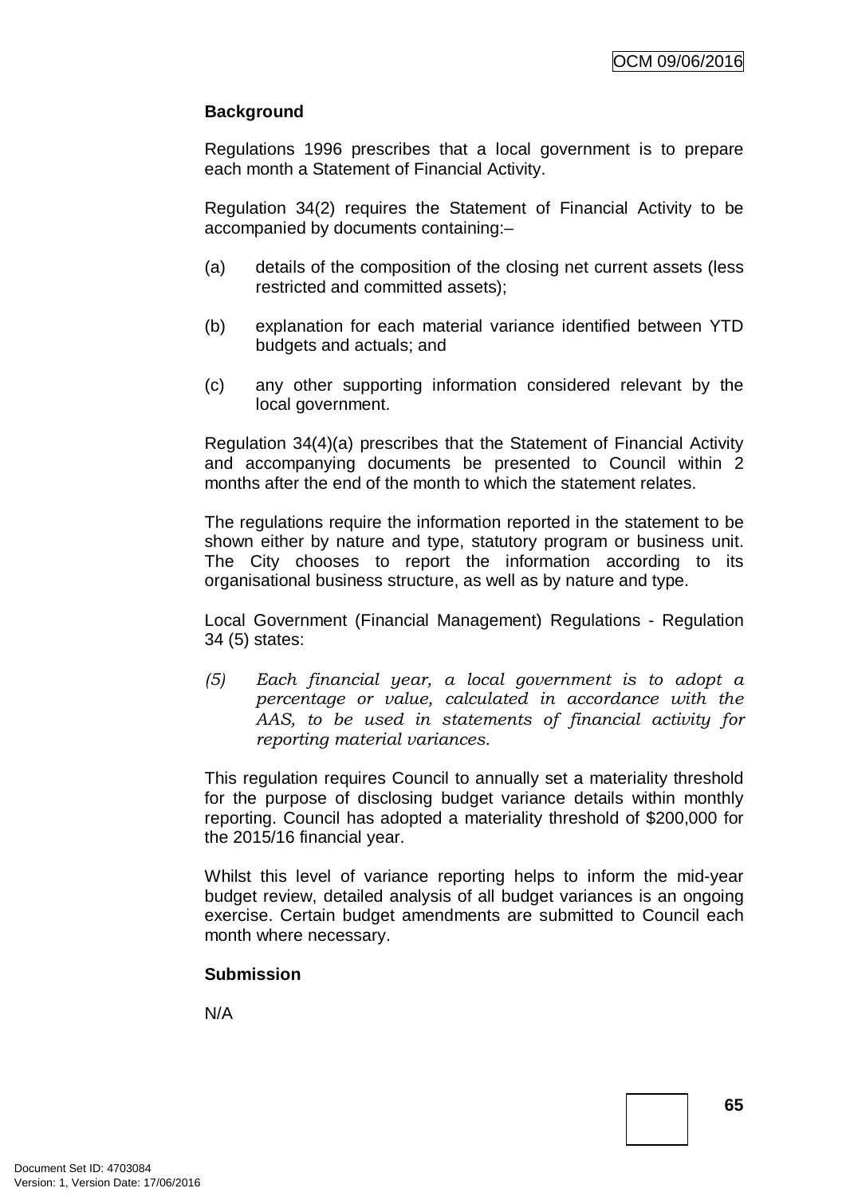**Background**

Regulations 1996 prescribes that a local government is to prepare each month a Statement of Financial Activity.

Regulation 34(2) requires the Statement of Financial Activity to be accompanied by documents containing:–

(a) details of the composition of the closing net current assets (less restricted and committed assets);

(b) explanation for each material variance identified between YTD budgets and actuals; and

(c) any other supporting information considered relevant by the local government.

Regulation 34(4)(a) prescribes that the Statement of Financial Activity and accompanying documents be presented to Council within 2 months after the end of the month to which the statement relates.

The regulations require the information reported in the statement to be shown either by nature and type, statutory program or business unit. The City chooses to report the information according to its organisational business structure, as well as by nature and type.

Local Government (Financial Management) Regulations - Regulation 34 (5) states:

*(5) Each financial year, a local government is to adopt a percentage or value, calculated in accordance with the AAS, to be used in statements of financial activity for reporting material variances.*

This regulation requires Council to annually set a materiality threshold for the purpose of disclosing budget variance details within monthly reporting. Council has adopted a materiality threshold of $200,000 for the 2015/16 financial year.

Whilst this level of variance reporting helps to inform the mid-year budget review, detailed analysis of all budget variances is an ongoing exercise. Certain budget amendments are submitted to Council each month where necessary.

**Submission**

N/A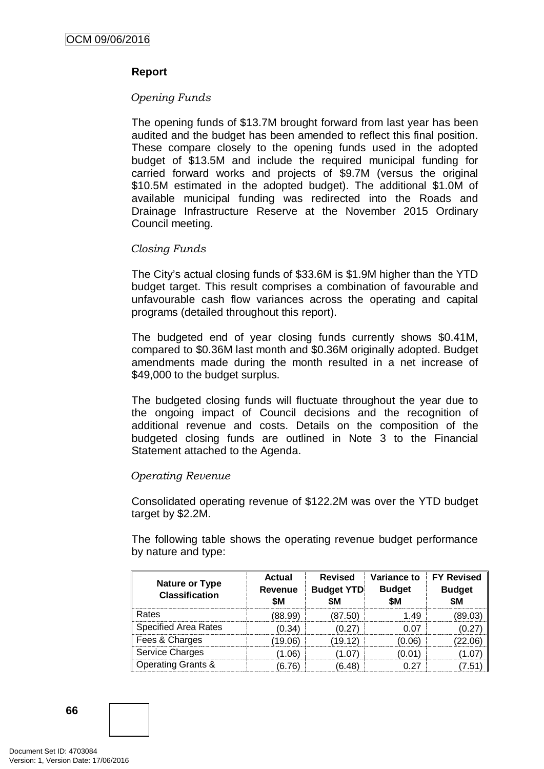## Report

*Opening Funds*

The opening funds of $13.7M brought forward from last year has been audited and the budget has been amended to reflect this final position. These compare closely to the opening funds used in the adopted budget of $13.5M and include the required municipal funding for carried forward works and projects of $9.7M (versus the original $10.5M estimated in the adopted budget). The additional $1.0M of available municipal funding was redirected into the Roads and Drainage Infrastructure Reserve at the November 2015 Ordinary Council meeting.

*Closing Funds*

The City's actual closing funds of $33.6M is $1.9M higher than the YTD budget target. This result comprises a combination of favourable and unfavourable cash flow variances across the operating and capital programs (detailed throughout this report).

The budgeted end of year closing funds currently shows $0.41M, compared to $0.36M last month and $0.36M originally adopted. Budget amendments made during the month resulted in a net increase of $49,000 to the budget surplus.

The budgeted closing funds will fluctuate throughout the year due to the ongoing impact of Council decisions and the recognition of additional revenue and costs. Details on the composition of the budgeted closing funds are outlined in Note 3 to the Financial Statement attached to the Agenda.

*Operating Revenue*

Consolidated operating revenue of $122.2M was over the YTD budget target by $2.2M.

The following table shows the operating revenue budget performance by nature and type:

| Nature or Type Classification | Actual Revenue $M | Revised Budget YTD $M | Variance to Budget $M | FY Revised Budget $M |
|---|---|---|---|---|
| Rates | (88.99) | (87.50) | 1.49 | (89.03) |
| Specified Area Rates | (0.34) | (0.27) | 0.07 | (0.27) |
| Fees & Charges | (19.06) | (19.12) | (0.06) | (22.06) |
| Service Charges | (1.06) | (1.07) | (0.01) | (1.07) |
| Operating Grants & | (6.76) | (6.48) | 0.27 | (7.51) |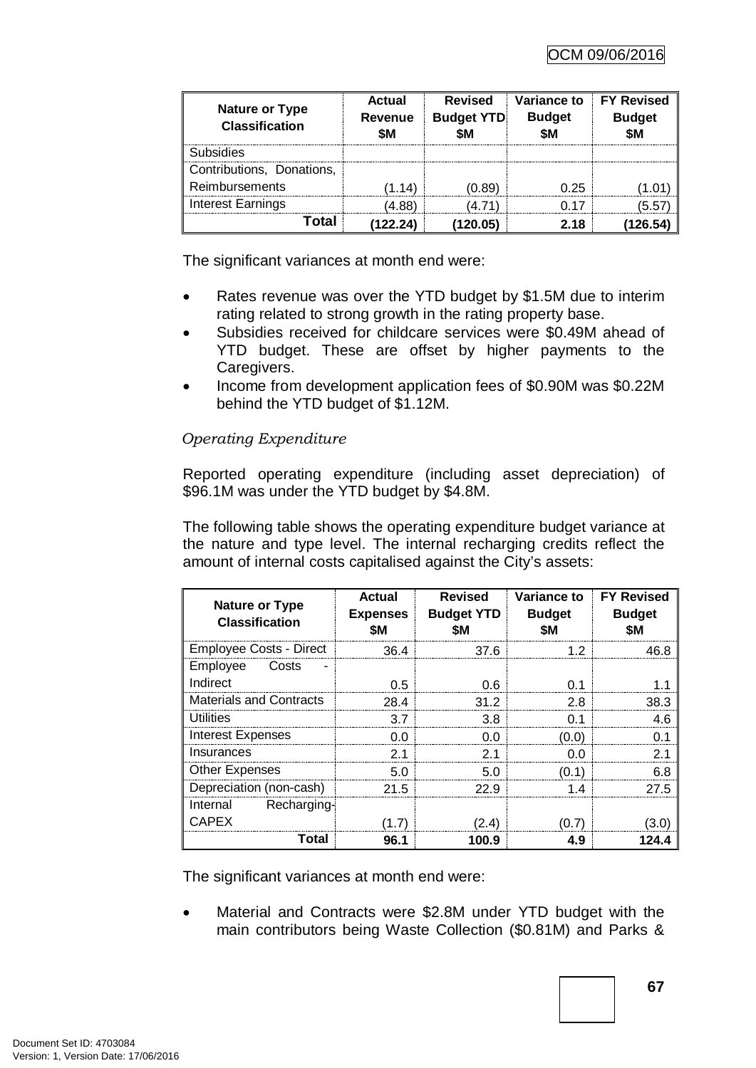| Nature or Type Classification | Actual Revenue $M | Revised Budget YTD $M | Variance to Budget $M | FY Revised Budget $M |
|---|---|---|---|---|
| Subsidies | | | | |
| Contributions, Donations, Reimbursements | (1.14) | (0.89) | 0.25 | (1.01) |
| Interest Earnings | (4.88) | (4.71) | 0.17 | (5.57) |
| **Total** | **(122.24)** | **(120.05)** | **2.18** | **(126.54)** |

The significant variances at month end were:

- Rates revenue was over the YTD budget by $1.5M due to interim rating related to strong growth in the rating property base.
- Subsidies received for childcare services were $0.49M ahead of YTD budget. These are offset by higher payments to the Caregivers.
- Income from development application fees of $0.90M was $0.22M behind the YTD budget of $1.12M.

*Operating Expenditure*

Reported operating expenditure (including asset depreciation) of $96.1M was under the YTD budget by $4.8M.

The following table shows the operating expenditure budget variance at the nature and type level. The internal recharging credits reflect the amount of internal costs capitalised against the City's assets:

| Nature or Type Classification | Actual Expenses $M | Revised Budget YTD $M | Variance to Budget $M | FY Revised Budget $M |
|---|---|---|---|---|
| Employee Costs - Direct | 36.4 | 37.6 | 1.2 | 46.8 |
| Employee Costs - Indirect | 0.5 | 0.6 | 0.1 | 1.1 |
| Materials and Contracts | 28.4 | 31.2 | 2.8 | 38.3 |
| Utilities | 3.7 | 3.8 | 0.1 | 4.6 |
| Interest Expenses | 0.0 | 0.0 | (0.0) | 0.1 |
| Insurances | 2.1 | 2.1 | 0.0 | 2.1 |
| Other Expenses | 5.0 | 5.0 | (0.1) | 6.8 |
| Depreciation (non-cash) | 21.5 | 22.9 | 1.4 | 27.5 |
| Internal Recharging-CAPEX | (1.7) | (2.4) | (0.7) | (3.0) |
| **Total** | **96.1** | **100.9** | **4.9** | **124.4** |

The significant variances at month end were:

- Material and Contracts were $2.8M under YTD budget with the main contributors being Waste Collection ($0.81M) and Parks &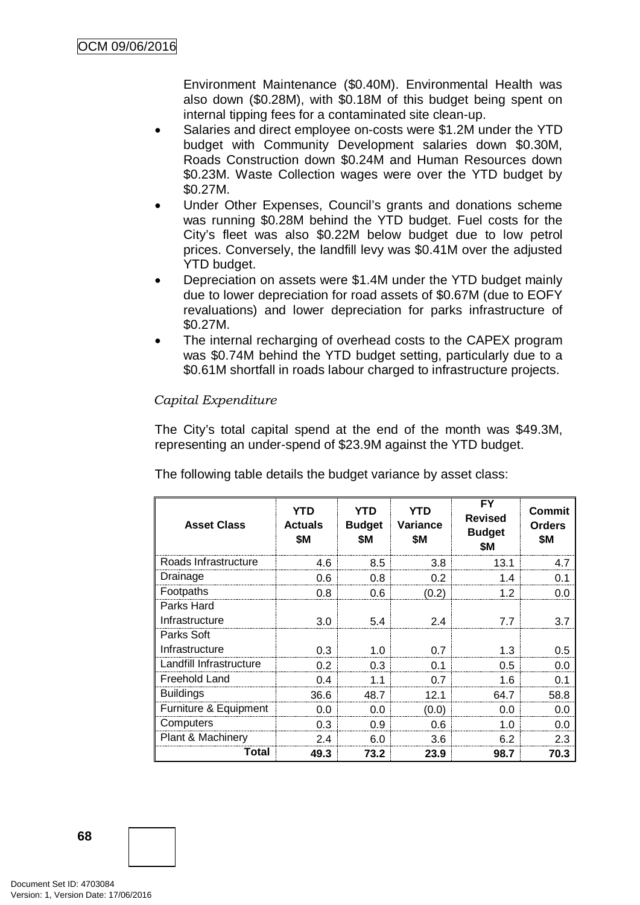Environment Maintenance ($0.40M). Environmental Health was also down ($0.28M), with $0.18M of this budget being spent on internal tipping fees for a contaminated site clean-up.

- Salaries and direct employee on-costs were $1.2M under the YTD budget with Community Development salaries down $0.30M, Roads Construction down $0.24M and Human Resources down $0.23M. Waste Collection wages were over the YTD budget by $0.27M.
- Under Other Expenses, Council's grants and donations scheme was running $0.28M behind the YTD budget. Fuel costs for the City's fleet was also $0.22M below budget due to low petrol prices. Conversely, the landfill levy was $0.41M over the adjusted YTD budget.
- Depreciation on assets were $1.4M under the YTD budget mainly due to lower depreciation for road assets of $0.67M (due to EOFY revaluations) and lower depreciation for parks infrastructure of $0.27M.
- The internal recharging of overhead costs to the CAPEX program was $0.74M behind the YTD budget setting, particularly due to a $0.61M shortfall in roads labour charged to infrastructure projects.

*Capital Expenditure*

The City's total capital spend at the end of the month was $49.3M, representing an under-spend of $23.9M against the YTD budget.

The following table details the budget variance by asset class:

| Asset Class | YTD Actuals $M | YTD Budget $M | YTD Variance $M | FY Revised Budget $M | Commit Orders $M |
|---|---|---|---|---|---|
| Roads Infrastructure | 4.6 | 8.5 | 3.8 | 13.1 | 4.7 |
| Drainage | 0.6 | 0.8 | 0.2 | 1.4 | 0.1 |
| Footpaths | 0.8 | 0.6 | (0.2) | 1.2 | 0.0 |
| Parks Hard Infrastructure | 3.0 | 5.4 | 2.4 | 7.7 | 3.7 |
| Parks Soft Infrastructure | 0.3 | 1.0 | 0.7 | 1.3 | 0.5 |
| Landfill Infrastructure | 0.2 | 0.3 | 0.1 | 0.5 | 0.0 |
| Freehold Land | 0.4 | 1.1 | 0.7 | 1.6 | 0.1 |
| Buildings | 36.6 | 48.7 | 12.1 | 64.7 | 58.8 |
| Furniture & Equipment | 0.0 | 0.0 | (0.0) | 0.0 | 0.0 |
| Computers | 0.3 | 0.9 | 0.6 | 1.0 | 0.0 |
| Plant & Machinery | 2.4 | 6.0 | 3.6 | 6.2 | 2.3 |
| **Total** | **49.3** | **73.2** | **23.9** | **98.7** | **70.3** |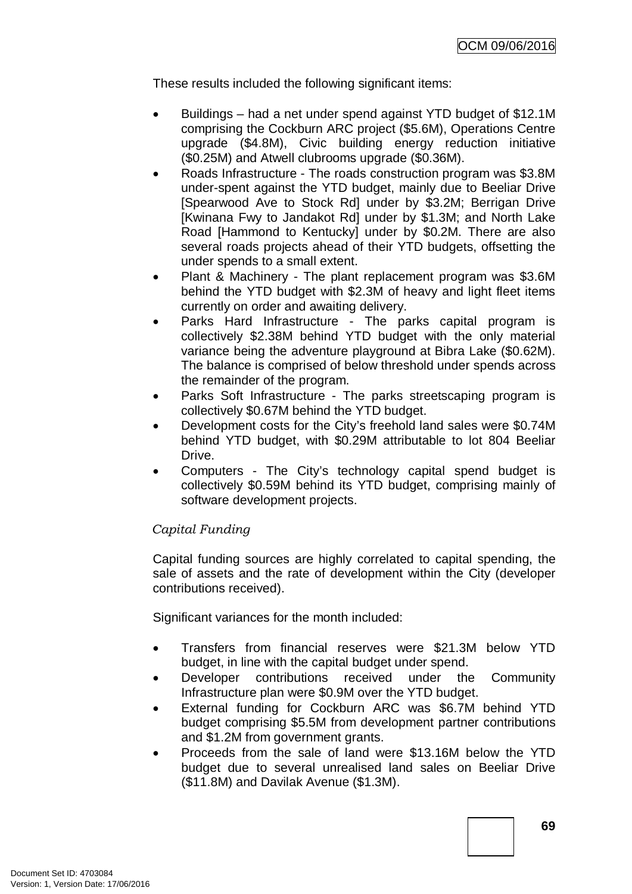These results included the following significant items:

- Buildings – had a net under spend against YTD budget of $12.1M comprising the Cockburn ARC project ($5.6M), Operations Centre upgrade ($4.8M), Civic building energy reduction initiative ($0.25M) and Atwell clubrooms upgrade ($0.36M).
- Roads Infrastructure - The roads construction program was $3.8M under-spent against the YTD budget, mainly due to Beeliar Drive [Spearwood Ave to Stock Rd] under by $3.2M; Berrigan Drive [Kwinana Fwy to Jandakot Rd] under by $1.3M; and North Lake Road [Hammond to Kentucky] under by $0.2M. There are also several roads projects ahead of their YTD budgets, offsetting the under spends to a small extent.
- Plant & Machinery - The plant replacement program was $3.6M behind the YTD budget with $2.3M of heavy and light fleet items currently on order and awaiting delivery.
- Parks Hard Infrastructure - The parks capital program is collectively $2.38M behind YTD budget with the only material variance being the adventure playground at Bibra Lake ($0.62M). The balance is comprised of below threshold under spends across the remainder of the program.
- Parks Soft Infrastructure - The parks streetscaping program is collectively $0.67M behind the YTD budget.
- Development costs for the City's freehold land sales were $0.74M behind YTD budget, with $0.29M attributable to lot 804 Beeliar Drive.
- Computers - The City's technology capital spend budget is collectively $0.59M behind its YTD budget, comprising mainly of software development projects.

*Capital Funding*

Capital funding sources are highly correlated to capital spending, the sale of assets and the rate of development within the City (developer contributions received).

Significant variances for the month included:

- Transfers from financial reserves were $21.3M below YTD budget, in line with the capital budget under spend.
- Developer contributions received under the Community Infrastructure plan were $0.9M over the YTD budget.
- External funding for Cockburn ARC was $6.7M behind YTD budget comprising $5.5M from development partner contributions and $1.2M from government grants.
- Proceeds from the sale of land were $13.16M below the YTD budget due to several unrealised land sales on Beeliar Drive ($11.8M) and Davilak Avenue ($1.3M).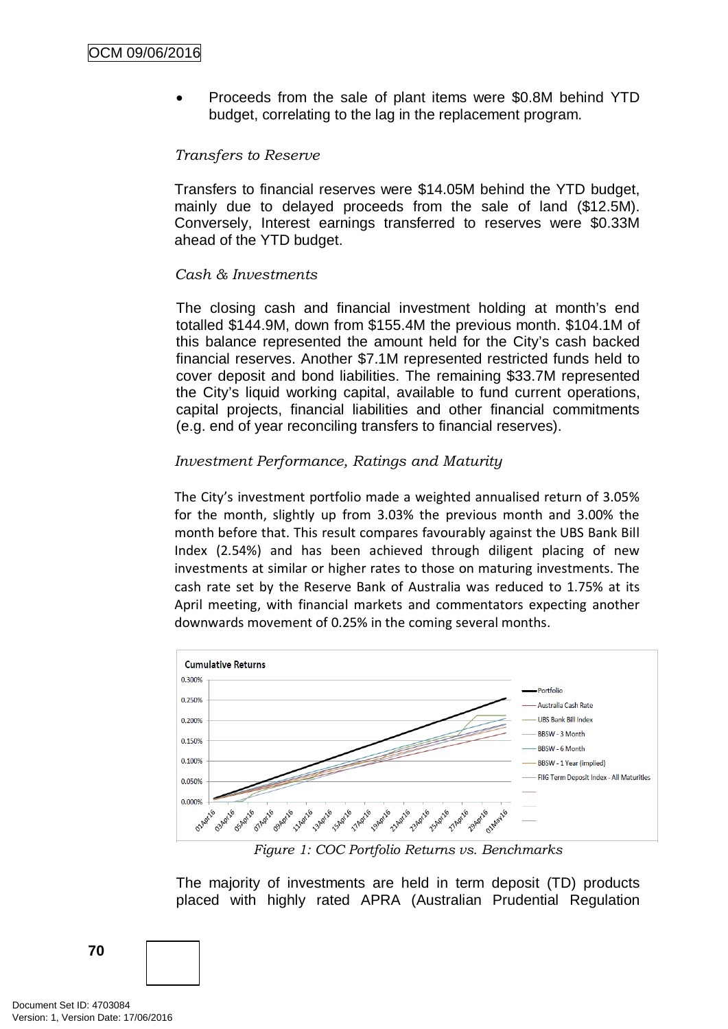- Proceeds from the sale of plant items were $0.8M behind YTD budget, correlating to the lag in the replacement program.

*Transfers to Reserve*

Transfers to financial reserves were $14.05M behind the YTD budget, mainly due to delayed proceeds from the sale of land ($12.5M). Conversely, Interest earnings transferred to reserves were $0.33M ahead of the YTD budget.

*Cash & Investments*

The closing cash and financial investment holding at month's end totalled $144.9M, down from $155.4M the previous month. $104.1M of this balance represented the amount held for the City's cash backed financial reserves. Another $7.1M represented restricted funds held to cover deposit and bond liabilities. The remaining $33.7M represented the City's liquid working capital, available to fund current operations, capital projects, financial liabilities and other financial commitments (e.g. end of year reconciling transfers to financial reserves).

*Investment Performance, Ratings and Maturity*

The City's investment portfolio made a weighted annualised return of 3.05% for the month, slightly up from 3.03% the previous month and 3.00% the month before that. This result compares favourably against the UBS Bank Bill Index (2.54%) and has been achieved through diligent placing of new investments at similar or higher rates to those on maturing investments. The cash rate set by the Reserve Bank of Australia was reduced to 1.75% at its April meeting, with financial markets and commentators expecting another downwards movement of 0.25% in the coming several months.

*Figure 1: COC Portfolio Returns vs. Benchmarks*

The majority of investments are held in term deposit (TD) products placed with highly rated APRA (Australian Prudential Regulation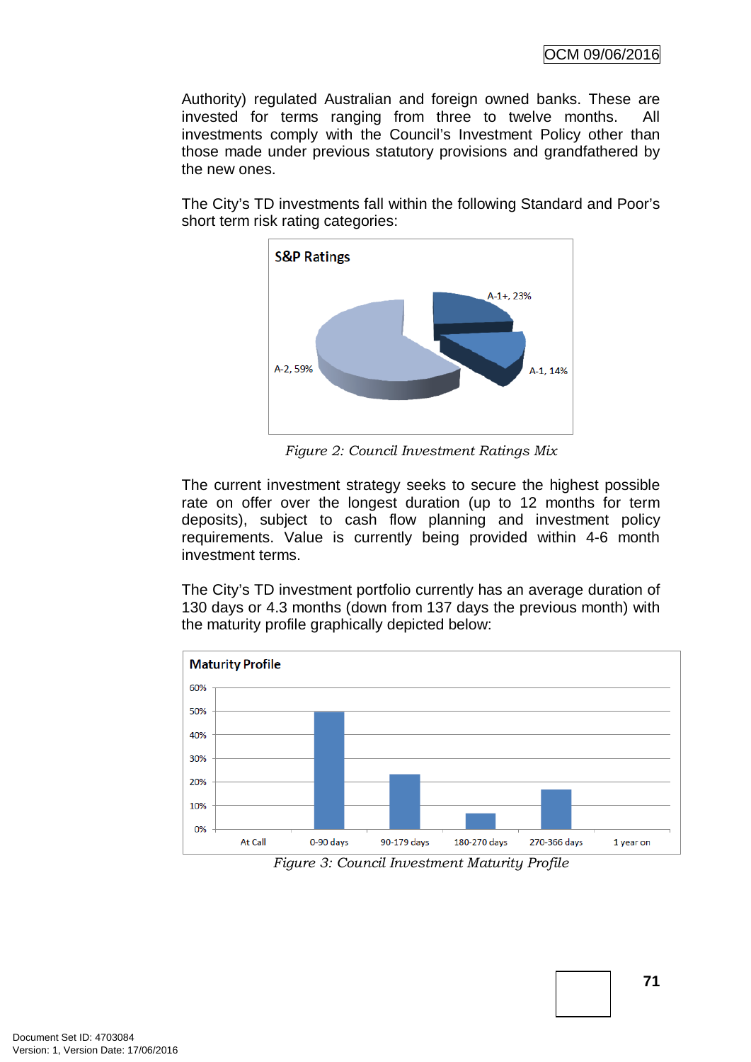Authority) regulated Australian and foreign owned banks. These are invested for terms ranging from three to twelve months. All investments comply with the Council's Investment Policy other than those made under previous statutory provisions and grandfathered by the new ones.

The City's TD investments fall within the following Standard and Poor's short term risk rating categories:

**S&P Ratings**

A-1+, 23%

A-1, 14%

A-2, 59%

*Figure 2: Council Investment Ratings Mix*

The current investment strategy seeks to secure the highest possible rate on offer over the longest duration (up to 12 months for term deposits), subject to cash flow planning and investment policy requirements. Value is currently being provided within 4-6 month investment terms.

The City's TD investment portfolio currently has an average duration of 130 days or 4.3 months (down from 137 days the previous month) with the maturity profile graphically depicted below:

**Maturity Profile**

60%
50%
40%
30%
20%
10%
0%

At Call | 0-90 days | 90-179 days | 180-270 days | 270-366 days | 1 year on

*Figure 3: Council Investment Maturity Profile*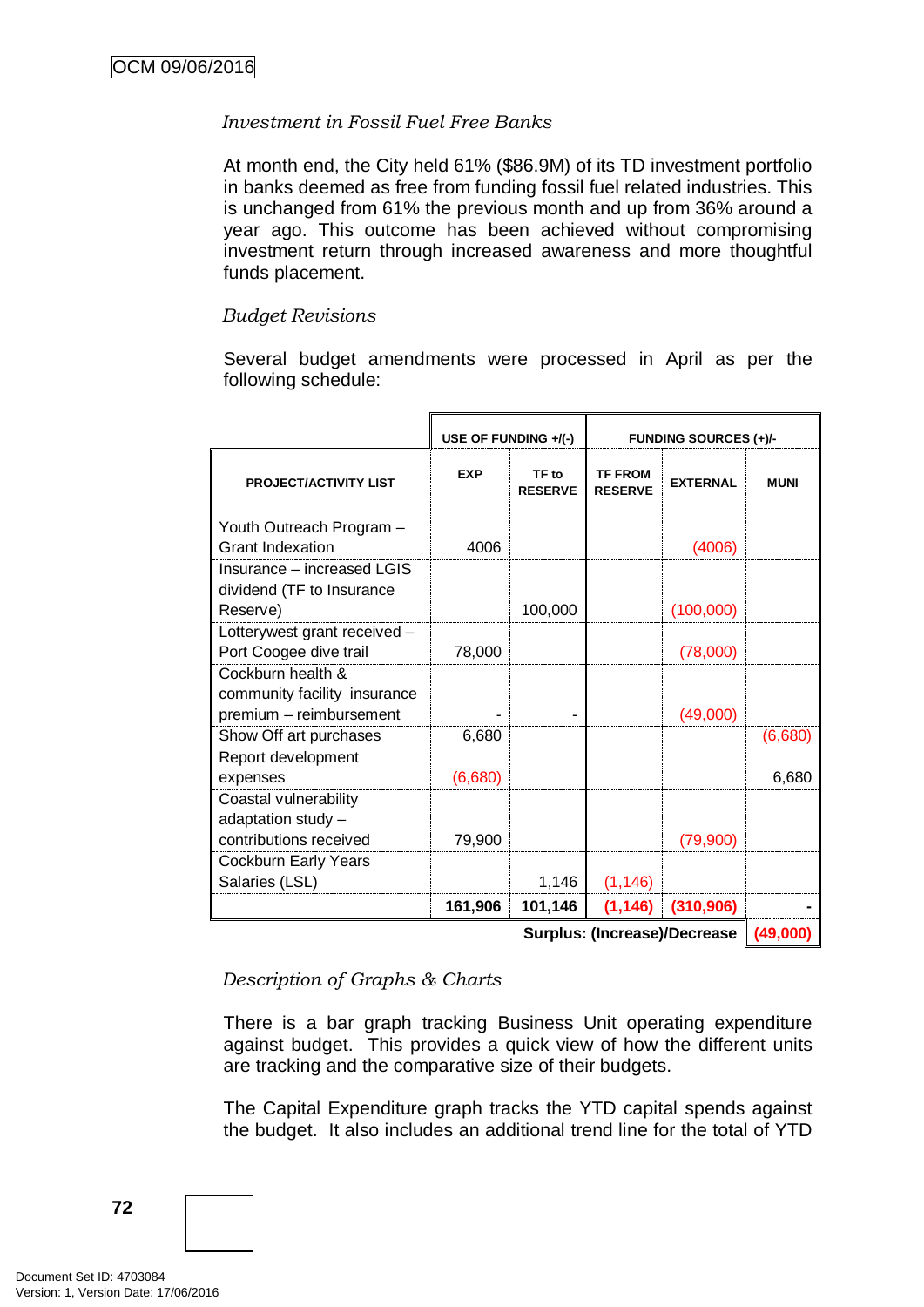*Investment in Fossil Fuel Free Banks*

At month end, the City held 61% ($86.9M) of its TD investment portfolio in banks deemed as free from funding fossil fuel related industries. This is unchanged from 61% the previous month and up from 36% around a year ago. This outcome has been achieved without compromising investment return through increased awareness and more thoughtful funds placement.

*Budget Revisions*

Several budget amendments were processed in April as per the following schedule:

| | USE OF FUNDING +/(-) | | FUNDING SOURCES (+)/- | | |
|---|---|---|---|---|---|
| **PROJECT/ACTIVITY LIST** | **EXP** | **TF to RESERVE** | **TF FROM RESERVE** | **EXTERNAL** | **MUNI** |
| Youth Outreach Program – Grant Indexation | 4006 | | | (4006) | |
| Insurance – increased LGIS dividend (TF to Insurance Reserve) | | 100,000 | | (100,000) | |
| Lotterywest grant received – Port Coogee dive trail | 78,000 | | | (78,000) | |
| Cockburn health & community facility insurance premium – reimbursement | - | - | | (49,000) | |
| Show Off art purchases | 6,680 | | | | (6,680) |
| Report development expenses | (6,680) | | | | 6,680 |
| Coastal vulnerability adaptation study – contributions received | 79,900 | | | (79,900) | |
| Cockburn Early Years Salaries (LSL) | | 1,146 | (1,146) | | |
| | **161,906** | **101,146** | **(1,146)** | **(310,906)** | **-** |
| | | | | **Surplus: (Increase)/Decrease** | **(49,000)** |

*Description of Graphs & Charts*

There is a bar graph tracking Business Unit operating expenditure against budget. This provides a quick view of how the different units are tracking and the comparative size of their budgets.

The Capital Expenditure graph tracks the YTD capital spends against the budget. It also includes an additional trend line for the total of YTD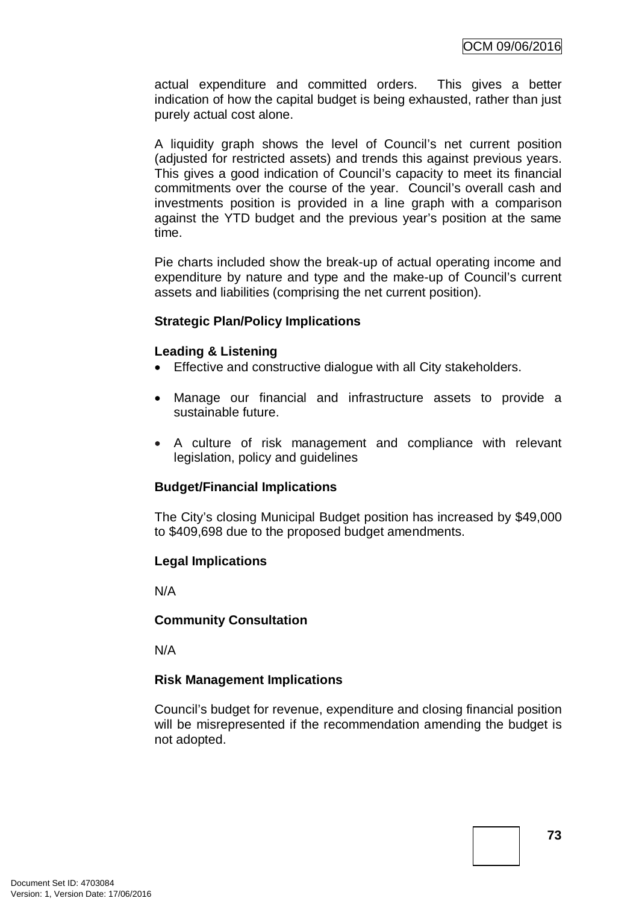actual expenditure and committed orders. This gives a better indication of how the capital budget is being exhausted, rather than just purely actual cost alone.

A liquidity graph shows the level of Council's net current position (adjusted for restricted assets) and trends this against previous years. This gives a good indication of Council's capacity to meet its financial commitments over the course of the year. Council's overall cash and investments position is provided in a line graph with a comparison against the YTD budget and the previous year's position at the same time.

Pie charts included show the break-up of actual operating income and expenditure by nature and type and the make-up of Council's current assets and liabilities (comprising the net current position).

**Strategic Plan/Policy Implications**

**Leading & Listening**

- Effective and constructive dialogue with all City stakeholders.
- Manage our financial and infrastructure assets to provide a sustainable future.
- A culture of risk management and compliance with relevant legislation, policy and guidelines

**Budget/Financial Implications**

The City's closing Municipal Budget position has increased by $49,000 to $409,698 due to the proposed budget amendments.

**Legal Implications**

N/A

**Community Consultation**

N/A

**Risk Management Implications**

Council's budget for revenue, expenditure and closing financial position will be misrepresented if the recommendation amending the budget is not adopted.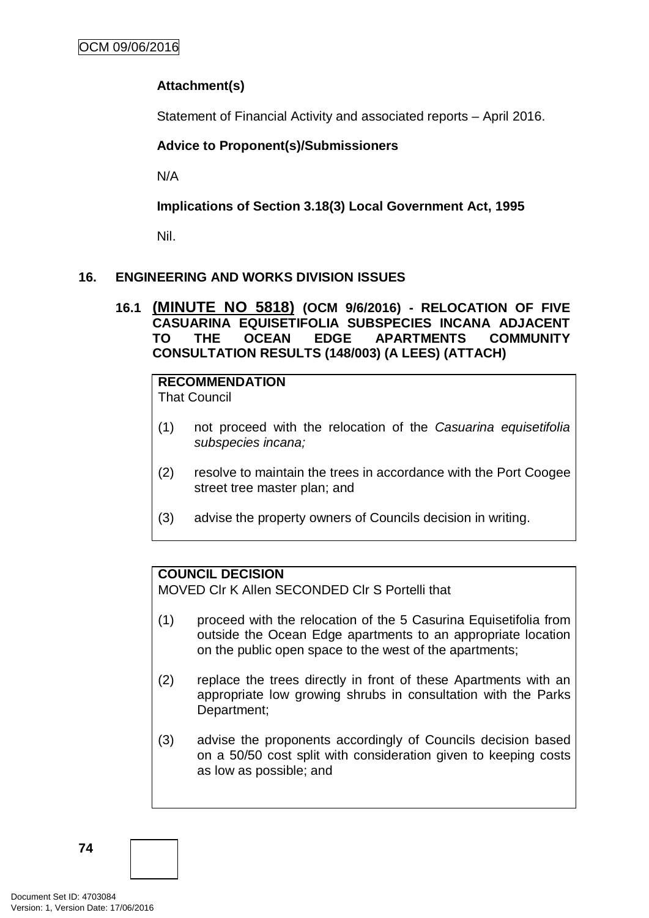**Attachment(s)**

Statement of Financial Activity and associated reports – April 2016.

**Advice to Proponent(s)/Submissioners**

N/A

**Implications of Section 3.18(3) Local Government Act, 1995**

Nil.

## 16. ENGINEERING AND WORKS DIVISION ISSUES

### 16.1 (MINUTE NO 5818) (OCM 9/6/2016) - RELOCATION OF FIVE CASUARINA EQUISETIFOLIA SUBSPECIES INCANA ADJACENT TO THE OCEAN EDGE APARTMENTS COMMUNITY CONSULTATION RESULTS (148/003) (A LEES) (ATTACH)

**RECOMMENDATION**

That Council

(1) not proceed with the relocation of the *Casuarina equisetifolia subspecies incana;*

(2) resolve to maintain the trees in accordance with the Port Coogee street tree master plan; and

(3) advise the property owners of Councils decision in writing.

**COUNCIL DECISION**

MOVED Clr K Allen SECONDED Clr S Portelli that

(1) proceed with the relocation of the 5 Casurina Equisetifolia from outside the Ocean Edge apartments to an appropriate location on the public open space to the west of the apartments;

(2) replace the trees directly in front of these Apartments with an appropriate low growing shrubs in consultation with the Parks Department;

(3) advise the proponents accordingly of Councils decision based on a 50/50 cost split with consideration given to keeping costs as low as possible; and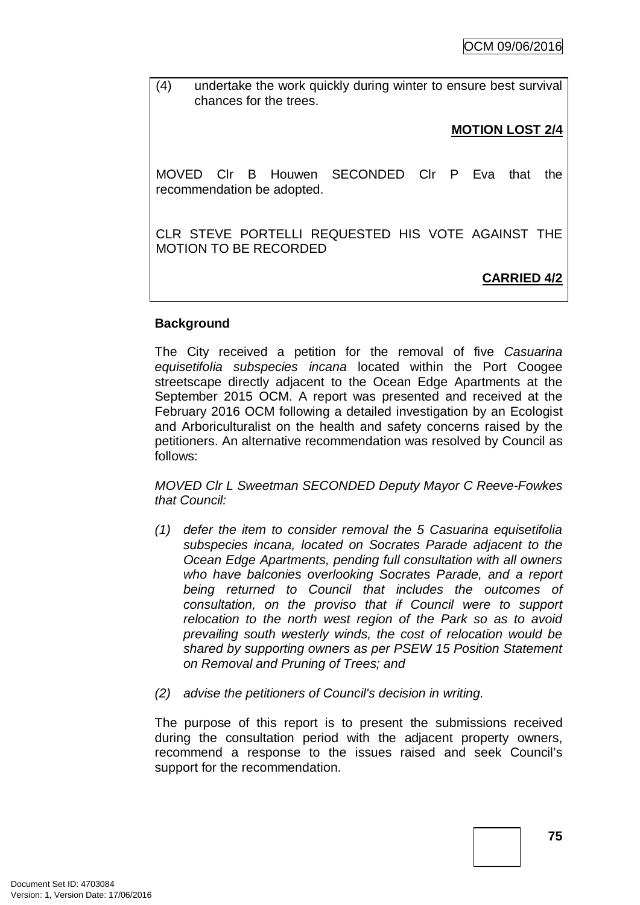(4) undertake the work quickly during winter to ensure best survival chances for the trees.

**MOTION LOST 2/4**

MOVED Clr B Houwen SECONDED Clr P Eva that the recommendation be adopted.

CLR STEVE PORTELLI REQUESTED HIS VOTE AGAINST THE MOTION TO BE RECORDED

**CARRIED 4/2**

**Background**

The City received a petition for the removal of five *Casuarina equisetifolia subspecies incana* located within the Port Coogee streetscape directly adjacent to the Ocean Edge Apartments at the September 2015 OCM. A report was presented and received at the February 2016 OCM following a detailed investigation by an Ecologist and Arboriculturalist on the health and safety concerns raised by the petitioners. An alternative recommendation was resolved by Council as follows:

*MOVED Clr L Sweetman SECONDED Deputy Mayor C Reeve-Fowkes that Council:*

*(1) defer the item to consider removal the 5 Casuarina equisetifolia subspecies incana, located on Socrates Parade adjacent to the Ocean Edge Apartments, pending full consultation with all owners who have balconies overlooking Socrates Parade, and a report being returned to Council that includes the outcomes of consultation, on the proviso that if Council were to support relocation to the north west region of the Park so as to avoid prevailing south westerly winds, the cost of relocation would be shared by supporting owners as per PSEW 15 Position Statement on Removal and Pruning of Trees; and*

*(2) advise the petitioners of Council's decision in writing.*

The purpose of this report is to present the submissions received during the consultation period with the adjacent property owners, recommend a response to the issues raised and seek Council's support for the recommendation.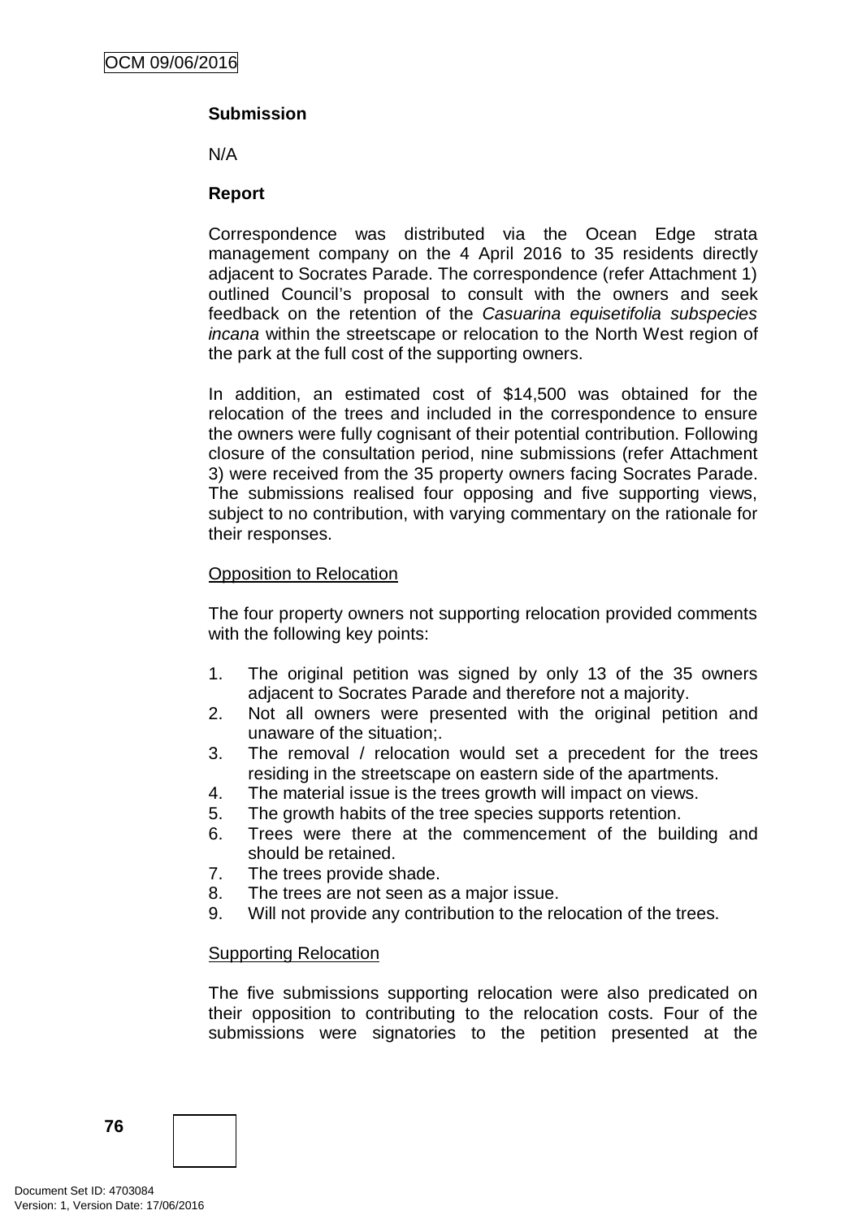**Submission**

N/A

**Report**

Correspondence was distributed via the Ocean Edge strata management company on the 4 April 2016 to 35 residents directly adjacent to Socrates Parade. The correspondence (refer Attachment 1) outlined Council's proposal to consult with the owners and seek feedback on the retention of the *Casuarina equisetifolia subspecies incana* within the streetscape or relocation to the North West region of the park at the full cost of the supporting owners.

In addition, an estimated cost of $14,500 was obtained for the relocation of the trees and included in the correspondence to ensure the owners were fully cognisant of their potential contribution. Following closure of the consultation period, nine submissions (refer Attachment 3) were received from the 35 property owners facing Socrates Parade. The submissions realised four opposing and five supporting views, subject to no contribution, with varying commentary on the rationale for their responses.

Opposition to Relocation

The four property owners not supporting relocation provided comments with the following key points:

1. The original petition was signed by only 13 of the 35 owners adjacent to Socrates Parade and therefore not a majority.
2. Not all owners were presented with the original petition and unaware of the situation;.
3. The removal / relocation would set a precedent for the trees residing in the streetscape on eastern side of the apartments.
4. The material issue is the trees growth will impact on views.
5. The growth habits of the tree species supports retention.
6. Trees were there at the commencement of the building and should be retained.
7. The trees provide shade.
8. The trees are not seen as a major issue.
9. Will not provide any contribution to the relocation of the trees.

Supporting Relocation

The five submissions supporting relocation were also predicated on their opposition to contributing to the relocation costs. Four of the submissions were signatories to the petition presented at the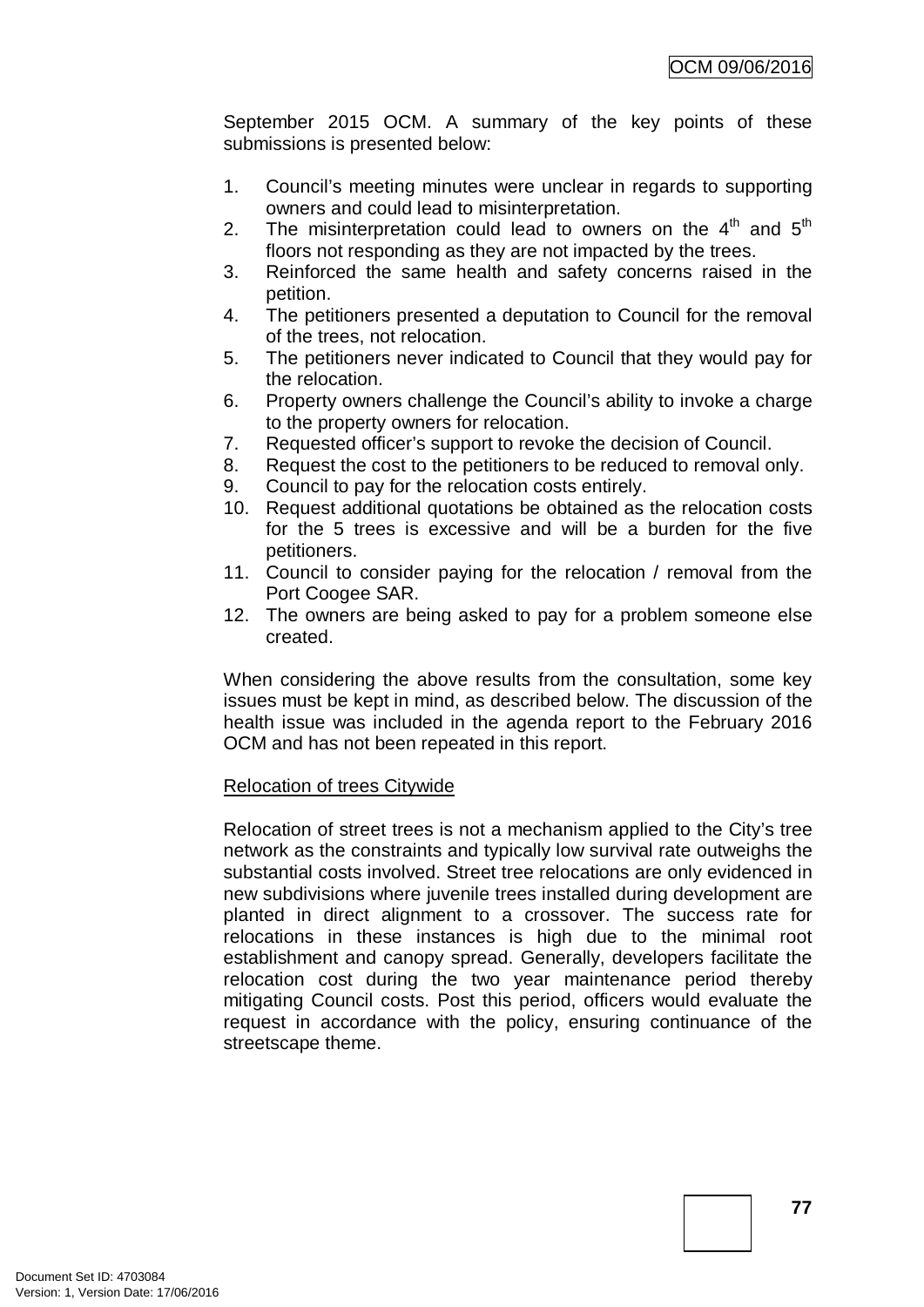September 2015 OCM. A summary of the key points of these submissions is presented below:

1. Council's meeting minutes were unclear in regards to supporting owners and could lead to misinterpretation.
2. The misinterpretation could lead to owners on the 4th and 5th floors not responding as they are not impacted by the trees.
3. Reinforced the same health and safety concerns raised in the petition.
4. The petitioners presented a deputation to Council for the removal of the trees, not relocation.
5. The petitioners never indicated to Council that they would pay for the relocation.
6. Property owners challenge the Council's ability to invoke a charge to the property owners for relocation.
7. Requested officer's support to revoke the decision of Council.
8. Request the cost to the petitioners to be reduced to removal only.
9. Council to pay for the relocation costs entirely.
10. Request additional quotations be obtained as the relocation costs for the 5 trees is excessive and will be a burden for the five petitioners.
11. Council to consider paying for the relocation / removal from the Port Coogee SAR.
12. The owners are being asked to pay for a problem someone else created.

When considering the above results from the consultation, some key issues must be kept in mind, as described below. The discussion of the health issue was included in the agenda report to the February 2016 OCM and has not been repeated in this report.

Relocation of trees Citywide

Relocation of street trees is not a mechanism applied to the City's tree network as the constraints and typically low survival rate outweighs the substantial costs involved. Street tree relocations are only evidenced in new subdivisions where juvenile trees installed during development are planted in direct alignment to a crossover. The success rate for relocations in these instances is high due to the minimal root establishment and canopy spread. Generally, developers facilitate the relocation cost during the two year maintenance period thereby mitigating Council costs. Post this period, officers would evaluate the request in accordance with the policy, ensuring continuance of the streetscape theme.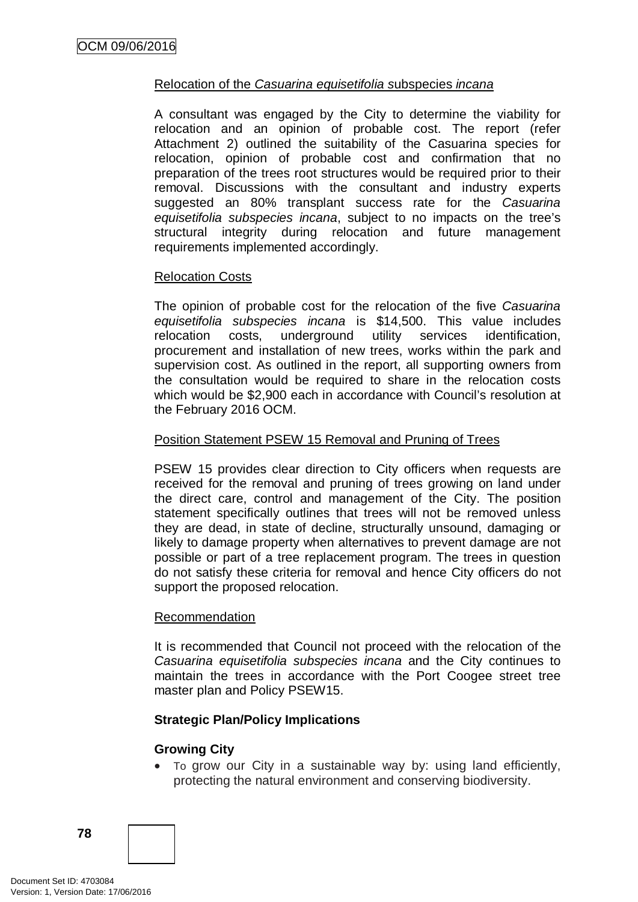Relocation of the *Casuarina equisetifolia s*ubspecies *incana*

A consultant was engaged by the City to determine the viability for relocation and an opinion of probable cost. The report (refer Attachment 2) outlined the suitability of the Casuarina species for relocation, opinion of probable cost and confirmation that no preparation of the trees root structures would be required prior to their removal. Discussions with the consultant and industry experts suggested an 80% transplant success rate for the *Casuarina equisetifolia subspecies incana*, subject to no impacts on the tree's structural integrity during relocation and future management requirements implemented accordingly.

Relocation Costs

The opinion of probable cost for the relocation of the five *Casuarina equisetifolia subspecies incana* is $14,500. This value includes relocation costs, underground utility services identification, procurement and installation of new trees, works within the park and supervision cost. As outlined in the report, all supporting owners from the consultation would be required to share in the relocation costs which would be $2,900 each in accordance with Council's resolution at the February 2016 OCM.

Position Statement PSEW 15 Removal and Pruning of Trees

PSEW 15 provides clear direction to City officers when requests are received for the removal and pruning of trees growing on land under the direct care, control and management of the City. The position statement specifically outlines that trees will not be removed unless they are dead, in state of decline, structurally unsound, damaging or likely to damage property when alternatives to prevent damage are not possible or part of a tree replacement program. The trees in question do not satisfy these criteria for removal and hence City officers do not support the proposed relocation.

Recommendation

It is recommended that Council not proceed with the relocation of the *Casuarina equisetifolia subspecies incana* and the City continues to maintain the trees in accordance with the Port Coogee street tree master plan and Policy PSEW15.

**Strategic Plan/Policy Implications**

**Growing City**

- To grow our City in a sustainable way by: using land efficiently, protecting the natural environment and conserving biodiversity.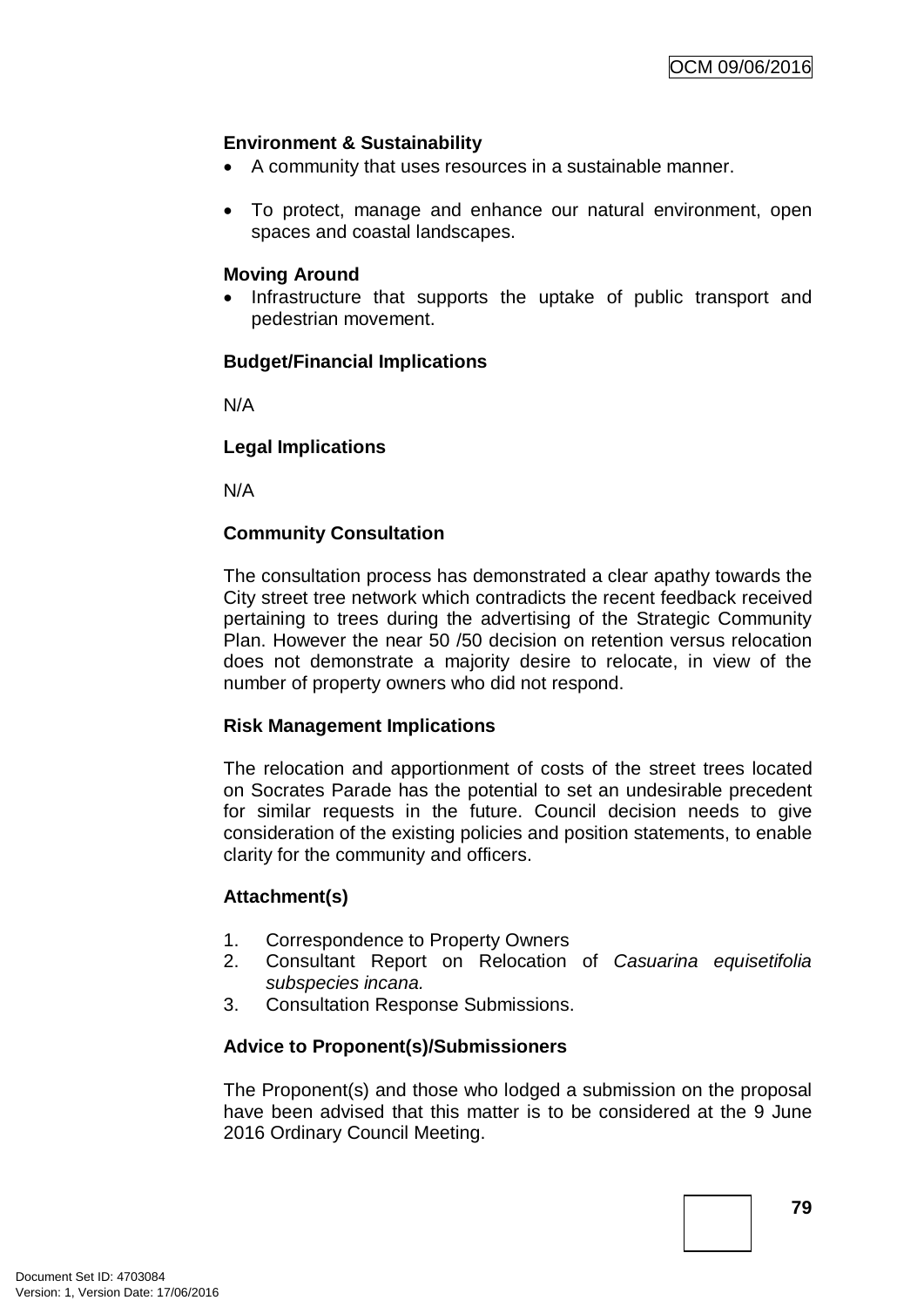**Environment & Sustainability**

- A community that uses resources in a sustainable manner.
- To protect, manage and enhance our natural environment, open spaces and coastal landscapes.

**Moving Around**

- Infrastructure that supports the uptake of public transport and pedestrian movement.

**Budget/Financial Implications**

N/A

**Legal Implications**

N/A

**Community Consultation**

The consultation process has demonstrated a clear apathy towards the City street tree network which contradicts the recent feedback received pertaining to trees during the advertising of the Strategic Community Plan. However the near 50 /50 decision on retention versus relocation does not demonstrate a majority desire to relocate, in view of the number of property owners who did not respond.

**Risk Management Implications**

The relocation and apportionment of costs of the street trees located on Socrates Parade has the potential to set an undesirable precedent for similar requests in the future. Council decision needs to give consideration of the existing policies and position statements, to enable clarity for the community and officers.

**Attachment(s)**

1. Correspondence to Property Owners
2. Consultant Report on Relocation of *Casuarina equisetifolia subspecies incana.*
3. Consultation Response Submissions.

**Advice to Proponent(s)/Submissioners**

The Proponent(s) and those who lodged a submission on the proposal have been advised that this matter is to be considered at the 9 June 2016 Ordinary Council Meeting.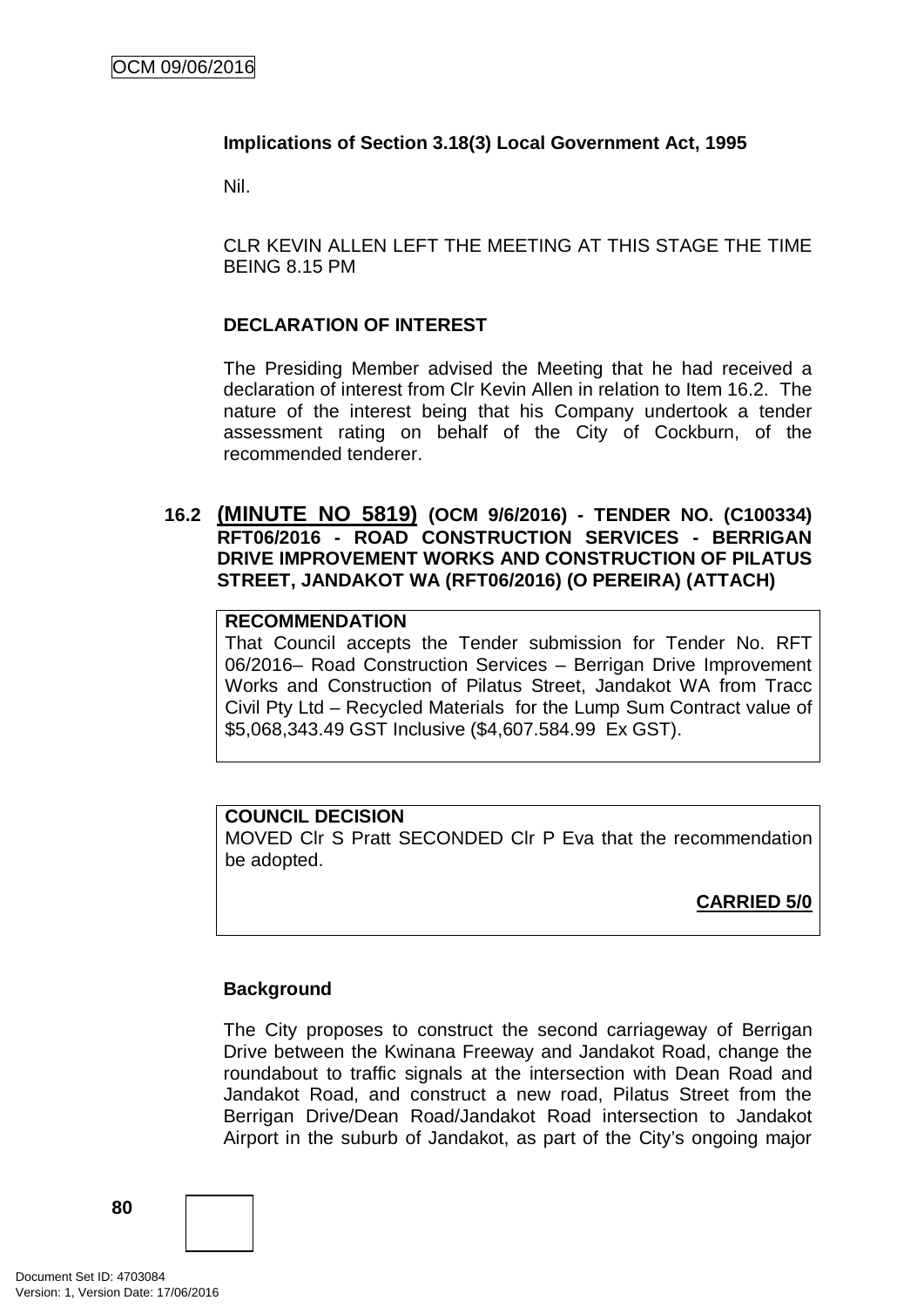**Implications of Section 3.18(3) Local Government Act, 1995**

Nil.

CLR KEVIN ALLEN LEFT THE MEETING AT THIS STAGE THE TIME BEING 8.15 PM

**DECLARATION OF INTEREST**

The Presiding Member advised the Meeting that he had received a declaration of interest from Clr Kevin Allen in relation to Item 16.2. The nature of the interest being that his Company undertook a tender assessment rating on behalf of the City of Cockburn, of the recommended tenderer.

### 16.2 (MINUTE NO 5819) (OCM 9/6/2016) - TENDER NO. (C100334) RFT06/2016 - ROAD CONSTRUCTION SERVICES - BERRIGAN DRIVE IMPROVEMENT WORKS AND CONSTRUCTION OF PILATUS STREET, JANDAKOT WA (RFT06/2016) (O PEREIRA) (ATTACH)

**RECOMMENDATION**

That Council accepts the Tender submission for Tender No. RFT 06/2016– Road Construction Services – Berrigan Drive Improvement Works and Construction of Pilatus Street, Jandakot WA from Tracc Civil Pty Ltd – Recycled Materials for the Lump Sum Contract value of $5,068,343.49 GST Inclusive ($4,607.584.99 Ex GST).

**COUNCIL DECISION**

MOVED Clr S Pratt SECONDED Clr P Eva that the recommendation be adopted.

**CARRIED 5/0**

**Background**

The City proposes to construct the second carriageway of Berrigan Drive between the Kwinana Freeway and Jandakot Road, change the roundabout to traffic signals at the intersection with Dean Road and Jandakot Road, and construct a new road, Pilatus Street from the Berrigan Drive/Dean Road/Jandakot Road intersection to Jandakot Airport in the suburb of Jandakot, as part of the City's ongoing major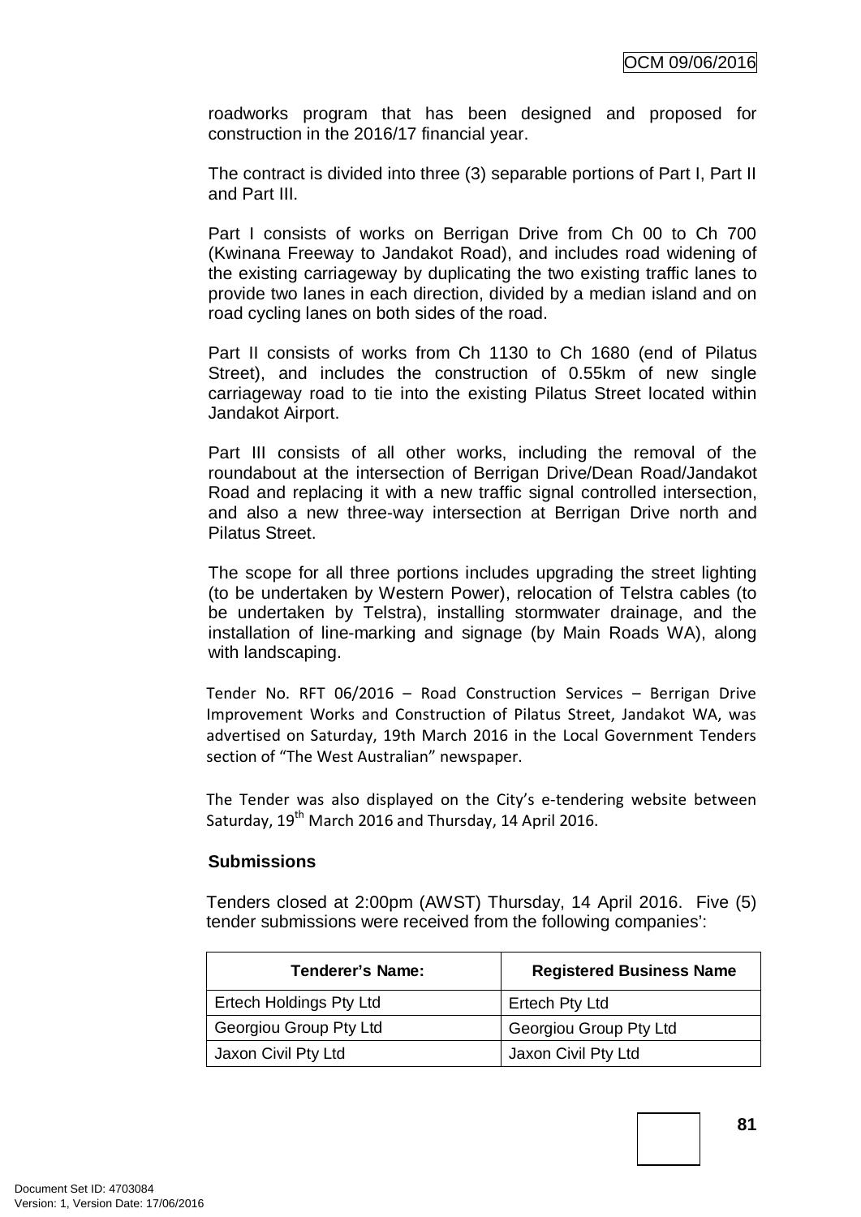roadworks program that has been designed and proposed for construction in the 2016/17 financial year.

The contract is divided into three (3) separable portions of Part I, Part II and Part III.

Part I consists of works on Berrigan Drive from Ch 00 to Ch 700 (Kwinana Freeway to Jandakot Road), and includes road widening of the existing carriageway by duplicating the two existing traffic lanes to provide two lanes in each direction, divided by a median island and on road cycling lanes on both sides of the road.

Part II consists of works from Ch 1130 to Ch 1680 (end of Pilatus Street), and includes the construction of 0.55km of new single carriageway road to tie into the existing Pilatus Street located within Jandakot Airport.

Part III consists of all other works, including the removal of the roundabout at the intersection of Berrigan Drive/Dean Road/Jandakot Road and replacing it with a new traffic signal controlled intersection, and also a new three-way intersection at Berrigan Drive north and Pilatus Street.

The scope for all three portions includes upgrading the street lighting (to be undertaken by Western Power), relocation of Telstra cables (to be undertaken by Telstra), installing stormwater drainage, and the installation of line-marking and signage (by Main Roads WA), along with landscaping.

Tender No. RFT 06/2016 – Road Construction Services – Berrigan Drive Improvement Works and Construction of Pilatus Street, Jandakot WA, was advertised on Saturday, 19th March 2016 in the Local Government Tenders section of "The West Australian" newspaper.

The Tender was also displayed on the City's e-tendering website between Saturday, 19th March 2016 and Thursday, 14 April 2016.

**Submissions**

Tenders closed at 2:00pm (AWST) Thursday, 14 April 2016. Five (5) tender submissions were received from the following companies':

| Tenderer's Name: | Registered Business Name |
|---|---|
| Ertech Holdings Pty Ltd | Ertech Pty Ltd |
| Georgiou Group Pty Ltd | Georgiou Group Pty Ltd |
| Jaxon Civil Pty Ltd | Jaxon Civil Pty Ltd |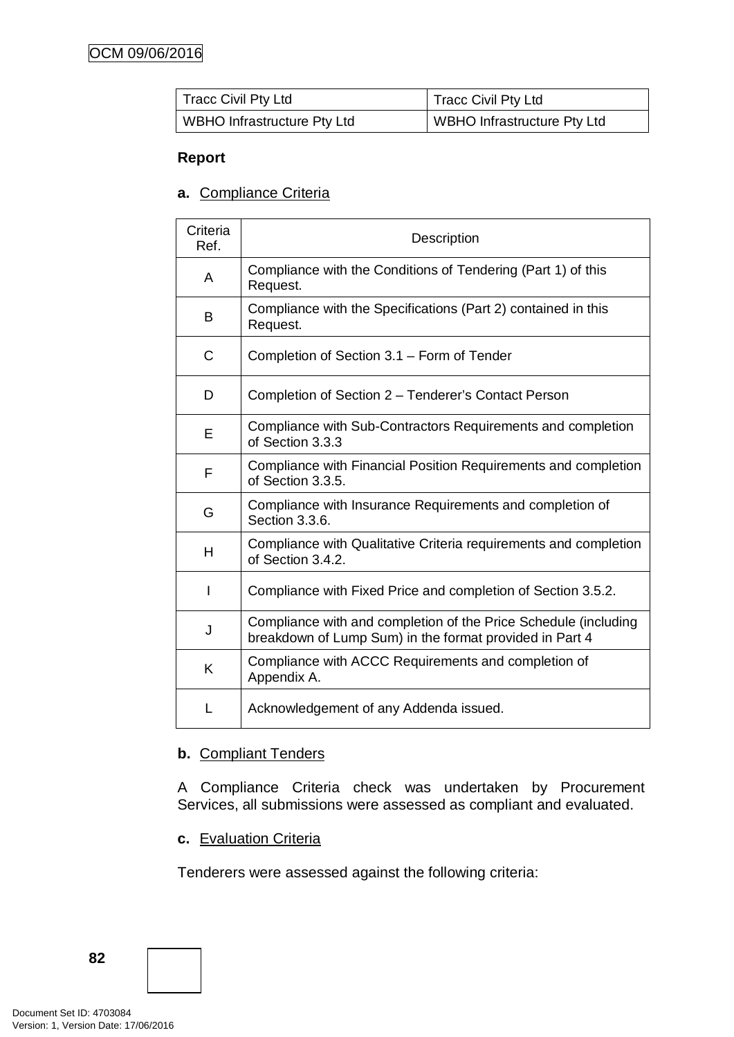| Tracc Civil Pty Ltd | Tracc Civil Pty Ltd |
|---|---|
| WBHO Infrastructure Pty Ltd | WBHO Infrastructure Pty Ltd |

**Report**

**a.** Compliance Criteria

| Criteria Ref. | Description |
|---|---|
| A | Compliance with the Conditions of Tendering (Part 1) of this Request. |
| B | Compliance with the Specifications (Part 2) contained in this Request. |
| C | Completion of Section 3.1 – Form of Tender |
| D | Completion of Section 2 – Tenderer's Contact Person |
| E | Compliance with Sub-Contractors Requirements and completion of Section 3.3.3 |
| F | Compliance with Financial Position Requirements and completion of Section 3.3.5. |
| G | Compliance with Insurance Requirements and completion of Section 3.3.6. |
| H | Compliance with Qualitative Criteria requirements and completion of Section 3.4.2. |
| I | Compliance with Fixed Price and completion of Section 3.5.2. |
| J | Compliance with and completion of the Price Schedule (including breakdown of Lump Sum) in the format provided in Part 4 |
| K | Compliance with ACCC Requirements and completion of Appendix A. |
| L | Acknowledgement of any Addenda issued. |

**b.** Compliant Tenders

A Compliance Criteria check was undertaken by Procurement Services, all submissions were assessed as compliant and evaluated.

**c.** Evaluation Criteria

Tenderers were assessed against the following criteria: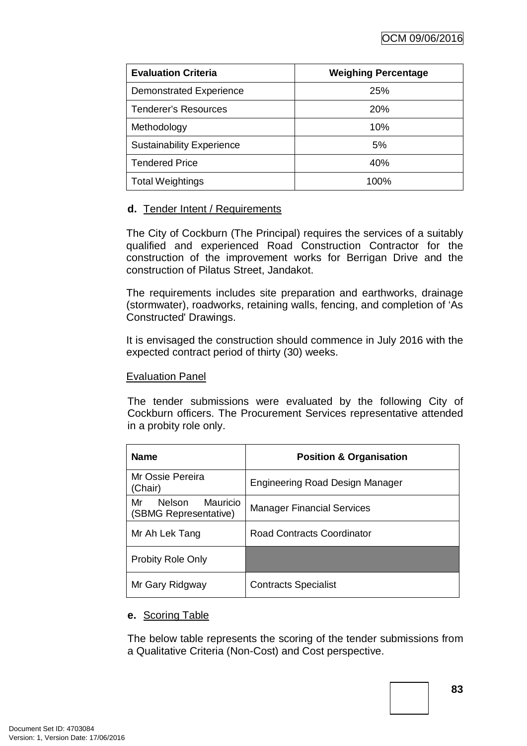| Evaluation Criteria | Weighing Percentage |
|---|---|
| Demonstrated Experience | 25% |
| Tenderer's Resources | 20% |
| Methodology | 10% |
| Sustainability Experience | 5% |
| Tendered Price | 40% |
| Total Weightings | 100% |

**d.** Tender Intent / Requirements

The City of Cockburn (The Principal) requires the services of a suitably qualified and experienced Road Construction Contractor for the construction of the improvement works for Berrigan Drive and the construction of Pilatus Street, Jandakot.

The requirements includes site preparation and earthworks, drainage (stormwater), roadworks, retaining walls, fencing, and completion of 'As Constructed' Drawings.

It is envisaged the construction should commence in July 2016 with the expected contract period of thirty (30) weeks.

Evaluation Panel

The tender submissions were evaluated by the following City of Cockburn officers. The Procurement Services representative attended in a probity role only.

| Name | Position & Organisation |
|---|---|
| Mr Ossie Pereira (Chair) | Engineering Road Design Manager |
| Mr Nelson Mauricio (SBMG Representative) | Manager Financial Services |
| Mr Ah Lek Tang | Road Contracts Coordinator |
| Probity Role Only | |
| Mr Gary Ridgway | Contracts Specialist |

**e.** Scoring Table

The below table represents the scoring of the tender submissions from a Qualitative Criteria (Non-Cost) and Cost perspective.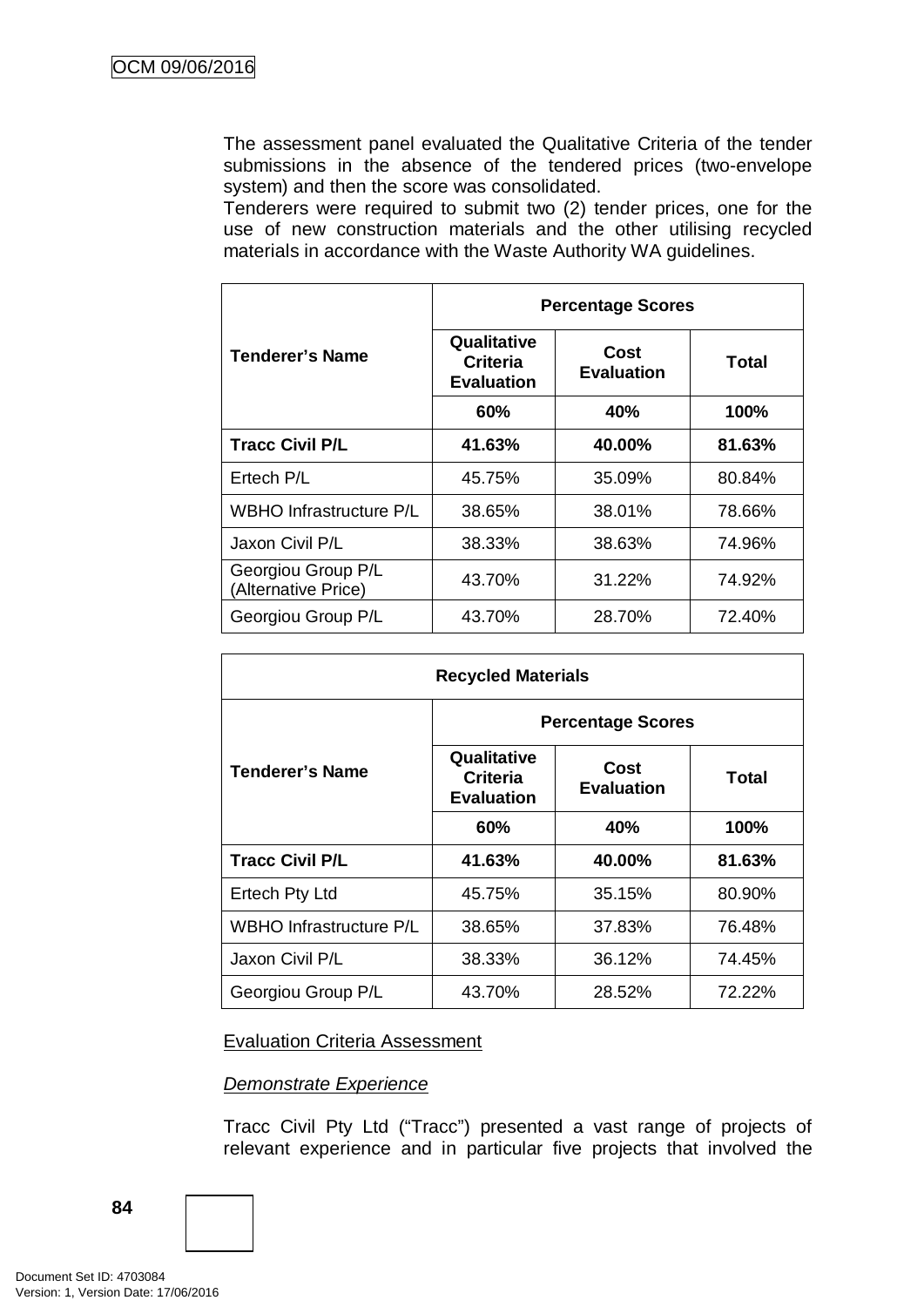The assessment panel evaluated the Qualitative Criteria of the tender submissions in the absence of the tendered prices (two-envelope system) and then the score was consolidated.

Tenderers were required to submit two (2) tender prices, one for the use of new construction materials and the other utilising recycled materials in accordance with the Waste Authority WA guidelines.

| Tenderer's Name | Percentage Scores | | |
|---|---|---|---|
| | Qualitative Criteria Evaluation | Cost Evaluation | Total |
| | 60% | 40% | 100% |
| **Tracc Civil P/L** | **41.63%** | **40.00%** | **81.63%** |
| Ertech P/L | 45.75% | 35.09% | 80.84% |
| WBHO Infrastructure P/L | 38.65% | 38.01% | 78.66% |
| Jaxon Civil P/L | 38.33% | 38.63% | 74.96% |
| Georgiou Group P/L (Alternative Price) | 43.70% | 31.22% | 74.92% |
| Georgiou Group P/L | 43.70% | 28.70% | 72.40% |

| Recycled Materials | | | |
|---|---|---|---|
| Tenderer's Name | Percentage Scores | | |
| | Qualitative Criteria Evaluation | Cost Evaluation | Total |
| | 60% | 40% | 100% |
| **Tracc Civil P/L** | **41.63%** | **40.00%** | **81.63%** |
| Ertech Pty Ltd | 45.75% | 35.15% | 80.90% |
| WBHO Infrastructure P/L | 38.65% | 37.83% | 76.48% |
| Jaxon Civil P/L | 38.33% | 36.12% | 74.45% |
| Georgiou Group P/L | 43.70% | 28.52% | 72.22% |

Evaluation Criteria Assessment

*Demonstrate Experience*

Tracc Civil Pty Ltd ("Tracc") presented a vast range of projects of relevant experience and in particular five projects that involved the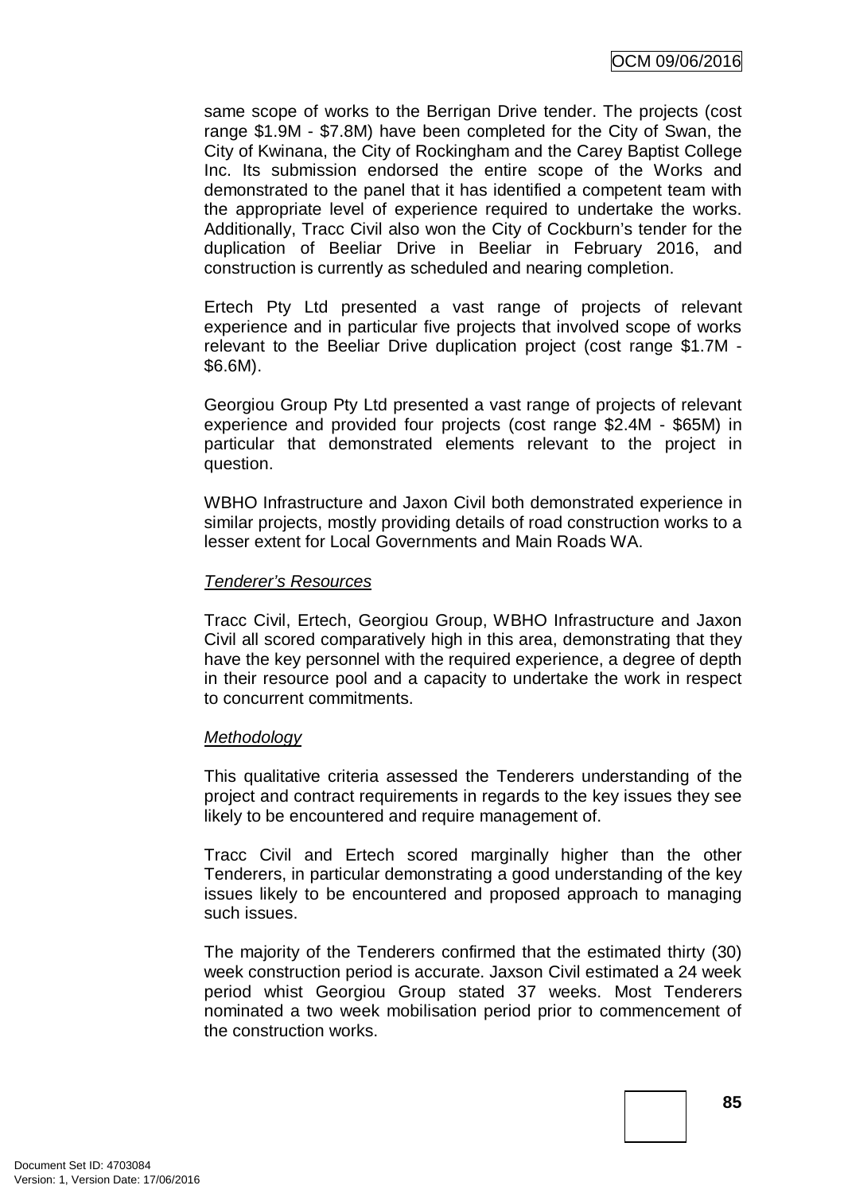same scope of works to the Berrigan Drive tender. The projects (cost range $1.9M - $7.8M) have been completed for the City of Swan, the City of Kwinana, the City of Rockingham and the Carey Baptist College Inc. Its submission endorsed the entire scope of the Works and demonstrated to the panel that it has identified a competent team with the appropriate level of experience required to undertake the works. Additionally, Tracc Civil also won the City of Cockburn's tender for the duplication of Beeliar Drive in Beeliar in February 2016, and construction is currently as scheduled and nearing completion.

Ertech Pty Ltd presented a vast range of projects of relevant experience and in particular five projects that involved scope of works relevant to the Beeliar Drive duplication project (cost range $1.7M - $6.6M).

Georgiou Group Pty Ltd presented a vast range of projects of relevant experience and provided four projects (cost range $2.4M - $65M) in particular that demonstrated elements relevant to the project in question.

WBHO Infrastructure and Jaxon Civil both demonstrated experience in similar projects, mostly providing details of road construction works to a lesser extent for Local Governments and Main Roads WA.

*Tenderer's Resources*

Tracc Civil, Ertech, Georgiou Group, WBHO Infrastructure and Jaxon Civil all scored comparatively high in this area, demonstrating that they have the key personnel with the required experience, a degree of depth in their resource pool and a capacity to undertake the work in respect to concurrent commitments.

*Methodology*

This qualitative criteria assessed the Tenderers understanding of the project and contract requirements in regards to the key issues they see likely to be encountered and require management of.

Tracc Civil and Ertech scored marginally higher than the other Tenderers, in particular demonstrating a good understanding of the key issues likely to be encountered and proposed approach to managing such issues.

The majority of the Tenderers confirmed that the estimated thirty (30) week construction period is accurate. Jaxson Civil estimated a 24 week period whist Georgiou Group stated 37 weeks. Most Tenderers nominated a two week mobilisation period prior to commencement of the construction works.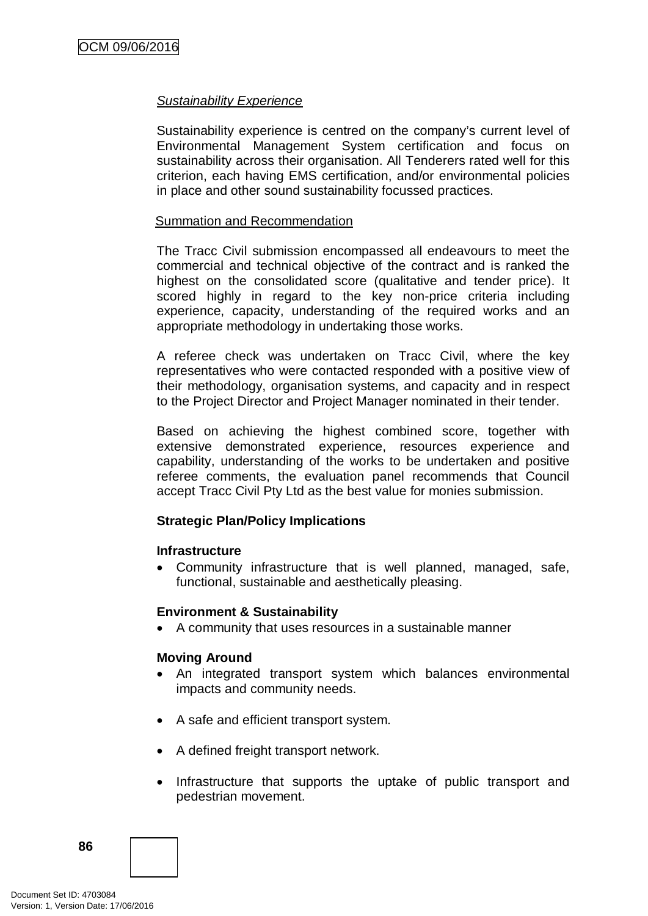*Sustainability Experience*

Sustainability experience is centred on the company's current level of Environmental Management System certification and focus on sustainability across their organisation. All Tenderers rated well for this criterion, each having EMS certification, and/or environmental policies in place and other sound sustainability focussed practices.

Summation and Recommendation

The Tracc Civil submission encompassed all endeavours to meet the commercial and technical objective of the contract and is ranked the highest on the consolidated score (qualitative and tender price). It scored highly in regard to the key non-price criteria including experience, capacity, understanding of the required works and an appropriate methodology in undertaking those works.

A referee check was undertaken on Tracc Civil, where the key representatives who were contacted responded with a positive view of their methodology, organisation systems, and capacity and in respect to the Project Director and Project Manager nominated in their tender.

Based on achieving the highest combined score, together with extensive demonstrated experience, resources experience and capability, understanding of the works to be undertaken and positive referee comments, the evaluation panel recommends that Council accept Tracc Civil Pty Ltd as the best value for monies submission.

**Strategic Plan/Policy Implications**

**Infrastructure**

- Community infrastructure that is well planned, managed, safe, functional, sustainable and aesthetically pleasing.

**Environment & Sustainability**

- A community that uses resources in a sustainable manner

**Moving Around**

- An integrated transport system which balances environmental impacts and community needs.
- A safe and efficient transport system.
- A defined freight transport network.
- Infrastructure that supports the uptake of public transport and pedestrian movement.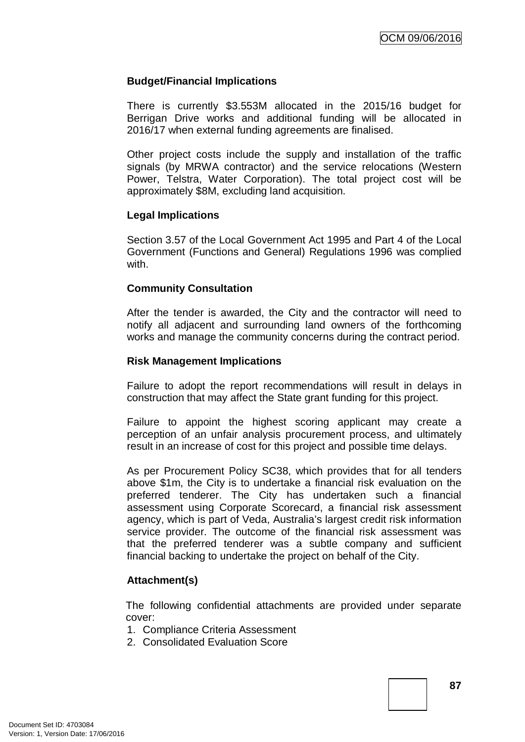### Budget/Financial Implications

There is currently $3.553M allocated in the 2015/16 budget for Berrigan Drive works and additional funding will be allocated in 2016/17 when external funding agreements are finalised.

Other project costs include the supply and installation of the traffic signals (by MRWA contractor) and the service relocations (Western Power, Telstra, Water Corporation). The total project cost will be approximately $8M, excluding land acquisition.

### Legal Implications

Section 3.57 of the Local Government Act 1995 and Part 4 of the Local Government (Functions and General) Regulations 1996 was complied with.

### Community Consultation

After the tender is awarded, the City and the contractor will need to notify all adjacent and surrounding land owners of the forthcoming works and manage the community concerns during the contract period.

### Risk Management Implications

Failure to adopt the report recommendations will result in delays in construction that may affect the State grant funding for this project.

Failure to appoint the highest scoring applicant may create a perception of an unfair analysis procurement process, and ultimately result in an increase of cost for this project and possible time delays.

As per Procurement Policy SC38, which provides that for all tenders above $1m, the City is to undertake a financial risk evaluation on the preferred tenderer. The City has undertaken such a financial assessment using Corporate Scorecard, a financial risk assessment agency, which is part of Veda, Australia's largest credit risk information service provider. The outcome of the financial risk assessment was that the preferred tenderer was a subtle company and sufficient financial backing to undertake the project on behalf of the City.

### Attachment(s)

The following confidential attachments are provided under separate cover:

1. Compliance Criteria Assessment
2. Consolidated Evaluation Score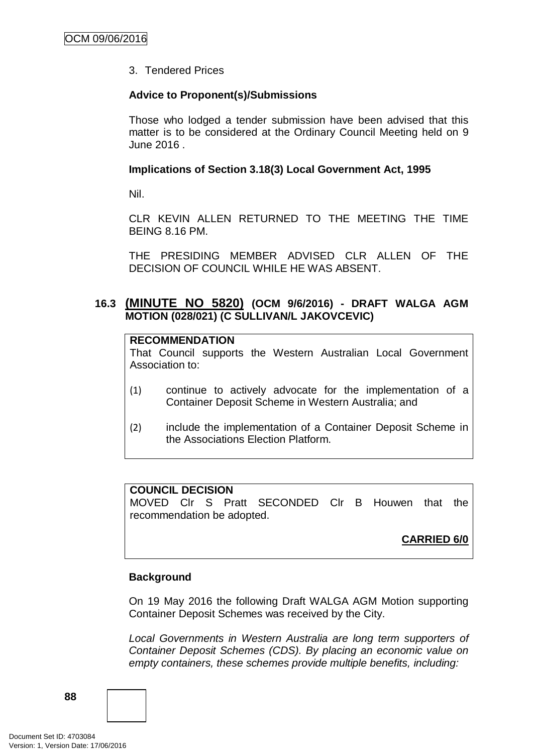3. Tendered Prices

**Advice to Proponent(s)/Submissions**

Those who lodged a tender submission have been advised that this matter is to be considered at the Ordinary Council Meeting held on 9 June 2016 .

**Implications of Section 3.18(3) Local Government Act, 1995**

Nil.

CLR KEVIN ALLEN RETURNED TO THE MEETING THE TIME BEING 8.16 PM.

THE PRESIDING MEMBER ADVISED CLR ALLEN OF THE DECISION OF COUNCIL WHILE HE WAS ABSENT.

### 16.3 (MINUTE NO 5820) (OCM 9/6/2016) - DRAFT WALGA AGM MOTION (028/021) (C SULLIVAN/L JAKOVCEVIC)

**RECOMMENDATION**

That Council supports the Western Australian Local Government Association to:

(1) continue to actively advocate for the implementation of a Container Deposit Scheme in Western Australia; and

(2) include the implementation of a Container Deposit Scheme in the Associations Election Platform.

**COUNCIL DECISION**

MOVED Clr S Pratt SECONDED Clr B Houwen that the recommendation be adopted.

**CARRIED 6/0**

**Background**

On 19 May 2016 the following Draft WALGA AGM Motion supporting Container Deposit Schemes was received by the City.

*Local Governments in Western Australia are long term supporters of Container Deposit Schemes (CDS). By placing an economic value on empty containers, these schemes provide multiple benefits, including:*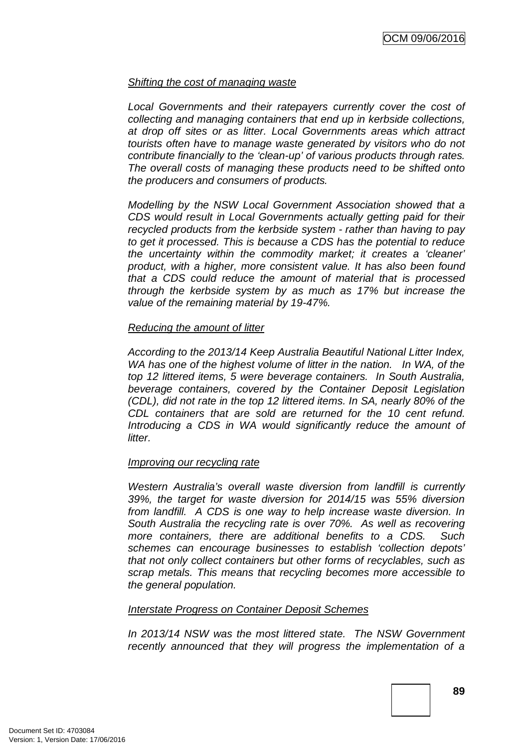*Shifting the cost of managing waste*

*Local Governments and their ratepayers currently cover the cost of collecting and managing containers that end up in kerbside collections, at drop off sites or as litter. Local Governments areas which attract tourists often have to manage waste generated by visitors who do not contribute financially to the 'clean-up' of various products through rates. The overall costs of managing these products need to be shifted onto the producers and consumers of products.*

*Modelling by the NSW Local Government Association showed that a CDS would result in Local Governments actually getting paid for their recycled products from the kerbside system - rather than having to pay to get it processed. This is because a CDS has the potential to reduce the uncertainty within the commodity market; it creates a 'cleaner' product, with a higher, more consistent value. It has also been found that a CDS could reduce the amount of material that is processed through the kerbside system by as much as 17% but increase the value of the remaining material by 19-47%.*

*Reducing the amount of litter*

*According to the 2013/14 Keep Australia Beautiful National Litter Index, WA has one of the highest volume of litter in the nation. In WA, of the top 12 littered items, 5 were beverage containers. In South Australia, beverage containers, covered by the Container Deposit Legislation (CDL), did not rate in the top 12 littered items. In SA, nearly 80% of the CDL containers that are sold are returned for the 10 cent refund. Introducing a CDS in WA would significantly reduce the amount of litter.*

*Improving our recycling rate*

*Western Australia's overall waste diversion from landfill is currently 39%, the target for waste diversion for 2014/15 was 55% diversion from landfill. A CDS is one way to help increase waste diversion. In South Australia the recycling rate is over 70%. As well as recovering more containers, there are additional benefits to a CDS. Such schemes can encourage businesses to establish 'collection depots' that not only collect containers but other forms of recyclables, such as scrap metals. This means that recycling becomes more accessible to the general population.*

*Interstate Progress on Container Deposit Schemes*

*In 2013/14 NSW was the most littered state. The NSW Government recently announced that they will progress the implementation of a*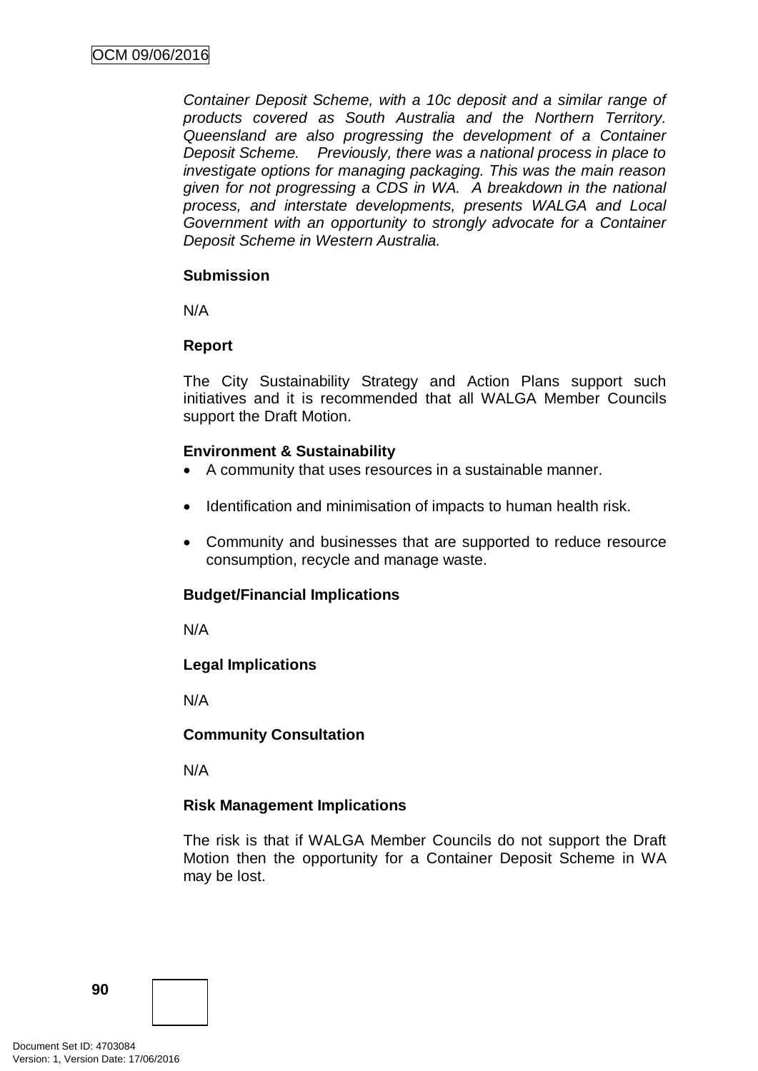*Container Deposit Scheme, with a 10c deposit and a similar range of products covered as South Australia and the Northern Territory. Queensland are also progressing the development of a Container Deposit Scheme. Previously, there was a national process in place to investigate options for managing packaging. This was the main reason given for not progressing a CDS in WA. A breakdown in the national process, and interstate developments, presents WALGA and Local Government with an opportunity to strongly advocate for a Container Deposit Scheme in Western Australia.*

**Submission**

N/A

**Report**

The City Sustainability Strategy and Action Plans support such initiatives and it is recommended that all WALGA Member Councils support the Draft Motion.

**Environment & Sustainability**

- A community that uses resources in a sustainable manner.
- Identification and minimisation of impacts to human health risk.
- Community and businesses that are supported to reduce resource consumption, recycle and manage waste.

**Budget/Financial Implications**

N/A

**Legal Implications**

N/A

**Community Consultation**

N/A

**Risk Management Implications**

The risk is that if WALGA Member Councils do not support the Draft Motion then the opportunity for a Container Deposit Scheme in WA may be lost.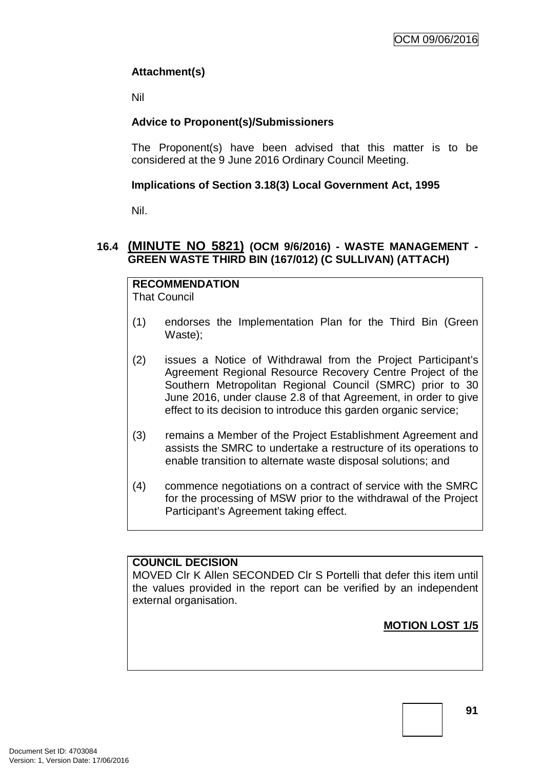**Attachment(s)**

Nil

**Advice to Proponent(s)/Submissioners**

The Proponent(s) have been advised that this matter is to be considered at the 9 June 2016 Ordinary Council Meeting.

**Implications of Section 3.18(3) Local Government Act, 1995**

Nil.

## 16.4 (MINUTE NO 5821) (OCM 9/6/2016) - WASTE MANAGEMENT - GREEN WASTE THIRD BIN (167/012) (C SULLIVAN) (ATTACH)

**RECOMMENDATION**

That Council

(1) endorses the Implementation Plan for the Third Bin (Green Waste);

(2) issues a Notice of Withdrawal from the Project Participant's Agreement Regional Resource Recovery Centre Project of the Southern Metropolitan Regional Council (SMRC) prior to 30 June 2016, under clause 2.8 of that Agreement, in order to give effect to its decision to introduce this garden organic service;

(3) remains a Member of the Project Establishment Agreement and assists the SMRC to undertake a restructure of its operations to enable transition to alternate waste disposal solutions; and

(4) commence negotiations on a contract of service with the SMRC for the processing of MSW prior to the withdrawal of the Project Participant's Agreement taking effect.

**COUNCIL DECISION**

MOVED Clr K Allen SECONDED Clr S Portelli that defer this item until the values provided in the report can be verified by an independent external organisation.

**MOTION LOST 1/5**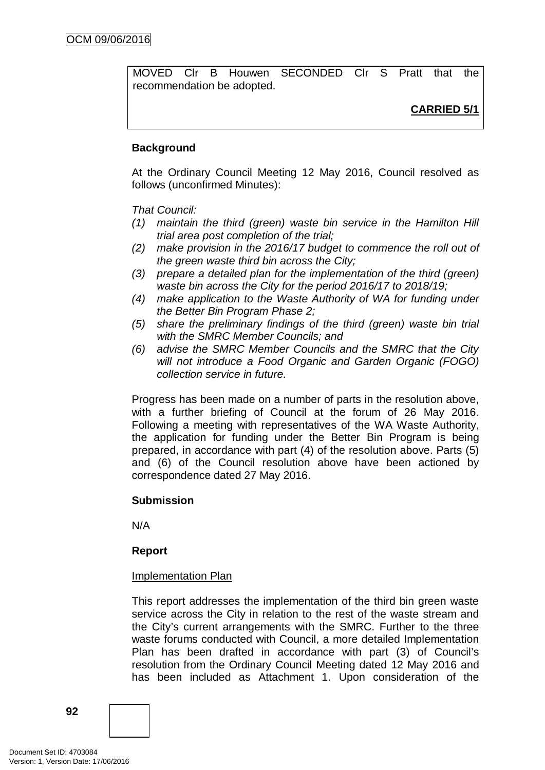MOVED Clr B Houwen SECONDED Clr S Pratt that the recommendation be adopted.

**CARRIED 5/1**

**Background**

At the Ordinary Council Meeting 12 May 2016, Council resolved as follows (unconfirmed Minutes):

*That Council:*

*(1) maintain the third (green) waste bin service in the Hamilton Hill trial area post completion of the trial;*

*(2) make provision in the 2016/17 budget to commence the roll out of the green waste third bin across the City;*

*(3) prepare a detailed plan for the implementation of the third (green) waste bin across the City for the period 2016/17 to 2018/19;*

*(4) make application to the Waste Authority of WA for funding under the Better Bin Program Phase 2;*

*(5) share the preliminary findings of the third (green) waste bin trial with the SMRC Member Councils; and*

*(6) advise the SMRC Member Councils and the SMRC that the City will not introduce a Food Organic and Garden Organic (FOGO) collection service in future.*

Progress has been made on a number of parts in the resolution above, with a further briefing of Council at the forum of 26 May 2016. Following a meeting with representatives of the WA Waste Authority, the application for funding under the Better Bin Program is being prepared, in accordance with part (4) of the resolution above. Parts (5) and (6) of the Council resolution above have been actioned by correspondence dated 27 May 2016.

**Submission**

N/A

**Report**

Implementation Plan

This report addresses the implementation of the third bin green waste service across the City in relation to the rest of the waste stream and the City's current arrangements with the SMRC. Further to the three waste forums conducted with Council, a more detailed Implementation Plan has been drafted in accordance with part (3) of Council's resolution from the Ordinary Council Meeting dated 12 May 2016 and has been included as Attachment 1. Upon consideration of the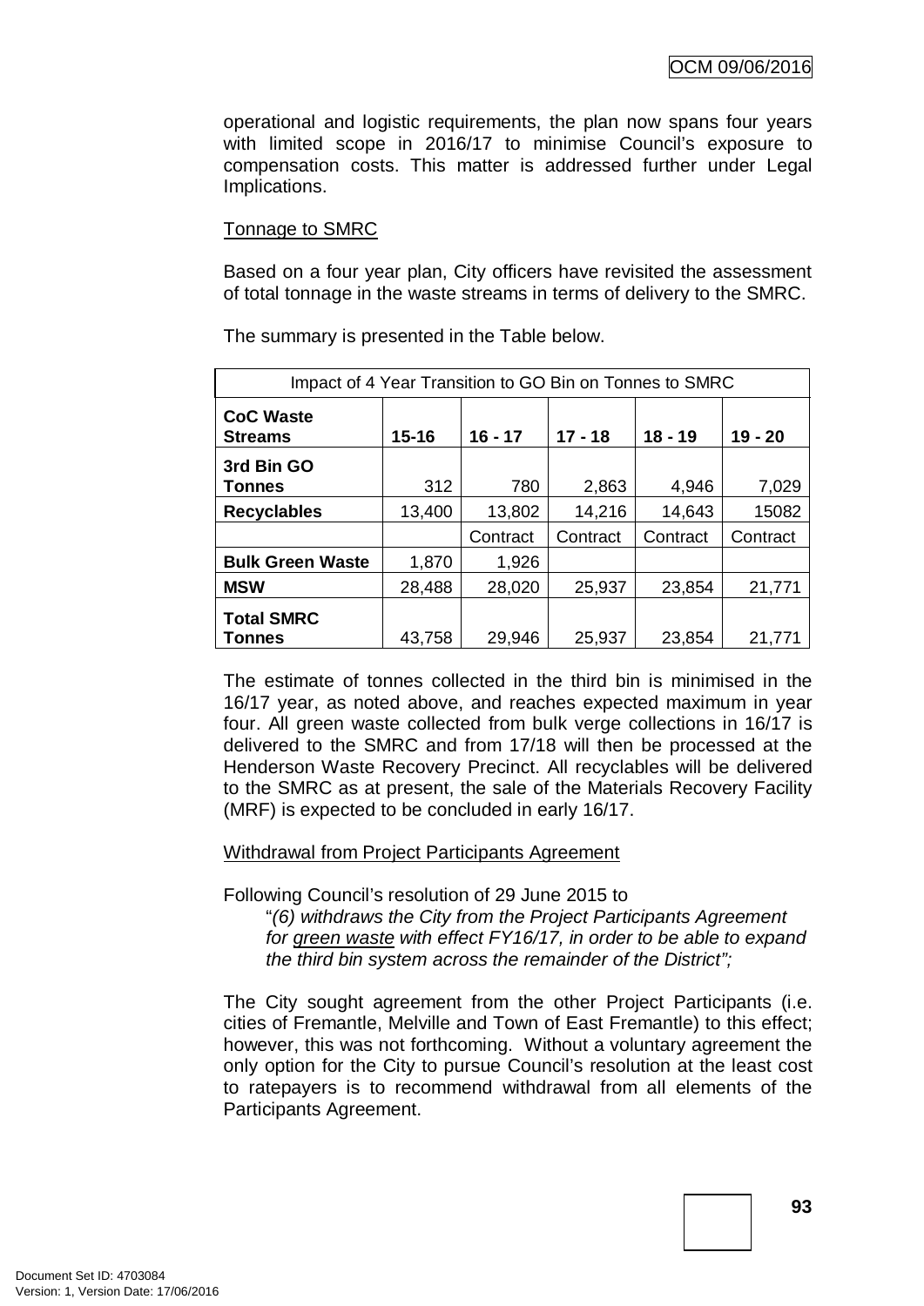operational and logistic requirements, the plan now spans four years with limited scope in 2016/17 to minimise Council's exposure to compensation costs. This matter is addressed further under Legal Implications.

Tonnage to SMRC

Based on a four year plan, City officers have revisited the assessment of total tonnage in the waste streams in terms of delivery to the SMRC.

The summary is presented in the Table below.

| Impact of 4 Year Transition to GO Bin on Tonnes to SMRC | | | | | |
|---|---|---|---|---|---|
| **CoC Waste Streams** | **15-16** | **16 - 17** | **17 - 18** | **18 - 19** | **19 - 20** |
| **3rd Bin GO Tonnes** | 312 | 780 | 2,863 | 4,946 | 7,029 |
| **Recyclables** | 13,400 | 13,802 | 14,216 | 14,643 | 15082 |
| | | Contract | Contract | Contract | Contract |
| **Bulk Green Waste** | 1,870 | 1,926 | | | |
| **MSW** | 28,488 | 28,020 | 25,937 | 23,854 | 21,771 |
| **Total SMRC Tonnes** | 43,758 | 29,946 | 25,937 | 23,854 | 21,771 |

The estimate of tonnes collected in the third bin is minimised in the 16/17 year, as noted above, and reaches expected maximum in year four. All green waste collected from bulk verge collections in 16/17 is delivered to the SMRC and from 17/18 will then be processed at the Henderson Waste Recovery Precinct. All recyclables will be delivered to the SMRC as at present, the sale of the Materials Recovery Facility (MRF) is expected to be concluded in early 16/17.

Withdrawal from Project Participants Agreement

Following Council's resolution of 29 June 2015 to

> "*(6) withdraws the City from the Project Participants Agreement for green waste with effect FY16/17, in order to be able to expand the third bin system across the remainder of the District";*

The City sought agreement from the other Project Participants (i.e. cities of Fremantle, Melville and Town of East Fremantle) to this effect; however, this was not forthcoming. Without a voluntary agreement the only option for the City to pursue Council's resolution at the least cost to ratepayers is to recommend withdrawal from all elements of the Participants Agreement.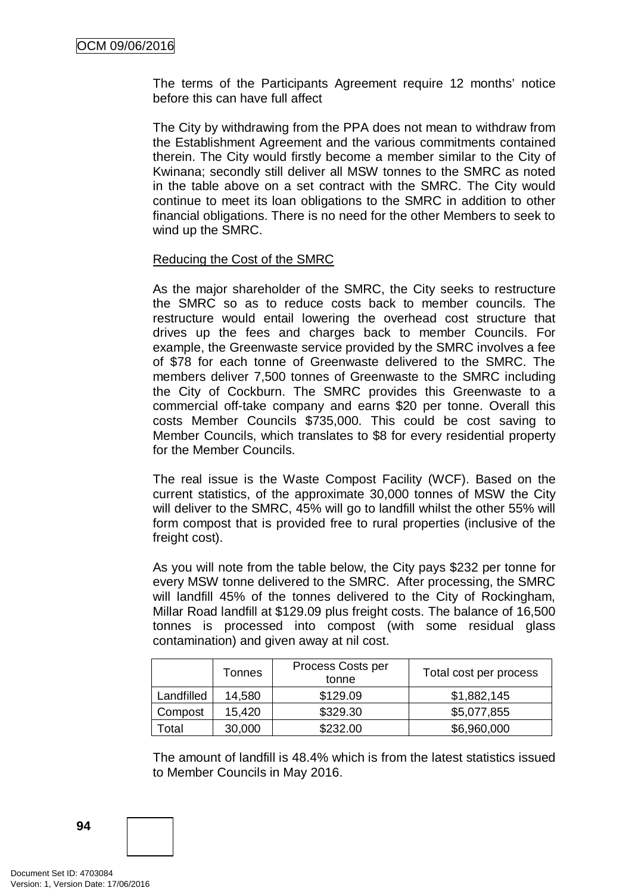The terms of the Participants Agreement require 12 months' notice before this can have full affect

The City by withdrawing from the PPA does not mean to withdraw from the Establishment Agreement and the various commitments contained therein. The City would firstly become a member similar to the City of Kwinana; secondly still deliver all MSW tonnes to the SMRC as noted in the table above on a set contract with the SMRC. The City would continue to meet its loan obligations to the SMRC in addition to other financial obligations. There is no need for the other Members to seek to wind up the SMRC.

Reducing the Cost of the SMRC

As the major shareholder of the SMRC, the City seeks to restructure the SMRC so as to reduce costs back to member councils. The restructure would entail lowering the overhead cost structure that drives up the fees and charges back to member Councils. For example, the Greenwaste service provided by the SMRC involves a fee of $78 for each tonne of Greenwaste delivered to the SMRC. The members deliver 7,500 tonnes of Greenwaste to the SMRC including the City of Cockburn. The SMRC provides this Greenwaste to a commercial off-take company and earns $20 per tonne. Overall this costs Member Councils $735,000. This could be cost saving to Member Councils, which translates to $8 for every residential property for the Member Councils.

The real issue is the Waste Compost Facility (WCF). Based on the current statistics, of the approximate 30,000 tonnes of MSW the City will deliver to the SMRC, 45% will go to landfill whilst the other 55% will form compost that is provided free to rural properties (inclusive of the freight cost).

As you will note from the table below, the City pays $232 per tonne for every MSW tonne delivered to the SMRC. After processing, the SMRC will landfill 45% of the tonnes delivered to the City of Rockingham, Millar Road landfill at $129.09 plus freight costs. The balance of 16,500 tonnes is processed into compost (with some residual glass contamination) and given away at nil cost.

| | Tonnes | Process Costs per tonne | Total cost per process |
|---|---|---|---|
| Landfilled | 14,580 | $129.09 | $1,882,145 |
| Compost | 15,420 | $329.30 | $5,077,855 |
| Total | 30,000 | $232.00 | $6,960,000 |

The amount of landfill is 48.4% which is from the latest statistics issued to Member Councils in May 2016.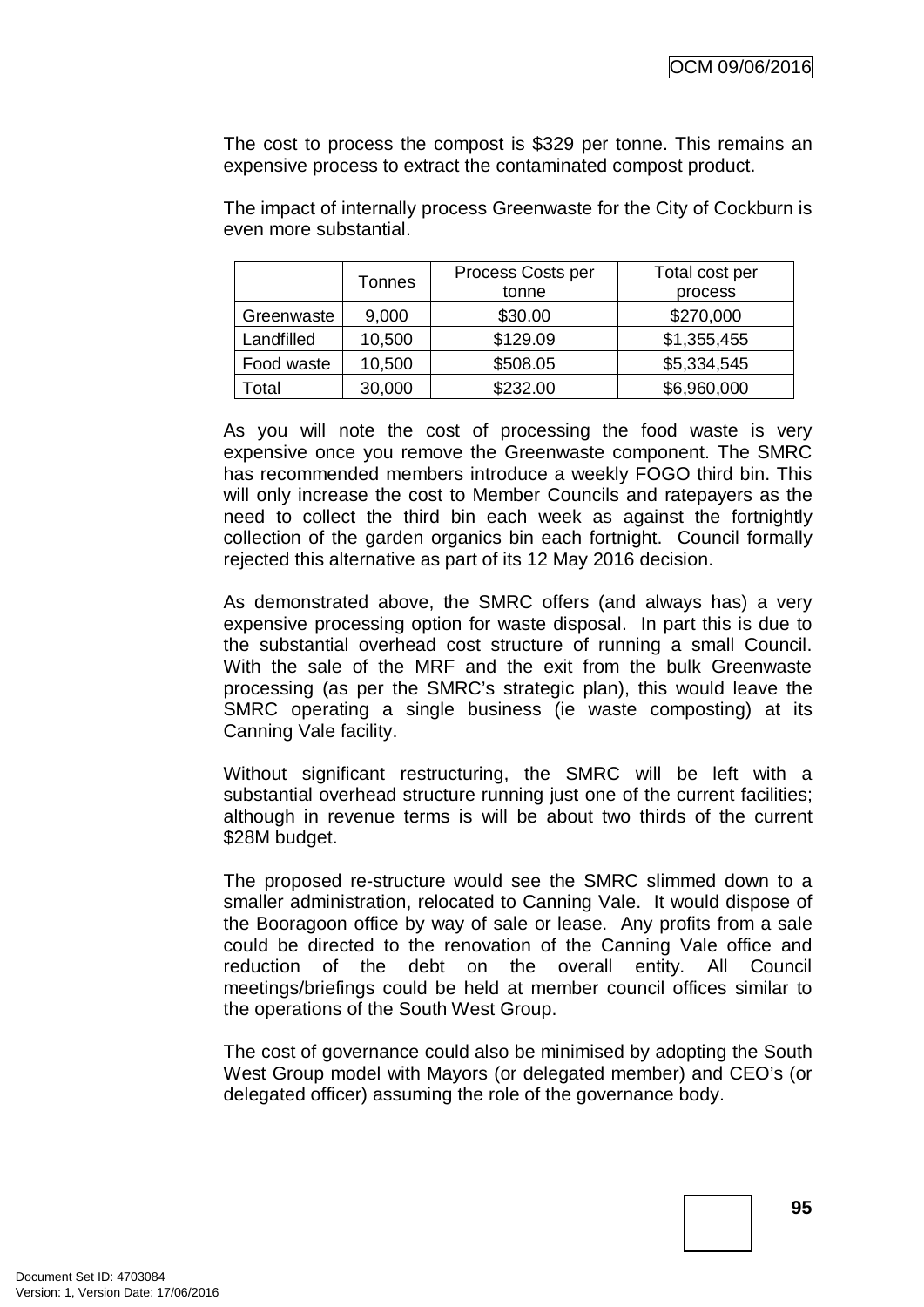The cost to process the compost is $329 per tonne. This remains an expensive process to extract the contaminated compost product.

The impact of internally process Greenwaste for the City of Cockburn is even more substantial.

| | Tonnes | Process Costs per tonne | Total cost per process |
|---|---|---|---|
| Greenwaste | 9,000 | $30.00 | $270,000 |
| Landfilled | 10,500 | $129.09 | $1,355,455 |
| Food waste | 10,500 | $508.05 | $5,334,545 |
| Total | 30,000 | $232.00 | $6,960,000 |

As you will note the cost of processing the food waste is very expensive once you remove the Greenwaste component. The SMRC has recommended members introduce a weekly FOGO third bin. This will only increase the cost to Member Councils and ratepayers as the need to collect the third bin each week as against the fortnightly collection of the garden organics bin each fortnight. Council formally rejected this alternative as part of its 12 May 2016 decision.

As demonstrated above, the SMRC offers (and always has) a very expensive processing option for waste disposal. In part this is due to the substantial overhead cost structure of running a small Council. With the sale of the MRF and the exit from the bulk Greenwaste processing (as per the SMRC's strategic plan), this would leave the SMRC operating a single business (ie waste composting) at its Canning Vale facility.

Without significant restructuring, the SMRC will be left with a substantial overhead structure running just one of the current facilities; although in revenue terms is will be about two thirds of the current $28M budget.

The proposed re-structure would see the SMRC slimmed down to a smaller administration, relocated to Canning Vale. It would dispose of the Booragoon office by way of sale or lease. Any profits from a sale could be directed to the renovation of the Canning Vale office and reduction of the debt on the overall entity. All Council meetings/briefings could be held at member council offices similar to the operations of the South West Group.

The cost of governance could also be minimised by adopting the South West Group model with Mayors (or delegated member) and CEO's (or delegated officer) assuming the role of the governance body.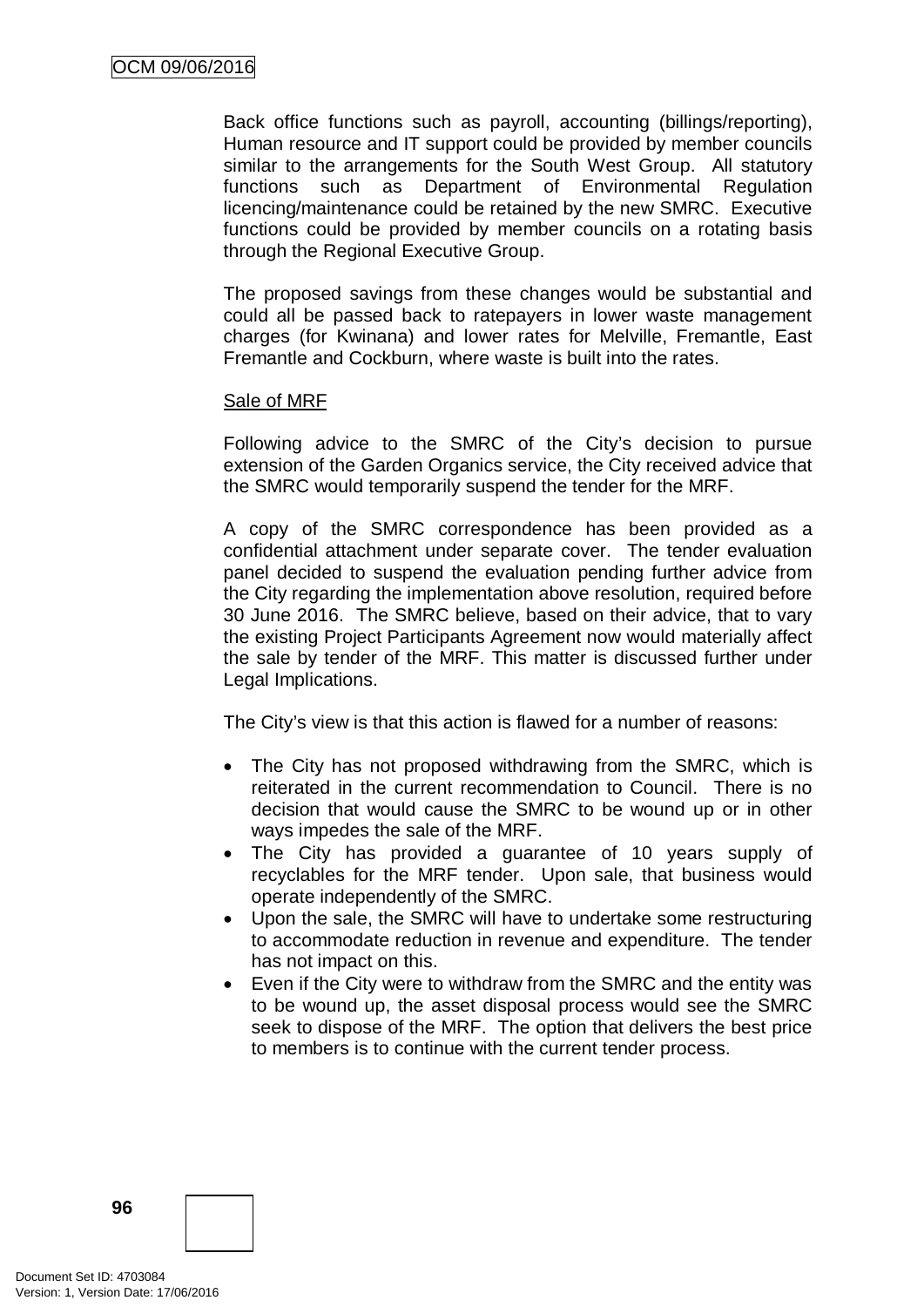Back office functions such as payroll, accounting (billings/reporting), Human resource and IT support could be provided by member councils similar to the arrangements for the South West Group. All statutory functions such as Department of Environmental Regulation licencing/maintenance could be retained by the new SMRC. Executive functions could be provided by member councils on a rotating basis through the Regional Executive Group.

The proposed savings from these changes would be substantial and could all be passed back to ratepayers in lower waste management charges (for Kwinana) and lower rates for Melville, Fremantle, East Fremantle and Cockburn, where waste is built into the rates.

<u>Sale of MRF</u>

Following advice to the SMRC of the City's decision to pursue extension of the Garden Organics service, the City received advice that the SMRC would temporarily suspend the tender for the MRF.

A copy of the SMRC correspondence has been provided as a confidential attachment under separate cover. The tender evaluation panel decided to suspend the evaluation pending further advice from the City regarding the implementation above resolution, required before 30 June 2016. The SMRC believe, based on their advice, that to vary the existing Project Participants Agreement now would materially affect the sale by tender of the MRF. This matter is discussed further under Legal Implications.

The City's view is that this action is flawed for a number of reasons:

- The City has not proposed withdrawing from the SMRC, which is reiterated in the current recommendation to Council. There is no decision that would cause the SMRC to be wound up or in other ways impedes the sale of the MRF.
- The City has provided a guarantee of 10 years supply of recyclables for the MRF tender. Upon sale, that business would operate independently of the SMRC.
- Upon the sale, the SMRC will have to undertake some restructuring to accommodate reduction in revenue and expenditure. The tender has not impact on this.
- Even if the City were to withdraw from the SMRC and the entity was to be wound up, the asset disposal process would see the SMRC seek to dispose of the MRF. The option that delivers the best price to members is to continue with the current tender process.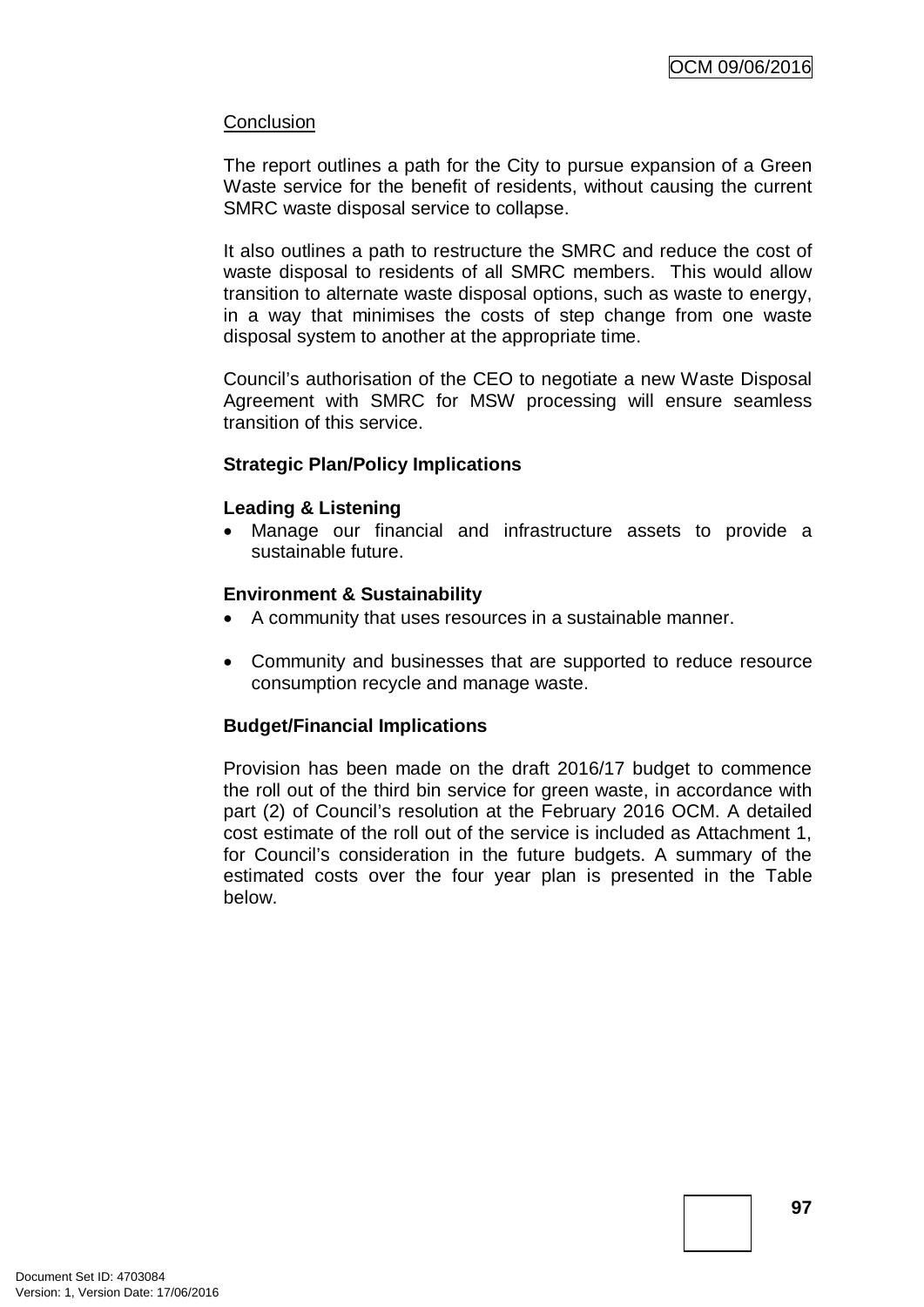Conclusion

The report outlines a path for the City to pursue expansion of a Green Waste service for the benefit of residents, without causing the current SMRC waste disposal service to collapse.

It also outlines a path to restructure the SMRC and reduce the cost of waste disposal to residents of all SMRC members. This would allow transition to alternate waste disposal options, such as waste to energy, in a way that minimises the costs of step change from one waste disposal system to another at the appropriate time.

Council's authorisation of the CEO to negotiate a new Waste Disposal Agreement with SMRC for MSW processing will ensure seamless transition of this service.

**Strategic Plan/Policy Implications**

**Leading & Listening**

- Manage our financial and infrastructure assets to provide a sustainable future.

**Environment & Sustainability**

- A community that uses resources in a sustainable manner.

- Community and businesses that are supported to reduce resource consumption recycle and manage waste.

**Budget/Financial Implications**

Provision has been made on the draft 2016/17 budget to commence the roll out of the third bin service for green waste, in accordance with part (2) of Council's resolution at the February 2016 OCM. A detailed cost estimate of the roll out of the service is included as Attachment 1, for Council's consideration in the future budgets. A summary of the estimated costs over the four year plan is presented in the Table below.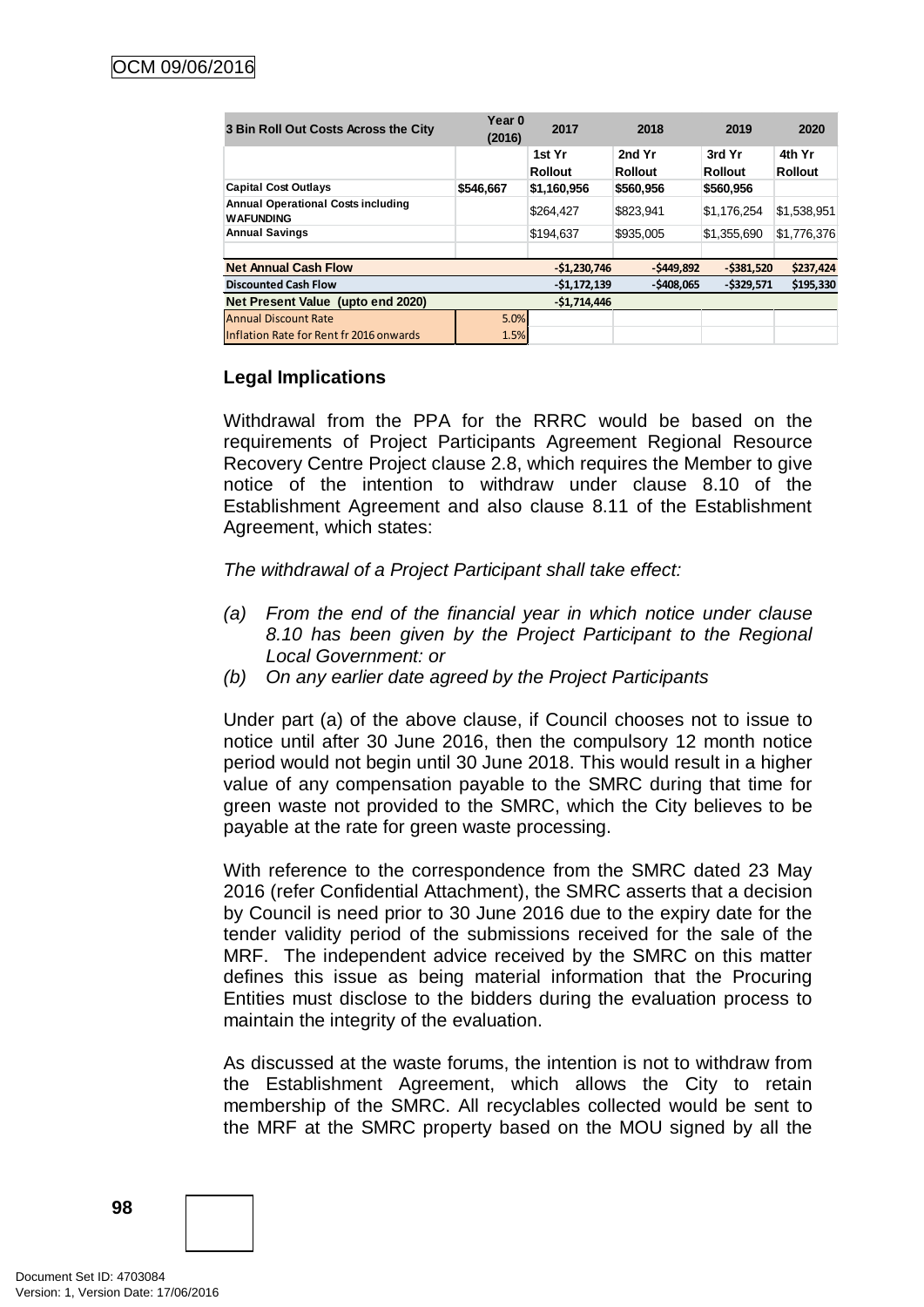| 3 Bin Roll Out Costs Across the City | Year 0 (2016) | 2017 | 2018 | 2019 | 2020 |
|---|---|---|---|---|---|
| | | 1st Yr Rollout | 2nd Yr Rollout | 3rd Yr Rollout | 4th Yr Rollout |
| Capital Cost Outlays | $546,667 | $1,160,956 | $560,956 | $560,956 | |
| Annual Operational Costs including WAFUNDING | | $264,427 | $823,941 | $1,176,254 | $1,538,951 |
| Annual Savings | | $194,637 | $935,005 | $1,355,690 | $1,776,376 |
| | | | | | |
| Net Annual Cash Flow | | -$1,230,746 | -$449,892 | -$381,520 | $237,424 |
| Discounted Cash Flow | | -$1,172,139 | -$408,065 | -$329,571 | $195,330 |
| Net Present Value (upto end 2020) | | -$1,714,446 | | | |
| Annual Discount Rate | 5.0% | | | | |
| Inflation Rate for Rent fr 2016 onwards | 1.5% | | | | |

## Legal Implications

Withdrawal from the PPA for the RRRC would be based on the requirements of Project Participants Agreement Regional Resource Recovery Centre Project clause 2.8, which requires the Member to give notice of the intention to withdraw under clause 8.10 of the Establishment Agreement and also clause 8.11 of the Establishment Agreement, which states:

*The withdrawal of a Project Participant shall take effect:*

*(a) From the end of the financial year in which notice under clause 8.10 has been given by the Project Participant to the Regional Local Government: or*

*(b) On any earlier date agreed by the Project Participants*

Under part (a) of the above clause, if Council chooses not to issue to notice until after 30 June 2016, then the compulsory 12 month notice period would not begin until 30 June 2018. This would result in a higher value of any compensation payable to the SMRC during that time for green waste not provided to the SMRC, which the City believes to be payable at the rate for green waste processing.

With reference to the correspondence from the SMRC dated 23 May 2016 (refer Confidential Attachment), the SMRC asserts that a decision by Council is need prior to 30 June 2016 due to the expiry date for the tender validity period of the submissions received for the sale of the MRF. The independent advice received by the SMRC on this matter defines this issue as being material information that the Procuring Entities must disclose to the bidders during the evaluation process to maintain the integrity of the evaluation.

As discussed at the waste forums, the intention is not to withdraw from the Establishment Agreement, which allows the City to retain membership of the SMRC. All recyclables collected would be sent to the MRF at the SMRC property based on the MOU signed by all the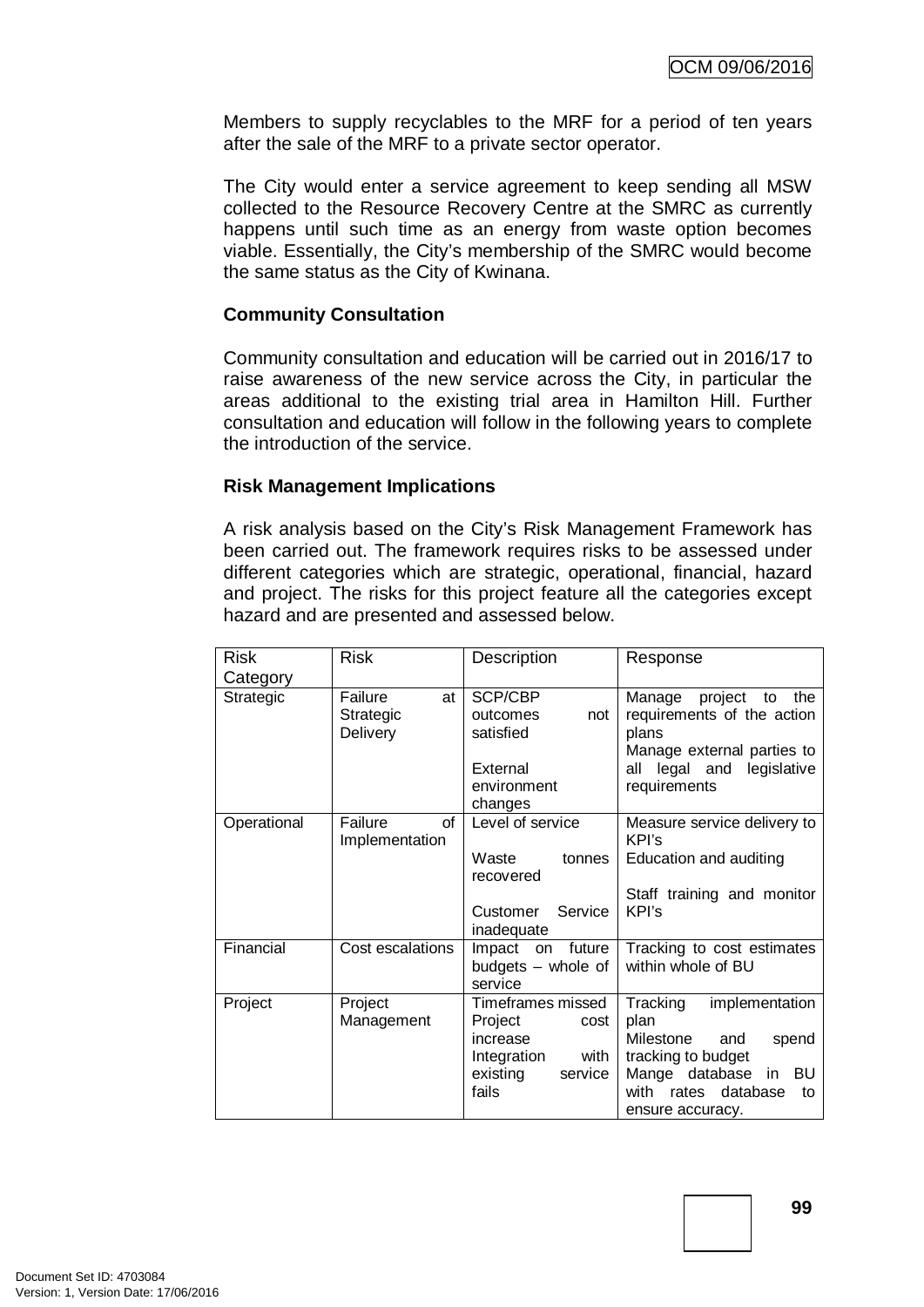Members to supply recyclables to the MRF for a period of ten years after the sale of the MRF to a private sector operator.

The City would enter a service agreement to keep sending all MSW collected to the Resource Recovery Centre at the SMRC as currently happens until such time as an energy from waste option becomes viable. Essentially, the City's membership of the SMRC would become the same status as the City of Kwinana.

**Community Consultation**

Community consultation and education will be carried out in 2016/17 to raise awareness of the new service across the City, in particular the areas additional to the existing trial area in Hamilton Hill. Further consultation and education will follow in the following years to complete the introduction of the service.

**Risk Management Implications**

A risk analysis based on the City's Risk Management Framework has been carried out. The framework requires risks to be assessed under different categories which are strategic, operational, financial, hazard and project. The risks for this project feature all the categories except hazard and are presented and assessed below.

| Risk Category | Risk | Description | Response |
|---|---|---|---|
| Strategic | Failure at Strategic Delivery | SCP/CBP outcomes not satisfied<br><br>External environment changes | Manage project to the requirements of the action plans<br>Manage external parties to all legal and legislative requirements |
| Operational | Failure of Implementation | Level of service<br><br>Waste tonnes recovered<br><br>Customer Service inadequate | Measure service delivery to KPI's<br>Education and auditing<br><br>Staff training and monitor KPI's |
| Financial | Cost escalations | Impact on future budgets – whole of service | Tracking to cost estimates within whole of BU |
| Project | Project Management | Timeframes missed<br>Project cost increase<br>Integration with existing service fails | Tracking implementation plan<br>Milestone and spend tracking to budget<br>Mange database in BU with rates database to ensure accuracy. |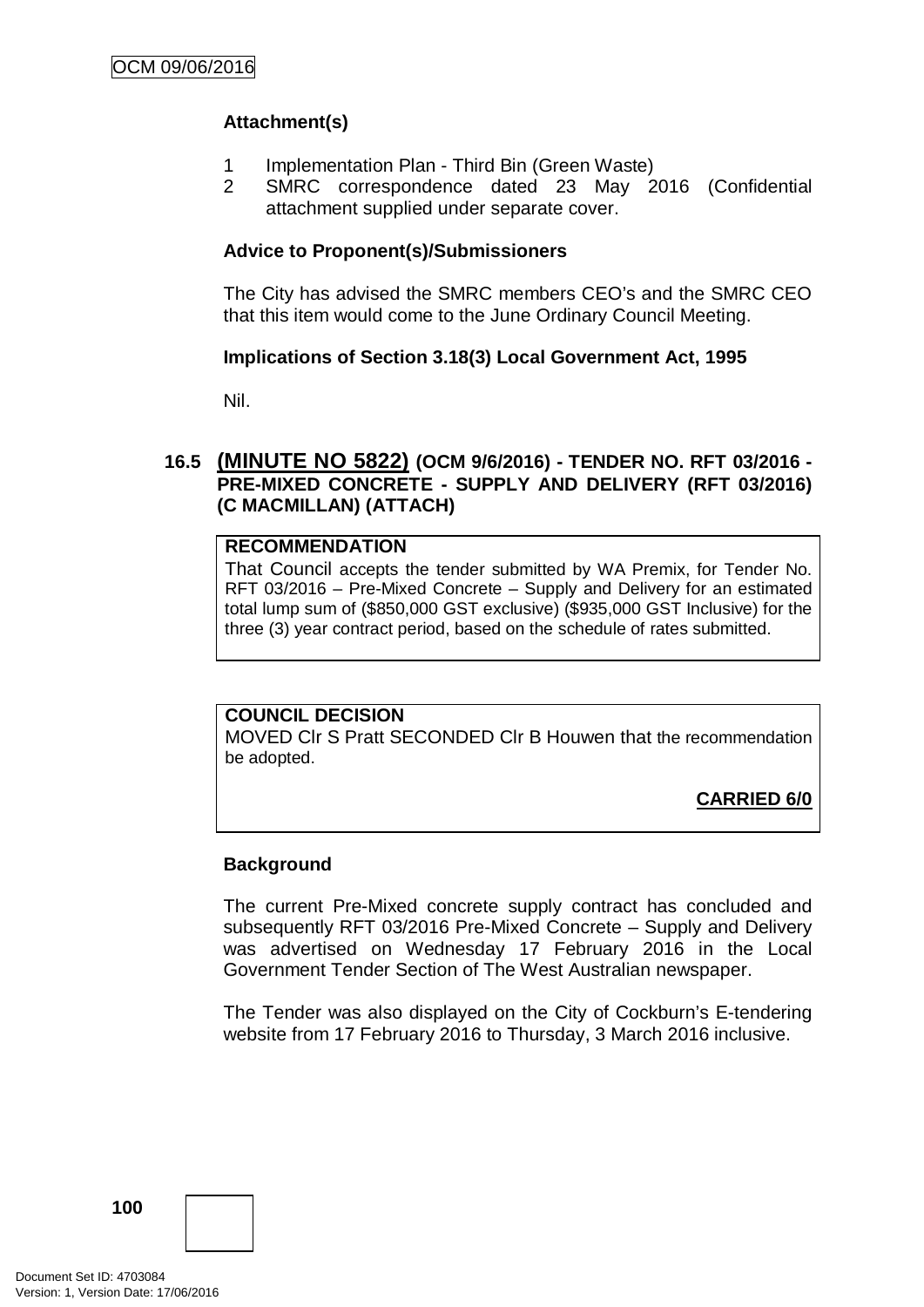**Attachment(s)**

1. Implementation Plan - Third Bin (Green Waste)
2. SMRC correspondence dated 23 May 2016 (Confidential attachment supplied under separate cover.

**Advice to Proponent(s)/Submissioners**

The City has advised the SMRC members CEO's and the SMRC CEO that this item would come to the June Ordinary Council Meeting.

**Implications of Section 3.18(3) Local Government Act, 1995**

Nil.

### 16.5 (MINUTE NO 5822) (OCM 9/6/2016) - TENDER NO. RFT 03/2016 - PRE-MIXED CONCRETE - SUPPLY AND DELIVERY (RFT 03/2016) (C MACMILLAN) (ATTACH)

**RECOMMENDATION**

That Council accepts the tender submitted by WA Premix, for Tender No. RFT 03/2016 – Pre-Mixed Concrete – Supply and Delivery for an estimated total lump sum of ($850,000 GST exclusive) ($935,000 GST Inclusive) for the three (3) year contract period, based on the schedule of rates submitted.

**COUNCIL DECISION**

MOVED Clr S Pratt SECONDED Clr B Houwen that the recommendation be adopted.

**CARRIED 6/0**

**Background**

The current Pre-Mixed concrete supply contract has concluded and subsequently RFT 03/2016 Pre-Mixed Concrete – Supply and Delivery was advertised on Wednesday 17 February 2016 in the Local Government Tender Section of The West Australian newspaper.

The Tender was also displayed on the City of Cockburn's E-tendering website from 17 February 2016 to Thursday, 3 March 2016 inclusive.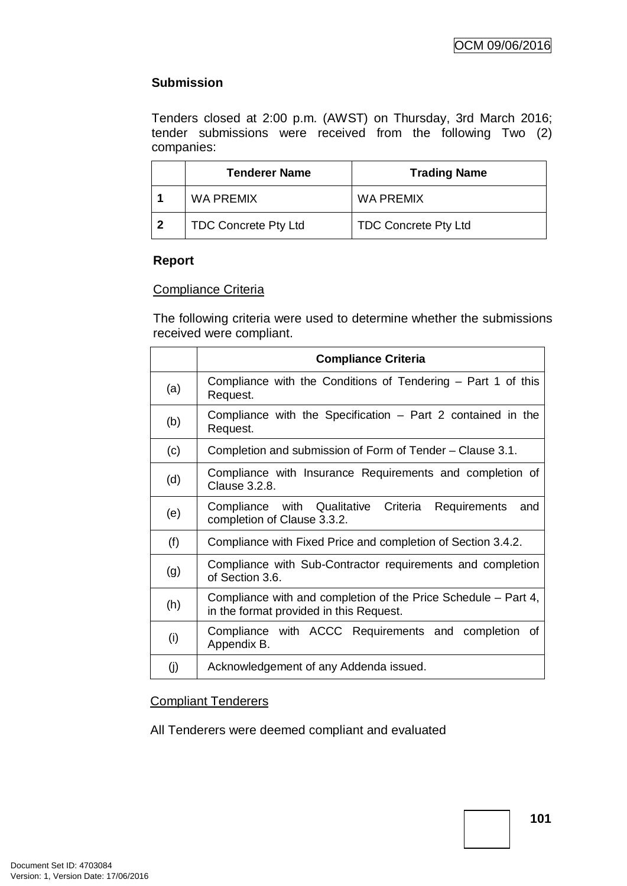**Submission**

Tenders closed at 2:00 p.m. (AWST) on Thursday, 3rd March 2016; tender submissions were received from the following Two (2) companies:

| | Tenderer Name | Trading Name |
|---|---|---|
| **1** | WA PREMIX | WA PREMIX |
| **2** | TDC Concrete Pty Ltd | TDC Concrete Pty Ltd |

**Report**

Compliance Criteria

The following criteria were used to determine whether the submissions received were compliant.

| | Compliance Criteria |
|---|---|
| (a) | Compliance with the Conditions of Tendering – Part 1 of this Request. |
| (b) | Compliance with the Specification – Part 2 contained in the Request. |
| (c) | Completion and submission of Form of Tender – Clause 3.1. |
| (d) | Compliance with Insurance Requirements and completion of Clause 3.2.8. |
| (e) | Compliance with Qualitative Criteria Requirements and completion of Clause 3.3.2. |
| (f) | Compliance with Fixed Price and completion of Section 3.4.2. |
| (g) | Compliance with Sub-Contractor requirements and completion of Section 3.6. |
| (h) | Compliance with and completion of the Price Schedule – Part 4, in the format provided in this Request. |
| (i) | Compliance with ACCC Requirements and completion of Appendix B. |
| (j) | Acknowledgement of any Addenda issued. |

Compliant Tenderers

All Tenderers were deemed compliant and evaluated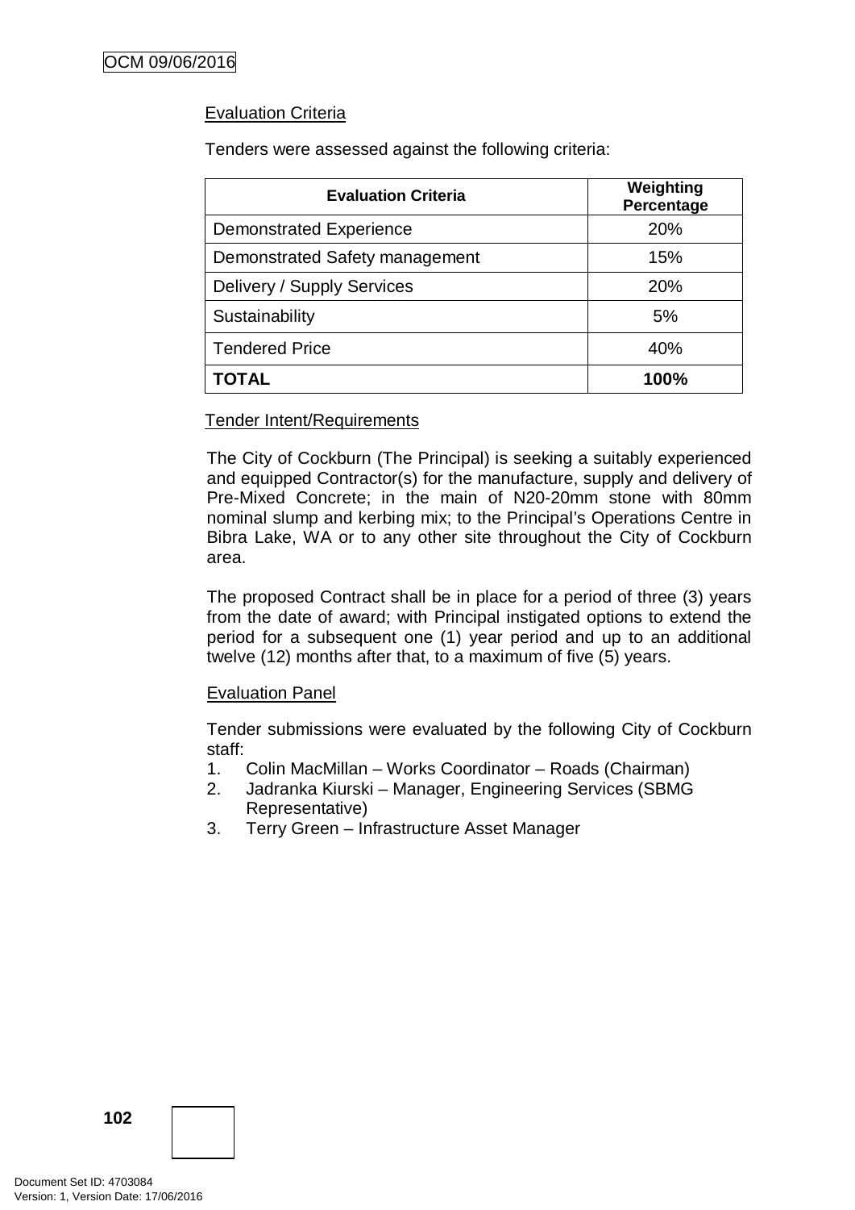Evaluation Criteria

Tenders were assessed against the following criteria:

| Evaluation Criteria | Weighting Percentage |
| --- | --- |
| Demonstrated Experience | 20% |
| Demonstrated Safety management | 15% |
| Delivery / Supply Services | 20% |
| Sustainability | 5% |
| Tendered Price | 40% |
| **TOTAL** | **100%** |

Tender Intent/Requirements

The City of Cockburn (The Principal) is seeking a suitably experienced and equipped Contractor(s) for the manufacture, supply and delivery of Pre-Mixed Concrete; in the main of N20-20mm stone with 80mm nominal slump and kerbing mix; to the Principal's Operations Centre in Bibra Lake, WA or to any other site throughout the City of Cockburn area.

The proposed Contract shall be in place for a period of three (3) years from the date of award; with Principal instigated options to extend the period for a subsequent one (1) year period and up to an additional twelve (12) months after that, to a maximum of five (5) years.

Evaluation Panel

Tender submissions were evaluated by the following City of Cockburn staff:

1. Colin MacMillan – Works Coordinator – Roads (Chairman)
2. Jadranka Kiurski – Manager, Engineering Services (SBMG Representative)
3. Terry Green – Infrastructure Asset Manager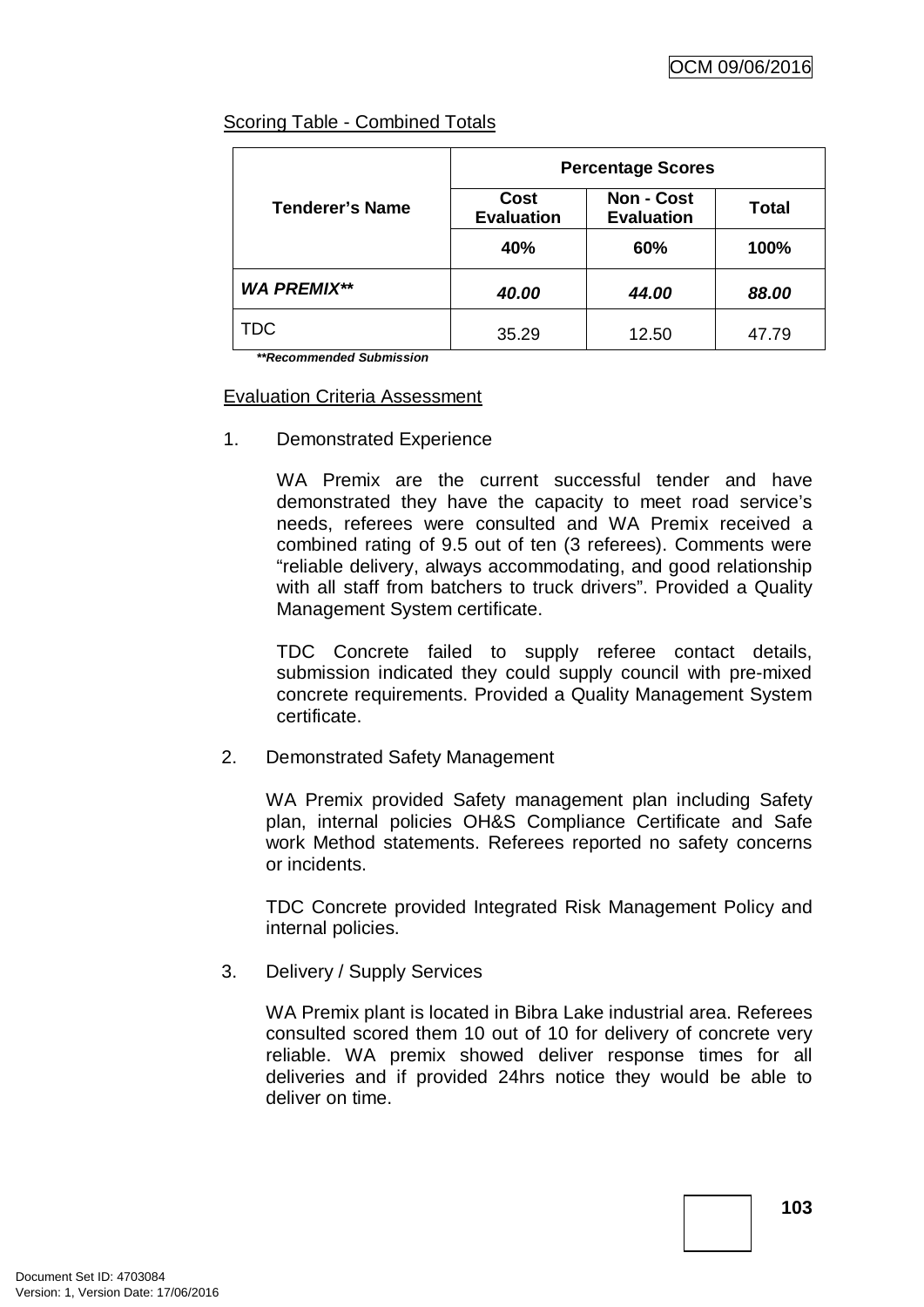Scoring Table - Combined Totals

| Tenderer's Name | Percentage Scores | | |
|---|---|---|---|
| | Cost Evaluation | Non - Cost Evaluation | Total |
| | 40% | 60% | 100% |
| ***WA PREMIX**** | ***40.00*** | ***44.00*** | ***88.00*** |
| TDC | 35.29 | 12.50 | 47.79 |

***Recommended Submission***

Evaluation Criteria Assessment

1. Demonstrated Experience

   WA Premix are the current successful tender and have demonstrated they have the capacity to meet road service's needs, referees were consulted and WA Premix received a combined rating of 9.5 out of ten (3 referees). Comments were "reliable delivery, always accommodating, and good relationship with all staff from batchers to truck drivers". Provided a Quality Management System certificate.

   TDC Concrete failed to supply referee contact details, submission indicated they could supply council with pre-mixed concrete requirements. Provided a Quality Management System certificate.

2. Demonstrated Safety Management

   WA Premix provided Safety management plan including Safety plan, internal policies OH&S Compliance Certificate and Safe work Method statements. Referees reported no safety concerns or incidents.

   TDC Concrete provided Integrated Risk Management Policy and internal policies.

3. Delivery / Supply Services

   WA Premix plant is located in Bibra Lake industrial area. Referees consulted scored them 10 out of 10 for delivery of concrete very reliable. WA premix showed deliver response times for all deliveries and if provided 24hrs notice they would be able to deliver on time.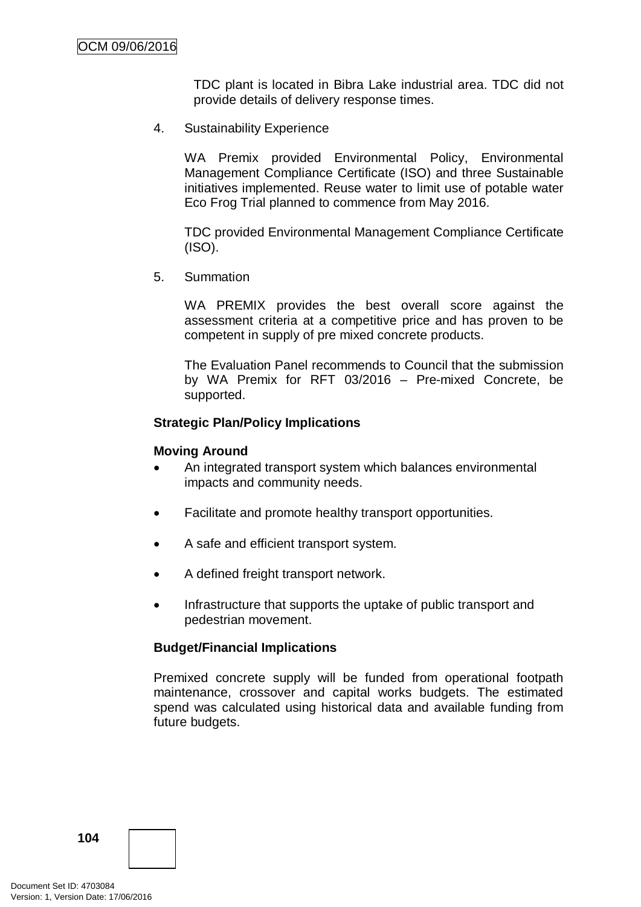TDC plant is located in Bibra Lake industrial area. TDC did not provide details of delivery response times.

4. Sustainability Experience

   WA Premix provided Environmental Policy, Environmental Management Compliance Certificate (ISO) and three Sustainable initiatives implemented. Reuse water to limit use of potable water Eco Frog Trial planned to commence from May 2016.

   TDC provided Environmental Management Compliance Certificate (ISO).

5. Summation

   WA PREMIX provides the best overall score against the assessment criteria at a competitive price and has proven to be competent in supply of pre mixed concrete products.

   The Evaluation Panel recommends to Council that the submission by WA Premix for RFT 03/2016 – Pre-mixed Concrete, be supported.

**Strategic Plan/Policy Implications**

**Moving Around**

- An integrated transport system which balances environmental impacts and community needs.
- Facilitate and promote healthy transport opportunities.
- A safe and efficient transport system.
- A defined freight transport network.
- Infrastructure that supports the uptake of public transport and pedestrian movement.

**Budget/Financial Implications**

Premixed concrete supply will be funded from operational footpath maintenance, crossover and capital works budgets. The estimated spend was calculated using historical data and available funding from future budgets.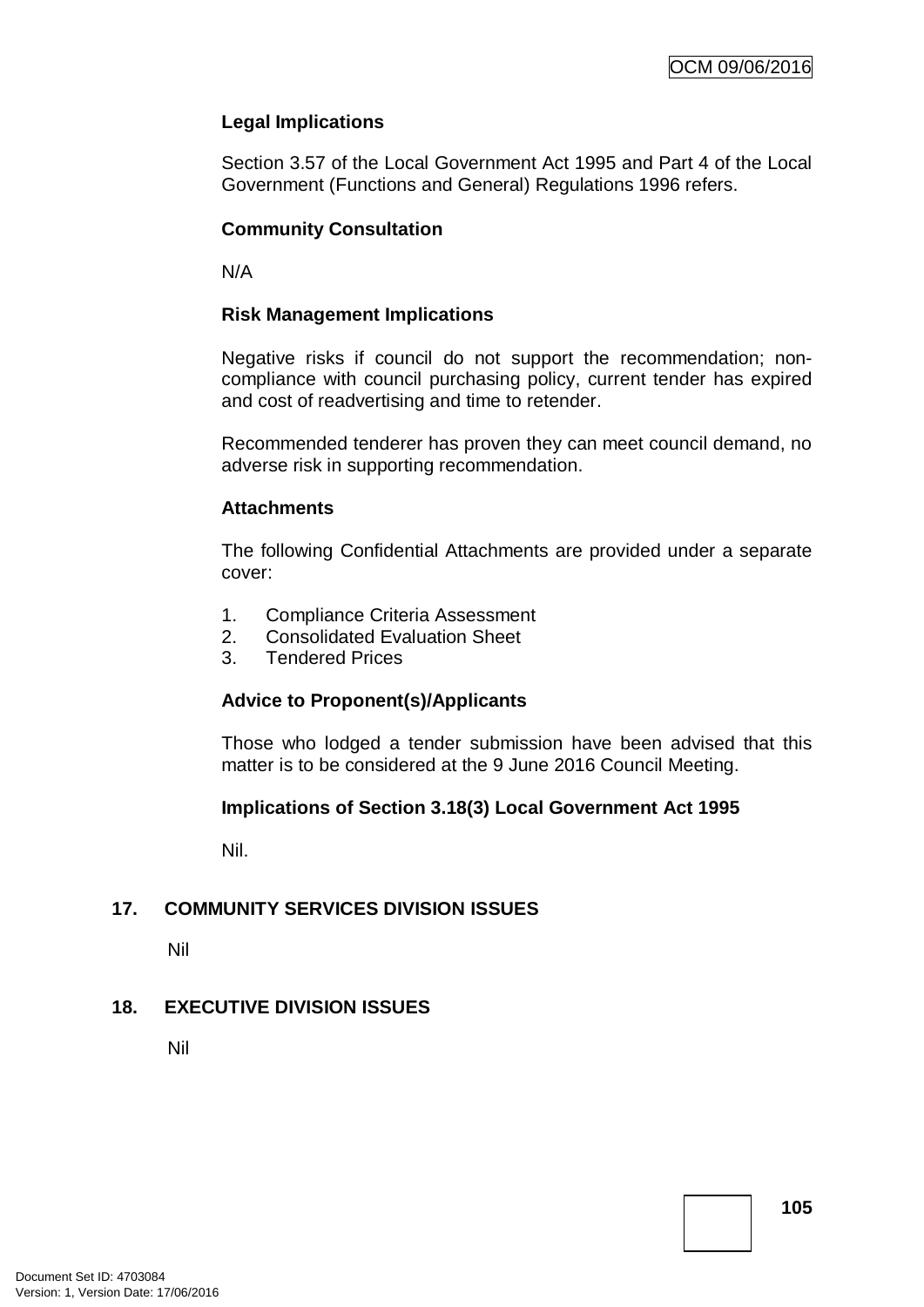### Legal Implications

Section 3.57 of the Local Government Act 1995 and Part 4 of the Local Government (Functions and General) Regulations 1996 refers.

### Community Consultation

N/A

### Risk Management Implications

Negative risks if council do not support the recommendation; non-compliance with council purchasing policy, current tender has expired and cost of readvertising and time to retender.

Recommended tenderer has proven they can meet council demand, no adverse risk in supporting recommendation.

### Attachments

The following Confidential Attachments are provided under a separate cover:

1. Compliance Criteria Assessment
2. Consolidated Evaluation Sheet
3. Tendered Prices

### Advice to Proponent(s)/Applicants

Those who lodged a tender submission have been advised that this matter is to be considered at the 9 June 2016 Council Meeting.

### Implications of Section 3.18(3) Local Government Act 1995

Nil.

## 17. COMMUNITY SERVICES DIVISION ISSUES

Nil

## 18. EXECUTIVE DIVISION ISSUES

Nil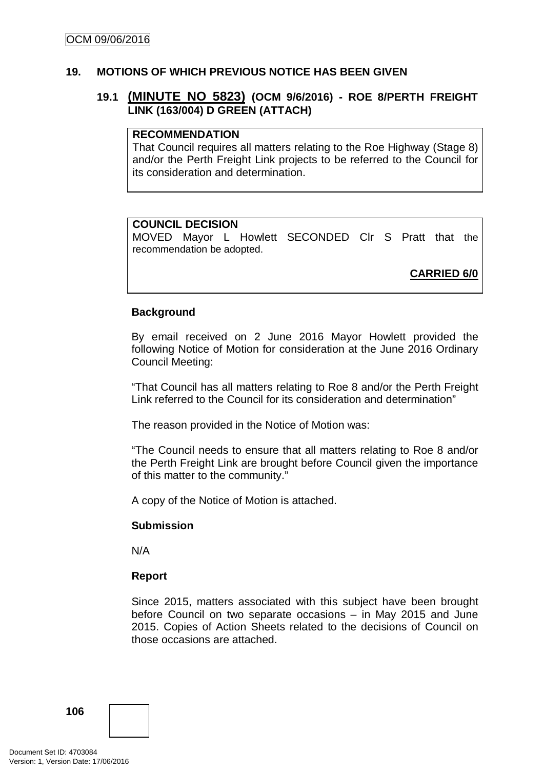## 19. MOTIONS OF WHICH PREVIOUS NOTICE HAS BEEN GIVEN

### 19.1 (MINUTE NO 5823) (OCM 9/6/2016) - ROE 8/PERTH FREIGHT LINK (163/004) D GREEN (ATTACH)

**RECOMMENDATION**
That Council requires all matters relating to the Roe Highway (Stage 8) and/or the Perth Freight Link projects to be referred to the Council for its consideration and determination.

**COUNCIL DECISION**
MOVED Mayor L Howlett SECONDED Clr S Pratt that the recommendation be adopted.

**CARRIED 6/0**

**Background**

By email received on 2 June 2016 Mayor Howlett provided the following Notice of Motion for consideration at the June 2016 Ordinary Council Meeting:

"That Council has all matters relating to Roe 8 and/or the Perth Freight Link referred to the Council for its consideration and determination"

The reason provided in the Notice of Motion was:

"The Council needs to ensure that all matters relating to Roe 8 and/or the Perth Freight Link are brought before Council given the importance of this matter to the community."

A copy of the Notice of Motion is attached.

**Submission**

N/A

**Report**

Since 2015, matters associated with this subject have been brought before Council on two separate occasions – in May 2015 and June 2015. Copies of Action Sheets related to the decisions of Council on those occasions are attached.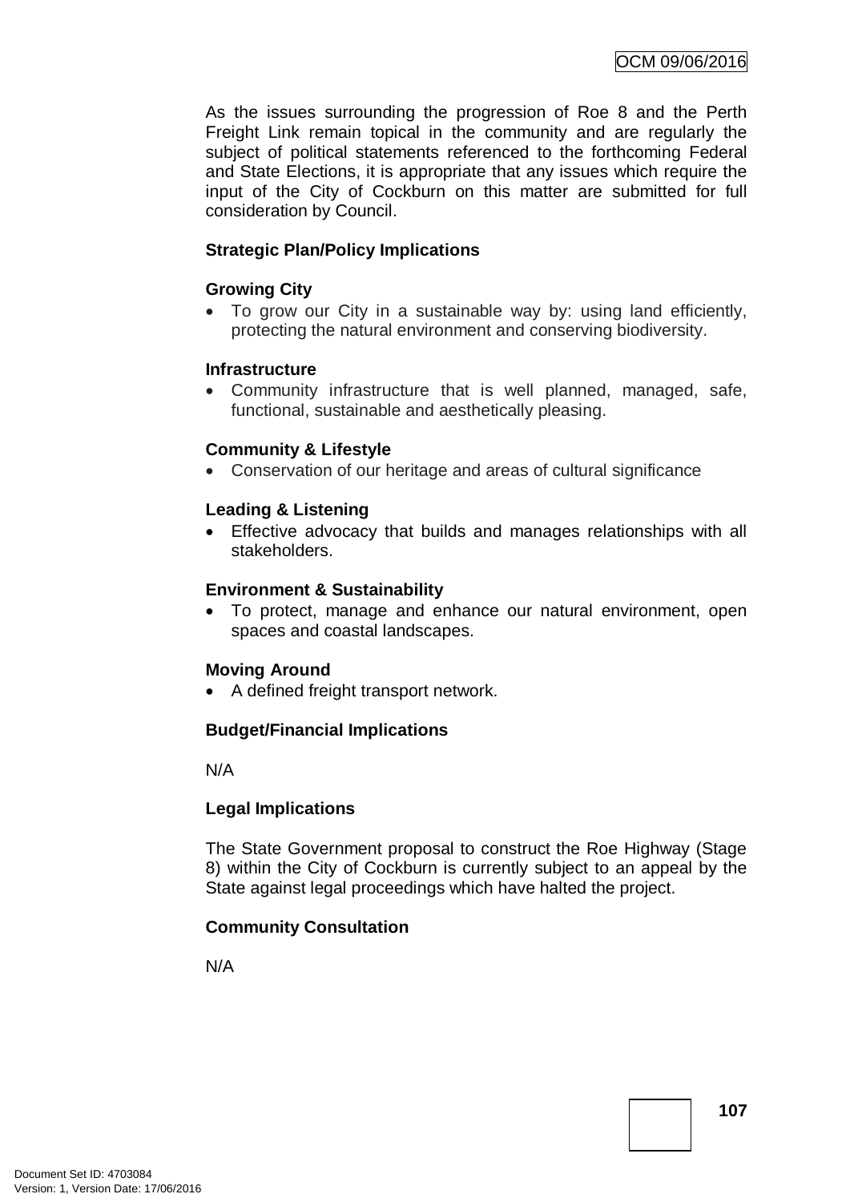As the issues surrounding the progression of Roe 8 and the Perth Freight Link remain topical in the community and are regularly the subject of political statements referenced to the forthcoming Federal and State Elections, it is appropriate that any issues which require the input of the City of Cockburn on this matter are submitted for full consideration by Council.

**Strategic Plan/Policy Implications**

**Growing City**

- To grow our City in a sustainable way by: using land efficiently, protecting the natural environment and conserving biodiversity.

**Infrastructure**

- Community infrastructure that is well planned, managed, safe, functional, sustainable and aesthetically pleasing.

**Community & Lifestyle**

- Conservation of our heritage and areas of cultural significance

**Leading & Listening**

- Effective advocacy that builds and manages relationships with all stakeholders.

**Environment & Sustainability**

- To protect, manage and enhance our natural environment, open spaces and coastal landscapes.

**Moving Around**

- A defined freight transport network.

**Budget/Financial Implications**

N/A

**Legal Implications**

The State Government proposal to construct the Roe Highway (Stage 8) within the City of Cockburn is currently subject to an appeal by the State against legal proceedings which have halted the project.

**Community Consultation**

N/A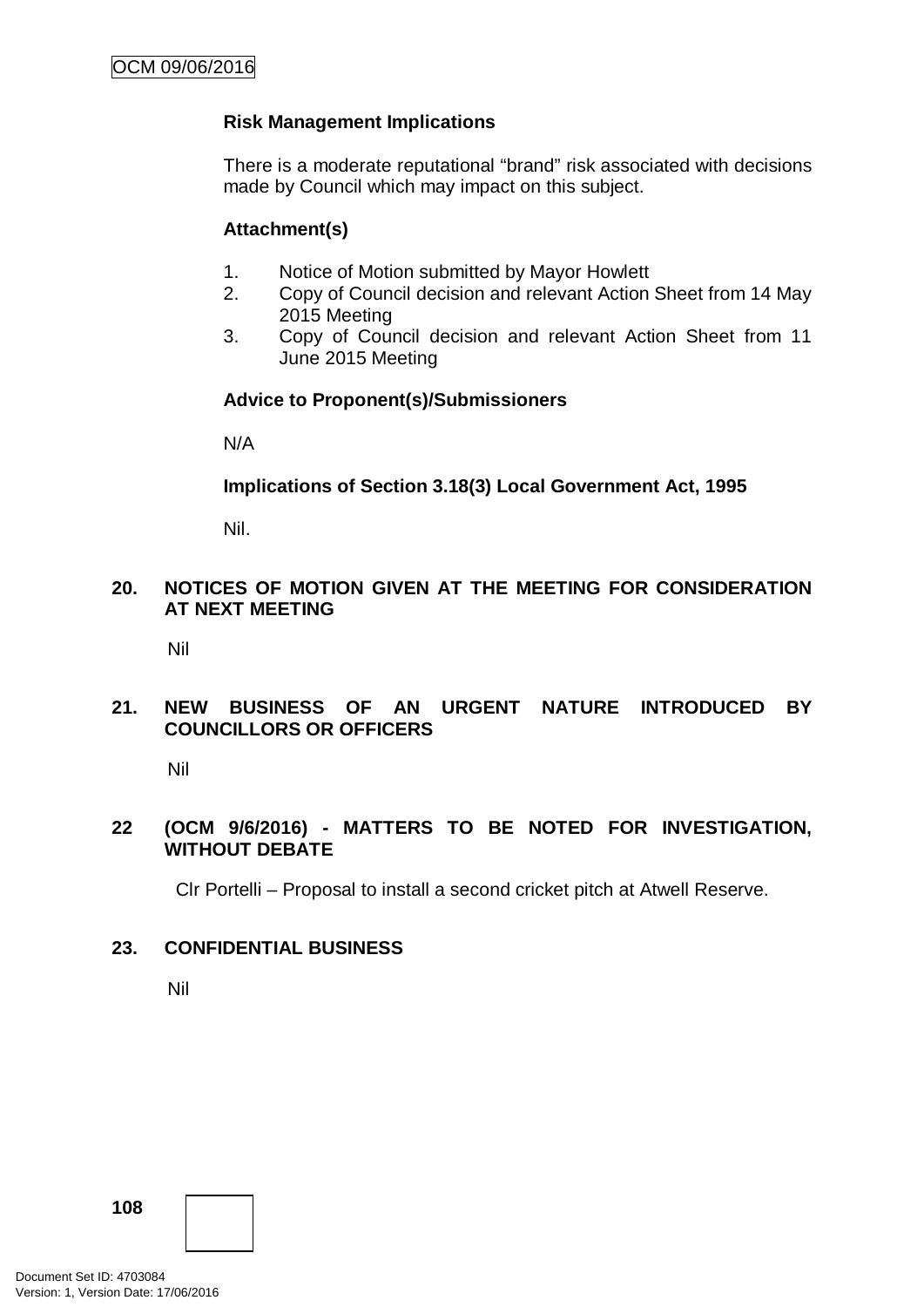**Risk Management Implications**

There is a moderate reputational “brand” risk associated with decisions made by Council which may impact on this subject.

**Attachment(s)**

1. Notice of Motion submitted by Mayor Howlett
2. Copy of Council decision and relevant Action Sheet from 14 May 2015 Meeting
3. Copy of Council decision and relevant Action Sheet from 11 June 2015 Meeting

**Advice to Proponent(s)/Submissioners**

N/A

**Implications of Section 3.18(3) Local Government Act, 1995**

Nil.

## 20. NOTICES OF MOTION GIVEN AT THE MEETING FOR CONSIDERATION AT NEXT MEETING

Nil

## 21. NEW BUSINESS OF AN URGENT NATURE INTRODUCED BY COUNCILLORS OR OFFICERS

Nil

## 22 (OCM 9/6/2016) - MATTERS TO BE NOTED FOR INVESTIGATION, WITHOUT DEBATE

Clr Portelli – Proposal to install a second cricket pitch at Atwell Reserve.

## 23. CONFIDENTIAL BUSINESS

Nil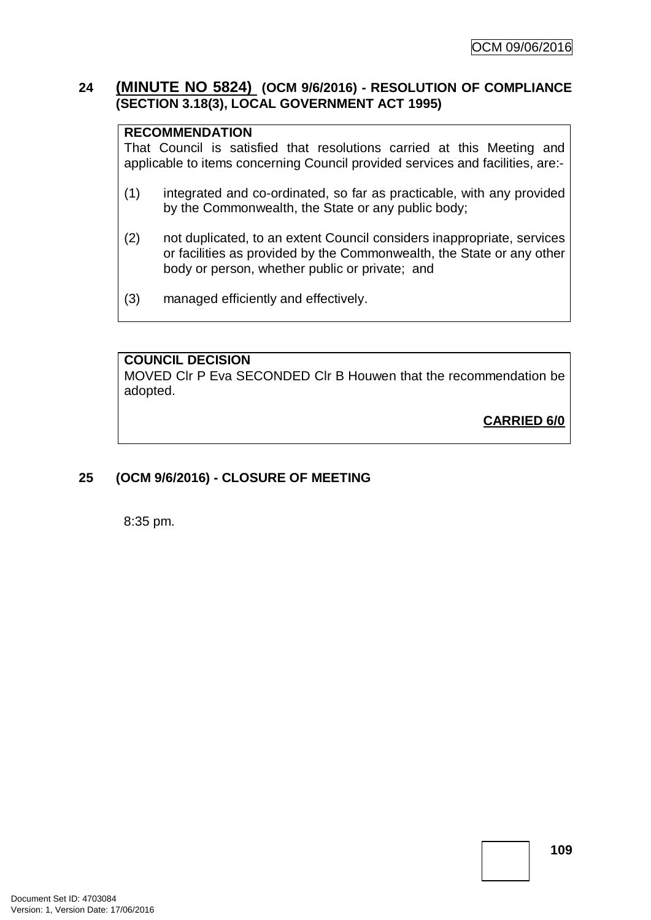## 24 (MINUTE NO 5824) (OCM 9/6/2016) - RESOLUTION OF COMPLIANCE (SECTION 3.18(3), LOCAL GOVERNMENT ACT 1995)

**RECOMMENDATION**

That Council is satisfied that resolutions carried at this Meeting and applicable to items concerning Council provided services and facilities, are:-

(1) integrated and co-ordinated, so far as practicable, with any provided by the Commonwealth, the State or any public body;

(2) not duplicated, to an extent Council considers inappropriate, services or facilities as provided by the Commonwealth, the State or any other body or person, whether public or private; and

(3) managed efficiently and effectively.

**COUNCIL DECISION**

MOVED Clr P Eva SECONDED Clr B Houwen that the recommendation be adopted.

**CARRIED 6/0**

## 25 (OCM 9/6/2016) - CLOSURE OF MEETING

8:35 pm.

Document Set ID: 4703084
Version: 1, Version Date: 17/06/2016